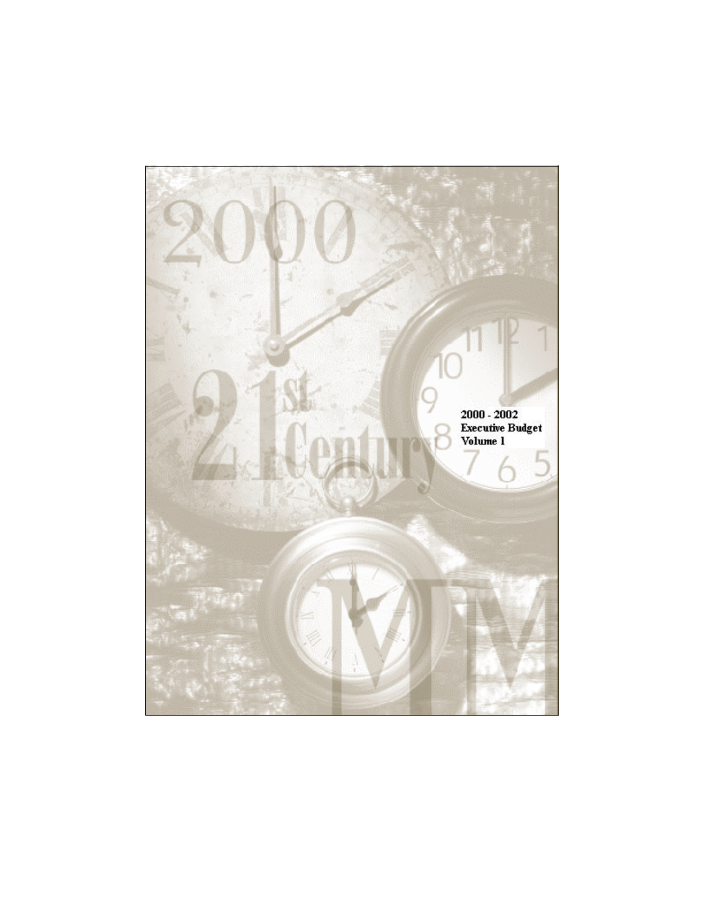2000 - 2002
Executive Budget
Volume 1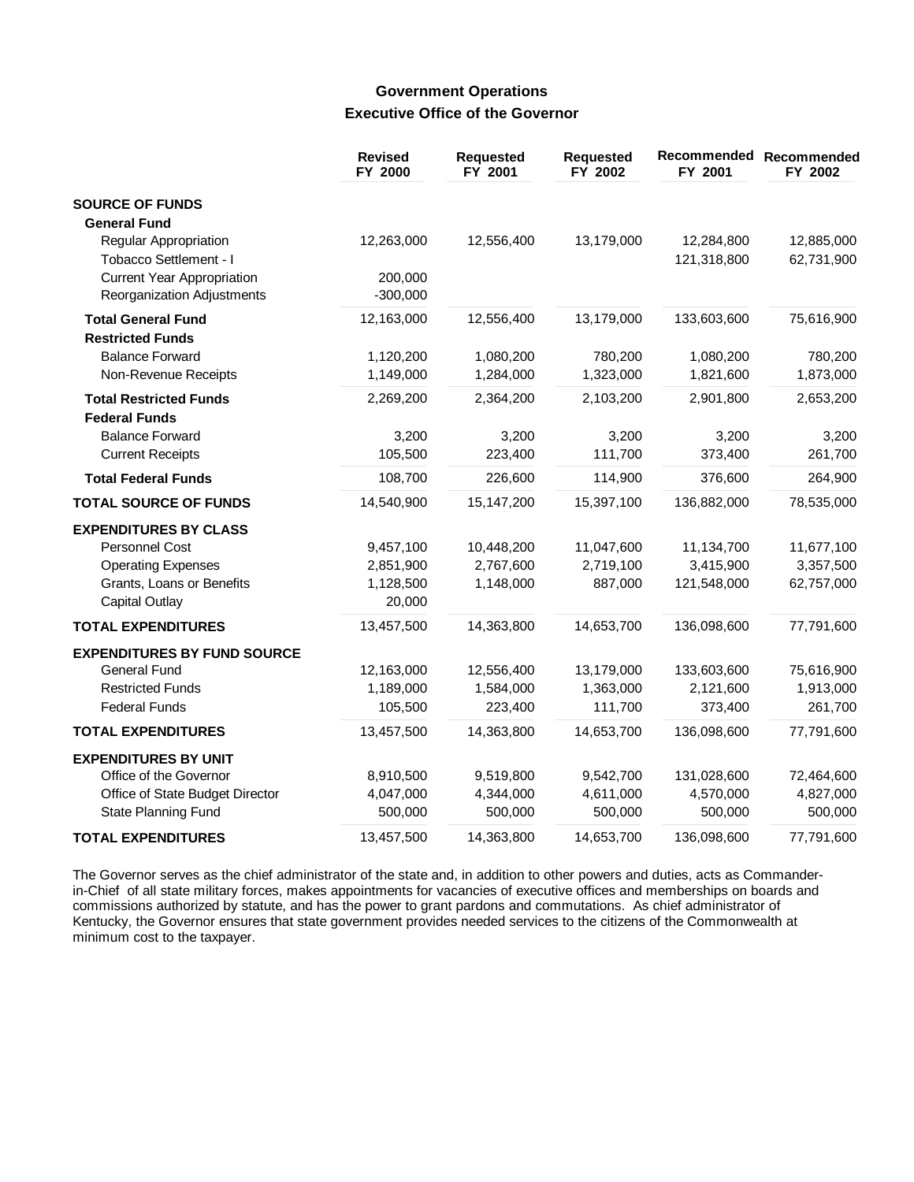## Government Operations
### Executive Office of the Governor

| | Revised FY 2000 | Requested FY 2001 | Requested FY 2002 | Recommended FY 2001 | Recommended FY 2002 |
|---|---|---|---|---|---|
| **SOURCE OF FUNDS** | | | | | |
| **General Fund** | | | | | |
| Regular Appropriation | 12,263,000 | 12,556,400 | 13,179,000 | 12,284,800 | 12,885,000 |
| Tobacco Settlement - I | | | | 121,318,800 | 62,731,900 |
| Current Year Appropriation | 200,000 | | | | |
| Reorganization Adjustments | -300,000 | | | | |
| **Total General Fund** | 12,163,000 | 12,556,400 | 13,179,000 | 133,603,600 | 75,616,900 |
| **Restricted Funds** | | | | | |
| Balance Forward | 1,120,200 | 1,080,200 | 780,200 | 1,080,200 | 780,200 |
| Non-Revenue Receipts | 1,149,000 | 1,284,000 | 1,323,000 | 1,821,600 | 1,873,000 |
| **Total Restricted Funds** | 2,269,200 | 2,364,200 | 2,103,200 | 2,901,800 | 2,653,200 |
| **Federal Funds** | | | | | |
| Balance Forward | 3,200 | 3,200 | 3,200 | 3,200 | 3,200 |
| Current Receipts | 105,500 | 223,400 | 111,700 | 373,400 | 261,700 |
| **Total Federal Funds** | 108,700 | 226,600 | 114,900 | 376,600 | 264,900 |
| **TOTAL SOURCE OF FUNDS** | 14,540,900 | 15,147,200 | 15,397,100 | 136,882,000 | 78,535,000 |
| **EXPENDITURES BY CLASS** | | | | | |
| Personnel Cost | 9,457,100 | 10,448,200 | 11,047,600 | 11,134,700 | 11,677,100 |
| Operating Expenses | 2,851,900 | 2,767,600 | 2,719,100 | 3,415,900 | 3,357,500 |
| Grants, Loans or Benefits | 1,128,500 | 1,148,000 | 887,000 | 121,548,000 | 62,757,000 |
| Capital Outlay | 20,000 | | | | |
| **TOTAL EXPENDITURES** | 13,457,500 | 14,363,800 | 14,653,700 | 136,098,600 | 77,791,600 |
| **EXPENDITURES BY FUND SOURCE** | | | | | |
| General Fund | 12,163,000 | 12,556,400 | 13,179,000 | 133,603,600 | 75,616,900 |
| Restricted Funds | 1,189,000 | 1,584,000 | 1,363,000 | 2,121,600 | 1,913,000 |
| Federal Funds | 105,500 | 223,400 | 111,700 | 373,400 | 261,700 |
| **TOTAL EXPENDITURES** | 13,457,500 | 14,363,800 | 14,653,700 | 136,098,600 | 77,791,600 |
| **EXPENDITURES BY UNIT** | | | | | |
| Office of the Governor | 8,910,500 | 9,519,800 | 9,542,700 | 131,028,600 | 72,464,600 |
| Office of State Budget Director | 4,047,000 | 4,344,000 | 4,611,000 | 4,570,000 | 4,827,000 |
| State Planning Fund | 500,000 | 500,000 | 500,000 | 500,000 | 500,000 |
| **TOTAL EXPENDITURES** | 13,457,500 | 14,363,800 | 14,653,700 | 136,098,600 | 77,791,600 |

The Governor serves as the chief administrator of the state and, in addition to other powers and duties, acts as Commander-in-Chief of all state military forces, makes appointments for vacancies of executive offices and memberships on boards and commissions authorized by statute, and has the power to grant pardons and commutations. As chief administrator of Kentucky, the Governor ensures that state government provides needed services to the citizens of the Commonwealth at minimum cost to the taxpayer.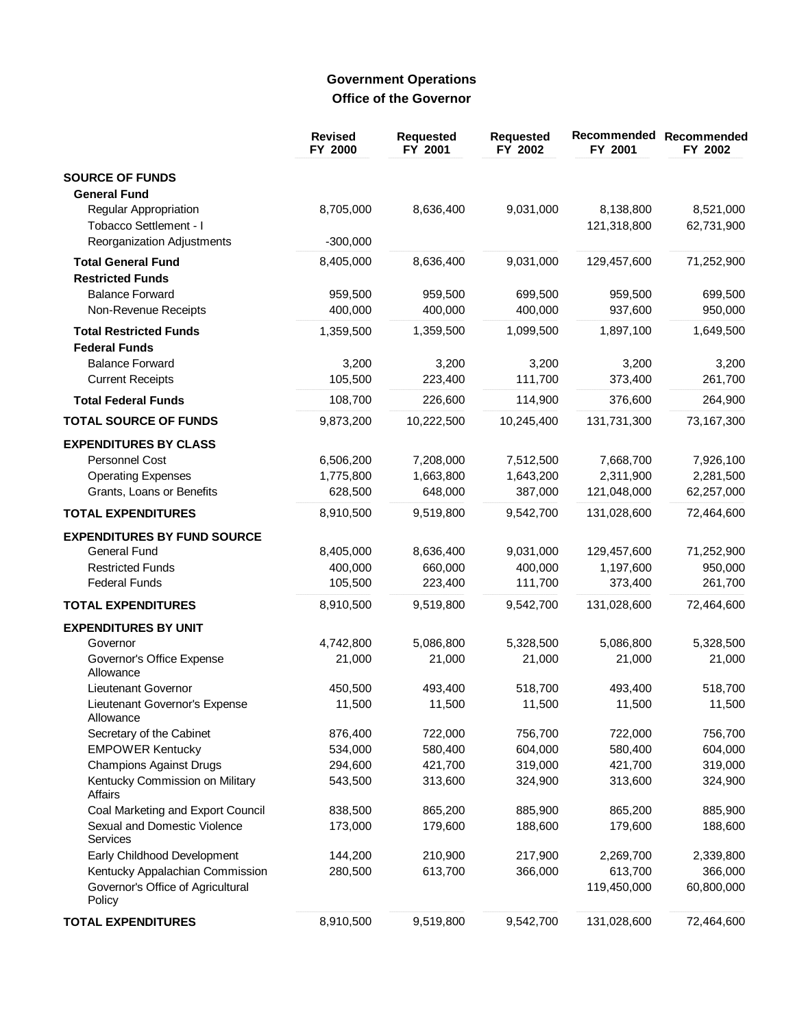# Government Operations
## Office of the Governor

| | Revised FY 2000 | Requested FY 2001 | Requested FY 2002 | Recommended FY 2001 | Recommended FY 2002 |
|---|---|---|---|---|---|
| **SOURCE OF FUNDS** | | | | | |
| **General Fund** | | | | | |
| Regular Appropriation | 8,705,000 | 8,636,400 | 9,031,000 | 8,138,800 | 8,521,000 |
| Tobacco Settlement - I | | | | 121,318,800 | 62,731,900 |
| Reorganization Adjustments | -300,000 | | | | |
| **Total General Fund** | 8,405,000 | 8,636,400 | 9,031,000 | 129,457,600 | 71,252,900 |
| **Restricted Funds** | | | | | |
| Balance Forward | 959,500 | 959,500 | 699,500 | 959,500 | 699,500 |
| Non-Revenue Receipts | 400,000 | 400,000 | 400,000 | 937,600 | 950,000 |
| **Total Restricted Funds** | 1,359,500 | 1,359,500 | 1,099,500 | 1,897,100 | 1,649,500 |
| **Federal Funds** | | | | | |
| Balance Forward | 3,200 | 3,200 | 3,200 | 3,200 | 3,200 |
| Current Receipts | 105,500 | 223,400 | 111,700 | 373,400 | 261,700 |
| **Total Federal Funds** | 108,700 | 226,600 | 114,900 | 376,600 | 264,900 |
| **TOTAL SOURCE OF FUNDS** | 9,873,200 | 10,222,500 | 10,245,400 | 131,731,300 | 73,167,300 |
| **EXPENDITURES BY CLASS** | | | | | |
| Personnel Cost | 6,506,200 | 7,208,000 | 7,512,500 | 7,668,700 | 7,926,100 |
| Operating Expenses | 1,775,800 | 1,663,800 | 1,643,200 | 2,311,900 | 2,281,500 |
| Grants, Loans or Benefits | 628,500 | 648,000 | 387,000 | 121,048,000 | 62,257,000 |
| **TOTAL EXPENDITURES** | 8,910,500 | 9,519,800 | 9,542,700 | 131,028,600 | 72,464,600 |
| **EXPENDITURES BY FUND SOURCE** | | | | | |
| General Fund | 8,405,000 | 8,636,400 | 9,031,000 | 129,457,600 | 71,252,900 |
| Restricted Funds | 400,000 | 660,000 | 400,000 | 1,197,600 | 950,000 |
| Federal Funds | 105,500 | 223,400 | 111,700 | 373,400 | 261,700 |
| **TOTAL EXPENDITURES** | 8,910,500 | 9,519,800 | 9,542,700 | 131,028,600 | 72,464,600 |
| **EXPENDITURES BY UNIT** | | | | | |
| Governor | 4,742,800 | 5,086,800 | 5,328,500 | 5,086,800 | 5,328,500 |
| Governor's Office Expense Allowance | 21,000 | 21,000 | 21,000 | 21,000 | 21,000 |
| Lieutenant Governor | 450,500 | 493,400 | 518,700 | 493,400 | 518,700 |
| Lieutenant Governor's Expense Allowance | 11,500 | 11,500 | 11,500 | 11,500 | 11,500 |
| Secretary of the Cabinet | 876,400 | 722,000 | 756,700 | 722,000 | 756,700 |
| EMPOWER Kentucky | 534,000 | 580,400 | 604,000 | 580,400 | 604,000 |
| Champions Against Drugs | 294,600 | 421,700 | 319,000 | 421,700 | 319,000 |
| Kentucky Commission on Military Affairs | 543,500 | 313,600 | 324,900 | 313,600 | 324,900 |
| Coal Marketing and Export Council | 838,500 | 865,200 | 885,900 | 865,200 | 885,900 |
| Sexual and Domestic Violence Services | 173,000 | 179,600 | 188,600 | 179,600 | 188,600 |
| Early Childhood Development | 144,200 | 210,900 | 217,900 | 2,269,700 | 2,339,800 |
| Kentucky Appalachian Commission | 280,500 | 613,700 | 366,000 | 613,700 | 366,000 |
| Governor's Office of Agricultural Policy | | | | 119,450,000 | 60,800,000 |
| **TOTAL EXPENDITURES** | 8,910,500 | 9,519,800 | 9,542,700 | 131,028,600 | 72,464,600 |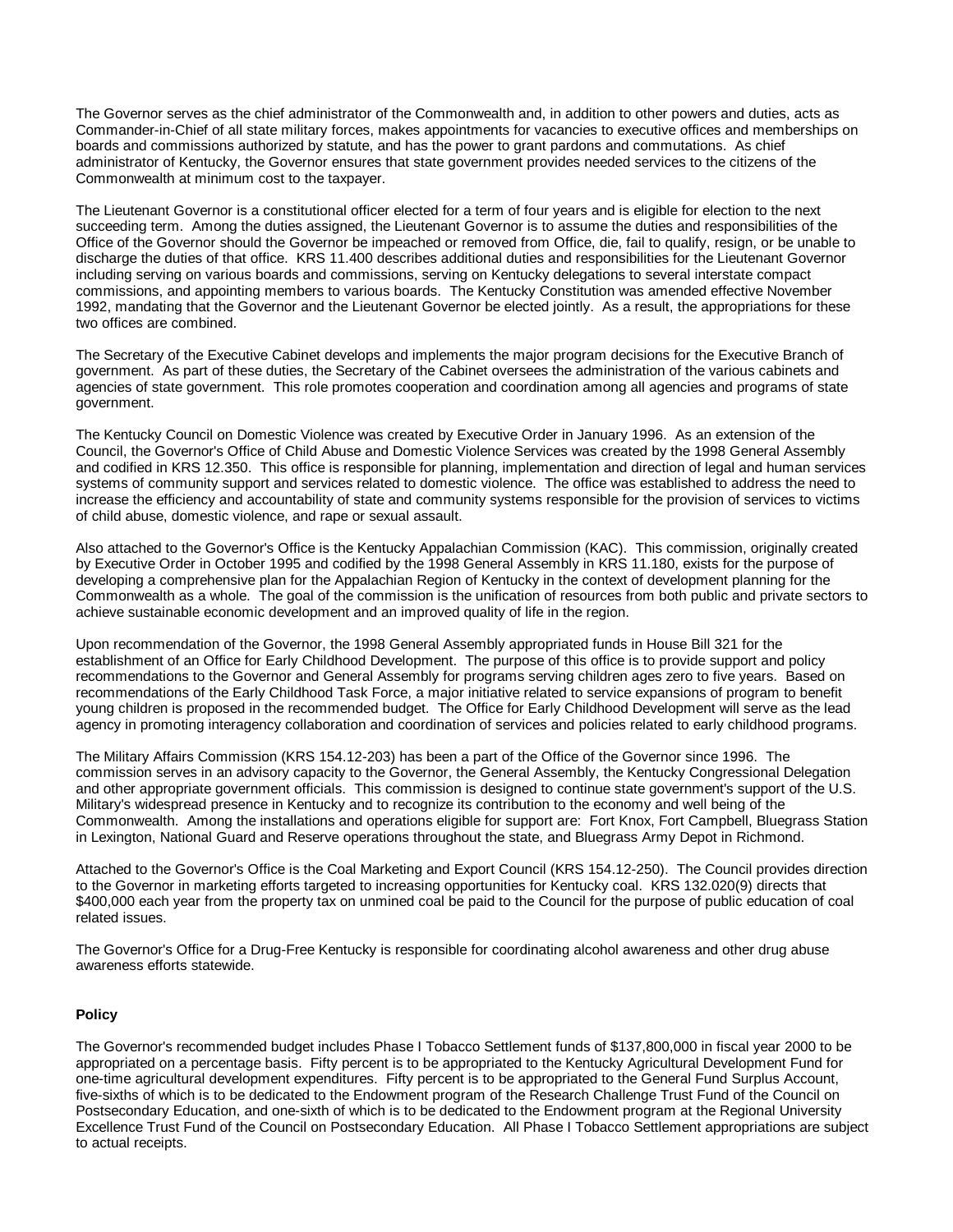The Governor serves as the chief administrator of the Commonwealth and, in addition to other powers and duties, acts as Commander-in-Chief of all state military forces, makes appointments for vacancies to executive offices and memberships on boards and commissions authorized by statute, and has the power to grant pardons and commutations. As chief administrator of Kentucky, the Governor ensures that state government provides needed services to the citizens of the Commonwealth at minimum cost to the taxpayer.

The Lieutenant Governor is a constitutional officer elected for a term of four years and is eligible for election to the next succeeding term. Among the duties assigned, the Lieutenant Governor is to assume the duties and responsibilities of the Office of the Governor should the Governor be impeached or removed from Office, die, fail to qualify, resign, or be unable to discharge the duties of that office. KRS 11.400 describes additional duties and responsibilities for the Lieutenant Governor including serving on various boards and commissions, serving on Kentucky delegations to several interstate compact commissions, and appointing members to various boards. The Kentucky Constitution was amended effective November 1992, mandating that the Governor and the Lieutenant Governor be elected jointly. As a result, the appropriations for these two offices are combined.

The Secretary of the Executive Cabinet develops and implements the major program decisions for the Executive Branch of government. As part of these duties, the Secretary of the Cabinet oversees the administration of the various cabinets and agencies of state government. This role promotes cooperation and coordination among all agencies and programs of state government.

The Kentucky Council on Domestic Violence was created by Executive Order in January 1996. As an extension of the Council, the Governor's Office of Child Abuse and Domestic Violence Services was created by the 1998 General Assembly and codified in KRS 12.350. This office is responsible for planning, implementation and direction of legal and human services systems of community support and services related to domestic violence. The office was established to address the need to increase the efficiency and accountability of state and community systems responsible for the provision of services to victims of child abuse, domestic violence, and rape or sexual assault.

Also attached to the Governor's Office is the Kentucky Appalachian Commission (KAC). This commission, originally created by Executive Order in October 1995 and codified by the 1998 General Assembly in KRS 11.180, exists for the purpose of developing a comprehensive plan for the Appalachian Region of Kentucky in the context of development planning for the Commonwealth as a whole. The goal of the commission is the unification of resources from both public and private sectors to achieve sustainable economic development and an improved quality of life in the region.

Upon recommendation of the Governor, the 1998 General Assembly appropriated funds in House Bill 321 for the establishment of an Office for Early Childhood Development. The purpose of this office is to provide support and policy recommendations to the Governor and General Assembly for programs serving children ages zero to five years. Based on recommendations of the Early Childhood Task Force, a major initiative related to service expansions of program to benefit young children is proposed in the recommended budget. The Office for Early Childhood Development will serve as the lead agency in promoting interagency collaboration and coordination of services and policies related to early childhood programs.

The Military Affairs Commission (KRS 154.12-203) has been a part of the Office of the Governor since 1996. The commission serves in an advisory capacity to the Governor, the General Assembly, the Kentucky Congressional Delegation and other appropriate government officials. This commission is designed to continue state government's support of the U.S. Military's widespread presence in Kentucky and to recognize its contribution to the economy and well being of the Commonwealth. Among the installations and operations eligible for support are: Fort Knox, Fort Campbell, Bluegrass Station in Lexington, National Guard and Reserve operations throughout the state, and Bluegrass Army Depot in Richmond.

Attached to the Governor's Office is the Coal Marketing and Export Council (KRS 154.12-250). The Council provides direction to the Governor in marketing efforts targeted to increasing opportunities for Kentucky coal. KRS 132.020(9) directs that $400,000 each year from the property tax on unmined coal be paid to the Council for the purpose of public education of coal related issues.

The Governor's Office for a Drug-Free Kentucky is responsible for coordinating alcohol awareness and other drug abuse awareness efforts statewide.

**Policy**

The Governor's recommended budget includes Phase I Tobacco Settlement funds of $137,800,000 in fiscal year 2000 to be appropriated on a percentage basis. Fifty percent is to be appropriated to the Kentucky Agricultural Development Fund for one-time agricultural development expenditures. Fifty percent is to be appropriated to the General Fund Surplus Account, five-sixths of which is to be dedicated to the Endowment program of the Research Challenge Trust Fund of the Council on Postsecondary Education, and one-sixth of which is to be dedicated to the Endowment program at the Regional University Excellence Trust Fund of the Council on Postsecondary Education. All Phase I Tobacco Settlement appropriations are subject to actual receipts.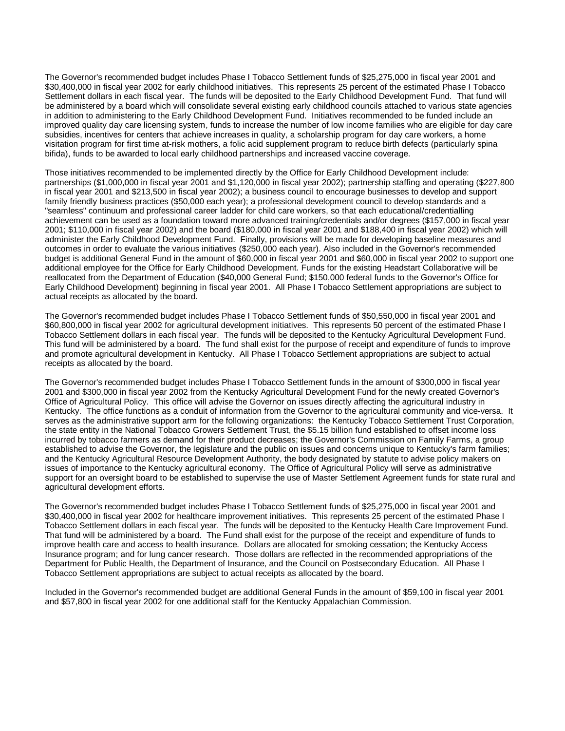The Governor's recommended budget includes Phase I Tobacco Settlement funds of $25,275,000 in fiscal year 2001 and $30,400,000 in fiscal year 2002 for early childhood initiatives. This represents 25 percent of the estimated Phase I Tobacco Settlement dollars in each fiscal year. The funds will be deposited to the Early Childhood Development Fund. That fund will be administered by a board which will consolidate several existing early childhood councils attached to various state agencies in addition to administering to the Early Childhood Development Fund. Initiatives recommended to be funded include an improved quality day care licensing system, funds to increase the number of low income families who are eligible for day care subsidies, incentives for centers that achieve increases in quality, a scholarship program for day care workers, a home visitation program for first time at-risk mothers, a folic acid supplement program to reduce birth defects (particularly spina bifida), funds to be awarded to local early childhood partnerships and increased vaccine coverage.

Those initiatives recommended to be implemented directly by the Office for Early Childhood Development include: partnerships ($1,000,000 in fiscal year 2001 and $1,120,000 in fiscal year 2002); partnership staffing and operating ($227,800 in fiscal year 2001 and $213,500 in fiscal year 2002); a business council to encourage businesses to develop and support family friendly business practices ($50,000 each year); a professional development council to develop standards and a "seamless" continuum and professional career ladder for child care workers, so that each educational/credentialling achievement can be used as a foundation toward more advanced training/credentials and/or degrees ($157,000 in fiscal year 2001; $110,000 in fiscal year 2002) and the board ($180,000 in fiscal year 2001 and $188,400 in fiscal year 2002) which will administer the Early Childhood Development Fund. Finally, provisions will be made for developing baseline measures and outcomes in order to evaluate the various initiatives ($250,000 each year). Also included in the Governor's recommended budget is additional General Fund in the amount of $60,000 in fiscal year 2001 and $60,000 in fiscal year 2002 to support one additional employee for the Office for Early Childhood Development. Funds for the existing Headstart Collaborative will be reallocated from the Department of Education ($40,000 General Fund; $150,000 federal funds to the Governor's Office for Early Childhood Development) beginning in fiscal year 2001. All Phase I Tobacco Settlement appropriations are subject to actual receipts as allocated by the board.

The Governor's recommended budget includes Phase I Tobacco Settlement funds of $50,550,000 in fiscal year 2001 and $60,800,000 in fiscal year 2002 for agricultural development initiatives. This represents 50 percent of the estimated Phase I Tobacco Settlement dollars in each fiscal year. The funds will be deposited to the Kentucky Agricultural Development Fund. This fund will be administered by a board. The fund shall exist for the purpose of receipt and expenditure of funds to improve and promote agricultural development in Kentucky. All Phase I Tobacco Settlement appropriations are subject to actual receipts as allocated by the board.

The Governor's recommended budget includes Phase I Tobacco Settlement funds in the amount of $300,000 in fiscal year 2001 and $300,000 in fiscal year 2002 from the Kentucky Agricultural Development Fund for the newly created Governor's Office of Agricultural Policy. This office will advise the Governor on issues directly affecting the agricultural industry in Kentucky. The office functions as a conduit of information from the Governor to the agricultural community and vice-versa. It serves as the administrative support arm for the following organizations: the Kentucky Tobacco Settlement Trust Corporation, the state entity in the National Tobacco Growers Settlement Trust, the $5.15 billion fund established to offset income loss incurred by tobacco farmers as demand for their product decreases; the Governor's Commission on Family Farms, a group established to advise the Governor, the legislature and the public on issues and concerns unique to Kentucky's farm families; and the Kentucky Agricultural Resource Development Authority, the body designated by statute to advise policy makers on issues of importance to the Kentucky agricultural economy. The Office of Agricultural Policy will serve as administrative support for an oversight board to be established to supervise the use of Master Settlement Agreement funds for state rural and agricultural development efforts.

The Governor's recommended budget includes Phase I Tobacco Settlement funds of $25,275,000 in fiscal year 2001 and $30,400,000 in fiscal year 2002 for healthcare improvement initiatives. This represents 25 percent of the estimated Phase I Tobacco Settlement dollars in each fiscal year. The funds will be deposited to the Kentucky Health Care Improvement Fund. That fund will be administered by a board. The Fund shall exist for the purpose of the receipt and expenditure of funds to improve health care and access to health insurance. Dollars are allocated for smoking cessation; the Kentucky Access Insurance program; and for lung cancer research. Those dollars are reflected in the recommended appropriations of the Department for Public Health, the Department of Insurance, and the Council on Postsecondary Education. All Phase I Tobacco Settlement appropriations are subject to actual receipts as allocated by the board.

Included in the Governor's recommended budget are additional General Funds in the amount of $59,100 in fiscal year 2001 and $57,800 in fiscal year 2002 for one additional staff for the Kentucky Appalachian Commission.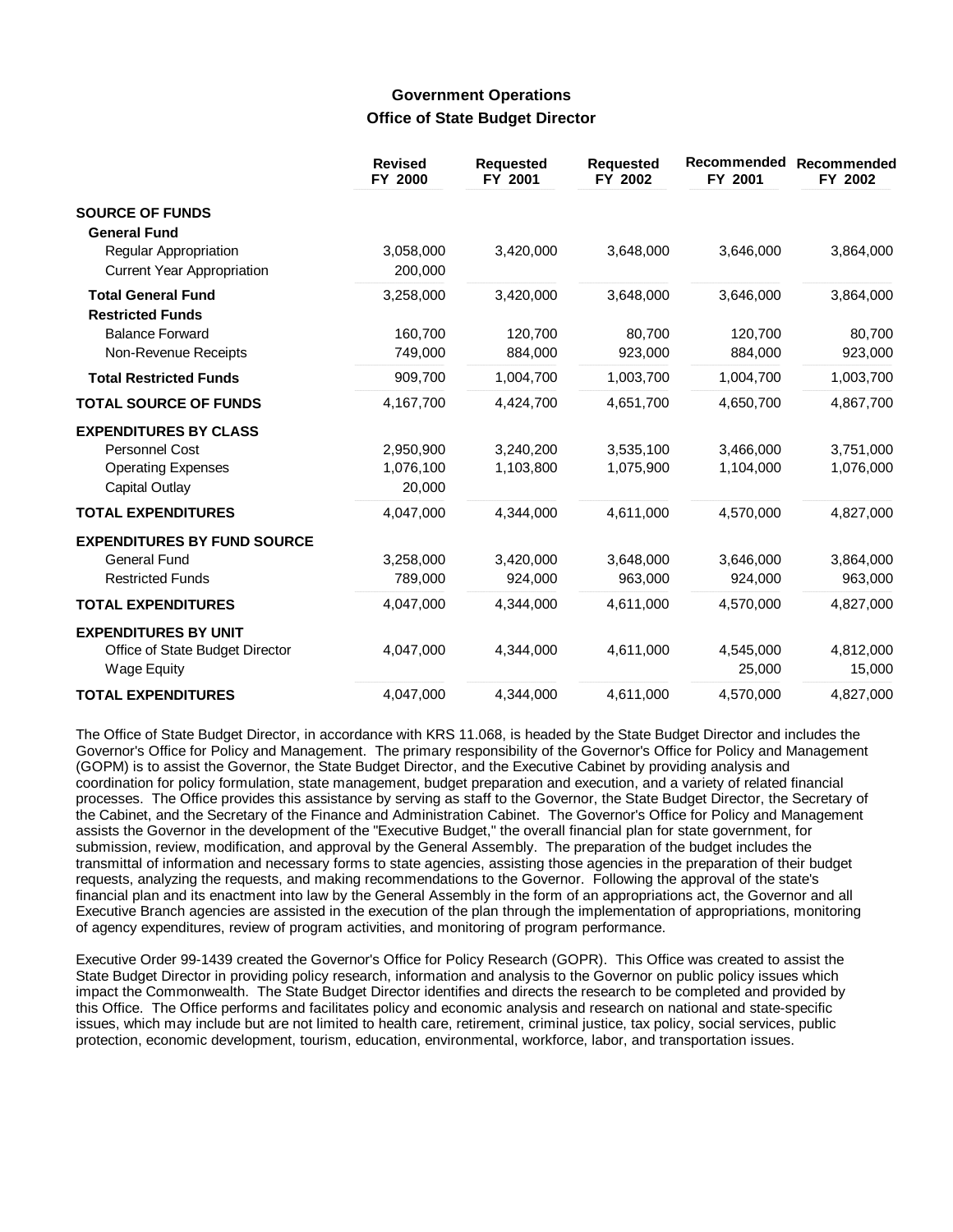## Government Operations

### Office of State Budget Director

| | Revised FY 2000 | Requested FY 2001 | Requested FY 2002 | Recommended FY 2001 | Recommended FY 2002 |
|---|---|---|---|---|---|
| **SOURCE OF FUNDS** | | | | | |
| **General Fund** | | | | | |
| Regular Appropriation | 3,058,000 | 3,420,000 | 3,648,000 | 3,646,000 | 3,864,000 |
| Current Year Appropriation | 200,000 | | | | |
| **Total General Fund** | 3,258,000 | 3,420,000 | 3,648,000 | 3,646,000 | 3,864,000 |
| **Restricted Funds** | | | | | |
| Balance Forward | 160,700 | 120,700 | 80,700 | 120,700 | 80,700 |
| Non-Revenue Receipts | 749,000 | 884,000 | 923,000 | 884,000 | 923,000 |
| **Total Restricted Funds** | 909,700 | 1,004,700 | 1,003,700 | 1,004,700 | 1,003,700 |
| **TOTAL SOURCE OF FUNDS** | 4,167,700 | 4,424,700 | 4,651,700 | 4,650,700 | 4,867,700 |
| **EXPENDITURES BY CLASS** | | | | | |
| Personnel Cost | 2,950,900 | 3,240,200 | 3,535,100 | 3,466,000 | 3,751,000 |
| Operating Expenses | 1,076,100 | 1,103,800 | 1,075,900 | 1,104,000 | 1,076,000 |
| Capital Outlay | 20,000 | | | | |
| **TOTAL EXPENDITURES** | 4,047,000 | 4,344,000 | 4,611,000 | 4,570,000 | 4,827,000 |
| **EXPENDITURES BY FUND SOURCE** | | | | | |
| General Fund | 3,258,000 | 3,420,000 | 3,648,000 | 3,646,000 | 3,864,000 |
| Restricted Funds | 789,000 | 924,000 | 963,000 | 924,000 | 963,000 |
| **TOTAL EXPENDITURES** | 4,047,000 | 4,344,000 | 4,611,000 | 4,570,000 | 4,827,000 |
| **EXPENDITURES BY UNIT** | | | | | |
| Office of State Budget Director | 4,047,000 | 4,344,000 | 4,611,000 | 4,545,000 | 4,812,000 |
| Wage Equity | | | | 25,000 | 15,000 |
| **TOTAL EXPENDITURES** | 4,047,000 | 4,344,000 | 4,611,000 | 4,570,000 | 4,827,000 |

The Office of State Budget Director, in accordance with KRS 11.068, is headed by the State Budget Director and includes the Governor's Office for Policy and Management. The primary responsibility of the Governor's Office for Policy and Management (GOPM) is to assist the Governor, the State Budget Director, and the Executive Cabinet by providing analysis and coordination for policy formulation, state management, budget preparation and execution, and a variety of related financial processes. The Office provides this assistance by serving as staff to the Governor, the State Budget Director, the Secretary of the Cabinet, and the Secretary of the Finance and Administration Cabinet. The Governor's Office for Policy and Management assists the Governor in the development of the "Executive Budget," the overall financial plan for state government, for submission, review, modification, and approval by the General Assembly. The preparation of the budget includes the transmittal of information and necessary forms to state agencies, assisting those agencies in the preparation of their budget requests, analyzing the requests, and making recommendations to the Governor. Following the approval of the state's financial plan and its enactment into law by the General Assembly in the form of an appropriations act, the Governor and all Executive Branch agencies are assisted in the execution of the plan through the implementation of appropriations, monitoring of agency expenditures, review of program activities, and monitoring of program performance.

Executive Order 99-1439 created the Governor's Office for Policy Research (GOPR). This Office was created to assist the State Budget Director in providing policy research, information and analysis to the Governor on public policy issues which impact the Commonwealth. The State Budget Director identifies and directs the research to be completed and provided by this Office. The Office performs and facilitates policy and economic analysis and research on national and state-specific issues, which may include but are not limited to health care, retirement, criminal justice, tax policy, social services, public protection, economic development, tourism, education, environmental, workforce, labor, and transportation issues.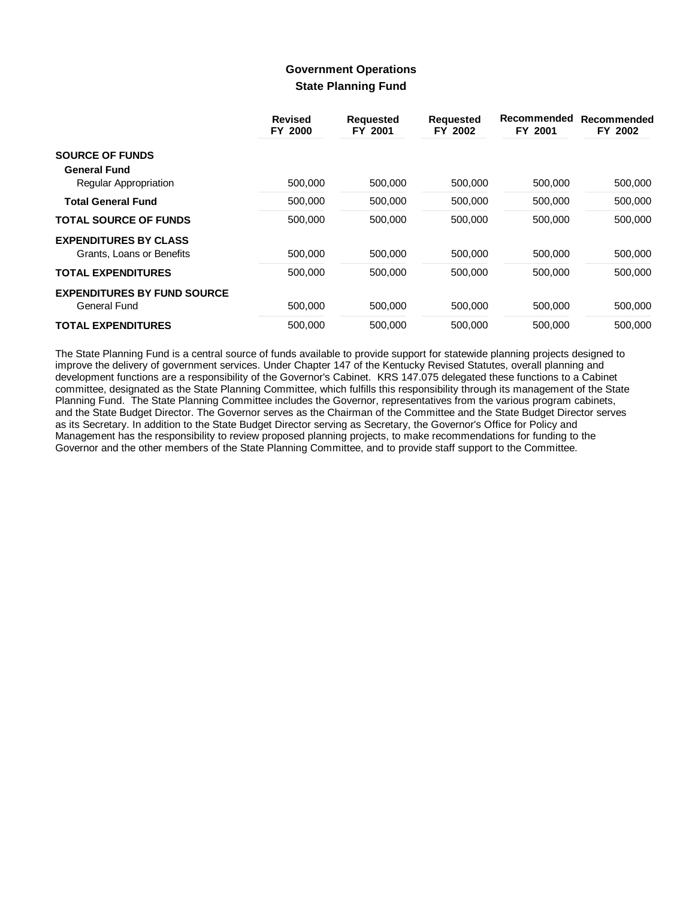## Government Operations

### State Planning Fund

| | Revised FY 2000 | Requested FY 2001 | Requested FY 2002 | Recommended FY 2001 | Recommended FY 2002 |
|---|---|---|---|---|---|
| **SOURCE OF FUNDS** | | | | | |
| **General Fund** | | | | | |
| Regular Appropriation | 500,000 | 500,000 | 500,000 | 500,000 | 500,000 |
| **Total General Fund** | 500,000 | 500,000 | 500,000 | 500,000 | 500,000 |
| **TOTAL SOURCE OF FUNDS** | 500,000 | 500,000 | 500,000 | 500,000 | 500,000 |
| **EXPENDITURES BY CLASS** | | | | | |
| Grants, Loans or Benefits | 500,000 | 500,000 | 500,000 | 500,000 | 500,000 |
| **TOTAL EXPENDITURES** | 500,000 | 500,000 | 500,000 | 500,000 | 500,000 |
| **EXPENDITURES BY FUND SOURCE** | | | | | |
| General Fund | 500,000 | 500,000 | 500,000 | 500,000 | 500,000 |
| **TOTAL EXPENDITURES** | 500,000 | 500,000 | 500,000 | 500,000 | 500,000 |

The State Planning Fund is a central source of funds available to provide support for statewide planning projects designed to improve the delivery of government services. Under Chapter 147 of the Kentucky Revised Statutes, overall planning and development functions are a responsibility of the Governor's Cabinet. KRS 147.075 delegated these functions to a Cabinet committee, designated as the State Planning Committee, which fulfills this responsibility through its management of the State Planning Fund. The State Planning Committee includes the Governor, representatives from the various program cabinets, and the State Budget Director. The Governor serves as the Chairman of the Committee and the State Budget Director serves as its Secretary. In addition to the State Budget Director serving as Secretary, the Governor's Office for Policy and Management has the responsibility to review proposed planning projects, to make recommendations for funding to the Governor and the other members of the State Planning Committee, and to provide staff support to the Committee.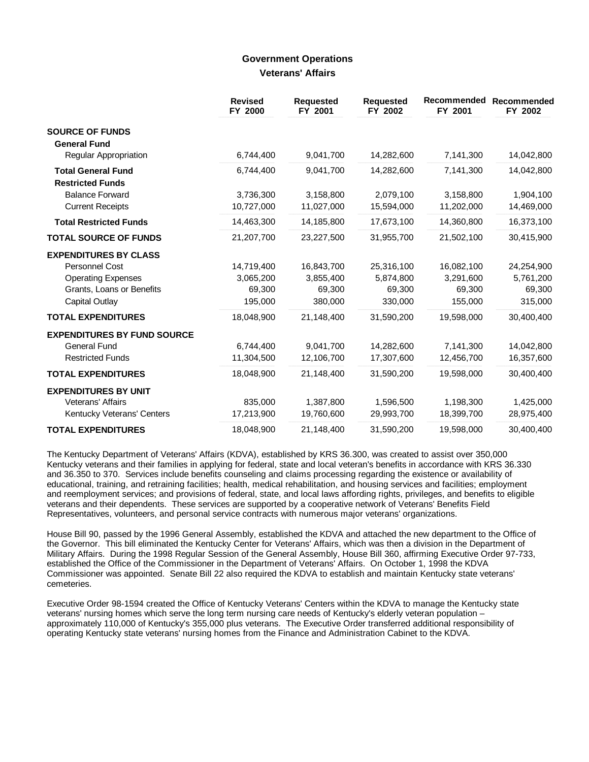## Government Operations

### Veterans' Affairs

| | Revised FY 2000 | Requested FY 2001 | Requested FY 2002 | Recommended FY 2001 | Recommended FY 2002 |
|---|---|---|---|---|---|
| **SOURCE OF FUNDS** | | | | | |
| **General Fund** | | | | | |
| Regular Appropriation | 6,744,400 | 9,041,700 | 14,282,600 | 7,141,300 | 14,042,800 |
| **Total General Fund** | 6,744,400 | 9,041,700 | 14,282,600 | 7,141,300 | 14,042,800 |
| **Restricted Funds** | | | | | |
| Balance Forward | 3,736,300 | 3,158,800 | 2,079,100 | 3,158,800 | 1,904,100 |
| Current Receipts | 10,727,000 | 11,027,000 | 15,594,000 | 11,202,000 | 14,469,000 |
| **Total Restricted Funds** | 14,463,300 | 14,185,800 | 17,673,100 | 14,360,800 | 16,373,100 |
| **TOTAL SOURCE OF FUNDS** | 21,207,700 | 23,227,500 | 31,955,700 | 21,502,100 | 30,415,900 |
| **EXPENDITURES BY CLASS** | | | | | |
| Personnel Cost | 14,719,400 | 16,843,700 | 25,316,100 | 16,082,100 | 24,254,900 |
| Operating Expenses | 3,065,200 | 3,855,400 | 5,874,800 | 3,291,600 | 5,761,200 |
| Grants, Loans or Benefits | 69,300 | 69,300 | 69,300 | 69,300 | 69,300 |
| Capital Outlay | 195,000 | 380,000 | 330,000 | 155,000 | 315,000 |
| **TOTAL EXPENDITURES** | 18,048,900 | 21,148,400 | 31,590,200 | 19,598,000 | 30,400,400 |
| **EXPENDITURES BY FUND SOURCE** | | | | | |
| General Fund | 6,744,400 | 9,041,700 | 14,282,600 | 7,141,300 | 14,042,800 |
| Restricted Funds | 11,304,500 | 12,106,700 | 17,307,600 | 12,456,700 | 16,357,600 |
| **TOTAL EXPENDITURES** | 18,048,900 | 21,148,400 | 31,590,200 | 19,598,000 | 30,400,400 |
| **EXPENDITURES BY UNIT** | | | | | |
| Veterans' Affairs | 835,000 | 1,387,800 | 1,596,500 | 1,198,300 | 1,425,000 |
| Kentucky Veterans' Centers | 17,213,900 | 19,760,600 | 29,993,700 | 18,399,700 | 28,975,400 |
| **TOTAL EXPENDITURES** | 18,048,900 | 21,148,400 | 31,590,200 | 19,598,000 | 30,400,400 |

The Kentucky Department of Veterans' Affairs (KDVA), established by KRS 36.300, was created to assist over 350,000 Kentucky veterans and their families in applying for federal, state and local veteran's benefits in accordance with KRS 36.330 and 36.350 to 370. Services include benefits counseling and claims processing regarding the existence or availability of educational, training, and retraining facilities; health, medical rehabilitation, and housing services and facilities; employment and reemployment services; and provisions of federal, state, and local laws affording rights, privileges, and benefits to eligible veterans and their dependents. These services are supported by a cooperative network of Veterans' Benefits Field Representatives, volunteers, and personal service contracts with numerous major veterans' organizations.

House Bill 90, passed by the 1996 General Assembly, established the KDVA and attached the new department to the Office of the Governor. This bill eliminated the Kentucky Center for Veterans' Affairs, which was then a division in the Department of Military Affairs. During the 1998 Regular Session of the General Assembly, House Bill 360, affirming Executive Order 97-733, established the Office of the Commissioner in the Department of Veterans' Affairs. On October 1, 1998 the KDVA Commissioner was appointed. Senate Bill 22 also required the KDVA to establish and maintain Kentucky state veterans' cemeteries.

Executive Order 98-1594 created the Office of Kentucky Veterans' Centers within the KDVA to manage the Kentucky state veterans' nursing homes which serve the long term nursing care needs of Kentucky's elderly veteran population – approximately 110,000 of Kentucky's 355,000 plus veterans. The Executive Order transferred additional responsibility of operating Kentucky state veterans' nursing homes from the Finance and Administration Cabinet to the KDVA.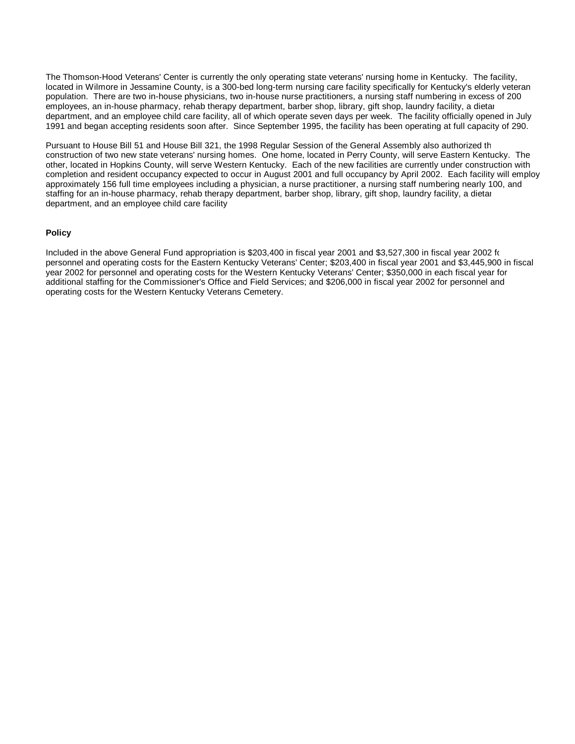The Thomson-Hood Veterans' Center is currently the only operating state veterans' nursing home in Kentucky. The facility, located in Wilmore in Jessamine County, is a 300-bed long-term nursing care facility specifically for Kentucky's elderly veteran population. There are two in-house physicians, two in-house nurse practitioners, a nursing staff numbering in excess of 200 employees, an in-house pharmacy, rehab therapy department, barber shop, library, gift shop, laundry facility, a dietar department, and an employee child care facility, all of which operate seven days per week. The facility officially opened in July 1991 and began accepting residents soon after. Since September 1995, the facility has been operating at full capacity of 290.

Pursuant to House Bill 51 and House Bill 321, the 1998 Regular Session of the General Assembly also authorized th construction of two new state veterans' nursing homes. One home, located in Perry County, will serve Eastern Kentucky. The other, located in Hopkins County, will serve Western Kentucky. Each of the new facilities are currently under construction with completion and resident occupancy expected to occur in August 2001 and full occupancy by April 2002. Each facility will employ approximately 156 full time employees including a physician, a nurse practitioner, a nursing staff numbering nearly 100, and staffing for an in-house pharmacy, rehab therapy department, barber shop, library, gift shop, laundry facility, a dietar department, and an employee child care facility

**Policy**

Included in the above General Fund appropriation is $203,400 in fiscal year 2001 and $3,527,300 in fiscal year 2002 fo personnel and operating costs for the Eastern Kentucky Veterans' Center; $203,400 in fiscal year 2001 and $3,445,900 in fiscal year 2002 for personnel and operating costs for the Western Kentucky Veterans' Center; $350,000 in each fiscal year for additional staffing for the Commissioner's Office and Field Services; and $206,000 in fiscal year 2002 for personnel and operating costs for the Western Kentucky Veterans Cemetery.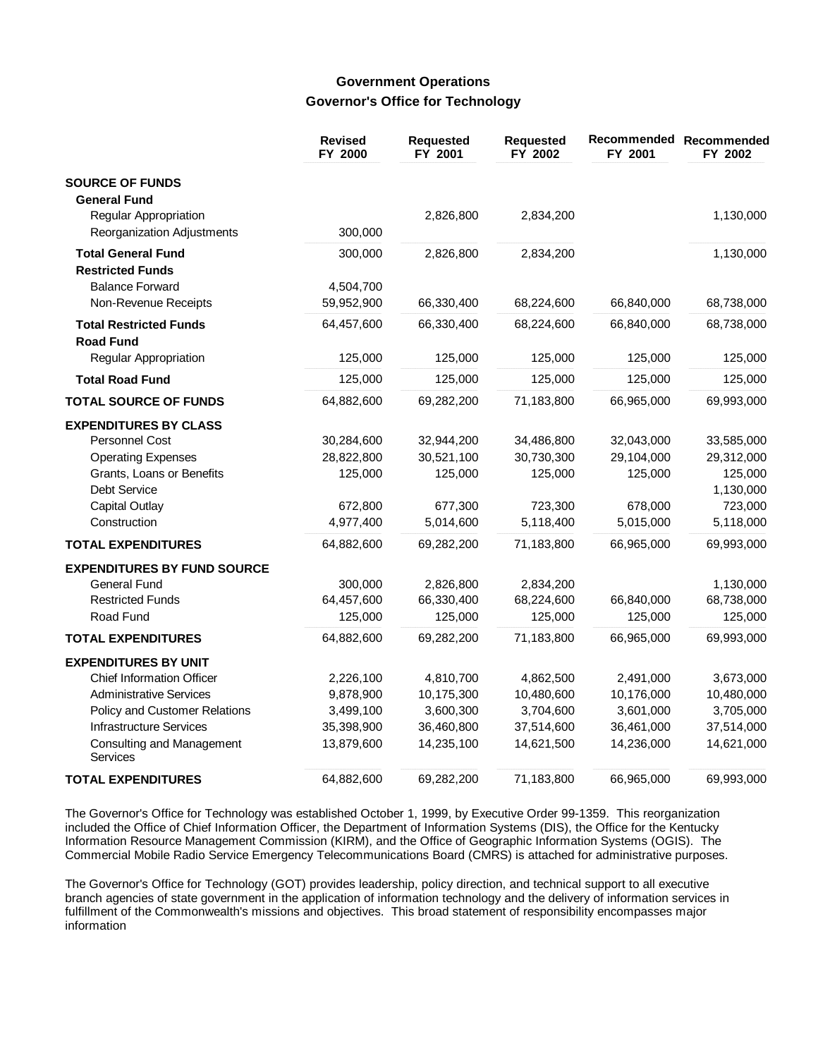## Government Operations
## Governor's Office for Technology

| | Revised FY 2000 | Requested FY 2001 | Requested FY 2002 | Recommended FY 2001 | Recommended FY 2002 |
|---|---|---|---|---|---|
| **SOURCE OF FUNDS** | | | | | |
| **General Fund** | | | | | |
| Regular Appropriation | | 2,826,800 | 2,834,200 | | 1,130,000 |
| Reorganization Adjustments | 300,000 | | | | |
| **Total General Fund** | 300,000 | 2,826,800 | 2,834,200 | | 1,130,000 |
| **Restricted Funds** | | | | | |
| Balance Forward | 4,504,700 | | | | |
| Non-Revenue Receipts | 59,952,900 | 66,330,400 | 68,224,600 | 66,840,000 | 68,738,000 |
| **Total Restricted Funds** | 64,457,600 | 66,330,400 | 68,224,600 | 66,840,000 | 68,738,000 |
| **Road Fund** | | | | | |
| Regular Appropriation | 125,000 | 125,000 | 125,000 | 125,000 | 125,000 |
| **Total Road Fund** | 125,000 | 125,000 | 125,000 | 125,000 | 125,000 |
| **TOTAL SOURCE OF FUNDS** | 64,882,600 | 69,282,200 | 71,183,800 | 66,965,000 | 69,993,000 |
| **EXPENDITURES BY CLASS** | | | | | |
| Personnel Cost | 30,284,600 | 32,944,200 | 34,486,800 | 32,043,000 | 33,585,000 |
| Operating Expenses | 28,822,800 | 30,521,100 | 30,730,300 | 29,104,000 | 29,312,000 |
| Grants, Loans or Benefits | 125,000 | 125,000 | 125,000 | 125,000 | 125,000 |
| Debt Service | | | | | 1,130,000 |
| Capital Outlay | 672,800 | 677,300 | 723,300 | 678,000 | 723,000 |
| Construction | 4,977,400 | 5,014,600 | 5,118,400 | 5,015,000 | 5,118,000 |
| **TOTAL EXPENDITURES** | 64,882,600 | 69,282,200 | 71,183,800 | 66,965,000 | 69,993,000 |
| **EXPENDITURES BY FUND SOURCE** | | | | | |
| General Fund | 300,000 | 2,826,800 | 2,834,200 | | 1,130,000 |
| Restricted Funds | 64,457,600 | 66,330,400 | 68,224,600 | 66,840,000 | 68,738,000 |
| Road Fund | 125,000 | 125,000 | 125,000 | 125,000 | 125,000 |
| **TOTAL EXPENDITURES** | 64,882,600 | 69,282,200 | 71,183,800 | 66,965,000 | 69,993,000 |
| **EXPENDITURES BY UNIT** | | | | | |
| Chief Information Officer | 2,226,100 | 4,810,700 | 4,862,500 | 2,491,000 | 3,673,000 |
| Administrative Services | 9,878,900 | 10,175,300 | 10,480,600 | 10,176,000 | 10,480,000 |
| Policy and Customer Relations | 3,499,100 | 3,600,300 | 3,704,600 | 3,601,000 | 3,705,000 |
| Infrastructure Services | 35,398,900 | 36,460,800 | 37,514,600 | 36,461,000 | 37,514,000 |
| Consulting and Management Services | 13,879,600 | 14,235,100 | 14,621,500 | 14,236,000 | 14,621,000 |
| **TOTAL EXPENDITURES** | 64,882,600 | 69,282,200 | 71,183,800 | 66,965,000 | 69,993,000 |

The Governor's Office for Technology was established October 1, 1999, by Executive Order 99-1359. This reorganization included the Office of Chief Information Officer, the Department of Information Systems (DIS), the Office for the Kentucky Information Resource Management Commission (KIRM), and the Office of Geographic Information Systems (OGIS). The Commercial Mobile Radio Service Emergency Telecommunications Board (CMRS) is attached for administrative purposes.

The Governor's Office for Technology (GOT) provides leadership, policy direction, and technical support to all executive branch agencies of state government in the application of information technology and the delivery of information services in fulfillment of the Commonwealth's missions and objectives. This broad statement of responsibility encompasses major information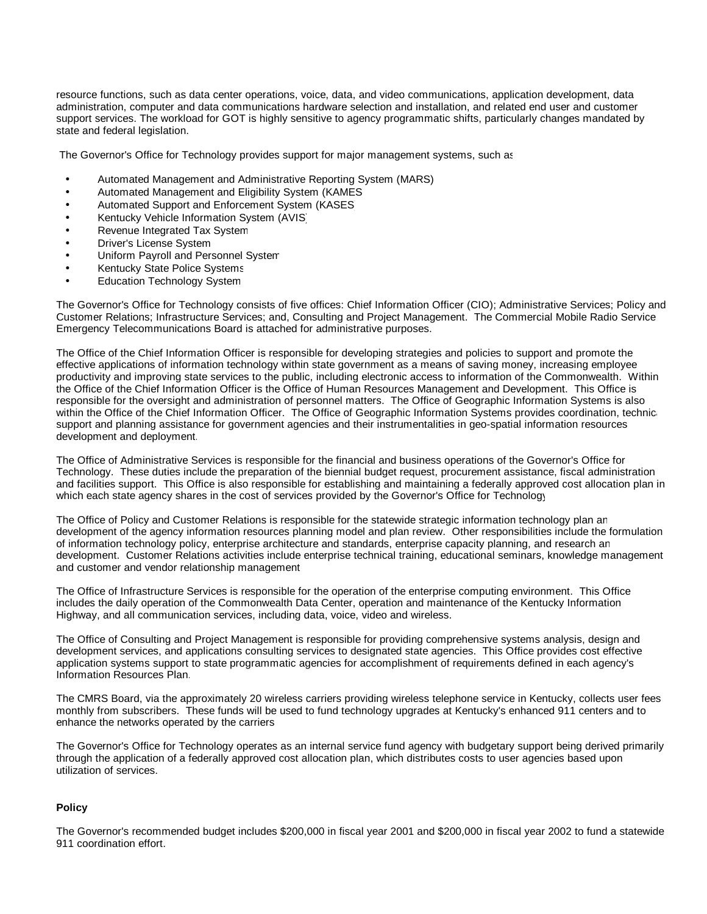resource functions, such as data center operations, voice, data, and video communications, application development, data administration, computer and data communications hardware selection and installation, and related end user and customer support services. The workload for GOT is highly sensitive to agency programmatic shifts, particularly changes mandated by state and federal legislation.

The Governor's Office for Technology provides support for major management systems, such as

- Automated Management and Administrative Reporting System (MARS)
- Automated Management and Eligibility System (KAMES
- Automated Support and Enforcement System (KASES
- Kentucky Vehicle Information System (AVIS)
- Revenue Integrated Tax System
- Driver's License System
- Uniform Payroll and Personnel System
- Kentucky State Police Systems
- Education Technology System

The Governor's Office for Technology consists of five offices: Chief Information Officer (CIO); Administrative Services; Policy and Customer Relations; Infrastructure Services; and, Consulting and Project Management. The Commercial Mobile Radio Service Emergency Telecommunications Board is attached for administrative purposes.

The Office of the Chief Information Officer is responsible for developing strategies and policies to support and promote the effective applications of information technology within state government as a means of saving money, increasing employee productivity and improving state services to the public, including electronic access to information of the Commonwealth. Within the Office of the Chief Information Officer is the Office of Human Resources Management and Development. This Office is responsible for the oversight and administration of personnel matters. The Office of Geographic Information Systems is also within the Office of the Chief Information Officer. The Office of Geographic Information Systems provides coordination, technical support and planning assistance for government agencies and their instrumentalities in geo-spatial information resources development and deployment.

The Office of Administrative Services is responsible for the financial and business operations of the Governor's Office for Technology. These duties include the preparation of the biennial budget request, procurement assistance, fiscal administration and facilities support. This Office is also responsible for establishing and maintaining a federally approved cost allocation plan in which each state agency shares in the cost of services provided by the Governor's Office for Technology.

The Office of Policy and Customer Relations is responsible for the statewide strategic information technology plan and development of the agency information resources planning model and plan review. Other responsibilities include the formulation of information technology policy, enterprise architecture and standards, enterprise capacity planning, and research and development. Customer Relations activities include enterprise technical training, educational seminars, knowledge management and customer and vendor relationship management.

The Office of Infrastructure Services is responsible for the operation of the enterprise computing environment. This Office includes the daily operation of the Commonwealth Data Center, operation and maintenance of the Kentucky Information Highway, and all communication services, including data, voice, video and wireless.

The Office of Consulting and Project Management is responsible for providing comprehensive systems analysis, design and development services, and applications consulting services to designated state agencies. This Office provides cost effective application systems support to state programmatic agencies for accomplishment of requirements defined in each agency's Information Resources Plan.

The CMRS Board, via the approximately 20 wireless carriers providing wireless telephone service in Kentucky, collects user fees monthly from subscribers. These funds will be used to fund technology upgrades at Kentucky's enhanced 911 centers and to enhance the networks operated by the carriers

The Governor's Office for Technology operates as an internal service fund agency with budgetary support being derived primarily through the application of a federally approved cost allocation plan, which distributes costs to user agencies based upon utilization of services.

**Policy**

The Governor's recommended budget includes $200,000 in fiscal year 2001 and $200,000 in fiscal year 2002 to fund a statewide 911 coordination effort.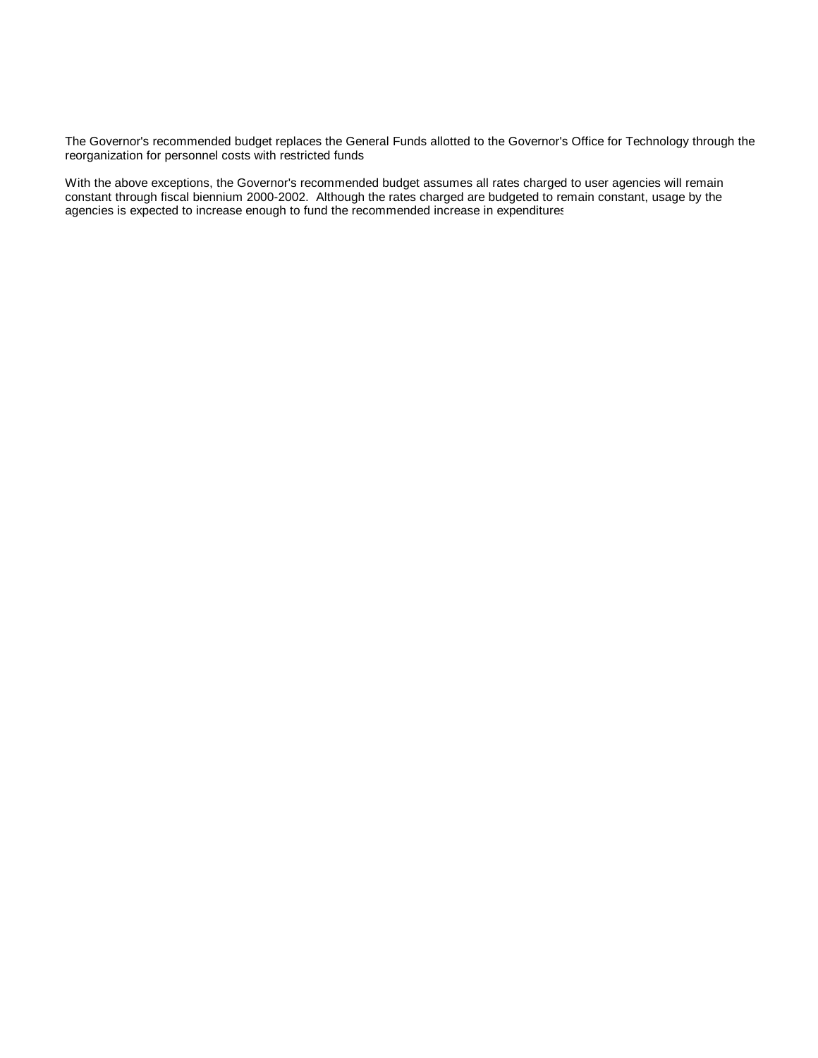The Governor's recommended budget replaces the General Funds allotted to the Governor's Office for Technology through the reorganization for personnel costs with restricted funds

With the above exceptions, the Governor's recommended budget assumes all rates charged to user agencies will remain constant through fiscal biennium 2000-2002. Although the rates charged are budgeted to remain constant, usage by the agencies is expected to increase enough to fund the recommended increase in expenditures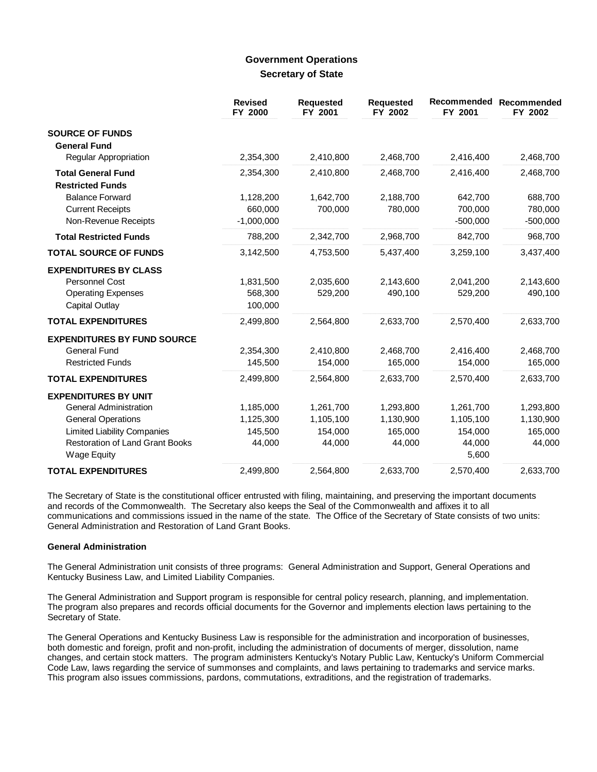# Government Operations

## Secretary of State

| | Revised FY 2000 | Requested FY 2001 | Requested FY 2002 | Recommended FY 2001 | Recommended FY 2002 |
|---|---|---|---|---|---|
| **SOURCE OF FUNDS** | | | | | |
| **General Fund** | | | | | |
| Regular Appropriation | 2,354,300 | 2,410,800 | 2,468,700 | 2,416,400 | 2,468,700 |
| **Total General Fund** | 2,354,300 | 2,410,800 | 2,468,700 | 2,416,400 | 2,468,700 |
| **Restricted Funds** | | | | | |
| Balance Forward | 1,128,200 | 1,642,700 | 2,188,700 | 642,700 | 688,700 |
| Current Receipts | 660,000 | 700,000 | 780,000 | 700,000 | 780,000 |
| Non-Revenue Receipts | -1,000,000 | | | -500,000 | -500,000 |
| **Total Restricted Funds** | 788,200 | 2,342,700 | 2,968,700 | 842,700 | 968,700 |
| **TOTAL SOURCE OF FUNDS** | 3,142,500 | 4,753,500 | 5,437,400 | 3,259,100 | 3,437,400 |
| **EXPENDITURES BY CLASS** | | | | | |
| Personnel Cost | 1,831,500 | 2,035,600 | 2,143,600 | 2,041,200 | 2,143,600 |
| Operating Expenses | 568,300 | 529,200 | 490,100 | 529,200 | 490,100 |
| Capital Outlay | 100,000 | | | | |
| **TOTAL EXPENDITURES** | 2,499,800 | 2,564,800 | 2,633,700 | 2,570,400 | 2,633,700 |
| **EXPENDITURES BY FUND SOURCE** | | | | | |
| General Fund | 2,354,300 | 2,410,800 | 2,468,700 | 2,416,400 | 2,468,700 |
| Restricted Funds | 145,500 | 154,000 | 165,000 | 154,000 | 165,000 |
| **TOTAL EXPENDITURES** | 2,499,800 | 2,564,800 | 2,633,700 | 2,570,400 | 2,633,700 |
| **EXPENDITURES BY UNIT** | | | | | |
| General Administration | 1,185,000 | 1,261,700 | 1,293,800 | 1,261,700 | 1,293,800 |
| General Operations | 1,125,300 | 1,105,100 | 1,130,900 | 1,105,100 | 1,130,900 |
| Limited Liability Companies | 145,500 | 154,000 | 165,000 | 154,000 | 165,000 |
| Restoration of Land Grant Books | 44,000 | 44,000 | 44,000 | 44,000 | 44,000 |
| Wage Equity | | | | 5,600 | |
| **TOTAL EXPENDITURES** | 2,499,800 | 2,564,800 | 2,633,700 | 2,570,400 | 2,633,700 |

The Secretary of State is the constitutional officer entrusted with filing, maintaining, and preserving the important documents and records of the Commonwealth. The Secretary also keeps the Seal of the Commonwealth and affixes it to all communications and commissions issued in the name of the state. The Office of the Secretary of State consists of two units: General Administration and Restoration of Land Grant Books.

### General Administration

The General Administration unit consists of three programs: General Administration and Support, General Operations and Kentucky Business Law, and Limited Liability Companies.

The General Administration and Support program is responsible for central policy research, planning, and implementation. The program also prepares and records official documents for the Governor and implements election laws pertaining to the Secretary of State.

The General Operations and Kentucky Business Law is responsible for the administration and incorporation of businesses, both domestic and foreign, profit and non-profit, including the administration of documents of merger, dissolution, name changes, and certain stock matters. The program administers Kentucky's Notary Public Law, Kentucky's Uniform Commercial Code Law, laws regarding the service of summonses and complaints, and laws pertaining to trademarks and service marks. This program also issues commissions, pardons, commutations, extraditions, and the registration of trademarks.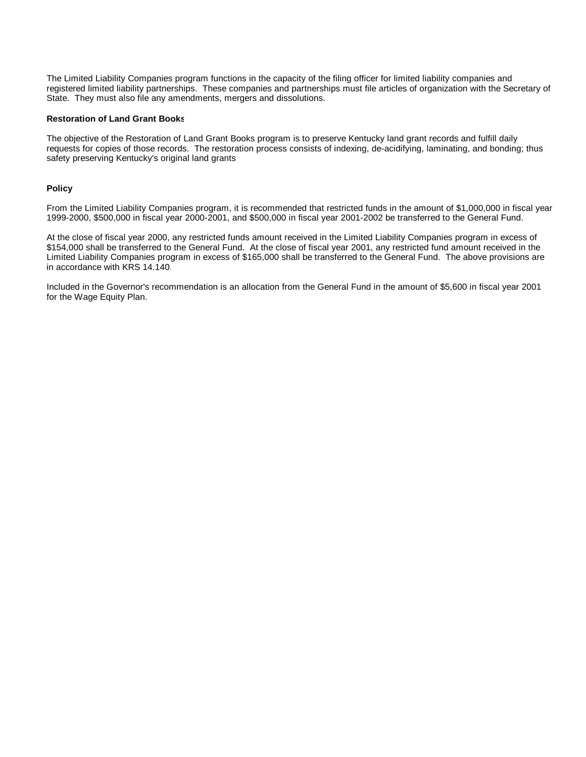The Limited Liability Companies program functions in the capacity of the filing officer for limited liability companies and registered limited liability partnerships. These companies and partnerships must file articles of organization with the Secretary of State. They must also file any amendments, mergers and dissolutions.

**Restoration of Land Grant Books**

The objective of the Restoration of Land Grant Books program is to preserve Kentucky land grant records and fulfill daily requests for copies of those records. The restoration process consists of indexing, de-acidifying, laminating, and bonding; thus safety preserving Kentucky's original land grants

**Policy**

From the Limited Liability Companies program, it is recommended that restricted funds in the amount of $1,000,000 in fiscal year 1999-2000, $500,000 in fiscal year 2000-2001, and $500,000 in fiscal year 2001-2002 be transferred to the General Fund.

At the close of fiscal year 2000, any restricted funds amount received in the Limited Liability Companies program in excess of $154,000 shall be transferred to the General Fund. At the close of fiscal year 2001, any restricted fund amount received in the Limited Liability Companies program in excess of $165,000 shall be transferred to the General Fund. The above provisions are in accordance with KRS 14.140.

Included in the Governor's recommendation is an allocation from the General Fund in the amount of $5,600 in fiscal year 2001 for the Wage Equity Plan.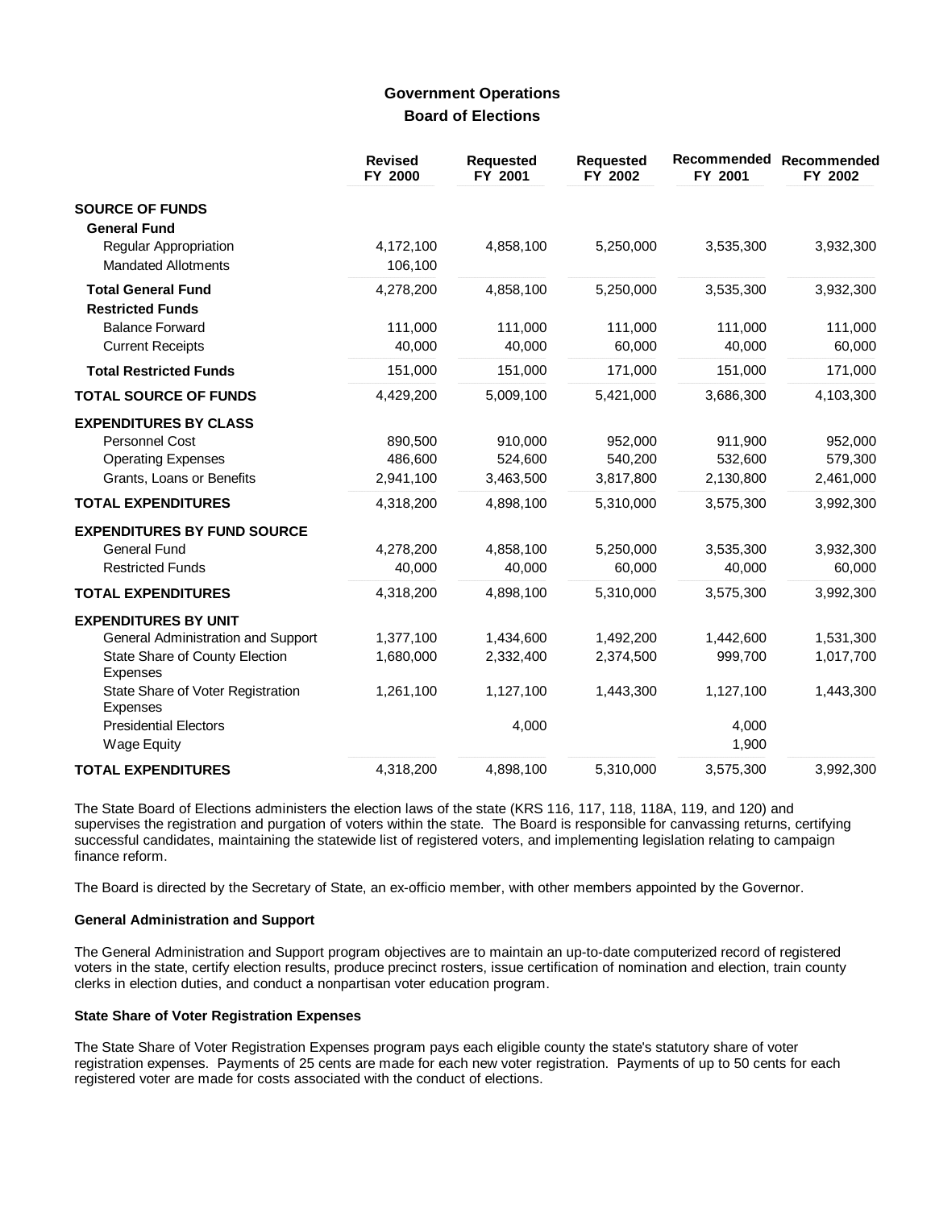## Government Operations
## Board of Elections

| | Revised FY 2000 | Requested FY 2001 | Requested FY 2002 | Recommended FY 2001 | Recommended FY 2002 |
|---|---|---|---|---|---|
| **SOURCE OF FUNDS** | | | | | |
| **General Fund** | | | | | |
| Regular Appropriation | 4,172,100 | 4,858,100 | 5,250,000 | 3,535,300 | 3,932,300 |
| Mandated Allotments | 106,100 | | | | |
| **Total General Fund** | 4,278,200 | 4,858,100 | 5,250,000 | 3,535,300 | 3,932,300 |
| **Restricted Funds** | | | | | |
| Balance Forward | 111,000 | 111,000 | 111,000 | 111,000 | 111,000 |
| Current Receipts | 40,000 | 40,000 | 60,000 | 40,000 | 60,000 |
| **Total Restricted Funds** | 151,000 | 151,000 | 171,000 | 151,000 | 171,000 |
| **TOTAL SOURCE OF FUNDS** | 4,429,200 | 5,009,100 | 5,421,000 | 3,686,300 | 4,103,300 |
| **EXPENDITURES BY CLASS** | | | | | |
| Personnel Cost | 890,500 | 910,000 | 952,000 | 911,900 | 952,000 |
| Operating Expenses | 486,600 | 524,600 | 540,200 | 532,600 | 579,300 |
| Grants, Loans or Benefits | 2,941,100 | 3,463,500 | 3,817,800 | 2,130,800 | 2,461,000 |
| **TOTAL EXPENDITURES** | 4,318,200 | 4,898,100 | 5,310,000 | 3,575,300 | 3,992,300 |
| **EXPENDITURES BY FUND SOURCE** | | | | | |
| General Fund | 4,278,200 | 4,858,100 | 5,250,000 | 3,535,300 | 3,932,300 |
| Restricted Funds | 40,000 | 40,000 | 60,000 | 40,000 | 60,000 |
| **TOTAL EXPENDITURES** | 4,318,200 | 4,898,100 | 5,310,000 | 3,575,300 | 3,992,300 |
| **EXPENDITURES BY UNIT** | | | | | |
| General Administration and Support | 1,377,100 | 1,434,600 | 1,492,200 | 1,442,600 | 1,531,300 |
| State Share of County Election Expenses | 1,680,000 | 2,332,400 | 2,374,500 | 999,700 | 1,017,700 |
| State Share of Voter Registration Expenses | 1,261,100 | 1,127,100 | 1,443,300 | 1,127,100 | 1,443,300 |
| Presidential Electors | | 4,000 | | 4,000 | |
| Wage Equity | | | | 1,900 | |
| **TOTAL EXPENDITURES** | 4,318,200 | 4,898,100 | 5,310,000 | 3,575,300 | 3,992,300 |

The State Board of Elections administers the election laws of the state (KRS 116, 117, 118, 118A, 119, and 120) and supervises the registration and purgation of voters within the state. The Board is responsible for canvassing returns, certifying successful candidates, maintaining the statewide list of registered voters, and implementing legislation relating to campaign finance reform.

The Board is directed by the Secretary of State, an ex-officio member, with other members appointed by the Governor.

### General Administration and Support

The General Administration and Support program objectives are to maintain an up-to-date computerized record of registered voters in the state, certify election results, produce precinct rosters, issue certification of nomination and election, train county clerks in election duties, and conduct a nonpartisan voter education program.

### State Share of Voter Registration Expenses

The State Share of Voter Registration Expenses program pays each eligible county the state's statutory share of voter registration expenses. Payments of 25 cents are made for each new voter registration. Payments of up to 50 cents for each registered voter are made for costs associated with the conduct of elections.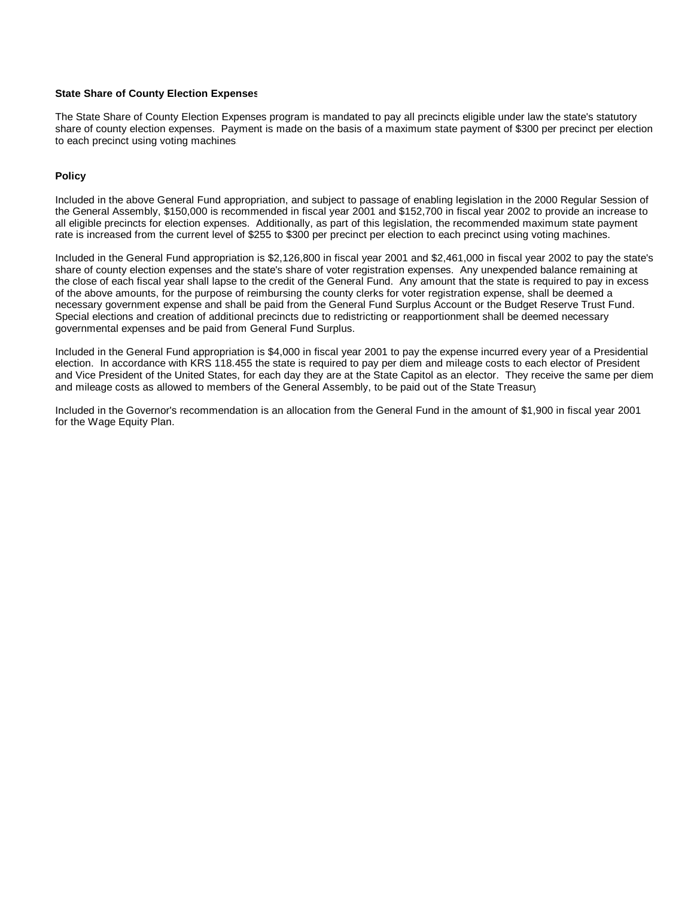**State Share of County Election Expenses**

The State Share of County Election Expenses program is mandated to pay all precincts eligible under law the state's statutory share of county election expenses. Payment is made on the basis of a maximum state payment of $300 per precinct per election to each precinct using voting machines.

**Policy**

Included in the above General Fund appropriation, and subject to passage of enabling legislation in the 2000 Regular Session of the General Assembly, $150,000 is recommended in fiscal year 2001 and $152,700 in fiscal year 2002 to provide an increase to all eligible precincts for election expenses. Additionally, as part of this legislation, the recommended maximum state payment rate is increased from the current level of $255 to $300 per precinct per election to each precinct using voting machines.

Included in the General Fund appropriation is $2,126,800 in fiscal year 2001 and $2,461,000 in fiscal year 2002 to pay the state's share of county election expenses and the state's share of voter registration expenses. Any unexpended balance remaining at the close of each fiscal year shall lapse to the credit of the General Fund. Any amount that the state is required to pay in excess of the above amounts, for the purpose of reimbursing the county clerks for voter registration expense, shall be deemed a necessary government expense and shall be paid from the General Fund Surplus Account or the Budget Reserve Trust Fund. Special elections and creation of additional precincts due to redistricting or reapportionment shall be deemed necessary governmental expenses and be paid from General Fund Surplus.

Included in the General Fund appropriation is $4,000 in fiscal year 2001 to pay the expense incurred every year of a Presidential election. In accordance with KRS 118.455 the state is required to pay per diem and mileage costs to each elector of President and Vice President of the United States, for each day they are at the State Capitol as an elector. They receive the same per diem and mileage costs as allowed to members of the General Assembly, to be paid out of the State Treasury.

Included in the Governor's recommendation is an allocation from the General Fund in the amount of $1,900 in fiscal year 2001 for the Wage Equity Plan.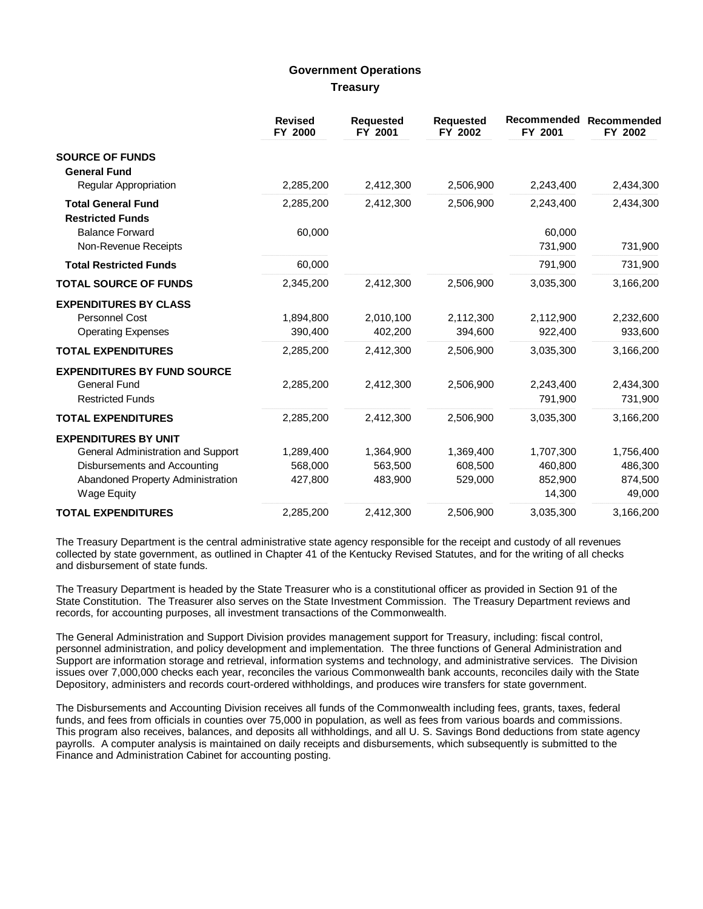## Government Operations

### Treasury

| | Revised FY 2000 | Requested FY 2001 | Requested FY 2002 | Recommended FY 2001 | Recommended FY 2002 |
|---|---|---|---|---|---|
| **SOURCE OF FUNDS** | | | | | |
| **General Fund** | | | | | |
| Regular Appropriation | 2,285,200 | 2,412,300 | 2,506,900 | 2,243,400 | 2,434,300 |
| **Total General Fund** | 2,285,200 | 2,412,300 | 2,506,900 | 2,243,400 | 2,434,300 |
| **Restricted Funds** | | | | | |
| Balance Forward | 60,000 | | | 60,000 | |
| Non-Revenue Receipts | | | | 731,900 | 731,900 |
| **Total Restricted Funds** | 60,000 | | | 791,900 | 731,900 |
| **TOTAL SOURCE OF FUNDS** | 2,345,200 | 2,412,300 | 2,506,900 | 3,035,300 | 3,166,200 |
| **EXPENDITURES BY CLASS** | | | | | |
| Personnel Cost | 1,894,800 | 2,010,100 | 2,112,300 | 2,112,900 | 2,232,600 |
| Operating Expenses | 390,400 | 402,200 | 394,600 | 922,400 | 933,600 |
| **TOTAL EXPENDITURES** | 2,285,200 | 2,412,300 | 2,506,900 | 3,035,300 | 3,166,200 |
| **EXPENDITURES BY FUND SOURCE** | | | | | |
| General Fund | 2,285,200 | 2,412,300 | 2,506,900 | 2,243,400 | 2,434,300 |
| Restricted Funds | | | | 791,900 | 731,900 |
| **TOTAL EXPENDITURES** | 2,285,200 | 2,412,300 | 2,506,900 | 3,035,300 | 3,166,200 |
| **EXPENDITURES BY UNIT** | | | | | |
| General Administration and Support | 1,289,400 | 1,364,900 | 1,369,400 | 1,707,300 | 1,756,400 |
| Disbursements and Accounting | 568,000 | 563,500 | 608,500 | 460,800 | 486,300 |
| Abandoned Property Administration | 427,800 | 483,900 | 529,000 | 852,900 | 874,500 |
| Wage Equity | | | | 14,300 | 49,000 |
| **TOTAL EXPENDITURES** | 2,285,200 | 2,412,300 | 2,506,900 | 3,035,300 | 3,166,200 |

The Treasury Department is the central administrative state agency responsible for the receipt and custody of all revenues collected by state government, as outlined in Chapter 41 of the Kentucky Revised Statutes, and for the writing of all checks and disbursement of state funds.

The Treasury Department is headed by the State Treasurer who is a constitutional officer as provided in Section 91 of the State Constitution. The Treasurer also serves on the State Investment Commission. The Treasury Department reviews and records, for accounting purposes, all investment transactions of the Commonwealth.

The General Administration and Support Division provides management support for Treasury, including: fiscal control, personnel administration, and policy development and implementation. The three functions of General Administration and Support are information storage and retrieval, information systems and technology, and administrative services. The Division issues over 7,000,000 checks each year, reconciles the various Commonwealth bank accounts, reconciles daily with the State Depository, administers and records court-ordered withholdings, and produces wire transfers for state government.

The Disbursements and Accounting Division receives all funds of the Commonwealth including fees, grants, taxes, federal funds, and fees from officials in counties over 75,000 in population, as well as fees from various boards and commissions. This program also receives, balances, and deposits all withholdings, and all U. S. Savings Bond deductions from state agency payrolls. A computer analysis is maintained on daily receipts and disbursements, which subsequently is submitted to the Finance and Administration Cabinet for accounting posting.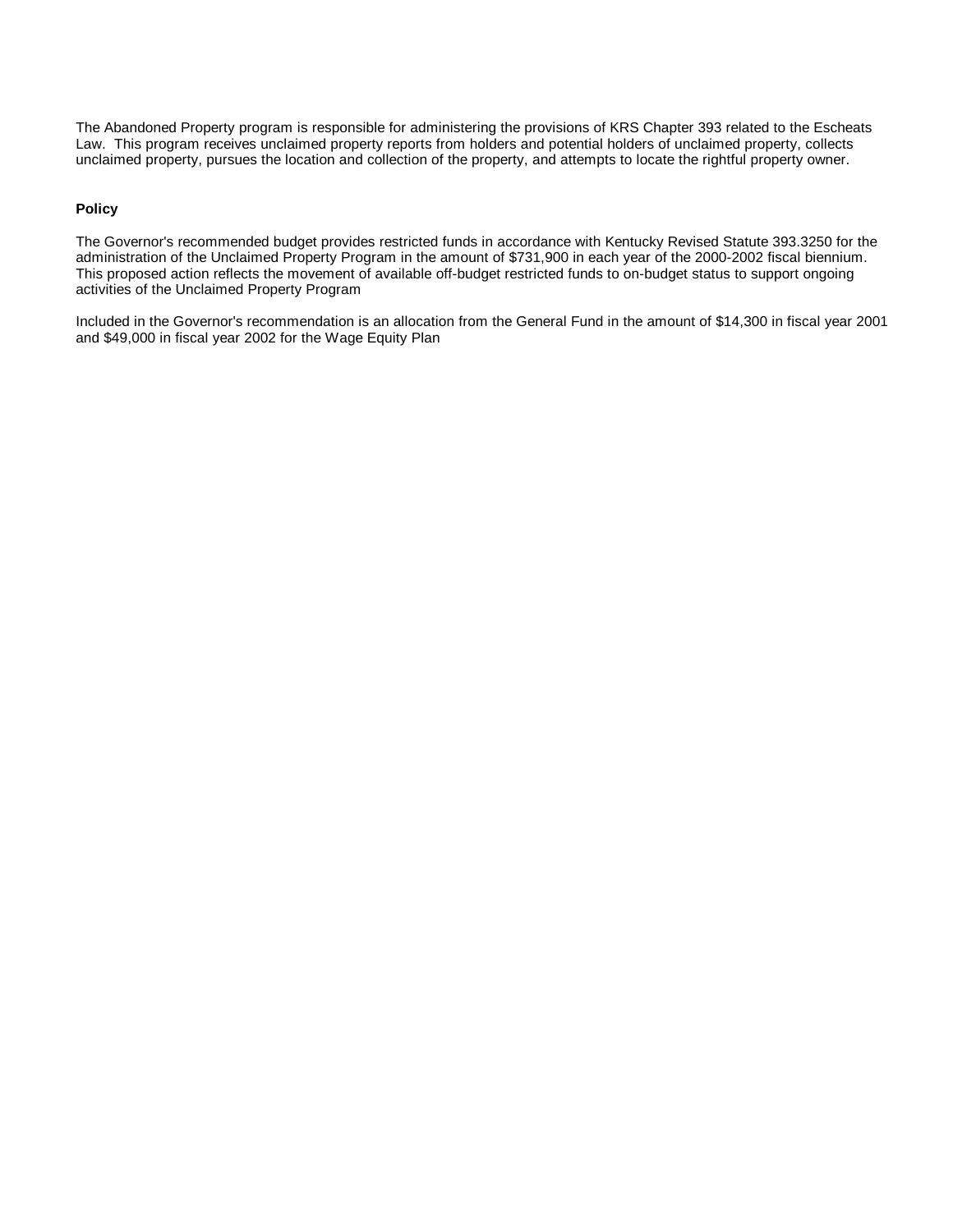The Abandoned Property program is responsible for administering the provisions of KRS Chapter 393 related to the Escheats Law. This program receives unclaimed property reports from holders and potential holders of unclaimed property, collects unclaimed property, pursues the location and collection of the property, and attempts to locate the rightful property owner.

**Policy**

The Governor's recommended budget provides restricted funds in accordance with Kentucky Revised Statute 393.3250 for the administration of the Unclaimed Property Program in the amount of $731,900 in each year of the 2000-2002 fiscal biennium. This proposed action reflects the movement of available off-budget restricted funds to on-budget status to support ongoing activities of the Unclaimed Property Program

Included in the Governor's recommendation is an allocation from the General Fund in the amount of $14,300 in fiscal year 2001 and $49,000 in fiscal year 2002 for the Wage Equity Plan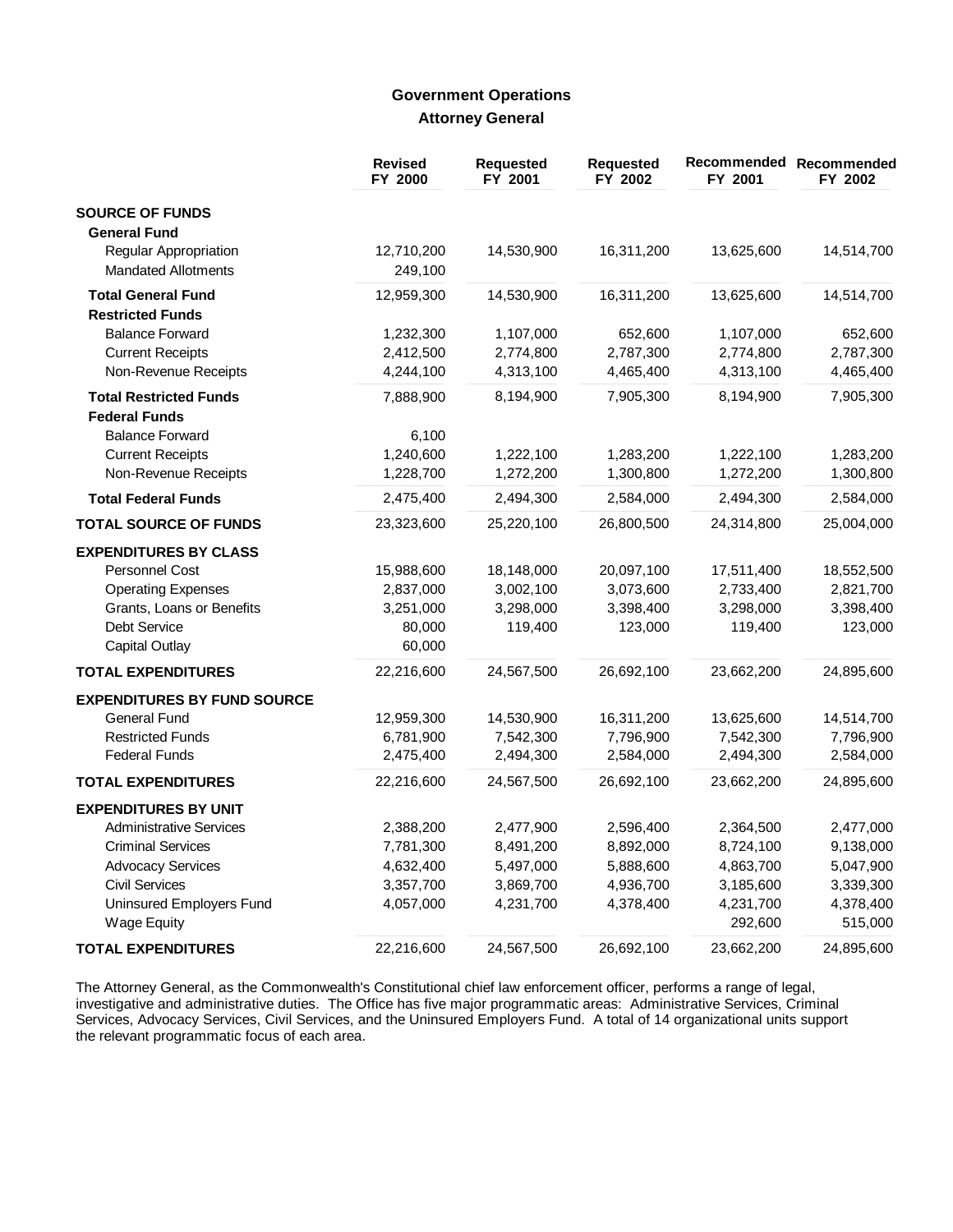## Government Operations
### Attorney General

| | Revised FY 2000 | Requested FY 2001 | Requested FY 2002 | Recommended FY 2001 | Recommended FY 2002 |
|---|---|---|---|---|---|
| **SOURCE OF FUNDS** | | | | | |
| **General Fund** | | | | | |
| Regular Appropriation | 12,710,200 | 14,530,900 | 16,311,200 | 13,625,600 | 14,514,700 |
| Mandated Allotments | 249,100 | | | | |
| **Total General Fund** | 12,959,300 | 14,530,900 | 16,311,200 | 13,625,600 | 14,514,700 |
| **Restricted Funds** | | | | | |
| Balance Forward | 1,232,300 | 1,107,000 | 652,600 | 1,107,000 | 652,600 |
| Current Receipts | 2,412,500 | 2,774,800 | 2,787,300 | 2,774,800 | 2,787,300 |
| Non-Revenue Receipts | 4,244,100 | 4,313,100 | 4,465,400 | 4,313,100 | 4,465,400 |
| **Total Restricted Funds** | 7,888,900 | 8,194,900 | 7,905,300 | 8,194,900 | 7,905,300 |
| **Federal Funds** | | | | | |
| Balance Forward | 6,100 | | | | |
| Current Receipts | 1,240,600 | 1,222,100 | 1,283,200 | 1,222,100 | 1,283,200 |
| Non-Revenue Receipts | 1,228,700 | 1,272,200 | 1,300,800 | 1,272,200 | 1,300,800 |
| **Total Federal Funds** | 2,475,400 | 2,494,300 | 2,584,000 | 2,494,300 | 2,584,000 |
| **TOTAL SOURCE OF FUNDS** | 23,323,600 | 25,220,100 | 26,800,500 | 24,314,800 | 25,004,000 |
| **EXPENDITURES BY CLASS** | | | | | |
| Personnel Cost | 15,988,600 | 18,148,000 | 20,097,100 | 17,511,400 | 18,552,500 |
| Operating Expenses | 2,837,000 | 3,002,100 | 3,073,600 | 2,733,400 | 2,821,700 |
| Grants, Loans or Benefits | 3,251,000 | 3,298,000 | 3,398,400 | 3,298,000 | 3,398,400 |
| Debt Service | 80,000 | 119,400 | 123,000 | 119,400 | 123,000 |
| Capital Outlay | 60,000 | | | | |
| **TOTAL EXPENDITURES** | 22,216,600 | 24,567,500 | 26,692,100 | 23,662,200 | 24,895,600 |
| **EXPENDITURES BY FUND SOURCE** | | | | | |
| General Fund | 12,959,300 | 14,530,900 | 16,311,200 | 13,625,600 | 14,514,700 |
| Restricted Funds | 6,781,900 | 7,542,300 | 7,796,900 | 7,542,300 | 7,796,900 |
| Federal Funds | 2,475,400 | 2,494,300 | 2,584,000 | 2,494,300 | 2,584,000 |
| **TOTAL EXPENDITURES** | 22,216,600 | 24,567,500 | 26,692,100 | 23,662,200 | 24,895,600 |
| **EXPENDITURES BY UNIT** | | | | | |
| Administrative Services | 2,388,200 | 2,477,900 | 2,596,400 | 2,364,500 | 2,477,000 |
| Criminal Services | 7,781,300 | 8,491,200 | 8,892,000 | 8,724,100 | 9,138,000 |
| Advocacy Services | 4,632,400 | 5,497,000 | 5,888,600 | 4,863,700 | 5,047,900 |
| Civil Services | 3,357,700 | 3,869,700 | 4,936,700 | 3,185,600 | 3,339,300 |
| Uninsured Employers Fund | 4,057,000 | 4,231,700 | 4,378,400 | 4,231,700 | 4,378,400 |
| Wage Equity | | | | 292,600 | 515,000 |
| **TOTAL EXPENDITURES** | 22,216,600 | 24,567,500 | 26,692,100 | 23,662,200 | 24,895,600 |

The Attorney General, as the Commonwealth's Constitutional chief law enforcement officer, performs a range of legal, investigative and administrative duties. The Office has five major programmatic areas: Administrative Services, Criminal Services, Advocacy Services, Civil Services, and the Uninsured Employers Fund. A total of 14 organizational units support the relevant programmatic focus of each area.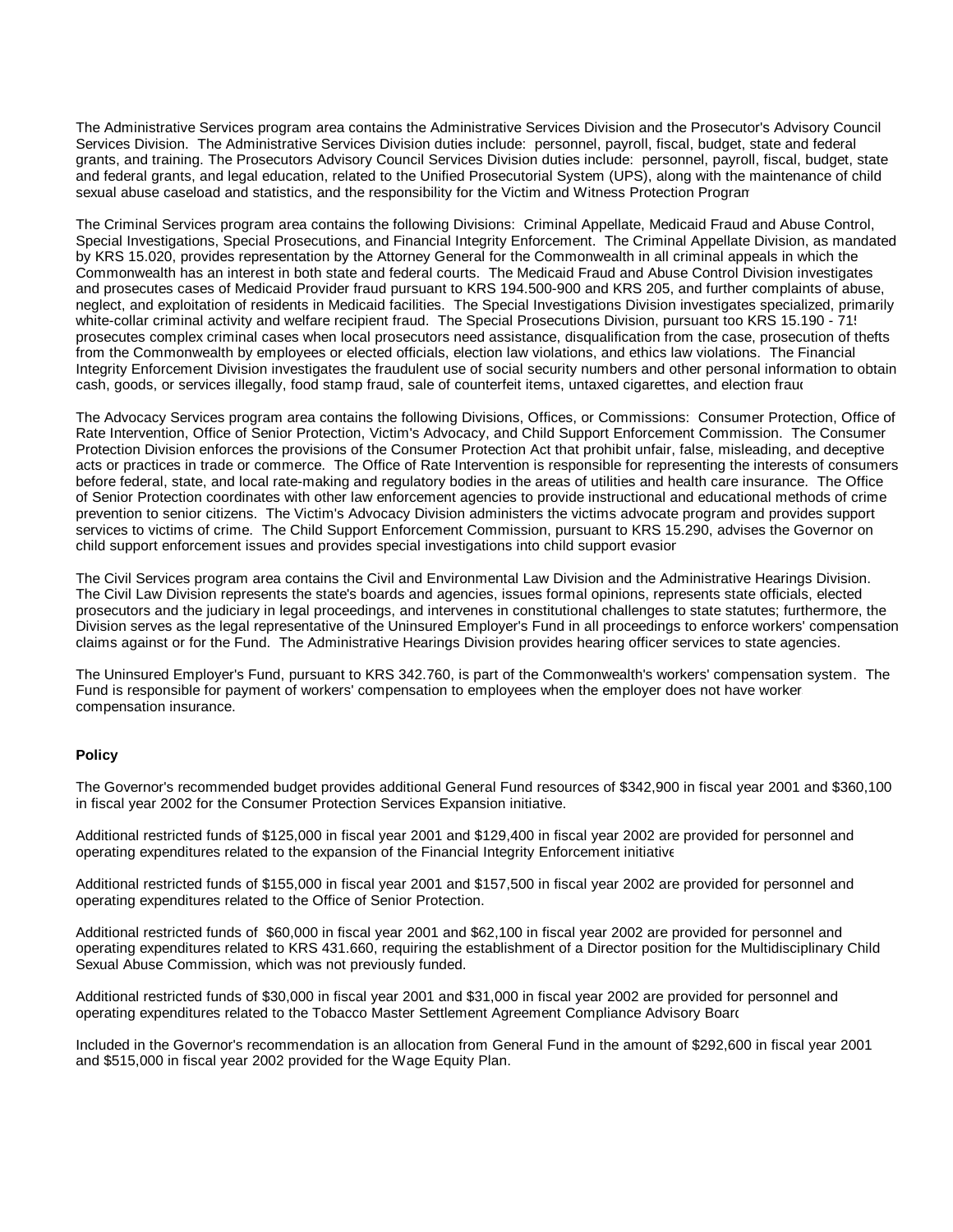The Administrative Services program area contains the Administrative Services Division and the Prosecutor's Advisory Council Services Division. The Administrative Services Division duties include: personnel, payroll, fiscal, budget, state and federal grants, and training. The Prosecutors Advisory Council Services Division duties include: personnel, payroll, fiscal, budget, state and federal grants, and legal education, related to the Unified Prosecutorial System (UPS), along with the maintenance of child sexual abuse caseload and statistics, and the responsibility for the Victim and Witness Protection Program

The Criminal Services program area contains the following Divisions: Criminal Appellate, Medicaid Fraud and Abuse Control, Special Investigations, Special Prosecutions, and Financial Integrity Enforcement. The Criminal Appellate Division, as mandated by KRS 15.020, provides representation by the Attorney General for the Commonwealth in all criminal appeals in which the Commonwealth has an interest in both state and federal courts. The Medicaid Fraud and Abuse Control Division investigates and prosecutes cases of Medicaid Provider fraud pursuant to KRS 194.500-900 and KRS 205, and further complaints of abuse, neglect, and exploitation of residents in Medicaid facilities. The Special Investigations Division investigates specialized, primarily white-collar criminal activity and welfare recipient fraud. The Special Prosecutions Division, pursuant too KRS 15.190 - 715 prosecutes complex criminal cases when local prosecutors need assistance, disqualification from the case, prosecution of thefts from the Commonwealth by employees or elected officials, election law violations, and ethics law violations. The Financial Integrity Enforcement Division investigates the fraudulent use of social security numbers and other personal information to obtain cash, goods, or services illegally, food stamp fraud, sale of counterfeit items, untaxed cigarettes, and election fraud

The Advocacy Services program area contains the following Divisions, Offices, or Commissions: Consumer Protection, Office of Rate Intervention, Office of Senior Protection, Victim's Advocacy, and Child Support Enforcement Commission. The Consumer Protection Division enforces the provisions of the Consumer Protection Act that prohibit unfair, false, misleading, and deceptive acts or practices in trade or commerce. The Office of Rate Intervention is responsible for representing the interests of consumers before federal, state, and local rate-making and regulatory bodies in the areas of utilities and health care insurance. The Office of Senior Protection coordinates with other law enforcement agencies to provide instructional and educational methods of crime prevention to senior citizens. The Victim's Advocacy Division administers the victims advocate program and provides support services to victims of crime. The Child Support Enforcement Commission, pursuant to KRS 15.290, advises the Governor on child support enforcement issues and provides special investigations into child support evasion

The Civil Services program area contains the Civil and Environmental Law Division and the Administrative Hearings Division. The Civil Law Division represents the state's boards and agencies, issues formal opinions, represents state officials, elected prosecutors and the judiciary in legal proceedings, and intervenes in constitutional challenges to state statutes; furthermore, the Division serves as the legal representative of the Uninsured Employer's Fund in all proceedings to enforce workers' compensation claims against or for the Fund. The Administrative Hearings Division provides hearing officer services to state agencies.

The Uninsured Employer's Fund, pursuant to KRS 342.760, is part of the Commonwealth's workers' compensation system. The Fund is responsible for payment of workers' compensation to employees when the employer does not have worker compensation insurance.

**Policy**

The Governor's recommended budget provides additional General Fund resources of $342,900 in fiscal year 2001 and $360,100 in fiscal year 2002 for the Consumer Protection Services Expansion initiative.

Additional restricted funds of $125,000 in fiscal year 2001 and $129,400 in fiscal year 2002 are provided for personnel and operating expenditures related to the expansion of the Financial Integrity Enforcement initiative

Additional restricted funds of $155,000 in fiscal year 2001 and $157,500 in fiscal year 2002 are provided for personnel and operating expenditures related to the Office of Senior Protection.

Additional restricted funds of $60,000 in fiscal year 2001 and $62,100 in fiscal year 2002 are provided for personnel and operating expenditures related to KRS 431.660, requiring the establishment of a Director position for the Multidisciplinary Child Sexual Abuse Commission, which was not previously funded.

Additional restricted funds of $30,000 in fiscal year 2001 and $31,000 in fiscal year 2002 are provided for personnel and operating expenditures related to the Tobacco Master Settlement Agreement Compliance Advisory Board

Included in the Governor's recommendation is an allocation from General Fund in the amount of $292,600 in fiscal year 2001 and $515,000 in fiscal year 2002 provided for the Wage Equity Plan.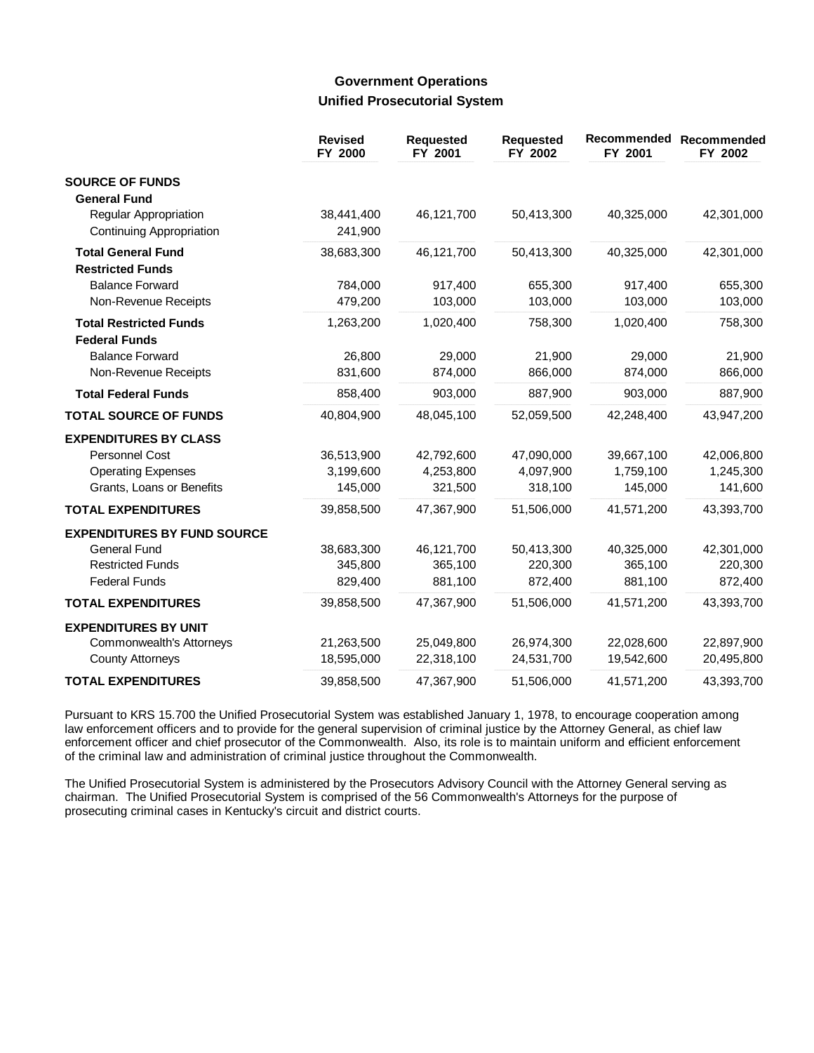# Government Operations
## Unified Prosecutorial System

| | Revised FY 2000 | Requested FY 2001 | Requested FY 2002 | Recommended FY 2001 | Recommended FY 2002 |
|---|---|---|---|---|---|
| **SOURCE OF FUNDS** | | | | | |
| **General Fund** | | | | | |
| Regular Appropriation | 38,441,400 | 46,121,700 | 50,413,300 | 40,325,000 | 42,301,000 |
| Continuing Appropriation | 241,900 | | | | |
| **Total General Fund** | 38,683,300 | 46,121,700 | 50,413,300 | 40,325,000 | 42,301,000 |
| **Restricted Funds** | | | | | |
| Balance Forward | 784,000 | 917,400 | 655,300 | 917,400 | 655,300 |
| Non-Revenue Receipts | 479,200 | 103,000 | 103,000 | 103,000 | 103,000 |
| **Total Restricted Funds** | 1,263,200 | 1,020,400 | 758,300 | 1,020,400 | 758,300 |
| **Federal Funds** | | | | | |
| Balance Forward | 26,800 | 29,000 | 21,900 | 29,000 | 21,900 |
| Non-Revenue Receipts | 831,600 | 874,000 | 866,000 | 874,000 | 866,000 |
| **Total Federal Funds** | 858,400 | 903,000 | 887,900 | 903,000 | 887,900 |
| **TOTAL SOURCE OF FUNDS** | 40,804,900 | 48,045,100 | 52,059,500 | 42,248,400 | 43,947,200 |
| **EXPENDITURES BY CLASS** | | | | | |
| Personnel Cost | 36,513,900 | 42,792,600 | 47,090,000 | 39,667,100 | 42,006,800 |
| Operating Expenses | 3,199,600 | 4,253,800 | 4,097,900 | 1,759,100 | 1,245,300 |
| Grants, Loans or Benefits | 145,000 | 321,500 | 318,100 | 145,000 | 141,600 |
| **TOTAL EXPENDITURES** | 39,858,500 | 47,367,900 | 51,506,000 | 41,571,200 | 43,393,700 |
| **EXPENDITURES BY FUND SOURCE** | | | | | |
| General Fund | 38,683,300 | 46,121,700 | 50,413,300 | 40,325,000 | 42,301,000 |
| Restricted Funds | 345,800 | 365,100 | 220,300 | 365,100 | 220,300 |
| Federal Funds | 829,400 | 881,100 | 872,400 | 881,100 | 872,400 |
| **TOTAL EXPENDITURES** | 39,858,500 | 47,367,900 | 51,506,000 | 41,571,200 | 43,393,700 |
| **EXPENDITURES BY UNIT** | | | | | |
| Commonwealth's Attorneys | 21,263,500 | 25,049,800 | 26,974,300 | 22,028,600 | 22,897,900 |
| County Attorneys | 18,595,000 | 22,318,100 | 24,531,700 | 19,542,600 | 20,495,800 |
| **TOTAL EXPENDITURES** | 39,858,500 | 47,367,900 | 51,506,000 | 41,571,200 | 43,393,700 |

Pursuant to KRS 15.700 the Unified Prosecutorial System was established January 1, 1978, to encourage cooperation among law enforcement officers and to provide for the general supervision of criminal justice by the Attorney General, as chief law enforcement officer and chief prosecutor of the Commonwealth. Also, its role is to maintain uniform and efficient enforcement of the criminal law and administration of criminal justice throughout the Commonwealth.

The Unified Prosecutorial System is administered by the Prosecutors Advisory Council with the Attorney General serving as chairman. The Unified Prosecutorial System is comprised of the 56 Commonwealth's Attorneys for the purpose of prosecuting criminal cases in Kentucky's circuit and district courts.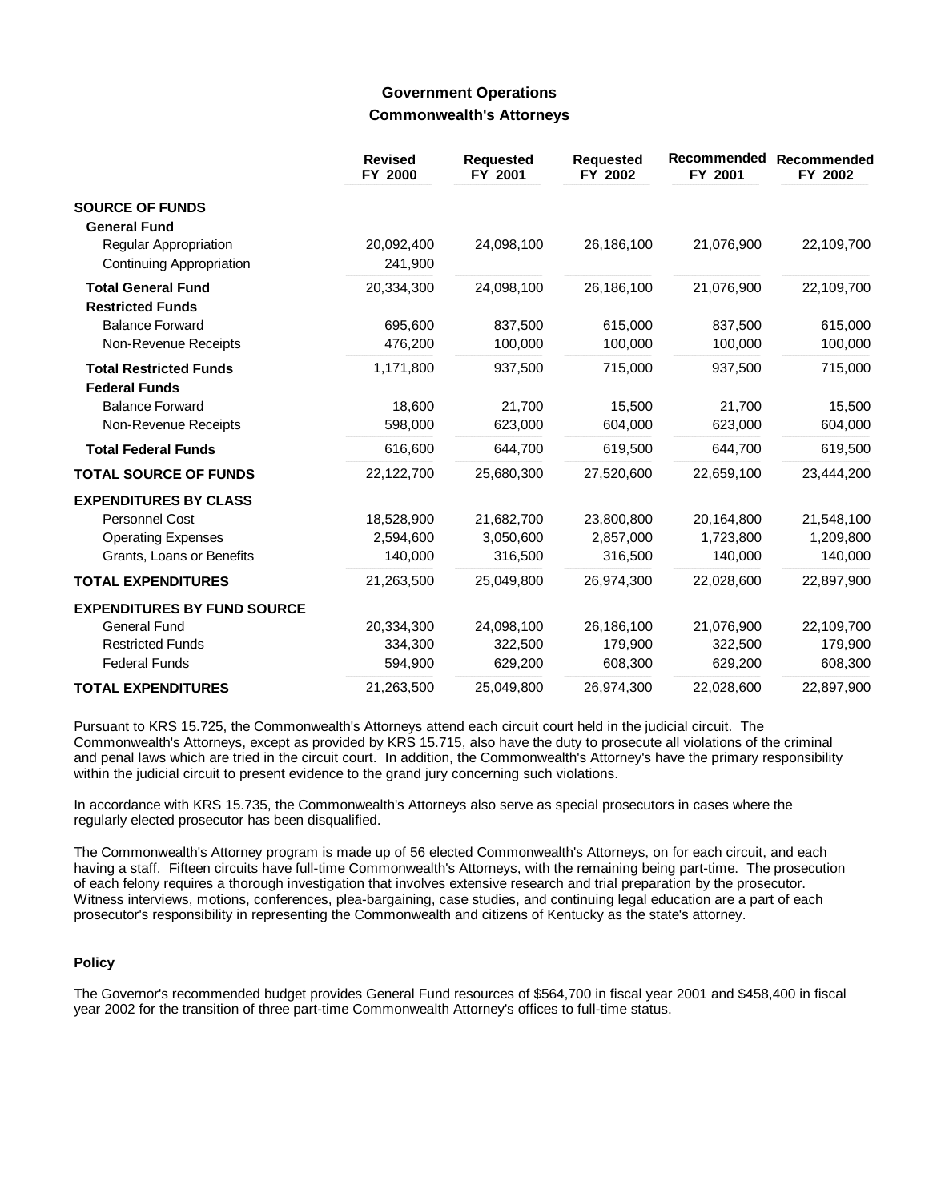## Government Operations
### Commonwealth's Attorneys

| | Revised FY 2000 | Requested FY 2001 | Requested FY 2002 | Recommended FY 2001 | Recommended FY 2002 |
|---|---|---|---|---|---|
| **SOURCE OF FUNDS** | | | | | |
| **General Fund** | | | | | |
| Regular Appropriation | 20,092,400 | 24,098,100 | 26,186,100 | 21,076,900 | 22,109,700 |
| Continuing Appropriation | 241,900 | | | | |
| **Total General Fund** | 20,334,300 | 24,098,100 | 26,186,100 | 21,076,900 | 22,109,700 |
| **Restricted Funds** | | | | | |
| Balance Forward | 695,600 | 837,500 | 615,000 | 837,500 | 615,000 |
| Non-Revenue Receipts | 476,200 | 100,000 | 100,000 | 100,000 | 100,000 |
| **Total Restricted Funds** | 1,171,800 | 937,500 | 715,000 | 937,500 | 715,000 |
| **Federal Funds** | | | | | |
| Balance Forward | 18,600 | 21,700 | 15,500 | 21,700 | 15,500 |
| Non-Revenue Receipts | 598,000 | 623,000 | 604,000 | 623,000 | 604,000 |
| **Total Federal Funds** | 616,600 | 644,700 | 619,500 | 644,700 | 619,500 |
| **TOTAL SOURCE OF FUNDS** | 22,122,700 | 25,680,300 | 27,520,600 | 22,659,100 | 23,444,200 |
| **EXPENDITURES BY CLASS** | | | | | |
| Personnel Cost | 18,528,900 | 21,682,700 | 23,800,800 | 20,164,800 | 21,548,100 |
| Operating Expenses | 2,594,600 | 3,050,600 | 2,857,000 | 1,723,800 | 1,209,800 |
| Grants, Loans or Benefits | 140,000 | 316,500 | 316,500 | 140,000 | 140,000 |
| **TOTAL EXPENDITURES** | 21,263,500 | 25,049,800 | 26,974,300 | 22,028,600 | 22,897,900 |
| **EXPENDITURES BY FUND SOURCE** | | | | | |
| General Fund | 20,334,300 | 24,098,100 | 26,186,100 | 21,076,900 | 22,109,700 |
| Restricted Funds | 334,300 | 322,500 | 179,900 | 322,500 | 179,900 |
| Federal Funds | 594,900 | 629,200 | 608,300 | 629,200 | 608,300 |
| **TOTAL EXPENDITURES** | 21,263,500 | 25,049,800 | 26,974,300 | 22,028,600 | 22,897,900 |

Pursuant to KRS 15.725, the Commonwealth's Attorneys attend each circuit court held in the judicial circuit. The Commonwealth's Attorneys, except as provided by KRS 15.715, also have the duty to prosecute all violations of the criminal and penal laws which are tried in the circuit court. In addition, the Commonwealth's Attorney's have the primary responsibility within the judicial circuit to present evidence to the grand jury concerning such violations.

In accordance with KRS 15.735, the Commonwealth's Attorneys also serve as special prosecutors in cases where the regularly elected prosecutor has been disqualified.

The Commonwealth's Attorney program is made up of 56 elected Commonwealth's Attorneys, on for each circuit, and each having a staff. Fifteen circuits have full-time Commonwealth's Attorneys, with the remaining being part-time. The prosecution of each felony requires a thorough investigation that involves extensive research and trial preparation by the prosecutor. Witness interviews, motions, conferences, plea-bargaining, case studies, and continuing legal education are a part of each prosecutor's responsibility in representing the Commonwealth and citizens of Kentucky as the state's attorney.

### Policy

The Governor's recommended budget provides General Fund resources of $564,700 in fiscal year 2001 and $458,400 in fiscal year 2002 for the transition of three part-time Commonwealth Attorney's offices to full-time status.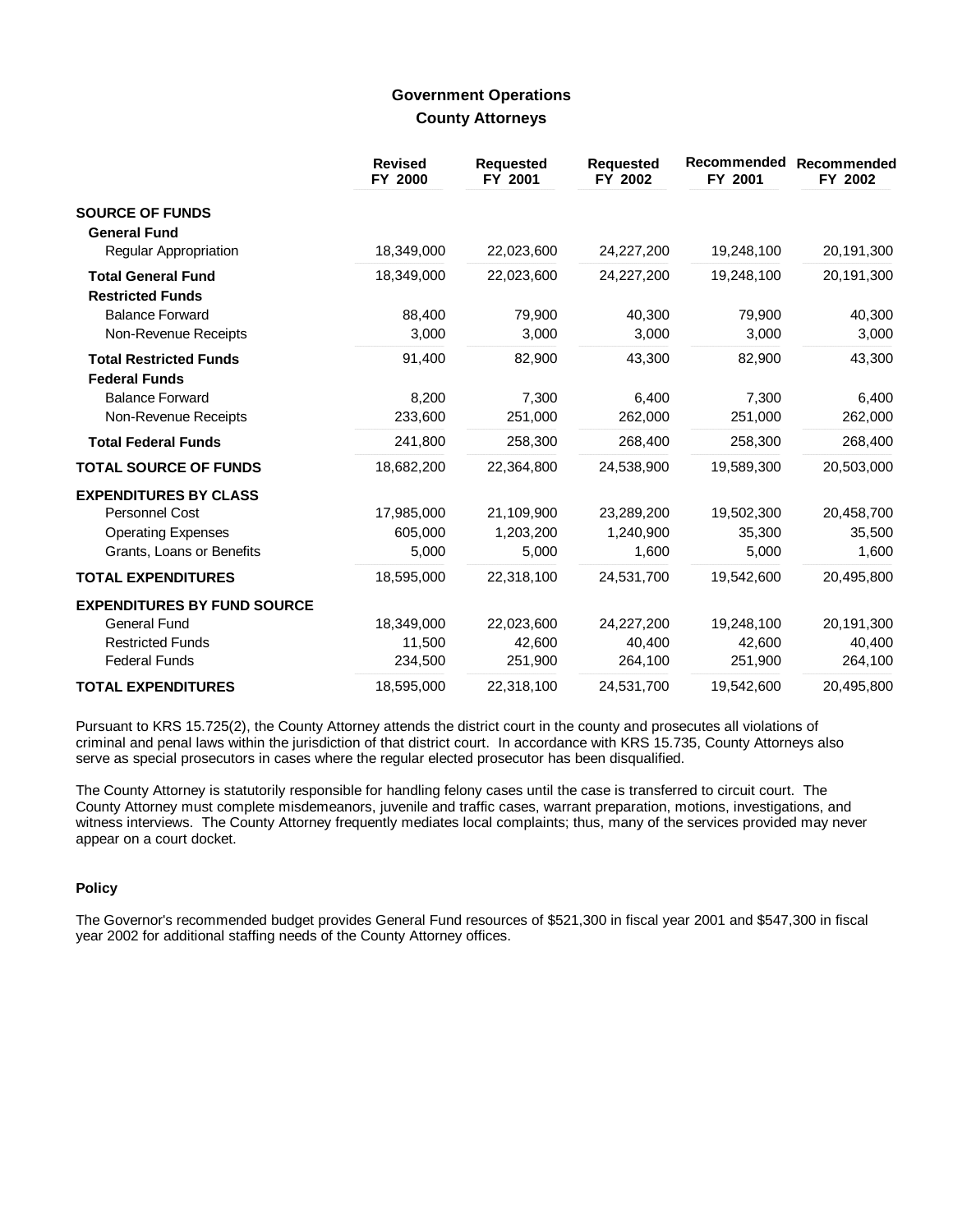## Government Operations

### County Attorneys

| | Revised FY 2000 | Requested FY 2001 | Requested FY 2002 | Recommended FY 2001 | Recommended FY 2002 |
|---|---|---|---|---|---|
| **SOURCE OF FUNDS** | | | | | |
| **General Fund** | | | | | |
| Regular Appropriation | 18,349,000 | 22,023,600 | 24,227,200 | 19,248,100 | 20,191,300 |
| **Total General Fund** | 18,349,000 | 22,023,600 | 24,227,200 | 19,248,100 | 20,191,300 |
| **Restricted Funds** | | | | | |
| Balance Forward | 88,400 | 79,900 | 40,300 | 79,900 | 40,300 |
| Non-Revenue Receipts | 3,000 | 3,000 | 3,000 | 3,000 | 3,000 |
| **Total Restricted Funds** | 91,400 | 82,900 | 43,300 | 82,900 | 43,300 |
| **Federal Funds** | | | | | |
| Balance Forward | 8,200 | 7,300 | 6,400 | 7,300 | 6,400 |
| Non-Revenue Receipts | 233,600 | 251,000 | 262,000 | 251,000 | 262,000 |
| **Total Federal Funds** | 241,800 | 258,300 | 268,400 | 258,300 | 268,400 |
| **TOTAL SOURCE OF FUNDS** | 18,682,200 | 22,364,800 | 24,538,900 | 19,589,300 | 20,503,000 |
| **EXPENDITURES BY CLASS** | | | | | |
| Personnel Cost | 17,985,000 | 21,109,900 | 23,289,200 | 19,502,300 | 20,458,700 |
| Operating Expenses | 605,000 | 1,203,200 | 1,240,900 | 35,300 | 35,500 |
| Grants, Loans or Benefits | 5,000 | 5,000 | 1,600 | 5,000 | 1,600 |
| **TOTAL EXPENDITURES** | 18,595,000 | 22,318,100 | 24,531,700 | 19,542,600 | 20,495,800 |
| **EXPENDITURES BY FUND SOURCE** | | | | | |
| General Fund | 18,349,000 | 22,023,600 | 24,227,200 | 19,248,100 | 20,191,300 |
| Restricted Funds | 11,500 | 42,600 | 40,400 | 42,600 | 40,400 |
| Federal Funds | 234,500 | 251,900 | 264,100 | 251,900 | 264,100 |
| **TOTAL EXPENDITURES** | 18,595,000 | 22,318,100 | 24,531,700 | 19,542,600 | 20,495,800 |

Pursuant to KRS 15.725(2), the County Attorney attends the district court in the county and prosecutes all violations of criminal and penal laws within the jurisdiction of that district court. In accordance with KRS 15.735, County Attorneys also serve as special prosecutors in cases where the regular elected prosecutor has been disqualified.

The County Attorney is statutorily responsible for handling felony cases until the case is transferred to circuit court. The County Attorney must complete misdemeanors, juvenile and traffic cases, warrant preparation, motions, investigations, and witness interviews. The County Attorney frequently mediates local complaints; thus, many of the services provided may never appear on a court docket.

#### Policy

The Governor's recommended budget provides General Fund resources of $521,300 in fiscal year 2001 and $547,300 in fiscal year 2002 for additional staffing needs of the County Attorney offices.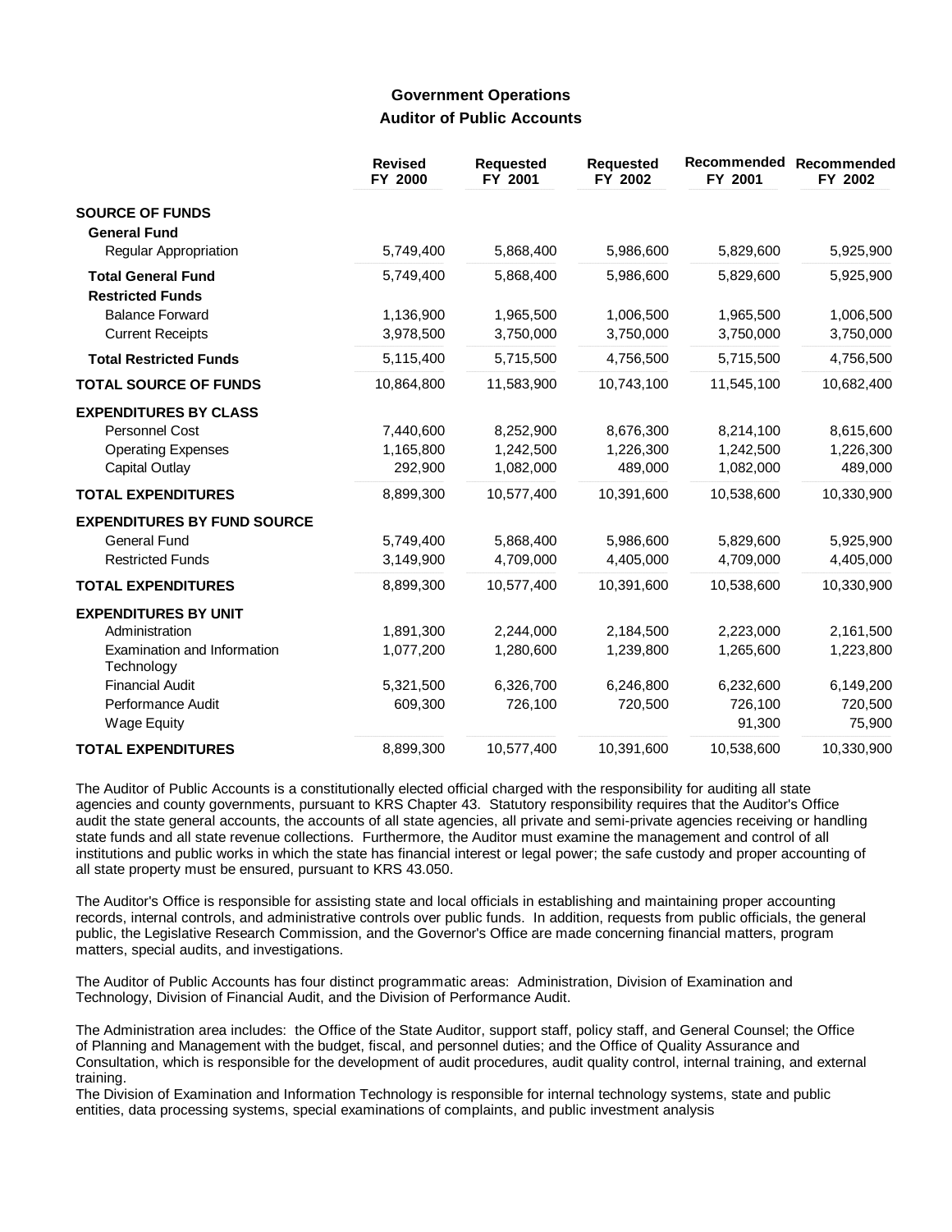## Government Operations

### Auditor of Public Accounts

| | Revised FY 2000 | Requested FY 2001 | Requested FY 2002 | Recommended FY 2001 | Recommended FY 2002 |
|---|---|---|---|---|---|
| **SOURCE OF FUNDS** | | | | | |
| **General Fund** | | | | | |
| Regular Appropriation | 5,749,400 | 5,868,400 | 5,986,600 | 5,829,600 | 5,925,900 |
| **Total General Fund** | 5,749,400 | 5,868,400 | 5,986,600 | 5,829,600 | 5,925,900 |
| **Restricted Funds** | | | | | |
| Balance Forward | 1,136,900 | 1,965,500 | 1,006,500 | 1,965,500 | 1,006,500 |
| Current Receipts | 3,978,500 | 3,750,000 | 3,750,000 | 3,750,000 | 3,750,000 |
| **Total Restricted Funds** | 5,115,400 | 5,715,500 | 4,756,500 | 5,715,500 | 4,756,500 |
| **TOTAL SOURCE OF FUNDS** | 10,864,800 | 11,583,900 | 10,743,100 | 11,545,100 | 10,682,400 |
| **EXPENDITURES BY CLASS** | | | | | |
| Personnel Cost | 7,440,600 | 8,252,900 | 8,676,300 | 8,214,100 | 8,615,600 |
| Operating Expenses | 1,165,800 | 1,242,500 | 1,226,300 | 1,242,500 | 1,226,300 |
| Capital Outlay | 292,900 | 1,082,000 | 489,000 | 1,082,000 | 489,000 |
| **TOTAL EXPENDITURES** | 8,899,300 | 10,577,400 | 10,391,600 | 10,538,600 | 10,330,900 |
| **EXPENDITURES BY FUND SOURCE** | | | | | |
| General Fund | 5,749,400 | 5,868,400 | 5,986,600 | 5,829,600 | 5,925,900 |
| Restricted Funds | 3,149,900 | 4,709,000 | 4,405,000 | 4,709,000 | 4,405,000 |
| **TOTAL EXPENDITURES** | 8,899,300 | 10,577,400 | 10,391,600 | 10,538,600 | 10,330,900 |
| **EXPENDITURES BY UNIT** | | | | | |
| Administration | 1,891,300 | 2,244,000 | 2,184,500 | 2,223,000 | 2,161,500 |
| Examination and Information Technology | 1,077,200 | 1,280,600 | 1,239,800 | 1,265,600 | 1,223,800 |
| Financial Audit | 5,321,500 | 6,326,700 | 6,246,800 | 6,232,600 | 6,149,200 |
| Performance Audit | 609,300 | 726,100 | 720,500 | 726,100 | 720,500 |
| Wage Equity | | | | 91,300 | 75,900 |
| **TOTAL EXPENDITURES** | 8,899,300 | 10,577,400 | 10,391,600 | 10,538,600 | 10,330,900 |

The Auditor of Public Accounts is a constitutionally elected official charged with the responsibility for auditing all state agencies and county governments, pursuant to KRS Chapter 43. Statutory responsibility requires that the Auditor's Office audit the state general accounts, the accounts of all state agencies, all private and semi-private agencies receiving or handling state funds and all state revenue collections. Furthermore, the Auditor must examine the management and control of all institutions and public works in which the state has financial interest or legal power; the safe custody and proper accounting of all state property must be ensured, pursuant to KRS 43.050.

The Auditor's Office is responsible for assisting state and local officials in establishing and maintaining proper accounting records, internal controls, and administrative controls over public funds. In addition, requests from public officials, the general public, the Legislative Research Commission, and the Governor's Office are made concerning financial matters, program matters, special audits, and investigations.

The Auditor of Public Accounts has four distinct programmatic areas: Administration, Division of Examination and Technology, Division of Financial Audit, and the Division of Performance Audit.

The Administration area includes: the Office of the State Auditor, support staff, policy staff, and General Counsel; the Office of Planning and Management with the budget, fiscal, and personnel duties; and the Office of Quality Assurance and Consultation, which is responsible for the development of audit procedures, audit quality control, internal training, and external training.

The Division of Examination and Information Technology is responsible for internal technology systems, state and public entities, data processing systems, special examinations of complaints, and public investment analysis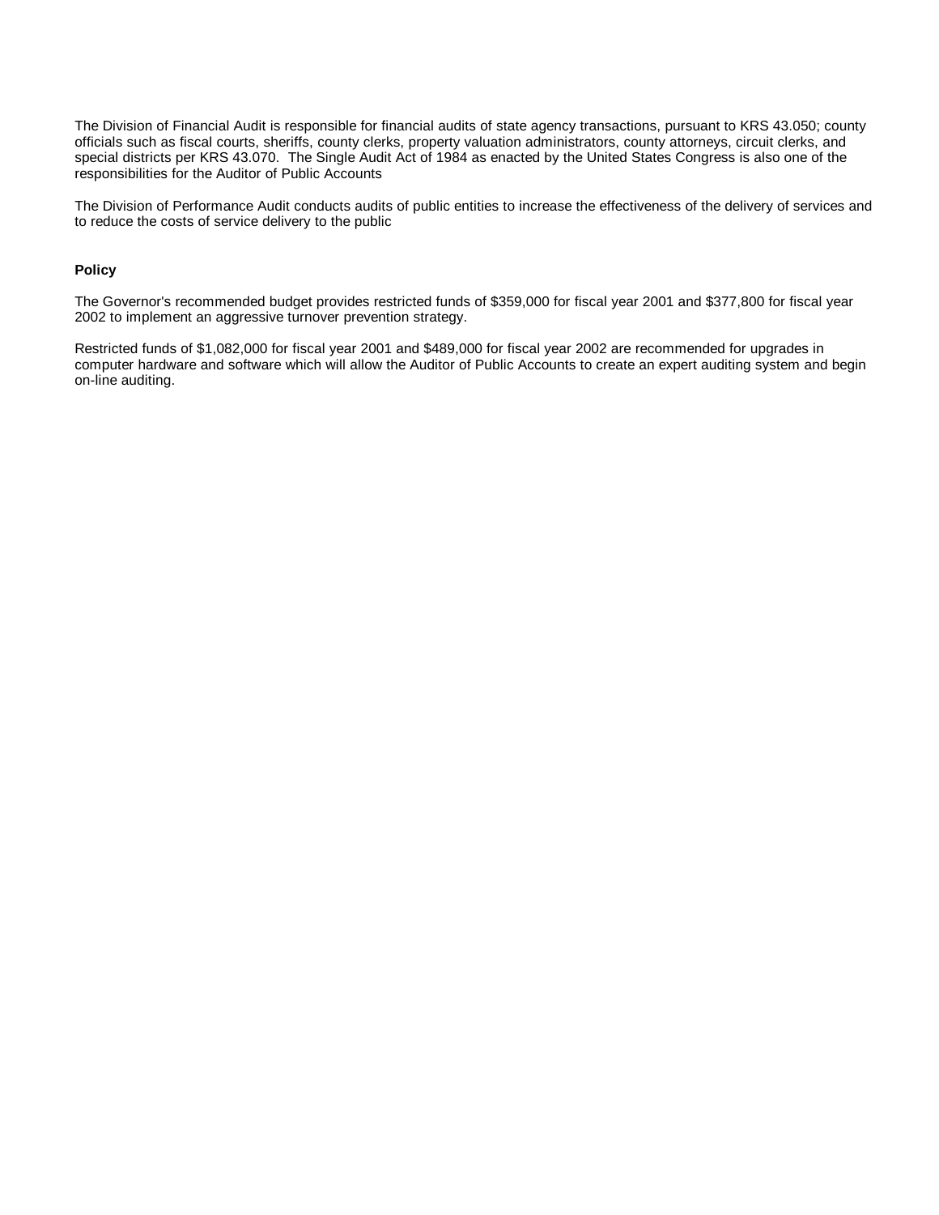The Division of Financial Audit is responsible for financial audits of state agency transactions, pursuant to KRS 43.050; county officials such as fiscal courts, sheriffs, county clerks, property valuation administrators, county attorneys, circuit clerks, and special districts per KRS 43.070. The Single Audit Act of 1984 as enacted by the United States Congress is also one of the responsibilities for the Auditor of Public Accounts

The Division of Performance Audit conducts audits of public entities to increase the effectiveness of the delivery of services and to reduce the costs of service delivery to the public

**Policy**

The Governor's recommended budget provides restricted funds of $359,000 for fiscal year 2001 and $377,800 for fiscal year 2002 to implement an aggressive turnover prevention strategy.

Restricted funds of $1,082,000 for fiscal year 2001 and $489,000 for fiscal year 2002 are recommended for upgrades in computer hardware and software which will allow the Auditor of Public Accounts to create an expert auditing system and begin on-line auditing.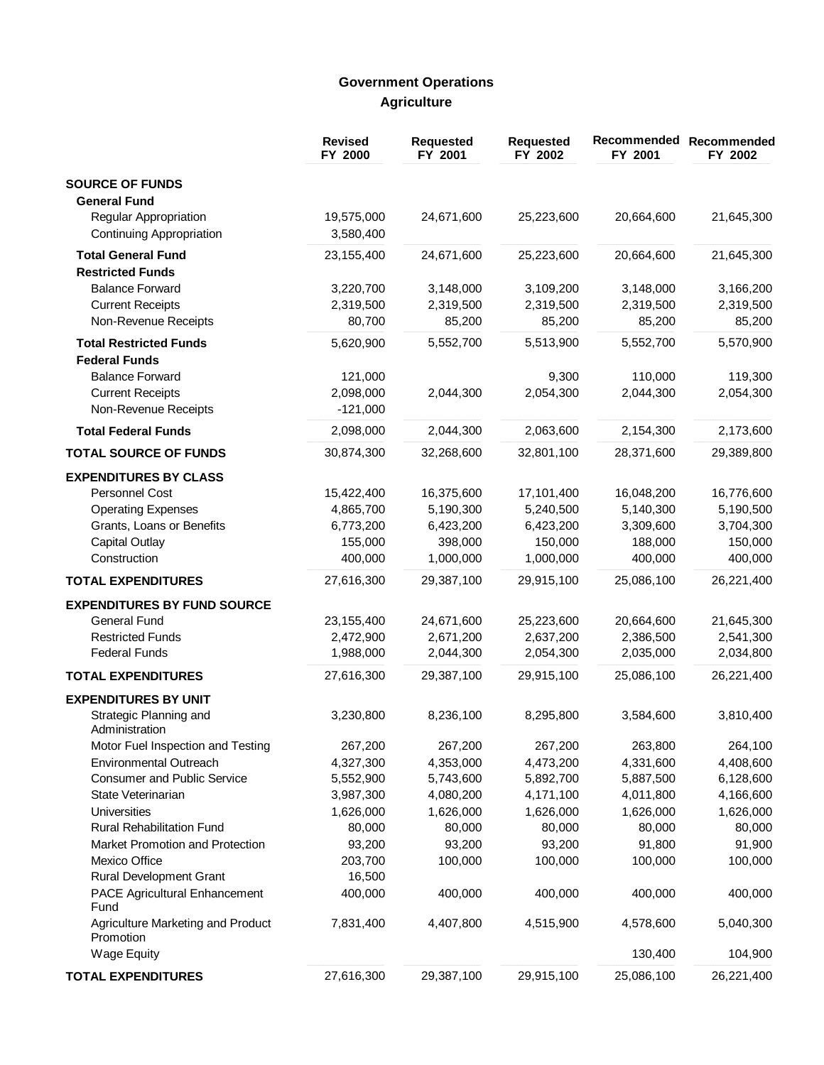## Government Operations

### Agriculture

| | Revised FY 2000 | Requested FY 2001 | Requested FY 2002 | Recommended FY 2001 | Recommended FY 2002 |
|---|---|---|---|---|---|
| **SOURCE OF FUNDS** | | | | | |
| **General Fund** | | | | | |
| Regular Appropriation | 19,575,000 | 24,671,600 | 25,223,600 | 20,664,600 | 21,645,300 |
| Continuing Appropriation | 3,580,400 | | | | |
| **Total General Fund** | 23,155,400 | 24,671,600 | 25,223,600 | 20,664,600 | 21,645,300 |
| **Restricted Funds** | | | | | |
| Balance Forward | 3,220,700 | 3,148,000 | 3,109,200 | 3,148,000 | 3,166,200 |
| Current Receipts | 2,319,500 | 2,319,500 | 2,319,500 | 2,319,500 | 2,319,500 |
| Non-Revenue Receipts | 80,700 | 85,200 | 85,200 | 85,200 | 85,200 |
| **Total Restricted Funds** | 5,620,900 | 5,552,700 | 5,513,900 | 5,552,700 | 5,570,900 |
| **Federal Funds** | | | | | |
| Balance Forward | 121,000 | | 9,300 | 110,000 | 119,300 |
| Current Receipts | 2,098,000 | 2,044,300 | 2,054,300 | 2,044,300 | 2,054,300 |
| Non-Revenue Receipts | -121,000 | | | | |
| **Total Federal Funds** | 2,098,000 | 2,044,300 | 2,063,600 | 2,154,300 | 2,173,600 |
| **TOTAL SOURCE OF FUNDS** | 30,874,300 | 32,268,600 | 32,801,100 | 28,371,600 | 29,389,800 |
| **EXPENDITURES BY CLASS** | | | | | |
| Personnel Cost | 15,422,400 | 16,375,600 | 17,101,400 | 16,048,200 | 16,776,600 |
| Operating Expenses | 4,865,700 | 5,190,300 | 5,240,500 | 5,140,300 | 5,190,500 |
| Grants, Loans or Benefits | 6,773,200 | 6,423,200 | 6,423,200 | 3,309,600 | 3,704,300 |
| Capital Outlay | 155,000 | 398,000 | 150,000 | 188,000 | 150,000 |
| Construction | 400,000 | 1,000,000 | 1,000,000 | 400,000 | 400,000 |
| **TOTAL EXPENDITURES** | 27,616,300 | 29,387,100 | 29,915,100 | 25,086,100 | 26,221,400 |
| **EXPENDITURES BY FUND SOURCE** | | | | | |
| General Fund | 23,155,400 | 24,671,600 | 25,223,600 | 20,664,600 | 21,645,300 |
| Restricted Funds | 2,472,900 | 2,671,200 | 2,637,200 | 2,386,500 | 2,541,300 |
| Federal Funds | 1,988,000 | 2,044,300 | 2,054,300 | 2,035,000 | 2,034,800 |
| **TOTAL EXPENDITURES** | 27,616,300 | 29,387,100 | 29,915,100 | 25,086,100 | 26,221,400 |
| **EXPENDITURES BY UNIT** | | | | | |
| Strategic Planning and Administration | 3,230,800 | 8,236,100 | 8,295,800 | 3,584,600 | 3,810,400 |
| Motor Fuel Inspection and Testing | 267,200 | 267,200 | 267,200 | 263,800 | 264,100 |
| Environmental Outreach | 4,327,300 | 4,353,000 | 4,473,200 | 4,331,600 | 4,408,600 |
| Consumer and Public Service | 5,552,900 | 5,743,600 | 5,892,700 | 5,887,500 | 6,128,600 |
| State Veterinarian | 3,987,300 | 4,080,200 | 4,171,100 | 4,011,800 | 4,166,600 |
| Universities | 1,626,000 | 1,626,000 | 1,626,000 | 1,626,000 | 1,626,000 |
| Rural Rehabilitation Fund | 80,000 | 80,000 | 80,000 | 80,000 | 80,000 |
| Market Promotion and Protection | 93,200 | 93,200 | 93,200 | 91,800 | 91,900 |
| Mexico Office | 203,700 | 100,000 | 100,000 | 100,000 | 100,000 |
| Rural Development Grant | 16,500 | | | | |
| PACE Agricultural Enhancement Fund | 400,000 | 400,000 | 400,000 | 400,000 | 400,000 |
| Agriculture Marketing and Product Promotion | 7,831,400 | 4,407,800 | 4,515,900 | 4,578,600 | 5,040,300 |
| Wage Equity | | | | 130,400 | 104,900 |
| **TOTAL EXPENDITURES** | 27,616,300 | 29,387,100 | 29,915,100 | 25,086,100 | 26,221,400 |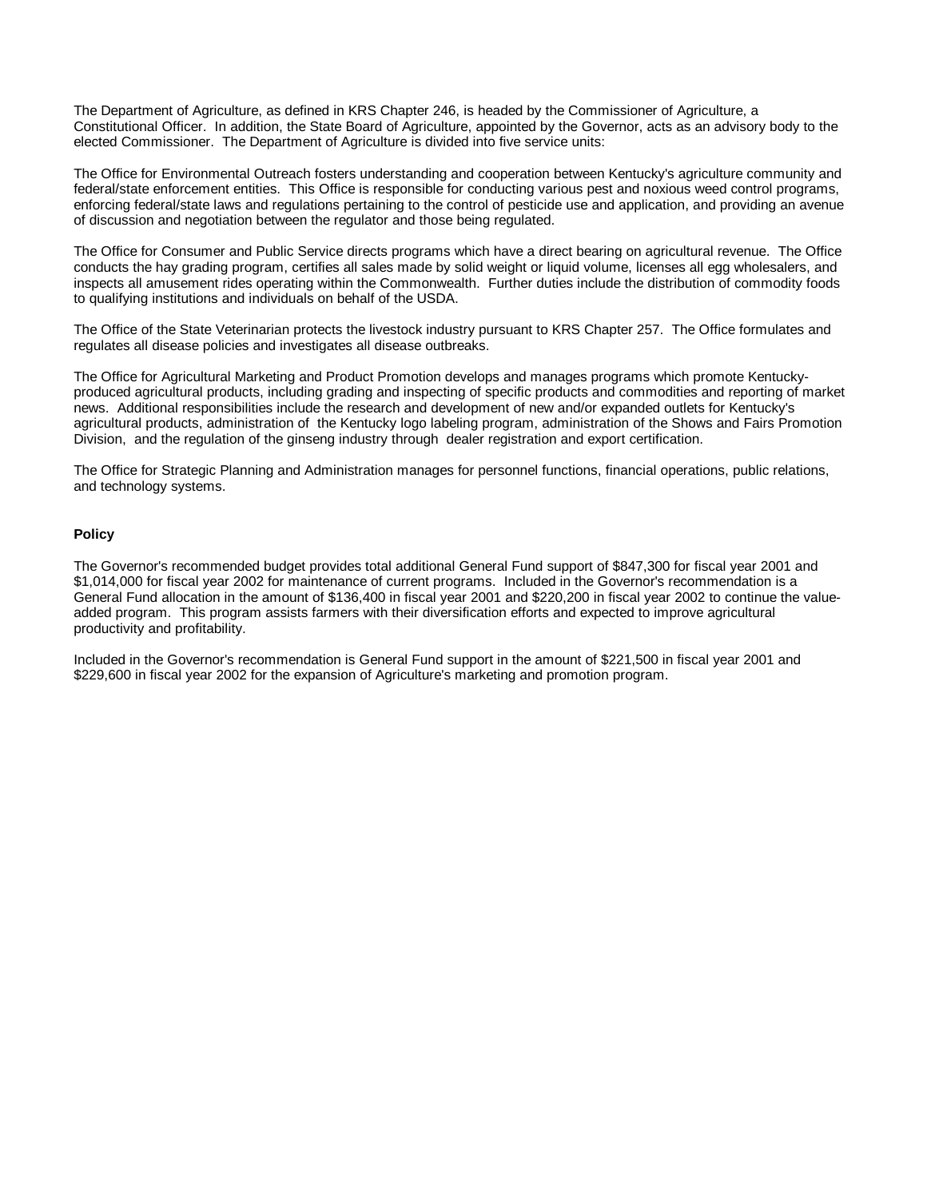The Department of Agriculture, as defined in KRS Chapter 246, is headed by the Commissioner of Agriculture, a Constitutional Officer. In addition, the State Board of Agriculture, appointed by the Governor, acts as an advisory body to the elected Commissioner. The Department of Agriculture is divided into five service units:

The Office for Environmental Outreach fosters understanding and cooperation between Kentucky's agriculture community and federal/state enforcement entities. This Office is responsible for conducting various pest and noxious weed control programs, enforcing federal/state laws and regulations pertaining to the control of pesticide use and application, and providing an avenue of discussion and negotiation between the regulator and those being regulated.

The Office for Consumer and Public Service directs programs which have a direct bearing on agricultural revenue. The Office conducts the hay grading program, certifies all sales made by solid weight or liquid volume, licenses all egg wholesalers, and inspects all amusement rides operating within the Commonwealth. Further duties include the distribution of commodity foods to qualifying institutions and individuals on behalf of the USDA.

The Office of the State Veterinarian protects the livestock industry pursuant to KRS Chapter 257. The Office formulates and regulates all disease policies and investigates all disease outbreaks.

The Office for Agricultural Marketing and Product Promotion develops and manages programs which promote Kentucky-produced agricultural products, including grading and inspecting of specific products and commodities and reporting of market news. Additional responsibilities include the research and development of new and/or expanded outlets for Kentucky's agricultural products, administration of the Kentucky logo labeling program, administration of the Shows and Fairs Promotion Division, and the regulation of the ginseng industry through dealer registration and export certification.

The Office for Strategic Planning and Administration manages for personnel functions, financial operations, public relations, and technology systems.

**Policy**

The Governor's recommended budget provides total additional General Fund support of $847,300 for fiscal year 2001 and $1,014,000 for fiscal year 2002 for maintenance of current programs. Included in the Governor's recommendation is a General Fund allocation in the amount of $136,400 in fiscal year 2001 and $220,200 in fiscal year 2002 to continue the value-added program. This program assists farmers with their diversification efforts and expected to improve agricultural productivity and profitability.

Included in the Governor's recommendation is General Fund support in the amount of $221,500 in fiscal year 2001 and $229,600 in fiscal year 2002 for the expansion of Agriculture's marketing and promotion program.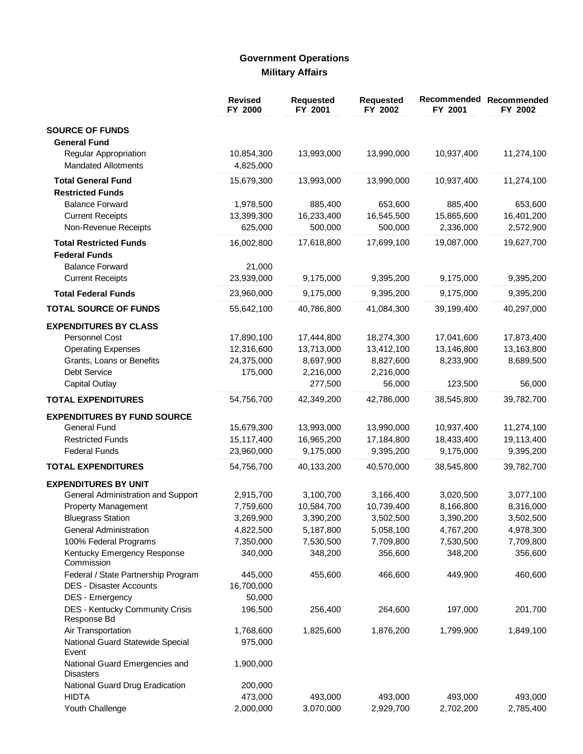# Government Operations

## Military Affairs

| | Revised FY 2000 | Requested FY 2001 | Requested FY 2002 | Recommended FY 2001 | Recommended FY 2002 |
|---|---|---|---|---|---|
| **SOURCE OF FUNDS** | | | | | |
| **General Fund** | | | | | |
| Regular Appropriation | 10,854,300 | 13,993,000 | 13,990,000 | 10,937,400 | 11,274,100 |
| Mandated Allotments | 4,825,000 | | | | |
| **Total General Fund** | 15,679,300 | 13,993,000 | 13,990,000 | 10,937,400 | 11,274,100 |
| **Restricted Funds** | | | | | |
| Balance Forward | 1,978,500 | 885,400 | 653,600 | 885,400 | 653,600 |
| Current Receipts | 13,399,300 | 16,233,400 | 16,545,500 | 15,865,600 | 16,401,200 |
| Non-Revenue Receipts | 625,000 | 500,000 | 500,000 | 2,336,000 | 2,572,900 |
| **Total Restricted Funds** | 16,002,800 | 17,618,800 | 17,699,100 | 19,087,000 | 19,627,700 |
| **Federal Funds** | | | | | |
| Balance Forward | 21,000 | | | | |
| Current Receipts | 23,939,000 | 9,175,000 | 9,395,200 | 9,175,000 | 9,395,200 |
| **Total Federal Funds** | 23,960,000 | 9,175,000 | 9,395,200 | 9,175,000 | 9,395,200 |
| **TOTAL SOURCE OF FUNDS** | 55,642,100 | 40,786,800 | 41,084,300 | 39,199,400 | 40,297,000 |
| **EXPENDITURES BY CLASS** | | | | | |
| Personnel Cost | 17,890,100 | 17,444,800 | 18,274,300 | 17,041,600 | 17,873,400 |
| Operating Expenses | 12,316,600 | 13,713,000 | 13,412,100 | 13,146,800 | 13,163,800 |
| Grants, Loans or Benefits | 24,375,000 | 8,697,900 | 8,827,600 | 8,233,900 | 8,689,500 |
| Debt Service | 175,000 | 2,216,000 | 2,216,000 | | |
| Capital Outlay | | 277,500 | 56,000 | 123,500 | 56,000 |
| **TOTAL EXPENDITURES** | 54,756,700 | 42,349,200 | 42,786,000 | 38,545,800 | 39,782,700 |
| **EXPENDITURES BY FUND SOURCE** | | | | | |
| General Fund | 15,679,300 | 13,993,000 | 13,990,000 | 10,937,400 | 11,274,100 |
| Restricted Funds | 15,117,400 | 16,965,200 | 17,184,800 | 18,433,400 | 19,113,400 |
| Federal Funds | 23,960,000 | 9,175,000 | 9,395,200 | 9,175,000 | 9,395,200 |
| **TOTAL EXPENDITURES** | 54,756,700 | 40,133,200 | 40,570,000 | 38,545,800 | 39,782,700 |
| **EXPENDITURES BY UNIT** | | | | | |
| General Administration and Support | 2,915,700 | 3,100,700 | 3,166,400 | 3,020,500 | 3,077,100 |
| Property Management | 7,759,600 | 10,584,700 | 10,739,400 | 8,166,800 | 8,316,000 |
| Bluegrass Station | 3,269,900 | 3,390,200 | 3,502,500 | 3,390,200 | 3,502,500 |
| General Administration | 4,822,500 | 5,187,800 | 5,058,100 | 4,767,200 | 4,978,300 |
| 100% Federal Programs | 7,350,000 | 7,530,500 | 7,709,800 | 7,530,500 | 7,709,800 |
| Kentucky Emergency Response Commission | 340,000 | 348,200 | 356,600 | 348,200 | 356,600 |
| Federal / State Partnership Program | 445,000 | 455,600 | 466,600 | 449,900 | 460,600 |
| DES - Disaster Accounts | 16,700,000 | | | | |
| DES - Emergency | 50,000 | | | | |
| DES - Kentucky Community Crisis Response Bd | 196,500 | 256,400 | 264,600 | 197,000 | 201,700 |
| Air Transportation | 1,768,600 | 1,825,600 | 1,876,200 | 1,799,900 | 1,849,100 |
| National Guard Statewide Special Event | 975,000 | | | | |
| National Guard Emergencies and Disasters | 1,900,000 | | | | |
| National Guard Drug Eradication | 200,000 | | | | |
| HIDTA | 473,000 | 493,000 | 493,000 | 493,000 | 493,000 |
| Youth Challenge | 2,000,000 | 3,070,000 | 2,929,700 | 2,702,200 | 2,785,400 |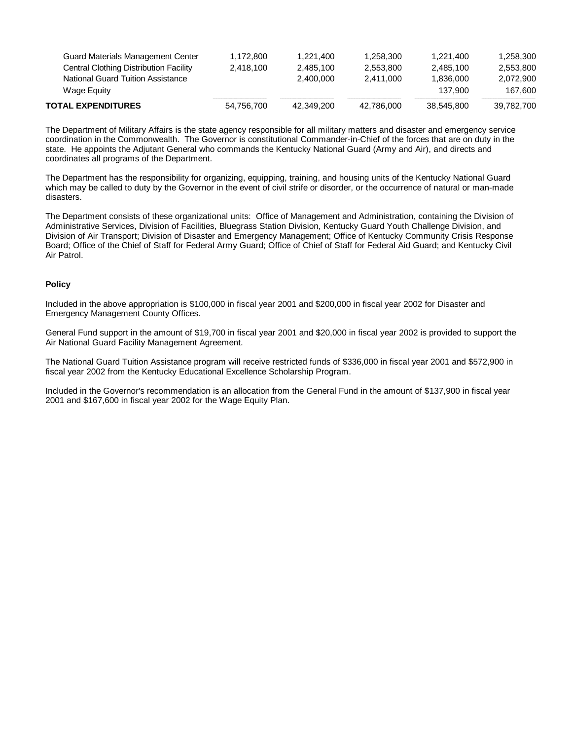| | | | | | |
|---|---|---|---|---|---|
| Guard Materials Management Center | 1,172,800 | 1,221,400 | 1,258,300 | 1,221,400 | 1,258,300 |
| Central Clothing Distribution Facility | 2,418,100 | 2,485,100 | 2,553,800 | 2,485,100 | 2,553,800 |
| National Guard Tuition Assistance | | 2,400,000 | 2,411,000 | 1,836,000 | 2,072,900 |
| Wage Equity | | | | 137,900 | 167,600 |
| **TOTAL EXPENDITURES** | 54,756,700 | 42,349,200 | 42,786,000 | 38,545,800 | 39,782,700 |

The Department of Military Affairs is the state agency responsible for all military matters and disaster and emergency service coordination in the Commonwealth. The Governor is constitutional Commander-in-Chief of the forces that are on duty in the state. He appoints the Adjutant General who commands the Kentucky National Guard (Army and Air), and directs and coordinates all programs of the Department.

The Department has the responsibility for organizing, equipping, training, and housing units of the Kentucky National Guard which may be called to duty by the Governor in the event of civil strife or disorder, or the occurrence of natural or man-made disasters.

The Department consists of these organizational units: Office of Management and Administration, containing the Division of Administrative Services, Division of Facilities, Bluegrass Station Division, Kentucky Guard Youth Challenge Division, and Division of Air Transport; Division of Disaster and Emergency Management; Office of Kentucky Community Crisis Response Board; Office of the Chief of Staff for Federal Army Guard; Office of Chief of Staff for Federal Aid Guard; and Kentucky Civil Air Patrol.

**Policy**

Included in the above appropriation is $100,000 in fiscal year 2001 and $200,000 in fiscal year 2002 for Disaster and Emergency Management County Offices.

General Fund support in the amount of $19,700 in fiscal year 2001 and $20,000 in fiscal year 2002 is provided to support the Air National Guard Facility Management Agreement.

The National Guard Tuition Assistance program will receive restricted funds of $336,000 in fiscal year 2001 and $572,900 in fiscal year 2002 from the Kentucky Educational Excellence Scholarship Program.

Included in the Governor's recommendation is an allocation from the General Fund in the amount of $137,900 in fiscal year 2001 and $167,600 in fiscal year 2002 for the Wage Equity Plan.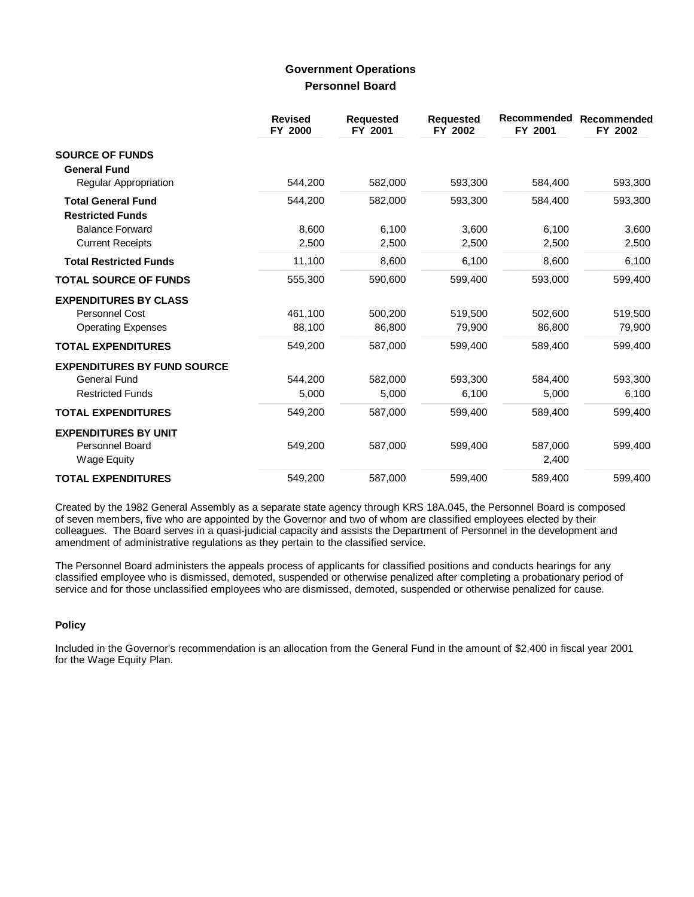## Government Operations

### Personnel Board

| | Revised FY 2000 | Requested FY 2001 | Requested FY 2002 | Recommended FY 2001 | Recommended FY 2002 |
|---|---|---|---|---|---|
| **SOURCE OF FUNDS** | | | | | |
| **General Fund** | | | | | |
| Regular Appropriation | 544,200 | 582,000 | 593,300 | 584,400 | 593,300 |
| **Total General Fund** | 544,200 | 582,000 | 593,300 | 584,400 | 593,300 |
| **Restricted Funds** | | | | | |
| Balance Forward | 8,600 | 6,100 | 3,600 | 6,100 | 3,600 |
| Current Receipts | 2,500 | 2,500 | 2,500 | 2,500 | 2,500 |
| **Total Restricted Funds** | 11,100 | 8,600 | 6,100 | 8,600 | 6,100 |
| **TOTAL SOURCE OF FUNDS** | 555,300 | 590,600 | 599,400 | 593,000 | 599,400 |
| **EXPENDITURES BY CLASS** | | | | | |
| Personnel Cost | 461,100 | 500,200 | 519,500 | 502,600 | 519,500 |
| Operating Expenses | 88,100 | 86,800 | 79,900 | 86,800 | 79,900 |
| **TOTAL EXPENDITURES** | 549,200 | 587,000 | 599,400 | 589,400 | 599,400 |
| **EXPENDITURES BY FUND SOURCE** | | | | | |
| General Fund | 544,200 | 582,000 | 593,300 | 584,400 | 593,300 |
| Restricted Funds | 5,000 | 5,000 | 6,100 | 5,000 | 6,100 |
| **TOTAL EXPENDITURES** | 549,200 | 587,000 | 599,400 | 589,400 | 599,400 |
| **EXPENDITURES BY UNIT** | | | | | |
| Personnel Board | 549,200 | 587,000 | 599,400 | 587,000 | 599,400 |
| Wage Equity | | | | 2,400 | |
| **TOTAL EXPENDITURES** | 549,200 | 587,000 | 599,400 | 589,400 | 599,400 |

Created by the 1982 General Assembly as a separate state agency through KRS 18A.045, the Personnel Board is composed of seven members, five who are appointed by the Governor and two of whom are classified employees elected by their colleagues. The Board serves in a quasi-judicial capacity and assists the Department of Personnel in the development and amendment of administrative regulations as they pertain to the classified service.

The Personnel Board administers the appeals process of applicants for classified positions and conducts hearings for any classified employee who is dismissed, demoted, suspended or otherwise penalized after completing a probationary period of service and for those unclassified employees who are dismissed, demoted, suspended or otherwise penalized for cause.

#### Policy

Included in the Governor's recommendation is an allocation from the General Fund in the amount of $2,400 in fiscal year 2001 for the Wage Equity Plan.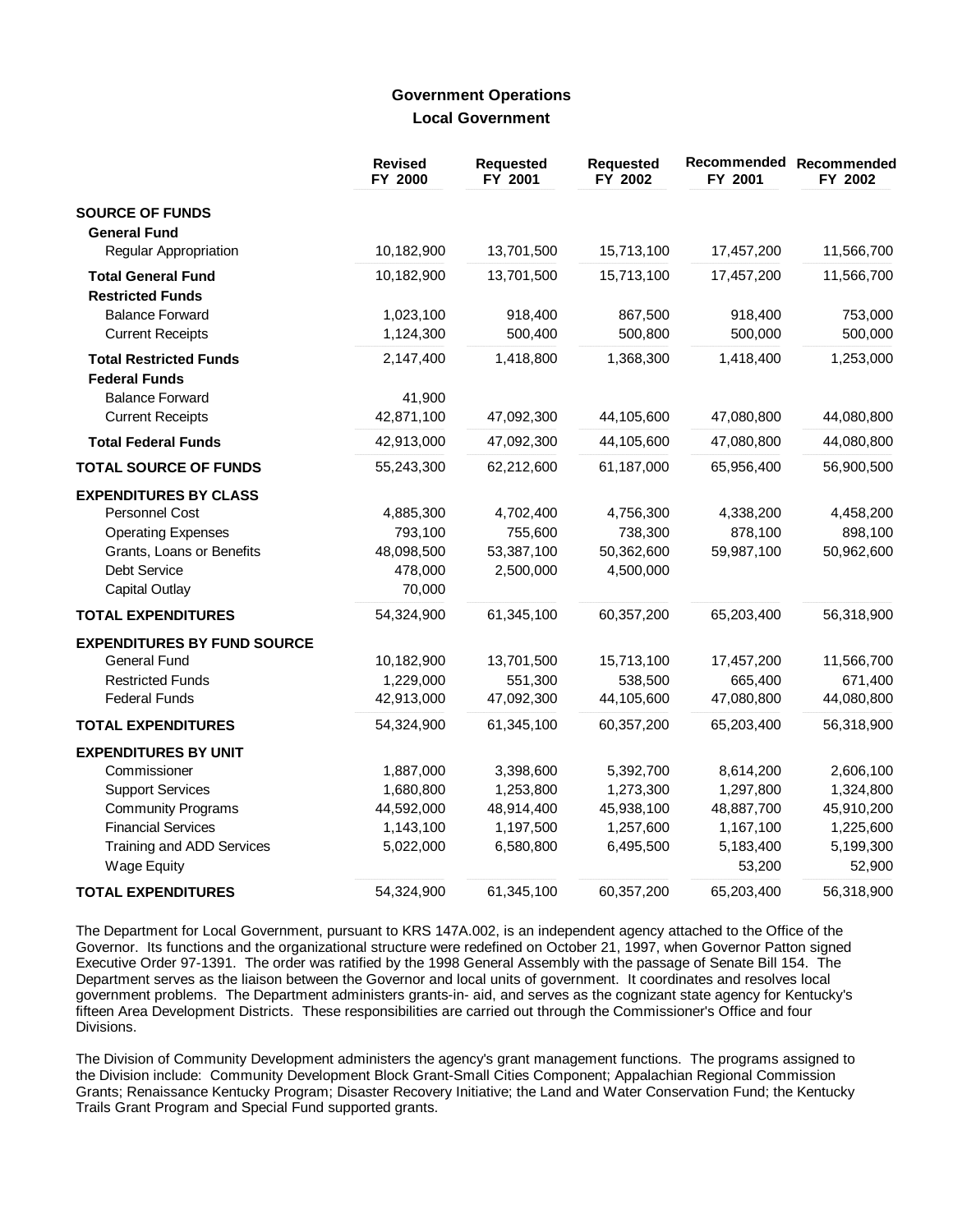## Government Operations
### Local Government

| | Revised FY 2000 | Requested FY 2001 | Requested FY 2002 | Recommended FY 2001 | Recommended FY 2002 |
|---|---|---|---|---|---|
| **SOURCE OF FUNDS** | | | | | |
| **General Fund** | | | | | |
| Regular Appropriation | 10,182,900 | 13,701,500 | 15,713,100 | 17,457,200 | 11,566,700 |
| **Total General Fund** | 10,182,900 | 13,701,500 | 15,713,100 | 17,457,200 | 11,566,700 |
| **Restricted Funds** | | | | | |
| Balance Forward | 1,023,100 | 918,400 | 867,500 | 918,400 | 753,000 |
| Current Receipts | 1,124,300 | 500,400 | 500,800 | 500,000 | 500,000 |
| **Total Restricted Funds** | 2,147,400 | 1,418,800 | 1,368,300 | 1,418,400 | 1,253,000 |
| **Federal Funds** | | | | | |
| Balance Forward | 41,900 | | | | |
| Current Receipts | 42,871,100 | 47,092,300 | 44,105,600 | 47,080,800 | 44,080,800 |
| **Total Federal Funds** | 42,913,000 | 47,092,300 | 44,105,600 | 47,080,800 | 44,080,800 |
| **TOTAL SOURCE OF FUNDS** | 55,243,300 | 62,212,600 | 61,187,000 | 65,956,400 | 56,900,500 |
| **EXPENDITURES BY CLASS** | | | | | |
| Personnel Cost | 4,885,300 | 4,702,400 | 4,756,300 | 4,338,200 | 4,458,200 |
| Operating Expenses | 793,100 | 755,600 | 738,300 | 878,100 | 898,100 |
| Grants, Loans or Benefits | 48,098,500 | 53,387,100 | 50,362,600 | 59,987,100 | 50,962,600 |
| Debt Service | 478,000 | 2,500,000 | 4,500,000 | | |
| Capital Outlay | 70,000 | | | | |
| **TOTAL EXPENDITURES** | 54,324,900 | 61,345,100 | 60,357,200 | 65,203,400 | 56,318,900 |
| **EXPENDITURES BY FUND SOURCE** | | | | | |
| General Fund | 10,182,900 | 13,701,500 | 15,713,100 | 17,457,200 | 11,566,700 |
| Restricted Funds | 1,229,000 | 551,300 | 538,500 | 665,400 | 671,400 |
| Federal Funds | 42,913,000 | 47,092,300 | 44,105,600 | 47,080,800 | 44,080,800 |
| **TOTAL EXPENDITURES** | 54,324,900 | 61,345,100 | 60,357,200 | 65,203,400 | 56,318,900 |
| **EXPENDITURES BY UNIT** | | | | | |
| Commissioner | 1,887,000 | 3,398,600 | 5,392,700 | 8,614,200 | 2,606,100 |
| Support Services | 1,680,800 | 1,253,800 | 1,273,300 | 1,297,800 | 1,324,800 |
| Community Programs | 44,592,000 | 48,914,400 | 45,938,100 | 48,887,700 | 45,910,200 |
| Financial Services | 1,143,100 | 1,197,500 | 1,257,600 | 1,167,100 | 1,225,600 |
| Training and ADD Services | 5,022,000 | 6,580,800 | 6,495,500 | 5,183,400 | 5,199,300 |
| Wage Equity | | | | 53,200 | 52,900 |
| **TOTAL EXPENDITURES** | 54,324,900 | 61,345,100 | 60,357,200 | 65,203,400 | 56,318,900 |

The Department for Local Government, pursuant to KRS 147A.002, is an independent agency attached to the Office of the Governor. Its functions and the organizational structure were redefined on October 21, 1997, when Governor Patton signed Executive Order 97-1391. The order was ratified by the 1998 General Assembly with the passage of Senate Bill 154. The Department serves as the liaison between the Governor and local units of government. It coordinates and resolves local government problems. The Department administers grants-in- aid, and serves as the cognizant state agency for Kentucky's fifteen Area Development Districts. These responsibilities are carried out through the Commissioner's Office and four Divisions.

The Division of Community Development administers the agency's grant management functions. The programs assigned to the Division include: Community Development Block Grant-Small Cities Component; Appalachian Regional Commission Grants; Renaissance Kentucky Program; Disaster Recovery Initiative; the Land and Water Conservation Fund; the Kentucky Trails Grant Program and Special Fund supported grants.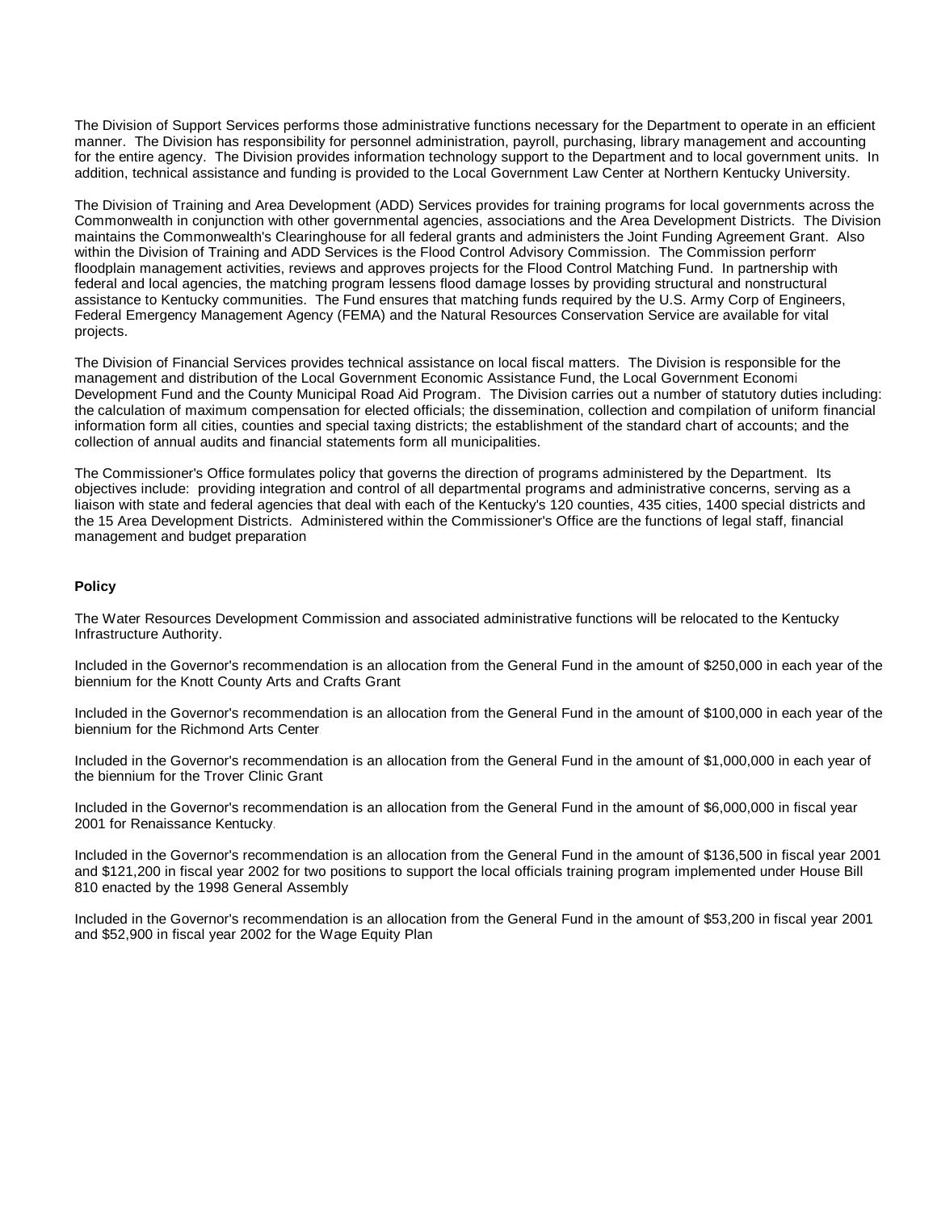The Division of Support Services performs those administrative functions necessary for the Department to operate in an efficient manner. The Division has responsibility for personnel administration, payroll, purchasing, library management and accounting for the entire agency. The Division provides information technology support to the Department and to local government units. In addition, technical assistance and funding is provided to the Local Government Law Center at Northern Kentucky University.

The Division of Training and Area Development (ADD) Services provides for training programs for local governments across the Commonwealth in conjunction with other governmental agencies, associations and the Area Development Districts. The Division maintains the Commonwealth's Clearinghouse for all federal grants and administers the Joint Funding Agreement Grant. Also within the Division of Training and ADD Services is the Flood Control Advisory Commission. The Commission perform floodplain management activities, reviews and approves projects for the Flood Control Matching Fund. In partnership with federal and local agencies, the matching program lessens flood damage losses by providing structural and nonstructural assistance to Kentucky communities. The Fund ensures that matching funds required by the U.S. Army Corp of Engineers, Federal Emergency Management Agency (FEMA) and the Natural Resources Conservation Service are available for vital projects.

The Division of Financial Services provides technical assistance on local fiscal matters. The Division is responsible for the management and distribution of the Local Government Economic Assistance Fund, the Local Government Economi Development Fund and the County Municipal Road Aid Program. The Division carries out a number of statutory duties including: the calculation of maximum compensation for elected officials; the dissemination, collection and compilation of uniform financial information form all cities, counties and special taxing districts; the establishment of the standard chart of accounts; and the collection of annual audits and financial statements form all municipalities.

The Commissioner's Office formulates policy that governs the direction of programs administered by the Department. Its objectives include: providing integration and control of all departmental programs and administrative concerns, serving as a liaison with state and federal agencies that deal with each of the Kentucky's 120 counties, 435 cities, 1400 special districts and the 15 Area Development Districts. Administered within the Commissioner's Office are the functions of legal staff, financial management and budget preparation

**Policy**

The Water Resources Development Commission and associated administrative functions will be relocated to the Kentucky Infrastructure Authority.

Included in the Governor's recommendation is an allocation from the General Fund in the amount of $250,000 in each year of the biennium for the Knott County Arts and Crafts Grant

Included in the Governor's recommendation is an allocation from the General Fund in the amount of $100,000 in each year of the biennium for the Richmond Arts Center.

Included in the Governor's recommendation is an allocation from the General Fund in the amount of $1,000,000 in each year of the biennium for the Trover Clinic Grant

Included in the Governor's recommendation is an allocation from the General Fund in the amount of $6,000,000 in fiscal year 2001 for Renaissance Kentucky.

Included in the Governor's recommendation is an allocation from the General Fund in the amount of $136,500 in fiscal year 2001 and $121,200 in fiscal year 2002 for two positions to support the local officials training program implemented under House Bill 810 enacted by the 1998 General Assembly

Included in the Governor's recommendation is an allocation from the General Fund in the amount of $53,200 in fiscal year 2001 and $52,900 in fiscal year 2002 for the Wage Equity Plan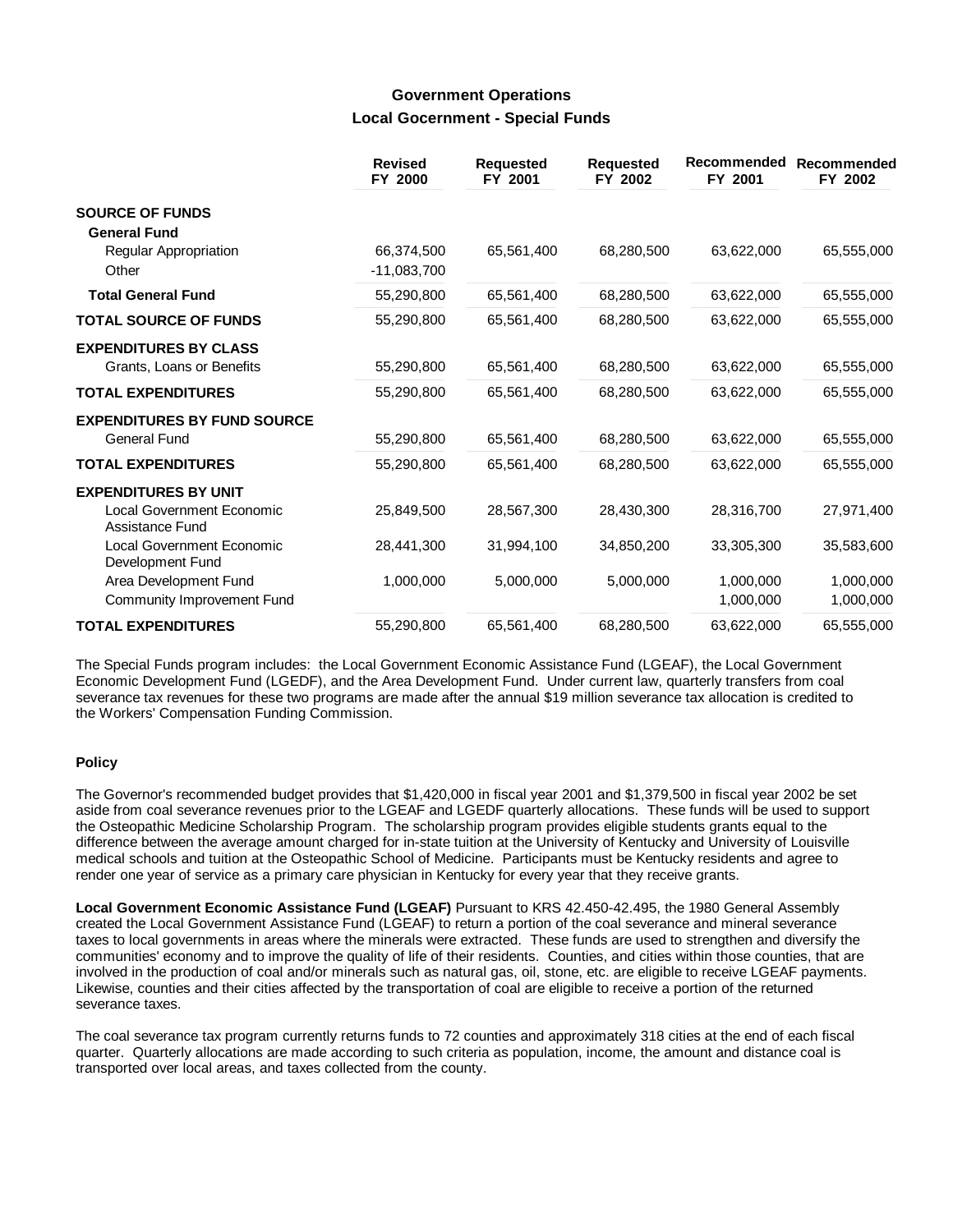## Government Operations

### Local Gocernment - Special Funds

| | Revised FY 2000 | Requested FY 2001 | Requested FY 2002 | Recommended FY 2001 | Recommended FY 2002 |
|---|---|---|---|---|---|
| **SOURCE OF FUNDS** | | | | | |
| **General Fund** | | | | | |
| Regular Appropriation | 66,374,500 | 65,561,400 | 68,280,500 | 63,622,000 | 65,555,000 |
| Other | -11,083,700 | | | | |
| **Total General Fund** | 55,290,800 | 65,561,400 | 68,280,500 | 63,622,000 | 65,555,000 |
| **TOTAL SOURCE OF FUNDS** | 55,290,800 | 65,561,400 | 68,280,500 | 63,622,000 | 65,555,000 |
| **EXPENDITURES BY CLASS** | | | | | |
| Grants, Loans or Benefits | 55,290,800 | 65,561,400 | 68,280,500 | 63,622,000 | 65,555,000 |
| **TOTAL EXPENDITURES** | 55,290,800 | 65,561,400 | 68,280,500 | 63,622,000 | 65,555,000 |
| **EXPENDITURES BY FUND SOURCE** | | | | | |
| General Fund | 55,290,800 | 65,561,400 | 68,280,500 | 63,622,000 | 65,555,000 |
| **TOTAL EXPENDITURES** | 55,290,800 | 65,561,400 | 68,280,500 | 63,622,000 | 65,555,000 |
| **EXPENDITURES BY UNIT** | | | | | |
| Local Government Economic Assistance Fund | 25,849,500 | 28,567,300 | 28,430,300 | 28,316,700 | 27,971,400 |
| Local Government Economic Development Fund | 28,441,300 | 31,994,100 | 34,850,200 | 33,305,300 | 35,583,600 |
| Area Development Fund | 1,000,000 | 5,000,000 | 5,000,000 | 1,000,000 | 1,000,000 |
| Community Improvement Fund | | | | 1,000,000 | 1,000,000 |
| **TOTAL EXPENDITURES** | 55,290,800 | 65,561,400 | 68,280,500 | 63,622,000 | 65,555,000 |

The Special Funds program includes: the Local Government Economic Assistance Fund (LGEAF), the Local Government Economic Development Fund (LGEDF), and the Area Development Fund. Under current law, quarterly transfers from coal severance tax revenues for these two programs are made after the annual $19 million severance tax allocation is credited to the Workers' Compensation Funding Commission.

#### Policy

The Governor's recommended budget provides that $1,420,000 in fiscal year 2001 and $1,379,500 in fiscal year 2002 be set aside from coal severance revenues prior to the LGEAF and LGEDF quarterly allocations. These funds will be used to support the Osteopathic Medicine Scholarship Program. The scholarship program provides eligible students grants equal to the difference between the average amount charged for in-state tuition at the University of Kentucky and University of Louisville medical schools and tuition at the Osteopathic School of Medicine. Participants must be Kentucky residents and agree to render one year of service as a primary care physician in Kentucky for every year that they receive grants.

**Local Government Economic Assistance Fund (LGEAF)** Pursuant to KRS 42.450-42.495, the 1980 General Assembly created the Local Government Assistance Fund (LGEAF) to return a portion of the coal severance and mineral severance taxes to local governments in areas where the minerals were extracted. These funds are used to strengthen and diversify the communities' economy and to improve the quality of life of their residents. Counties, and cities within those counties, that are involved in the production of coal and/or minerals such as natural gas, oil, stone, etc. are eligible to receive LGEAF payments. Likewise, counties and their cities affected by the transportation of coal are eligible to receive a portion of the returned severance taxes.

The coal severance tax program currently returns funds to 72 counties and approximately 318 cities at the end of each fiscal quarter. Quarterly allocations are made according to such criteria as population, income, the amount and distance coal is transported over local areas, and taxes collected from the county.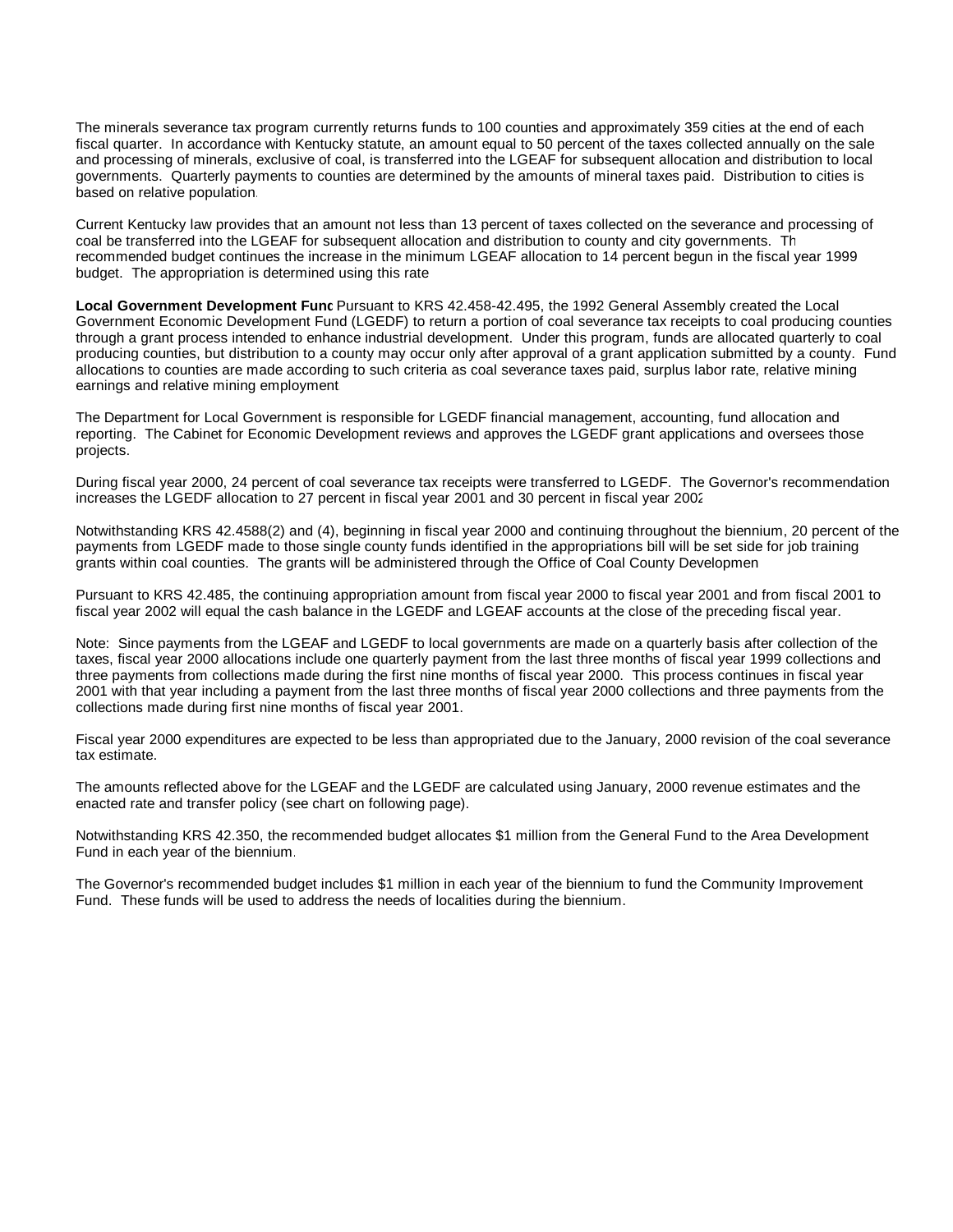The minerals severance tax program currently returns funds to 100 counties and approximately 359 cities at the end of each fiscal quarter. In accordance with Kentucky statute, an amount equal to 50 percent of the taxes collected annually on the sale and processing of minerals, exclusive of coal, is transferred into the LGEAF for subsequent allocation and distribution to local governments. Quarterly payments to counties are determined by the amounts of mineral taxes paid. Distribution to cities is based on relative population.

Current Kentucky law provides that an amount not less than 13 percent of taxes collected on the severance and processing of coal be transferred into the LGEAF for subsequent allocation and distribution to county and city governments. Th recommended budget continues the increase in the minimum LGEAF allocation to 14 percent begun in the fiscal year 1999 budget. The appropriation is determined using this rate

**Local Government Development Func** Pursuant to KRS 42.458-42.495, the 1992 General Assembly created the Local Government Economic Development Fund (LGEDF) to return a portion of coal severance tax receipts to coal producing counties through a grant process intended to enhance industrial development. Under this program, funds are allocated quarterly to coal producing counties, but distribution to a county may occur only after approval of a grant application submitted by a county. Fund allocations to counties are made according to such criteria as coal severance taxes paid, surplus labor rate, relative mining earnings and relative mining employment

The Department for Local Government is responsible for LGEDF financial management, accounting, fund allocation and reporting. The Cabinet for Economic Development reviews and approves the LGEDF grant applications and oversees those projects.

During fiscal year 2000, 24 percent of coal severance tax receipts were transferred to LGEDF. The Governor's recommendation increases the LGEDF allocation to 27 percent in fiscal year 2001 and 30 percent in fiscal year 2002

Notwithstanding KRS 42.4588(2) and (4), beginning in fiscal year 2000 and continuing throughout the biennium, 20 percent of the payments from LGEDF made to those single county funds identified in the appropriations bill will be set side for job training grants within coal counties. The grants will be administered through the Office of Coal County Developmen

Pursuant to KRS 42.485, the continuing appropriation amount from fiscal year 2000 to fiscal year 2001 and from fiscal 2001 to fiscal year 2002 will equal the cash balance in the LGEDF and LGEAF accounts at the close of the preceding fiscal year.

Note: Since payments from the LGEAF and LGEDF to local governments are made on a quarterly basis after collection of the taxes, fiscal year 2000 allocations include one quarterly payment from the last three months of fiscal year 1999 collections and three payments from collections made during the first nine months of fiscal year 2000. This process continues in fiscal year 2001 with that year including a payment from the last three months of fiscal year 2000 collections and three payments from the collections made during first nine months of fiscal year 2001.

Fiscal year 2000 expenditures are expected to be less than appropriated due to the January, 2000 revision of the coal severance tax estimate.

The amounts reflected above for the LGEAF and the LGEDF are calculated using January, 2000 revenue estimates and the enacted rate and transfer policy (see chart on following page).

Notwithstanding KRS 42.350, the recommended budget allocates $1 million from the General Fund to the Area Development Fund in each year of the biennium.

The Governor's recommended budget includes $1 million in each year of the biennium to fund the Community Improvement Fund. These funds will be used to address the needs of localities during the biennium.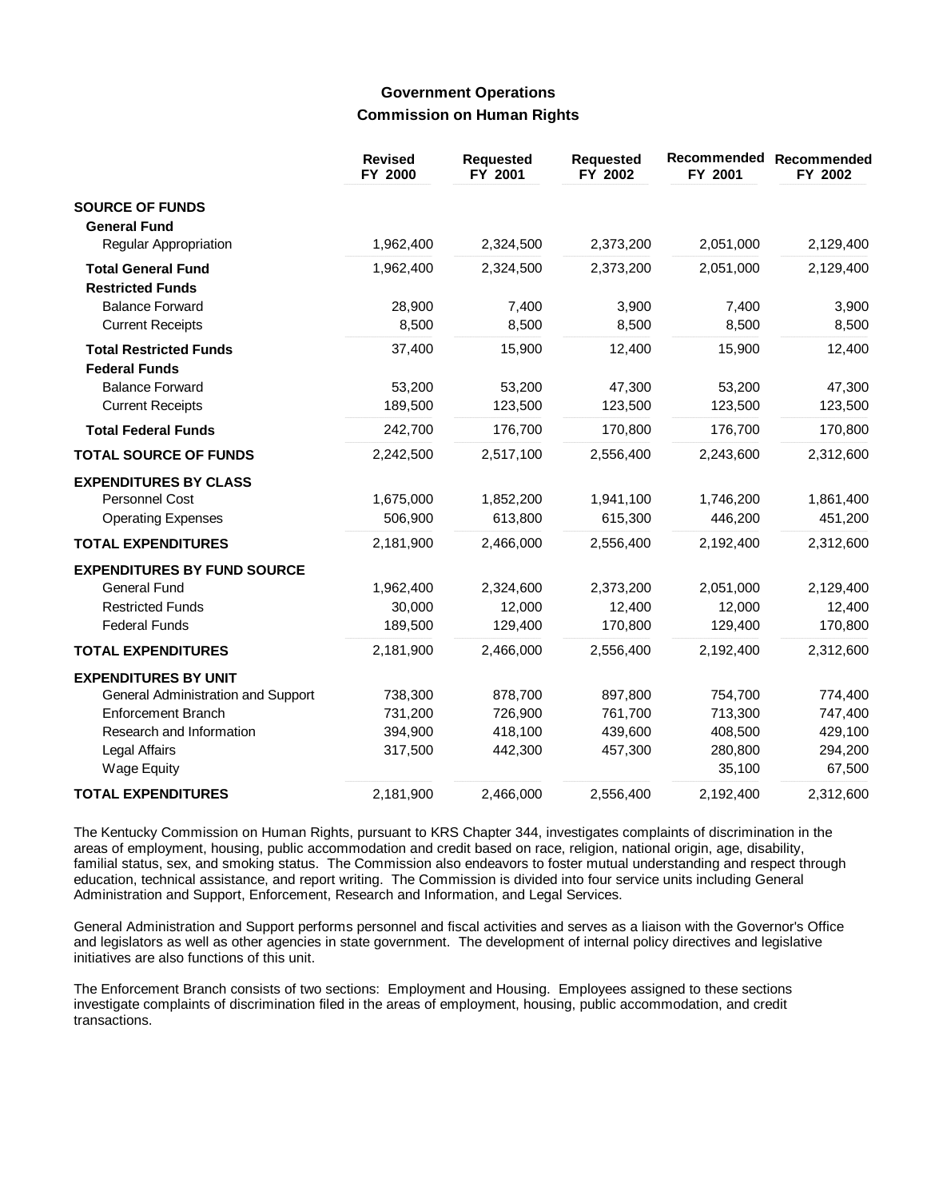## Government Operations

### Commission on Human Rights

| | Revised FY 2000 | Requested FY 2001 | Requested FY 2002 | Recommended FY 2001 | Recommended FY 2002 |
|---|---|---|---|---|---|
| **SOURCE OF FUNDS** | | | | | |
| **General Fund** | | | | | |
| Regular Appropriation | 1,962,400 | 2,324,500 | 2,373,200 | 2,051,000 | 2,129,400 |
| **Total General Fund** | 1,962,400 | 2,324,500 | 2,373,200 | 2,051,000 | 2,129,400 |
| **Restricted Funds** | | | | | |
| Balance Forward | 28,900 | 7,400 | 3,900 | 7,400 | 3,900 |
| Current Receipts | 8,500 | 8,500 | 8,500 | 8,500 | 8,500 |
| **Total Restricted Funds** | 37,400 | 15,900 | 12,400 | 15,900 | 12,400 |
| **Federal Funds** | | | | | |
| Balance Forward | 53,200 | 53,200 | 47,300 | 53,200 | 47,300 |
| Current Receipts | 189,500 | 123,500 | 123,500 | 123,500 | 123,500 |
| **Total Federal Funds** | 242,700 | 176,700 | 170,800 | 176,700 | 170,800 |
| **TOTAL SOURCE OF FUNDS** | 2,242,500 | 2,517,100 | 2,556,400 | 2,243,600 | 2,312,600 |
| **EXPENDITURES BY CLASS** | | | | | |
| Personnel Cost | 1,675,000 | 1,852,200 | 1,941,100 | 1,746,200 | 1,861,400 |
| Operating Expenses | 506,900 | 613,800 | 615,300 | 446,200 | 451,200 |
| **TOTAL EXPENDITURES** | 2,181,900 | 2,466,000 | 2,556,400 | 2,192,400 | 2,312,600 |
| **EXPENDITURES BY FUND SOURCE** | | | | | |
| General Fund | 1,962,400 | 2,324,600 | 2,373,200 | 2,051,000 | 2,129,400 |
| Restricted Funds | 30,000 | 12,000 | 12,400 | 12,000 | 12,400 |
| Federal Funds | 189,500 | 129,400 | 170,800 | 129,400 | 170,800 |
| **TOTAL EXPENDITURES** | 2,181,900 | 2,466,000 | 2,556,400 | 2,192,400 | 2,312,600 |
| **EXPENDITURES BY UNIT** | | | | | |
| General Administration and Support | 738,300 | 878,700 | 897,800 | 754,700 | 774,400 |
| Enforcement Branch | 731,200 | 726,900 | 761,700 | 713,300 | 747,400 |
| Research and Information | 394,900 | 418,100 | 439,600 | 408,500 | 429,100 |
| Legal Affairs | 317,500 | 442,300 | 457,300 | 280,800 | 294,200 |
| Wage Equity | | | | 35,100 | 67,500 |
| **TOTAL EXPENDITURES** | 2,181,900 | 2,466,000 | 2,556,400 | 2,192,400 | 2,312,600 |

The Kentucky Commission on Human Rights, pursuant to KRS Chapter 344, investigates complaints of discrimination in the areas of employment, housing, public accommodation and credit based on race, religion, national origin, age, disability, familial status, sex, and smoking status. The Commission also endeavors to foster mutual understanding and respect through education, technical assistance, and report writing. The Commission is divided into four service units including General Administration and Support, Enforcement, Research and Information, and Legal Services.

General Administration and Support performs personnel and fiscal activities and serves as a liaison with the Governor's Office and legislators as well as other agencies in state government. The development of internal policy directives and legislative initiatives are also functions of this unit.

The Enforcement Branch consists of two sections: Employment and Housing. Employees assigned to these sections investigate complaints of discrimination filed in the areas of employment, housing, public accommodation, and credit transactions.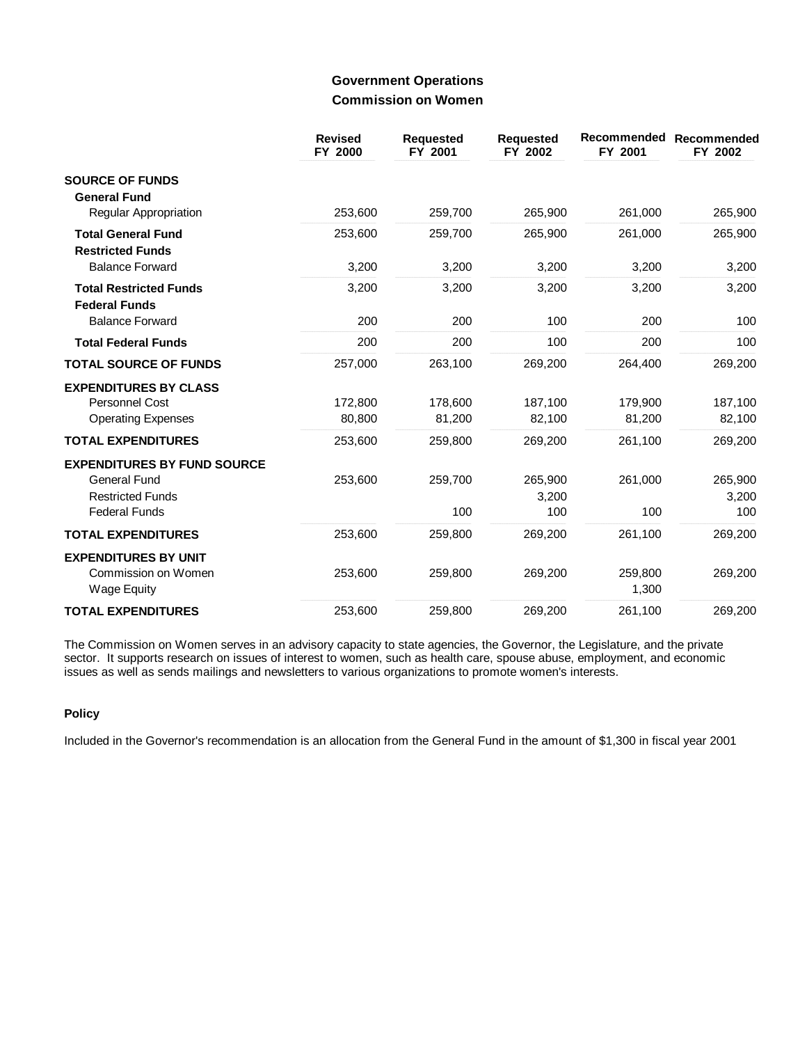## Government Operations
### Commission on Women

| | Revised FY 2000 | Requested FY 2001 | Requested FY 2002 | Recommended FY 2001 | Recommended FY 2002 |
|---|---|---|---|---|---|
| **SOURCE OF FUNDS** | | | | | |
| **General Fund** | | | | | |
| Regular Appropriation | 253,600 | 259,700 | 265,900 | 261,000 | 265,900 |
| **Total General Fund** | 253,600 | 259,700 | 265,900 | 261,000 | 265,900 |
| **Restricted Funds** | | | | | |
| Balance Forward | 3,200 | 3,200 | 3,200 | 3,200 | 3,200 |
| **Total Restricted Funds** | 3,200 | 3,200 | 3,200 | 3,200 | 3,200 |
| **Federal Funds** | | | | | |
| Balance Forward | 200 | 200 | 100 | 200 | 100 |
| **Total Federal Funds** | 200 | 200 | 100 | 200 | 100 |
| **TOTAL SOURCE OF FUNDS** | 257,000 | 263,100 | 269,200 | 264,400 | 269,200 |
| **EXPENDITURES BY CLASS** | | | | | |
| Personnel Cost | 172,800 | 178,600 | 187,100 | 179,900 | 187,100 |
| Operating Expenses | 80,800 | 81,200 | 82,100 | 81,200 | 82,100 |
| **TOTAL EXPENDITURES** | 253,600 | 259,800 | 269,200 | 261,100 | 269,200 |
| **EXPENDITURES BY FUND SOURCE** | | | | | |
| General Fund | 253,600 | 259,700 | 265,900 | 261,000 | 265,900 |
| Restricted Funds | | | 3,200 | | 3,200 |
| Federal Funds | | 100 | 100 | 100 | 100 |
| **TOTAL EXPENDITURES** | 253,600 | 259,800 | 269,200 | 261,100 | 269,200 |
| **EXPENDITURES BY UNIT** | | | | | |
| Commission on Women | 253,600 | 259,800 | 269,200 | 259,800 | 269,200 |
| Wage Equity | | | | 1,300 | |
| **TOTAL EXPENDITURES** | 253,600 | 259,800 | 269,200 | 261,100 | 269,200 |

The Commission on Women serves in an advisory capacity to state agencies, the Governor, the Legislature, and the private sector. It supports research on issues of interest to women, such as health care, spouse abuse, employment, and economic issues as well as sends mailings and newsletters to various organizations to promote women's interests.

#### Policy

Included in the Governor's recommendation is an allocation from the General Fund in the amount of $1,300 in fiscal year 2001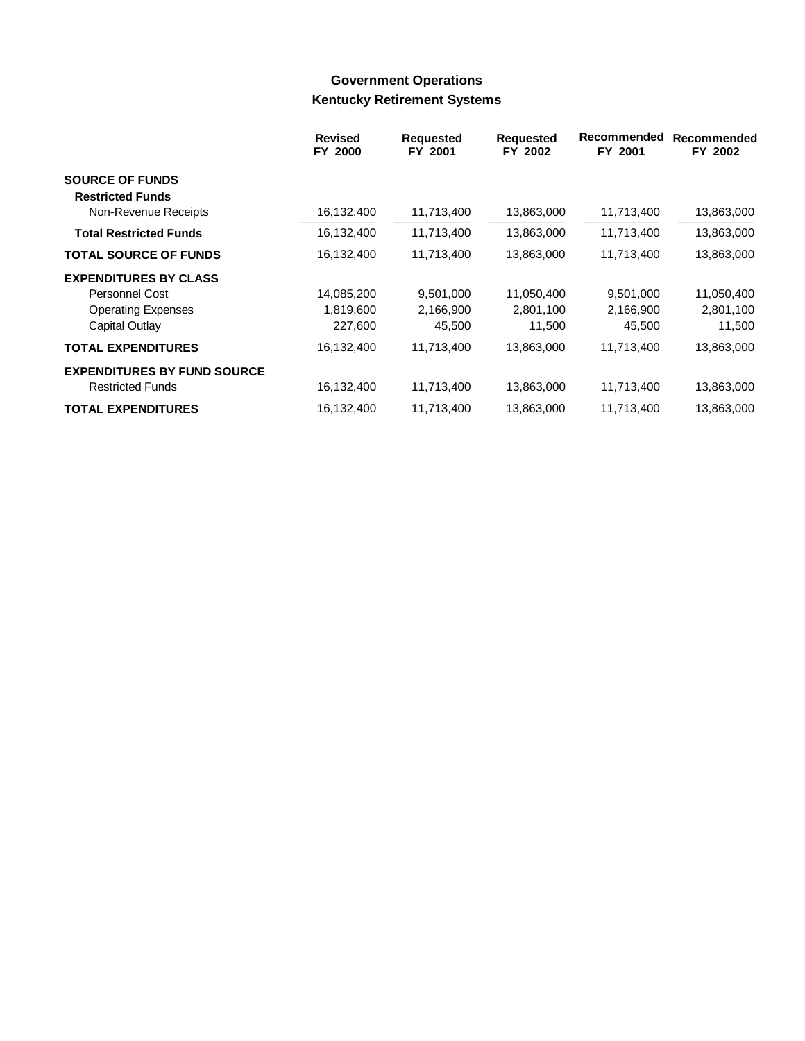## Government Operations
## Kentucky Retirement Systems

| | Revised FY 2000 | Requested FY 2001 | Requested FY 2002 | Recommended FY 2001 | Recommended FY 2002 |
|---|---|---|---|---|---|
| **SOURCE OF FUNDS** | | | | | |
| **Restricted Funds** | | | | | |
| Non-Revenue Receipts | 16,132,400 | 11,713,400 | 13,863,000 | 11,713,400 | 13,863,000 |
| **Total Restricted Funds** | 16,132,400 | 11,713,400 | 13,863,000 | 11,713,400 | 13,863,000 |
| **TOTAL SOURCE OF FUNDS** | 16,132,400 | 11,713,400 | 13,863,000 | 11,713,400 | 13,863,000 |
| **EXPENDITURES BY CLASS** | | | | | |
| Personnel Cost | 14,085,200 | 9,501,000 | 11,050,400 | 9,501,000 | 11,050,400 |
| Operating Expenses | 1,819,600 | 2,166,900 | 2,801,100 | 2,166,900 | 2,801,100 |
| Capital Outlay | 227,600 | 45,500 | 11,500 | 45,500 | 11,500 |
| **TOTAL EXPENDITURES** | 16,132,400 | 11,713,400 | 13,863,000 | 11,713,400 | 13,863,000 |
| **EXPENDITURES BY FUND SOURCE** | | | | | |
| Restricted Funds | 16,132,400 | 11,713,400 | 13,863,000 | 11,713,400 | 13,863,000 |
| **TOTAL EXPENDITURES** | 16,132,400 | 11,713,400 | 13,863,000 | 11,713,400 | 13,863,000 |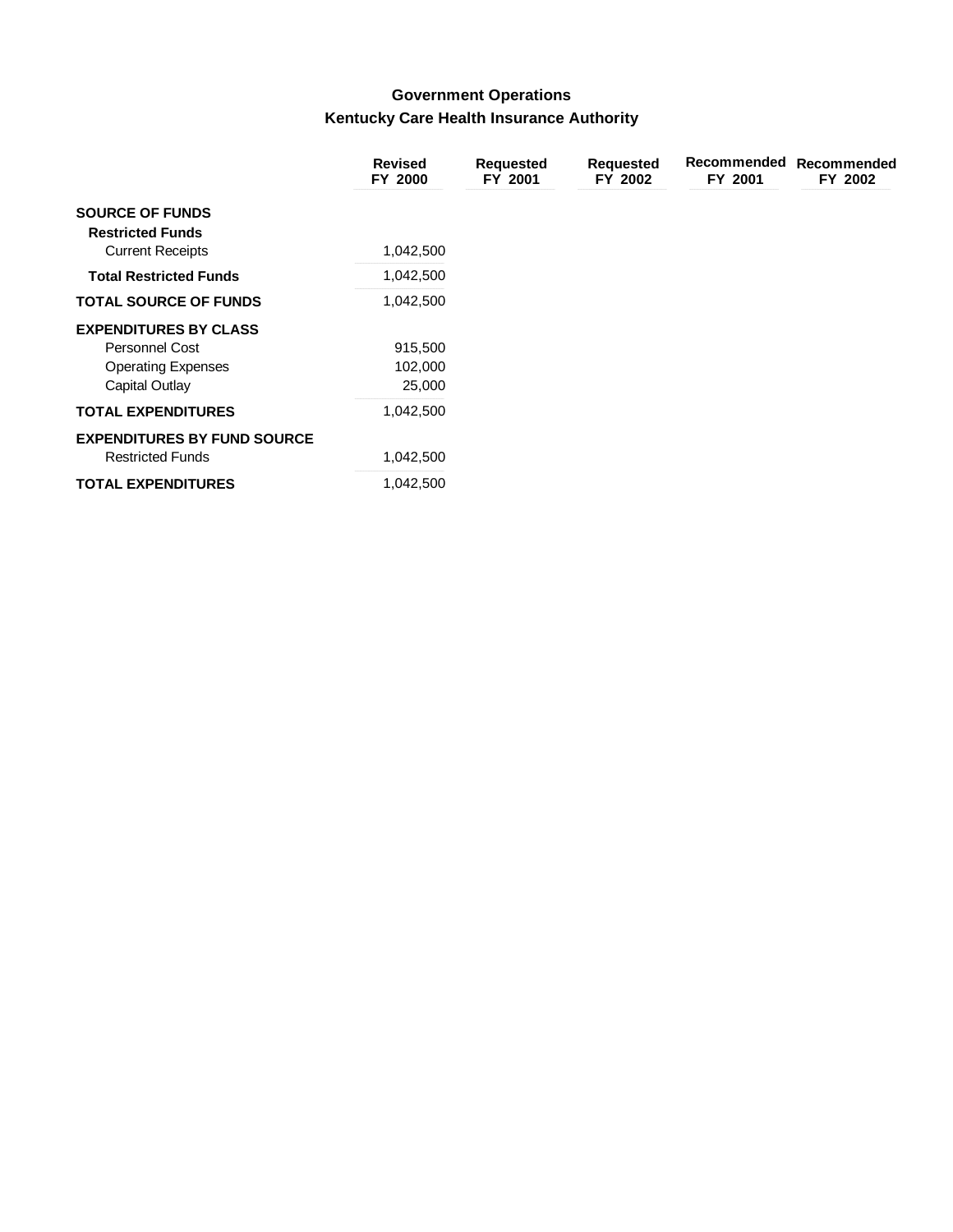## Government Operations
### Kentucky Care Health Insurance Authority

| | Revised FY 2000 | Requested FY 2001 | Requested FY 2002 | Recommended FY 2001 | Recommended FY 2002 |
|---|---|---|---|---|---|
| **SOURCE OF FUNDS** | | | | | |
| **Restricted Funds** | | | | | |
| Current Receipts | 1,042,500 | | | | |
| **Total Restricted Funds** | 1,042,500 | | | | |
| **TOTAL SOURCE OF FUNDS** | 1,042,500 | | | | |
| **EXPENDITURES BY CLASS** | | | | | |
| Personnel Cost | 915,500 | | | | |
| Operating Expenses | 102,000 | | | | |
| Capital Outlay | 25,000 | | | | |
| **TOTAL EXPENDITURES** | 1,042,500 | | | | |
| **EXPENDITURES BY FUND SOURCE** | | | | | |
| Restricted Funds | 1,042,500 | | | | |
| **TOTAL EXPENDITURES** | 1,042,500 | | | | |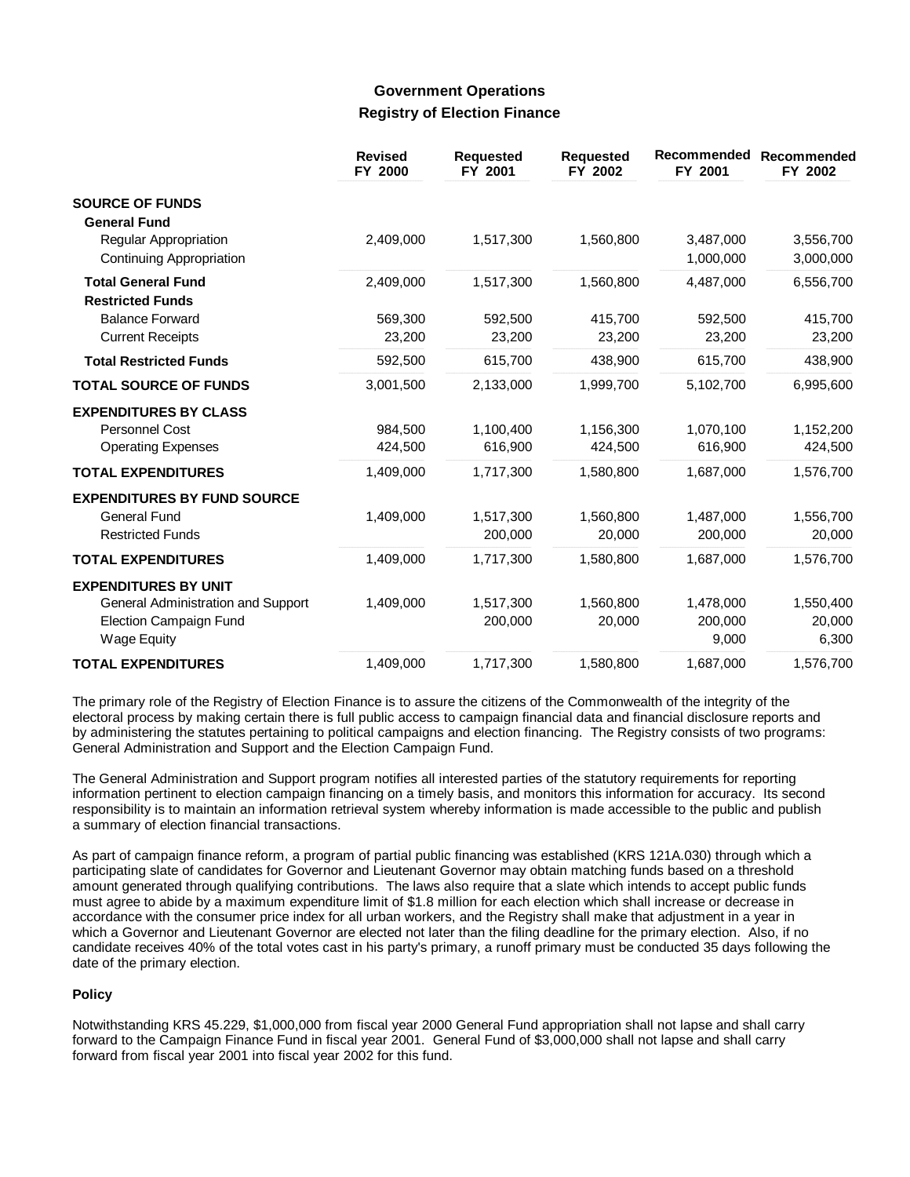## Government Operations

### Registry of Election Finance

| | Revised FY 2000 | Requested FY 2001 | Requested FY 2002 | Recommended FY 2001 | Recommended FY 2002 |
|---|---|---|---|---|---|
| **SOURCE OF FUNDS** | | | | | |
| **General Fund** | | | | | |
| Regular Appropriation | 2,409,000 | 1,517,300 | 1,560,800 | 3,487,000 | 3,556,700 |
| Continuing Appropriation | | | | 1,000,000 | 3,000,000 |
| **Total General Fund** | 2,409,000 | 1,517,300 | 1,560,800 | 4,487,000 | 6,556,700 |
| **Restricted Funds** | | | | | |
| Balance Forward | 569,300 | 592,500 | 415,700 | 592,500 | 415,700 |
| Current Receipts | 23,200 | 23,200 | 23,200 | 23,200 | 23,200 |
| **Total Restricted Funds** | 592,500 | 615,700 | 438,900 | 615,700 | 438,900 |
| **TOTAL SOURCE OF FUNDS** | 3,001,500 | 2,133,000 | 1,999,700 | 5,102,700 | 6,995,600 |
| **EXPENDITURES BY CLASS** | | | | | |
| Personnel Cost | 984,500 | 1,100,400 | 1,156,300 | 1,070,100 | 1,152,200 |
| Operating Expenses | 424,500 | 616,900 | 424,500 | 616,900 | 424,500 |
| **TOTAL EXPENDITURES** | 1,409,000 | 1,717,300 | 1,580,800 | 1,687,000 | 1,576,700 |
| **EXPENDITURES BY FUND SOURCE** | | | | | |
| General Fund | 1,409,000 | 1,517,300 | 1,560,800 | 1,487,000 | 1,556,700 |
| Restricted Funds | | 200,000 | 20,000 | 200,000 | 20,000 |
| **TOTAL EXPENDITURES** | 1,409,000 | 1,717,300 | 1,580,800 | 1,687,000 | 1,576,700 |
| **EXPENDITURES BY UNIT** | | | | | |
| General Administration and Support | 1,409,000 | 1,517,300 | 1,560,800 | 1,478,000 | 1,550,400 |
| Election Campaign Fund | | 200,000 | 20,000 | 200,000 | 20,000 |
| Wage Equity | | | | 9,000 | 6,300 |
| **TOTAL EXPENDITURES** | 1,409,000 | 1,717,300 | 1,580,800 | 1,687,000 | 1,576,700 |

The primary role of the Registry of Election Finance is to assure the citizens of the Commonwealth of the integrity of the electoral process by making certain there is full public access to campaign financial data and financial disclosure reports and by administering the statutes pertaining to political campaigns and election financing. The Registry consists of two programs: General Administration and Support and the Election Campaign Fund.

The General Administration and Support program notifies all interested parties of the statutory requirements for reporting information pertinent to election campaign financing on a timely basis, and monitors this information for accuracy. Its second responsibility is to maintain an information retrieval system whereby information is made accessible to the public and publish a summary of election financial transactions.

As part of campaign finance reform, a program of partial public financing was established (KRS 121A.030) through which a participating slate of candidates for Governor and Lieutenant Governor may obtain matching funds based on a threshold amount generated through qualifying contributions. The laws also require that a slate which intends to accept public funds must agree to abide by a maximum expenditure limit of $1.8 million for each election which shall increase or decrease in accordance with the consumer price index for all urban workers, and the Registry shall make that adjustment in a year in which a Governor and Lieutenant Governor are elected not later than the filing deadline for the primary election. Also, if no candidate receives 40% of the total votes cast in his party's primary, a runoff primary must be conducted 35 days following the date of the primary election.

#### Policy

Notwithstanding KRS 45.229, $1,000,000 from fiscal year 2000 General Fund appropriation shall not lapse and shall carry forward to the Campaign Finance Fund in fiscal year 2001. General Fund of $3,000,000 shall not lapse and shall carry forward from fiscal year 2001 into fiscal year 2002 for this fund.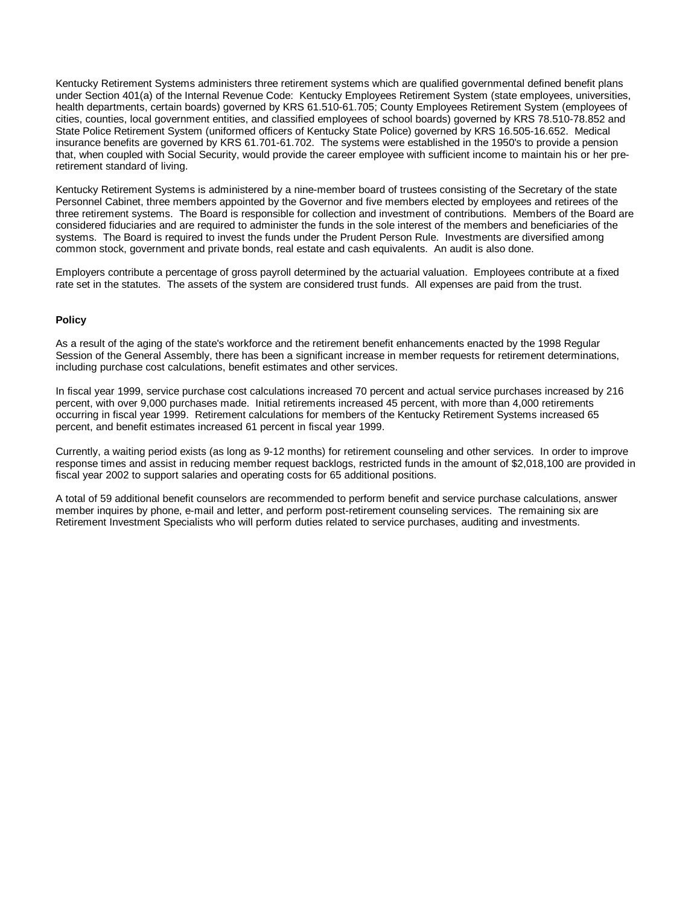Kentucky Retirement Systems administers three retirement systems which are qualified governmental defined benefit plans under Section 401(a) of the Internal Revenue Code: Kentucky Employees Retirement System (state employees, universities, health departments, certain boards) governed by KRS 61.510-61.705; County Employees Retirement System (employees of cities, counties, local government entities, and classified employees of school boards) governed by KRS 78.510-78.852 and State Police Retirement System (uniformed officers of Kentucky State Police) governed by KRS 16.505-16.652. Medical insurance benefits are governed by KRS 61.701-61.702. The systems were established in the 1950's to provide a pension that, when coupled with Social Security, would provide the career employee with sufficient income to maintain his or her pre-retirement standard of living.

Kentucky Retirement Systems is administered by a nine-member board of trustees consisting of the Secretary of the state Personnel Cabinet, three members appointed by the Governor and five members elected by employees and retirees of the three retirement systems. The Board is responsible for collection and investment of contributions. Members of the Board are considered fiduciaries and are required to administer the funds in the sole interest of the members and beneficiaries of the systems. The Board is required to invest the funds under the Prudent Person Rule. Investments are diversified among common stock, government and private bonds, real estate and cash equivalents. An audit is also done.

Employers contribute a percentage of gross payroll determined by the actuarial valuation. Employees contribute at a fixed rate set in the statutes. The assets of the system are considered trust funds. All expenses are paid from the trust.

**Policy**

As a result of the aging of the state's workforce and the retirement benefit enhancements enacted by the 1998 Regular Session of the General Assembly, there has been a significant increase in member requests for retirement determinations, including purchase cost calculations, benefit estimates and other services.

In fiscal year 1999, service purchase cost calculations increased 70 percent and actual service purchases increased by 216 percent, with over 9,000 purchases made. Initial retirements increased 45 percent, with more than 4,000 retirements occurring in fiscal year 1999. Retirement calculations for members of the Kentucky Retirement Systems increased 65 percent, and benefit estimates increased 61 percent in fiscal year 1999.

Currently, a waiting period exists (as long as 9-12 months) for retirement counseling and other services. In order to improve response times and assist in reducing member request backlogs, restricted funds in the amount of $2,018,100 are provided in fiscal year 2002 to support salaries and operating costs for 65 additional positions.

A total of 59 additional benefit counselors are recommended to perform benefit and service purchase calculations, answer member inquires by phone, e-mail and letter, and perform post-retirement counseling services. The remaining six are Retirement Investment Specialists who will perform duties related to service purchases, auditing and investments.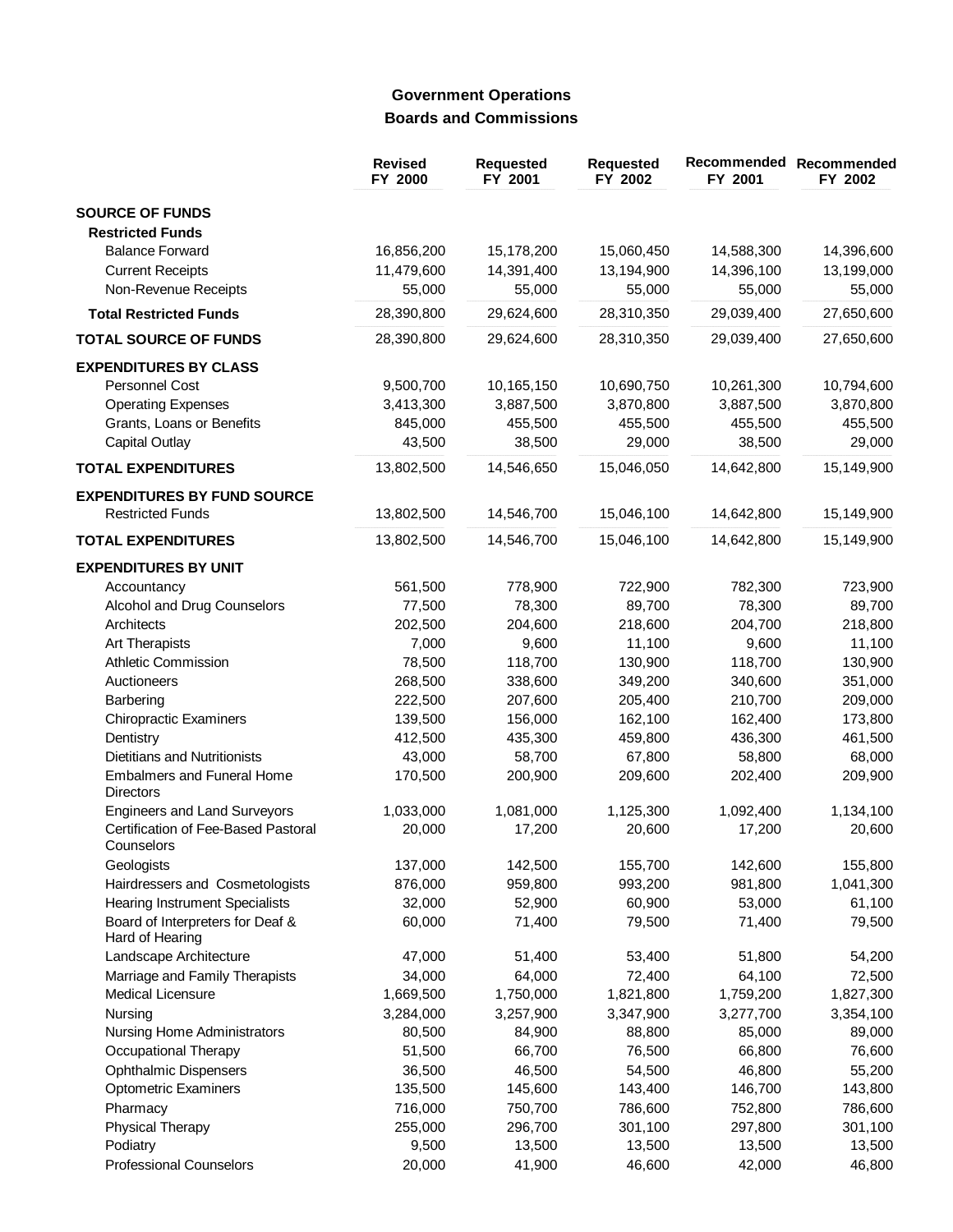## Government Operations

## Boards and Commissions

| | Revised FY 2000 | Requested FY 2001 | Requested FY 2002 | Recommended FY 2001 | Recommended FY 2002 |
|---|---|---|---|---|---|
| **SOURCE OF FUNDS** | | | | | |
| **Restricted Funds** | | | | | |
| Balance Forward | 16,856,200 | 15,178,200 | 15,060,450 | 14,588,300 | 14,396,600 |
| Current Receipts | 11,479,600 | 14,391,400 | 13,194,900 | 14,396,100 | 13,199,000 |
| Non-Revenue Receipts | 55,000 | 55,000 | 55,000 | 55,000 | 55,000 |
| **Total Restricted Funds** | 28,390,800 | 29,624,600 | 28,310,350 | 29,039,400 | 27,650,600 |
| **TOTAL SOURCE OF FUNDS** | 28,390,800 | 29,624,600 | 28,310,350 | 29,039,400 | 27,650,600 |
| **EXPENDITURES BY CLASS** | | | | | |
| Personnel Cost | 9,500,700 | 10,165,150 | 10,690,750 | 10,261,300 | 10,794,600 |
| Operating Expenses | 3,413,300 | 3,887,500 | 3,870,800 | 3,887,500 | 3,870,800 |
| Grants, Loans or Benefits | 845,000 | 455,500 | 455,500 | 455,500 | 455,500 |
| Capital Outlay | 43,500 | 38,500 | 29,000 | 38,500 | 29,000 |
| **TOTAL EXPENDITURES** | 13,802,500 | 14,546,650 | 15,046,050 | 14,642,800 | 15,149,900 |
| **EXPENDITURES BY FUND SOURCE** | | | | | |
| Restricted Funds | 13,802,500 | 14,546,700 | 15,046,100 | 14,642,800 | 15,149,900 |
| **TOTAL EXPENDITURES** | 13,802,500 | 14,546,700 | 15,046,100 | 14,642,800 | 15,149,900 |
| **EXPENDITURES BY UNIT** | | | | | |
| Accountancy | 561,500 | 778,900 | 722,900 | 782,300 | 723,900 |
| Alcohol and Drug Counselors | 77,500 | 78,300 | 89,700 | 78,300 | 89,700 |
| Architects | 202,500 | 204,600 | 218,600 | 204,700 | 218,800 |
| Art Therapists | 7,000 | 9,600 | 11,100 | 9,600 | 11,100 |
| Athletic Commission | 78,500 | 118,700 | 130,900 | 118,700 | 130,900 |
| Auctioneers | 268,500 | 338,600 | 349,200 | 340,600 | 351,000 |
| Barbering | 222,500 | 207,600 | 205,400 | 210,700 | 209,000 |
| Chiropractic Examiners | 139,500 | 156,000 | 162,100 | 162,400 | 173,800 |
| Dentistry | 412,500 | 435,300 | 459,800 | 436,300 | 461,500 |
| Dietitians and Nutritionists | 43,000 | 58,700 | 67,800 | 58,800 | 68,000 |
| Embalmers and Funeral Home Directors | 170,500 | 200,900 | 209,600 | 202,400 | 209,900 |
| Engineers and Land Surveyors | 1,033,000 | 1,081,000 | 1,125,300 | 1,092,400 | 1,134,100 |
| Certification of Fee-Based Pastoral Counselors | 20,000 | 17,200 | 20,600 | 17,200 | 20,600 |
| Geologists | 137,000 | 142,500 | 155,700 | 142,600 | 155,800 |
| Hairdressers and Cosmetologists | 876,000 | 959,800 | 993,200 | 981,800 | 1,041,300 |
| Hearing Instrument Specialists | 32,000 | 52,900 | 60,900 | 53,000 | 61,100 |
| Board of Interpreters for Deaf & Hard of Hearing | 60,000 | 71,400 | 79,500 | 71,400 | 79,500 |
| Landscape Architecture | 47,000 | 51,400 | 53,400 | 51,800 | 54,200 |
| Marriage and Family Therapists | 34,000 | 64,000 | 72,400 | 64,100 | 72,500 |
| Medical Licensure | 1,669,500 | 1,750,000 | 1,821,800 | 1,759,200 | 1,827,300 |
| Nursing | 3,284,000 | 3,257,900 | 3,347,900 | 3,277,700 | 3,354,100 |
| Nursing Home Administrators | 80,500 | 84,900 | 88,800 | 85,000 | 89,000 |
| Occupational Therapy | 51,500 | 66,700 | 76,500 | 66,800 | 76,600 |
| Ophthalmic Dispensers | 36,500 | 46,500 | 54,500 | 46,800 | 55,200 |
| Optometric Examiners | 135,500 | 145,600 | 143,400 | 146,700 | 143,800 |
| Pharmacy | 716,000 | 750,700 | 786,600 | 752,800 | 786,600 |
| Physical Therapy | 255,000 | 296,700 | 301,100 | 297,800 | 301,100 |
| Podiatry | 9,500 | 13,500 | 13,500 | 13,500 | 13,500 |
| Professional Counselors | 20,000 | 41,900 | 46,600 | 42,000 | 46,800 |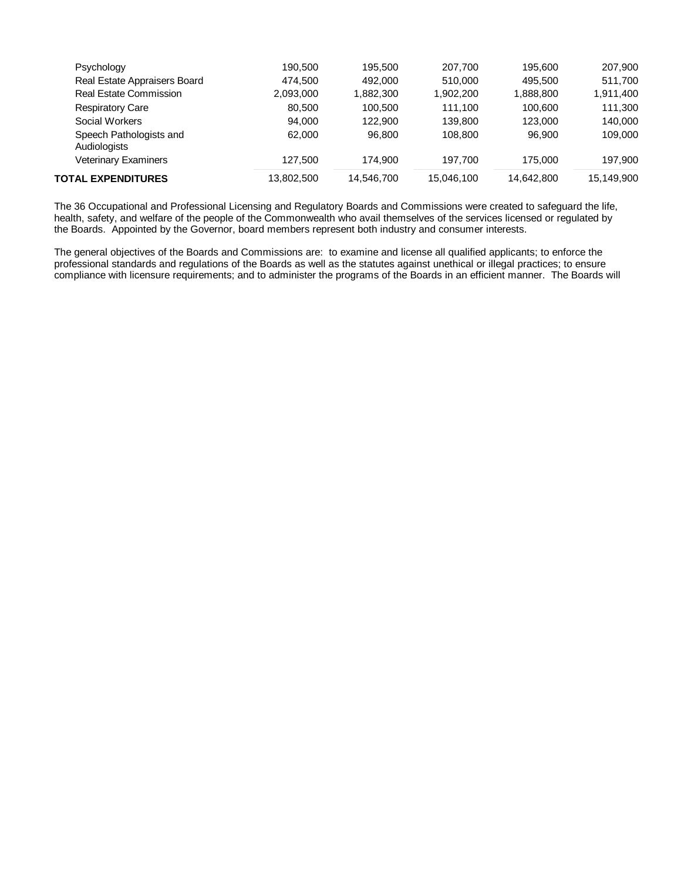| | | | | | |
|---|---|---|---|---|---|
| Psychology | 190,500 | 195,500 | 207,700 | 195,600 | 207,900 |
| Real Estate Appraisers Board | 474,500 | 492,000 | 510,000 | 495,500 | 511,700 |
| Real Estate Commission | 2,093,000 | 1,882,300 | 1,902,200 | 1,888,800 | 1,911,400 |
| Respiratory Care | 80,500 | 100,500 | 111,100 | 100,600 | 111,300 |
| Social Workers | 94,000 | 122,900 | 139,800 | 123,000 | 140,000 |
| Speech Pathologists and Audiologists | 62,000 | 96,800 | 108,800 | 96,900 | 109,000 |
| Veterinary Examiners | 127,500 | 174,900 | 197,700 | 175,000 | 197,900 |
| **TOTAL EXPENDITURES** | 13,802,500 | 14,546,700 | 15,046,100 | 14,642,800 | 15,149,900 |

The 36 Occupational and Professional Licensing and Regulatory Boards and Commissions were created to safeguard the life, health, safety, and welfare of the people of the Commonwealth who avail themselves of the services licensed or regulated by the Boards. Appointed by the Governor, board members represent both industry and consumer interests.

The general objectives of the Boards and Commissions are: to examine and license all qualified applicants; to enforce the professional standards and regulations of the Boards as well as the statutes against unethical or illegal practices; to ensure compliance with licensure requirements; and to administer the programs of the Boards in an efficient manner. The Boards will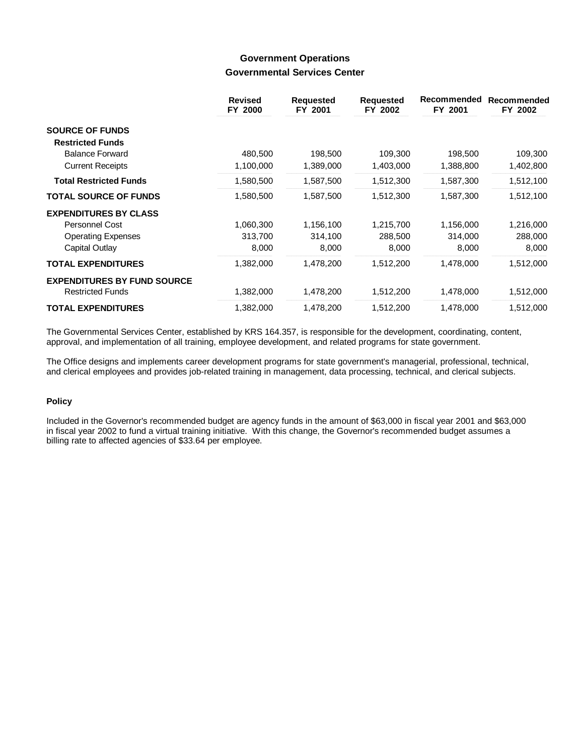## Government Operations
### Governmental Services Center

| | Revised FY 2000 | Requested FY 2001 | Requested FY 2002 | Recommended FY 2001 | Recommended FY 2002 |
|---|---|---|---|---|---|
| **SOURCE OF FUNDS** | | | | | |
| **Restricted Funds** | | | | | |
| Balance Forward | 480,500 | 198,500 | 109,300 | 198,500 | 109,300 |
| Current Receipts | 1,100,000 | 1,389,000 | 1,403,000 | 1,388,800 | 1,402,800 |
| **Total Restricted Funds** | 1,580,500 | 1,587,500 | 1,512,300 | 1,587,300 | 1,512,100 |
| **TOTAL SOURCE OF FUNDS** | 1,580,500 | 1,587,500 | 1,512,300 | 1,587,300 | 1,512,100 |
| **EXPENDITURES BY CLASS** | | | | | |
| Personnel Cost | 1,060,300 | 1,156,100 | 1,215,700 | 1,156,000 | 1,216,000 |
| Operating Expenses | 313,700 | 314,100 | 288,500 | 314,000 | 288,000 |
| Capital Outlay | 8,000 | 8,000 | 8,000 | 8,000 | 8,000 |
| **TOTAL EXPENDITURES** | 1,382,000 | 1,478,200 | 1,512,200 | 1,478,000 | 1,512,000 |
| **EXPENDITURES BY FUND SOURCE** | | | | | |
| Restricted Funds | 1,382,000 | 1,478,200 | 1,512,200 | 1,478,000 | 1,512,000 |
| **TOTAL EXPENDITURES** | 1,382,000 | 1,478,200 | 1,512,200 | 1,478,000 | 1,512,000 |

The Governmental Services Center, established by KRS 164.357, is responsible for the development, coordinating, content, approval, and implementation of all training, employee development, and related programs for state government.

The Office designs and implements career development programs for state government's managerial, professional, technical, and clerical employees and provides job-related training in management, data processing, technical, and clerical subjects.

#### Policy

Included in the Governor's recommended budget are agency funds in the amount of $63,000 in fiscal year 2001 and $63,000 in fiscal year 2002 to fund a virtual training initiative. With this change, the Governor's recommended budget assumes a billing rate to affected agencies of $33.64 per employee.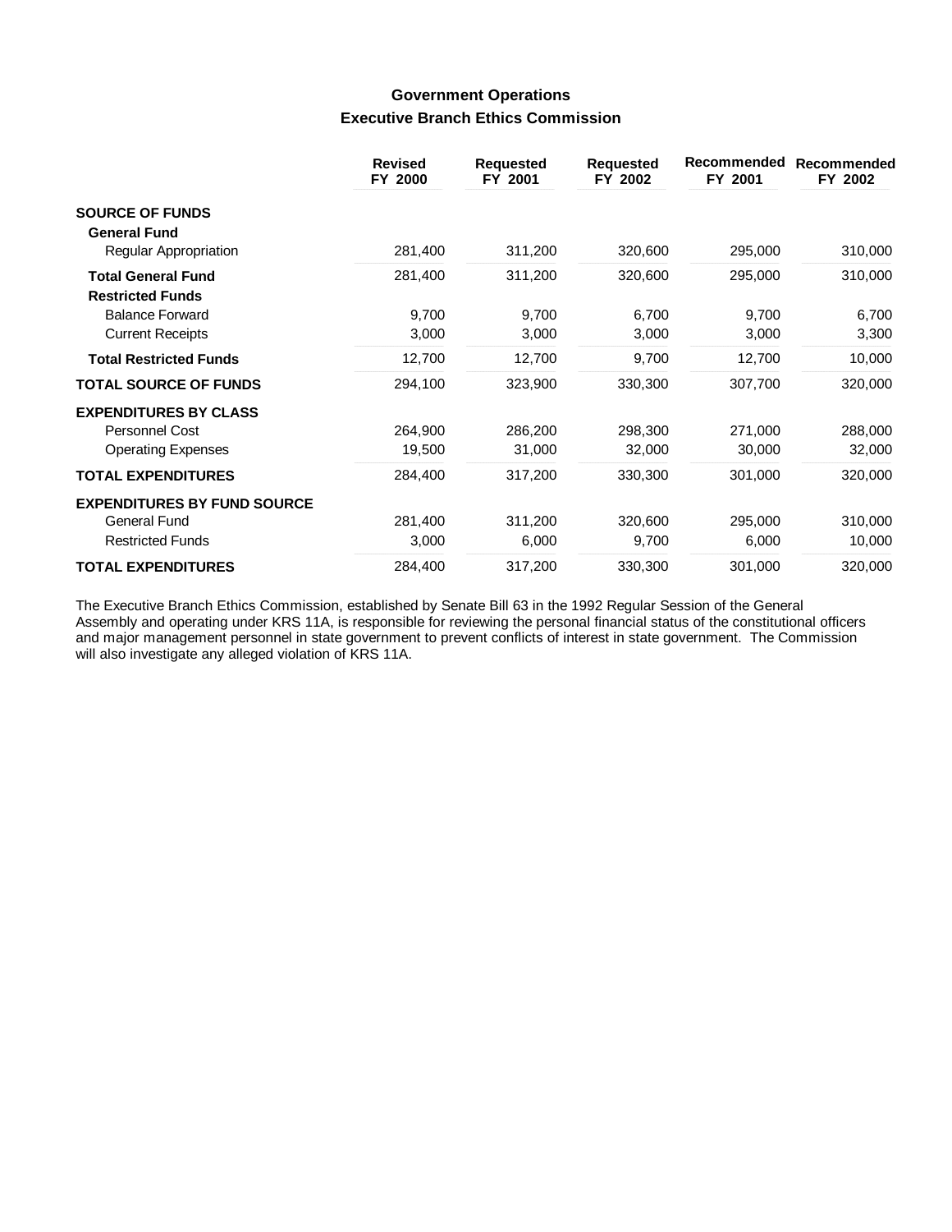## Government Operations
### Executive Branch Ethics Commission

| | Revised FY 2000 | Requested FY 2001 | Requested FY 2002 | Recommended FY 2001 | Recommended FY 2002 |
|---|---|---|---|---|---|
| **SOURCE OF FUNDS** | | | | | |
| **General Fund** | | | | | |
| Regular Appropriation | 281,400 | 311,200 | 320,600 | 295,000 | 310,000 |
| **Total General Fund** | 281,400 | 311,200 | 320,600 | 295,000 | 310,000 |
| **Restricted Funds** | | | | | |
| Balance Forward | 9,700 | 9,700 | 6,700 | 9,700 | 6,700 |
| Current Receipts | 3,000 | 3,000 | 3,000 | 3,000 | 3,300 |
| **Total Restricted Funds** | 12,700 | 12,700 | 9,700 | 12,700 | 10,000 |
| **TOTAL SOURCE OF FUNDS** | 294,100 | 323,900 | 330,300 | 307,700 | 320,000 |
| **EXPENDITURES BY CLASS** | | | | | |
| Personnel Cost | 264,900 | 286,200 | 298,300 | 271,000 | 288,000 |
| Operating Expenses | 19,500 | 31,000 | 32,000 | 30,000 | 32,000 |
| **TOTAL EXPENDITURES** | 284,400 | 317,200 | 330,300 | 301,000 | 320,000 |
| **EXPENDITURES BY FUND SOURCE** | | | | | |
| General Fund | 281,400 | 311,200 | 320,600 | 295,000 | 310,000 |
| Restricted Funds | 3,000 | 6,000 | 9,700 | 6,000 | 10,000 |
| **TOTAL EXPENDITURES** | 284,400 | 317,200 | 330,300 | 301,000 | 320,000 |

The Executive Branch Ethics Commission, established by Senate Bill 63 in the 1992 Regular Session of the General Assembly and operating under KRS 11A, is responsible for reviewing the personal financial status of the constitutional officers and major management personnel in state government to prevent conflicts of interest in state government. The Commission will also investigate any alleged violation of KRS 11A.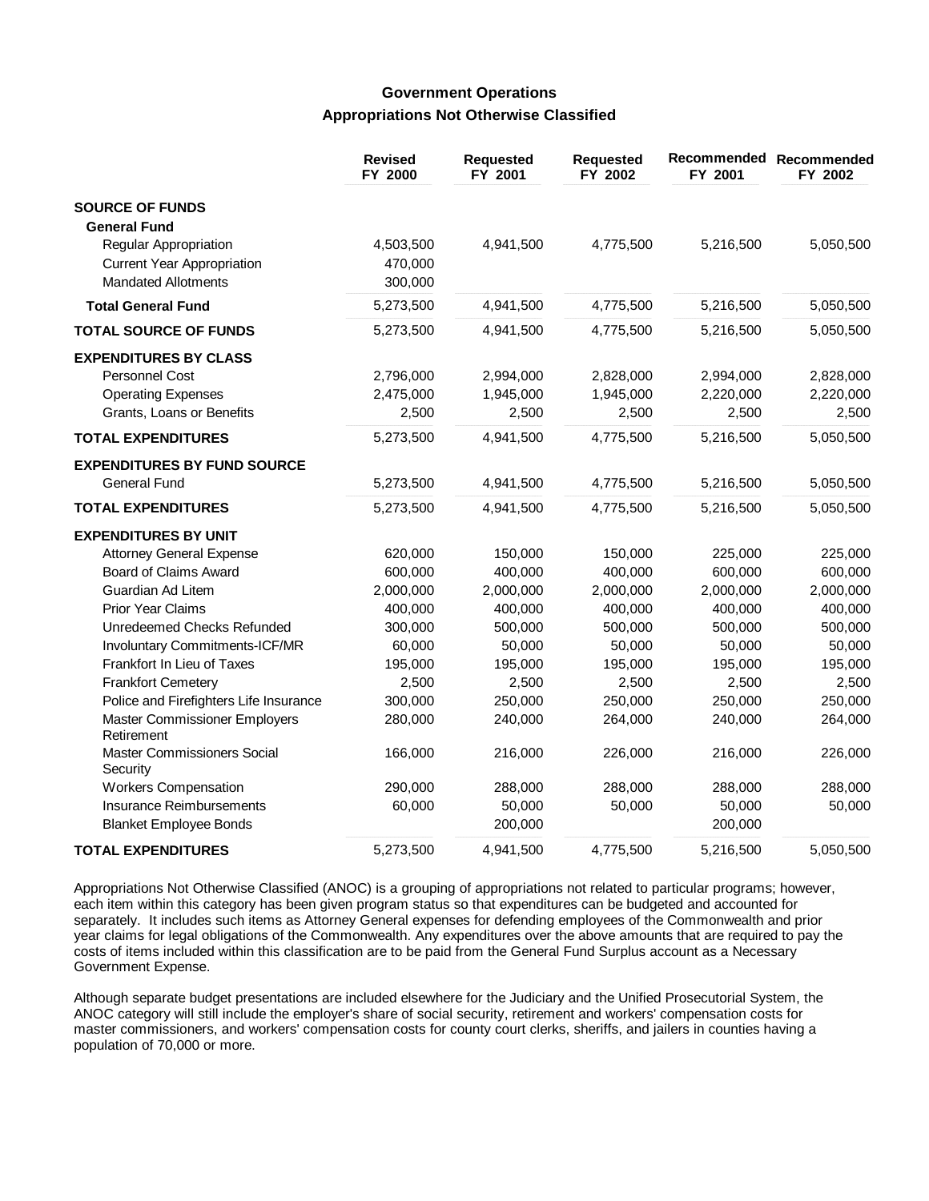## Government Operations

### Appropriations Not Otherwise Classified

| | Revised FY 2000 | Requested FY 2001 | Requested FY 2002 | Recommended FY 2001 | Recommended FY 2002 |
|---|---|---|---|---|---|
| **SOURCE OF FUNDS** | | | | | |
| **General Fund** | | | | | |
| Regular Appropriation | 4,503,500 | 4,941,500 | 4,775,500 | 5,216,500 | 5,050,500 |
| Current Year Appropriation | 470,000 | | | | |
| Mandated Allotments | 300,000 | | | | |
| **Total General Fund** | 5,273,500 | 4,941,500 | 4,775,500 | 5,216,500 | 5,050,500 |
| **TOTAL SOURCE OF FUNDS** | 5,273,500 | 4,941,500 | 4,775,500 | 5,216,500 | 5,050,500 |
| **EXPENDITURES BY CLASS** | | | | | |
| Personnel Cost | 2,796,000 | 2,994,000 | 2,828,000 | 2,994,000 | 2,828,000 |
| Operating Expenses | 2,475,000 | 1,945,000 | 1,945,000 | 2,220,000 | 2,220,000 |
| Grants, Loans or Benefits | 2,500 | 2,500 | 2,500 | 2,500 | 2,500 |
| **TOTAL EXPENDITURES** | 5,273,500 | 4,941,500 | 4,775,500 | 5,216,500 | 5,050,500 |
| **EXPENDITURES BY FUND SOURCE** | | | | | |
| General Fund | 5,273,500 | 4,941,500 | 4,775,500 | 5,216,500 | 5,050,500 |
| **TOTAL EXPENDITURES** | 5,273,500 | 4,941,500 | 4,775,500 | 5,216,500 | 5,050,500 |
| **EXPENDITURES BY UNIT** | | | | | |
| Attorney General Expense | 620,000 | 150,000 | 150,000 | 225,000 | 225,000 |
| Board of Claims Award | 600,000 | 400,000 | 400,000 | 600,000 | 600,000 |
| Guardian Ad Litem | 2,000,000 | 2,000,000 | 2,000,000 | 2,000,000 | 2,000,000 |
| Prior Year Claims | 400,000 | 400,000 | 400,000 | 400,000 | 400,000 |
| Unredeemed Checks Refunded | 300,000 | 500,000 | 500,000 | 500,000 | 500,000 |
| Involuntary Commitments-ICF/MR | 60,000 | 50,000 | 50,000 | 50,000 | 50,000 |
| Frankfort In Lieu of Taxes | 195,000 | 195,000 | 195,000 | 195,000 | 195,000 |
| Frankfort Cemetery | 2,500 | 2,500 | 2,500 | 2,500 | 2,500 |
| Police and Firefighters Life Insurance | 300,000 | 250,000 | 250,000 | 250,000 | 250,000 |
| Master Commissioner Employers Retirement | 280,000 | 240,000 | 264,000 | 240,000 | 264,000 |
| Master Commissioners Social Security | 166,000 | 216,000 | 226,000 | 216,000 | 226,000 |
| Workers Compensation | 290,000 | 288,000 | 288,000 | 288,000 | 288,000 |
| Insurance Reimbursements | 60,000 | 50,000 | 50,000 | 50,000 | 50,000 |
| Blanket Employee Bonds | | 200,000 | | 200,000 | |
| **TOTAL EXPENDITURES** | 5,273,500 | 4,941,500 | 4,775,500 | 5,216,500 | 5,050,500 |

Appropriations Not Otherwise Classified (ANOC) is a grouping of appropriations not related to particular programs; however, each item within this category has been given program status so that expenditures can be budgeted and accounted for separately. It includes such items as Attorney General expenses for defending employees of the Commonwealth and prior year claims for legal obligations of the Commonwealth. Any expenditures over the above amounts that are required to pay the costs of items included within this classification are to be paid from the General Fund Surplus account as a Necessary Government Expense.

Although separate budget presentations are included elsewhere for the Judiciary and the Unified Prosecutorial System, the ANOC category will still include the employer's share of social security, retirement and workers' compensation costs for master commissioners, and workers' compensation costs for county court clerks, sheriffs, and jailers in counties having a population of 70,000 or more.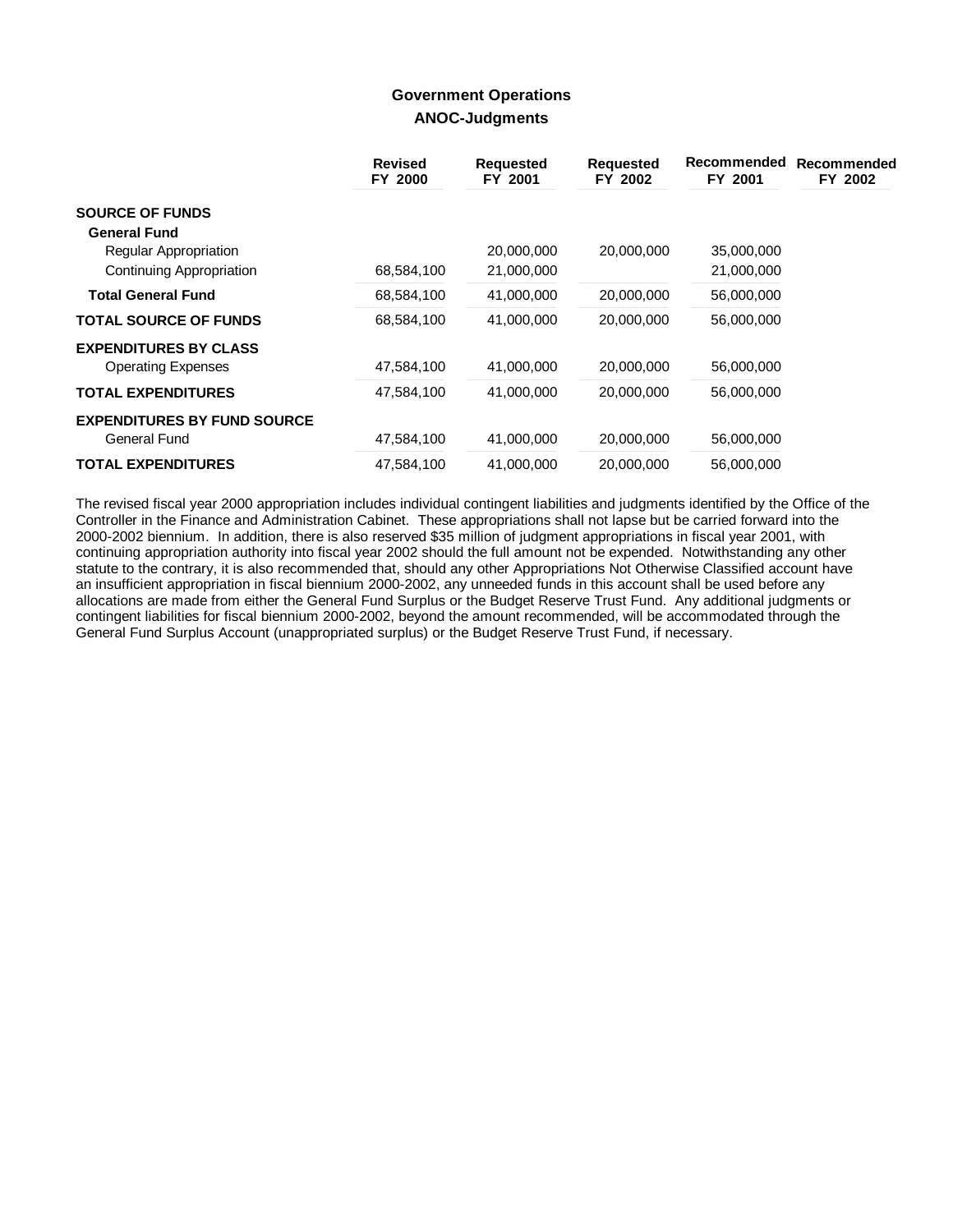## Government Operations
### ANOC-Judgments

| | Revised FY 2000 | Requested FY 2001 | Requested FY 2002 | Recommended FY 2001 | Recommended FY 2002 |
|---|---|---|---|---|---|
| **SOURCE OF FUNDS** | | | | | |
| **General Fund** | | | | | |
| Regular Appropriation | | 20,000,000 | 20,000,000 | 35,000,000 | |
| Continuing Appropriation | 68,584,100 | 21,000,000 | | 21,000,000 | |
| **Total General Fund** | 68,584,100 | 41,000,000 | 20,000,000 | 56,000,000 | |
| **TOTAL SOURCE OF FUNDS** | 68,584,100 | 41,000,000 | 20,000,000 | 56,000,000 | |
| **EXPENDITURES BY CLASS** | | | | | |
| Operating Expenses | 47,584,100 | 41,000,000 | 20,000,000 | 56,000,000 | |
| **TOTAL EXPENDITURES** | 47,584,100 | 41,000,000 | 20,000,000 | 56,000,000 | |
| **EXPENDITURES BY FUND SOURCE** | | | | | |
| General Fund | 47,584,100 | 41,000,000 | 20,000,000 | 56,000,000 | |
| **TOTAL EXPENDITURES** | 47,584,100 | 41,000,000 | 20,000,000 | 56,000,000 | |

The revised fiscal year 2000 appropriation includes individual contingent liabilities and judgments identified by the Office of the Controller in the Finance and Administration Cabinet. These appropriations shall not lapse but be carried forward into the 2000-2002 biennium. In addition, there is also reserved $35 million of judgment appropriations in fiscal year 2001, with continuing appropriation authority into fiscal year 2002 should the full amount not be expended. Notwithstanding any other statute to the contrary, it is also recommended that, should any other Appropriations Not Otherwise Classified account have an insufficient appropriation in fiscal biennium 2000-2002, any unneeded funds in this account shall be used before any allocations are made from either the General Fund Surplus or the Budget Reserve Trust Fund. Any additional judgments or contingent liabilities for fiscal biennium 2000-2002, beyond the amount recommended, will be accommodated through the General Fund Surplus Account (unappropriated surplus) or the Budget Reserve Trust Fund, if necessary.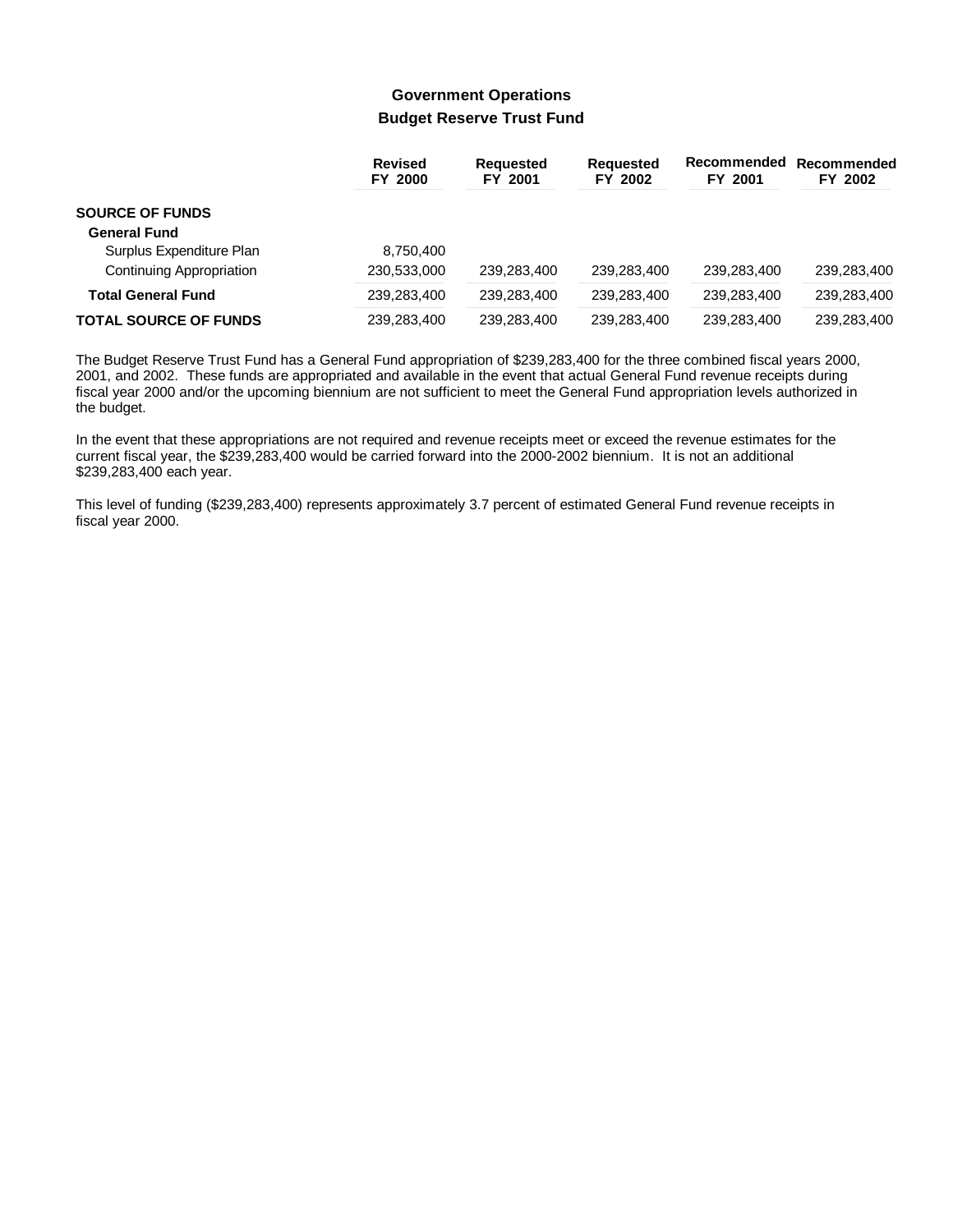## Government Operations

### Budget Reserve Trust Fund

| | Revised FY 2000 | Requested FY 2001 | Requested FY 2002 | Recommended FY 2001 | Recommended FY 2002 |
|---|---|---|---|---|---|
| **SOURCE OF FUNDS** | | | | | |
| **General Fund** | | | | | |
| Surplus Expenditure Plan | 8,750,400 | | | | |
| Continuing Appropriation | 230,533,000 | 239,283,400 | 239,283,400 | 239,283,400 | 239,283,400 |
| **Total General Fund** | 239,283,400 | 239,283,400 | 239,283,400 | 239,283,400 | 239,283,400 |
| **TOTAL SOURCE OF FUNDS** | 239,283,400 | 239,283,400 | 239,283,400 | 239,283,400 | 239,283,400 |

The Budget Reserve Trust Fund has a General Fund appropriation of $239,283,400 for the three combined fiscal years 2000, 2001, and 2002. These funds are appropriated and available in the event that actual General Fund revenue receipts during fiscal year 2000 and/or the upcoming biennium are not sufficient to meet the General Fund appropriation levels authorized in the budget.

In the event that these appropriations are not required and revenue receipts meet or exceed the revenue estimates for the current fiscal year, the $239,283,400 would be carried forward into the 2000-2002 biennium. It is not an additional $239,283,400 each year.

This level of funding ($239,283,400) represents approximately 3.7 percent of estimated General Fund revenue receipts in fiscal year 2000.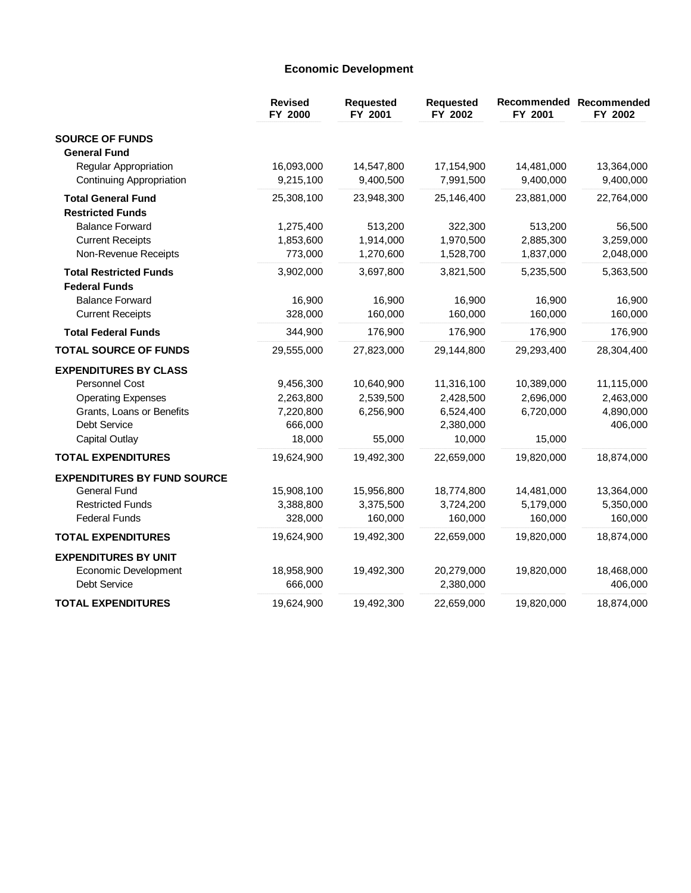# Economic Development

| | Revised FY 2000 | Requested FY 2001 | Requested FY 2002 | Recommended FY 2001 | Recommended FY 2002 |
|---|---|---|---|---|---|
| **SOURCE OF FUNDS** | | | | | |
| **General Fund** | | | | | |
| Regular Appropriation | 16,093,000 | 14,547,800 | 17,154,900 | 14,481,000 | 13,364,000 |
| Continuing Appropriation | 9,215,100 | 9,400,500 | 7,991,500 | 9,400,000 | 9,400,000 |
| **Total General Fund** | 25,308,100 | 23,948,300 | 25,146,400 | 23,881,000 | 22,764,000 |
| **Restricted Funds** | | | | | |
| Balance Forward | 1,275,400 | 513,200 | 322,300 | 513,200 | 56,500 |
| Current Receipts | 1,853,600 | 1,914,000 | 1,970,500 | 2,885,300 | 3,259,000 |
| Non-Revenue Receipts | 773,000 | 1,270,600 | 1,528,700 | 1,837,000 | 2,048,000 |
| **Total Restricted Funds** | 3,902,000 | 3,697,800 | 3,821,500 | 5,235,500 | 5,363,500 |
| **Federal Funds** | | | | | |
| Balance Forward | 16,900 | 16,900 | 16,900 | 16,900 | 16,900 |
| Current Receipts | 328,000 | 160,000 | 160,000 | 160,000 | 160,000 |
| **Total Federal Funds** | 344,900 | 176,900 | 176,900 | 176,900 | 176,900 |
| **TOTAL SOURCE OF FUNDS** | 29,555,000 | 27,823,000 | 29,144,800 | 29,293,400 | 28,304,400 |
| **EXPENDITURES BY CLASS** | | | | | |
| Personnel Cost | 9,456,300 | 10,640,900 | 11,316,100 | 10,389,000 | 11,115,000 |
| Operating Expenses | 2,263,800 | 2,539,500 | 2,428,500 | 2,696,000 | 2,463,000 |
| Grants, Loans or Benefits | 7,220,800 | 6,256,900 | 6,524,400 | 6,720,000 | 4,890,000 |
| Debt Service | 666,000 | | 2,380,000 | | 406,000 |
| Capital Outlay | 18,000 | 55,000 | 10,000 | 15,000 | |
| **TOTAL EXPENDITURES** | 19,624,900 | 19,492,300 | 22,659,000 | 19,820,000 | 18,874,000 |
| **EXPENDITURES BY FUND SOURCE** | | | | | |
| General Fund | 15,908,100 | 15,956,800 | 18,774,800 | 14,481,000 | 13,364,000 |
| Restricted Funds | 3,388,800 | 3,375,500 | 3,724,200 | 5,179,000 | 5,350,000 |
| Federal Funds | 328,000 | 160,000 | 160,000 | 160,000 | 160,000 |
| **TOTAL EXPENDITURES** | 19,624,900 | 19,492,300 | 22,659,000 | 19,820,000 | 18,874,000 |
| **EXPENDITURES BY UNIT** | | | | | |
| Economic Development | 18,958,900 | 19,492,300 | 20,279,000 | 19,820,000 | 18,468,000 |
| Debt Service | 666,000 | | 2,380,000 | | 406,000 |
| **TOTAL EXPENDITURES** | 19,624,900 | 19,492,300 | 22,659,000 | 19,820,000 | 18,874,000 |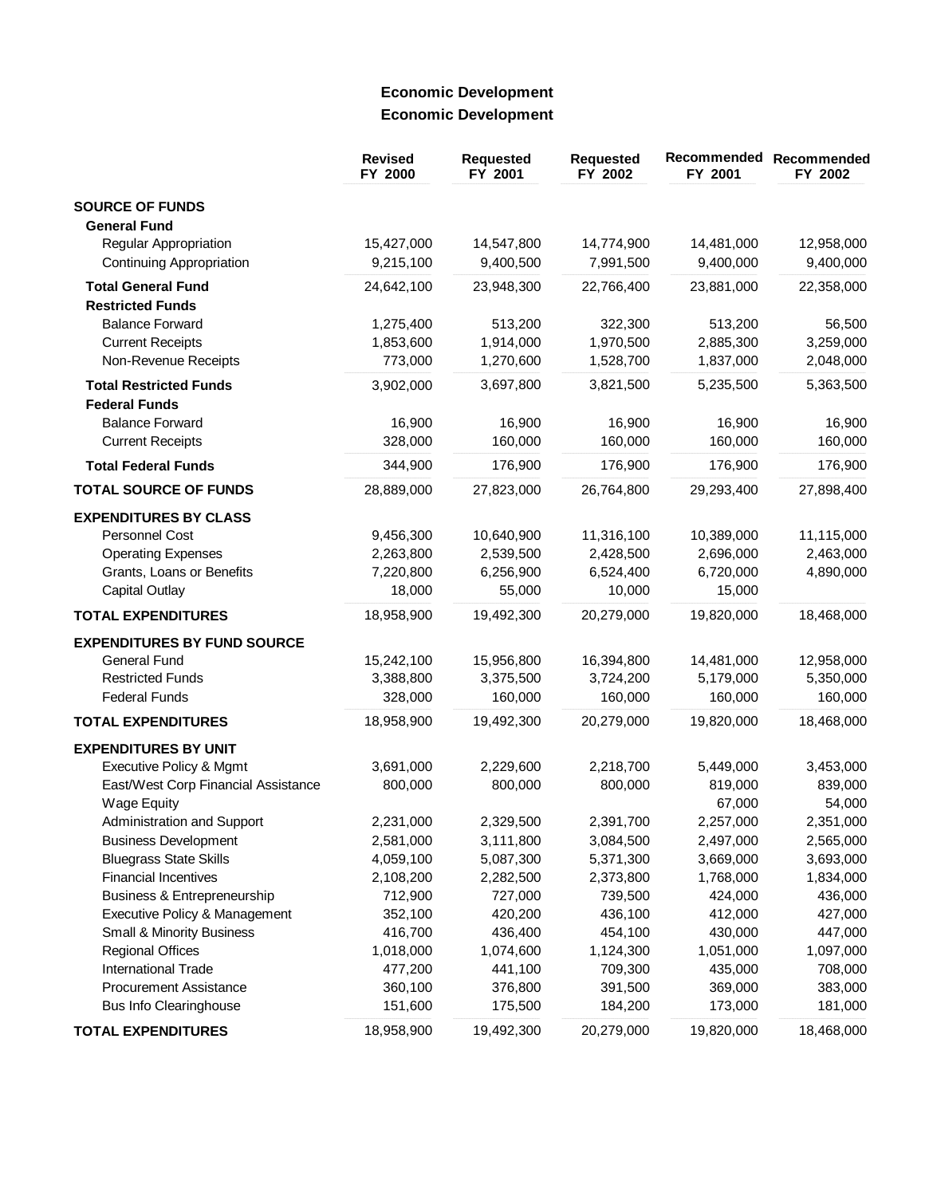# Economic Development

## Economic Development

| | Revised FY 2000 | Requested FY 2001 | Requested FY 2002 | Recommended FY 2001 | Recommended FY 2002 |
|---|---|---|---|---|---|
| **SOURCE OF FUNDS** | | | | | |
| **General Fund** | | | | | |
| Regular Appropriation | 15,427,000 | 14,547,800 | 14,774,900 | 14,481,000 | 12,958,000 |
| Continuing Appropriation | 9,215,100 | 9,400,500 | 7,991,500 | 9,400,000 | 9,400,000 |
| **Total General Fund** | 24,642,100 | 23,948,300 | 22,766,400 | 23,881,000 | 22,358,000 |
| **Restricted Funds** | | | | | |
| Balance Forward | 1,275,400 | 513,200 | 322,300 | 513,200 | 56,500 |
| Current Receipts | 1,853,600 | 1,914,000 | 1,970,500 | 2,885,300 | 3,259,000 |
| Non-Revenue Receipts | 773,000 | 1,270,600 | 1,528,700 | 1,837,000 | 2,048,000 |
| **Total Restricted Funds** | 3,902,000 | 3,697,800 | 3,821,500 | 5,235,500 | 5,363,500 |
| **Federal Funds** | | | | | |
| Balance Forward | 16,900 | 16,900 | 16,900 | 16,900 | 16,900 |
| Current Receipts | 328,000 | 160,000 | 160,000 | 160,000 | 160,000 |
| **Total Federal Funds** | 344,900 | 176,900 | 176,900 | 176,900 | 176,900 |
| **TOTAL SOURCE OF FUNDS** | 28,889,000 | 27,823,000 | 26,764,800 | 29,293,400 | 27,898,400 |
| **EXPENDITURES BY CLASS** | | | | | |
| Personnel Cost | 9,456,300 | 10,640,900 | 11,316,100 | 10,389,000 | 11,115,000 |
| Operating Expenses | 2,263,800 | 2,539,500 | 2,428,500 | 2,696,000 | 2,463,000 |
| Grants, Loans or Benefits | 7,220,800 | 6,256,900 | 6,524,400 | 6,720,000 | 4,890,000 |
| Capital Outlay | 18,000 | 55,000 | 10,000 | 15,000 | |
| **TOTAL EXPENDITURES** | 18,958,900 | 19,492,300 | 20,279,000 | 19,820,000 | 18,468,000 |
| **EXPENDITURES BY FUND SOURCE** | | | | | |
| General Fund | 15,242,100 | 15,956,800 | 16,394,800 | 14,481,000 | 12,958,000 |
| Restricted Funds | 3,388,800 | 3,375,500 | 3,724,200 | 5,179,000 | 5,350,000 |
| Federal Funds | 328,000 | 160,000 | 160,000 | 160,000 | 160,000 |
| **TOTAL EXPENDITURES** | 18,958,900 | 19,492,300 | 20,279,000 | 19,820,000 | 18,468,000 |
| **EXPENDITURES BY UNIT** | | | | | |
| Executive Policy & Mgmt | 3,691,000 | 2,229,600 | 2,218,700 | 5,449,000 | 3,453,000 |
| East/West Corp Financial Assistance | 800,000 | 800,000 | 800,000 | 819,000 | 839,000 |
| Wage Equity | | | | 67,000 | 54,000 |
| Administration and Support | 2,231,000 | 2,329,500 | 2,391,700 | 2,257,000 | 2,351,000 |
| Business Development | 2,581,000 | 3,111,800 | 3,084,500 | 2,497,000 | 2,565,000 |
| Bluegrass State Skills | 4,059,100 | 5,087,300 | 5,371,300 | 3,669,000 | 3,693,000 |
| Financial Incentives | 2,108,200 | 2,282,500 | 2,373,800 | 1,768,000 | 1,834,000 |
| Business & Entrepreneurship | 712,900 | 727,000 | 739,500 | 424,000 | 436,000 |
| Executive Policy & Management | 352,100 | 420,200 | 436,100 | 412,000 | 427,000 |
| Small & Minority Business | 416,700 | 436,400 | 454,100 | 430,000 | 447,000 |
| Regional Offices | 1,018,000 | 1,074,600 | 1,124,300 | 1,051,000 | 1,097,000 |
| International Trade | 477,200 | 441,100 | 709,300 | 435,000 | 708,000 |
| Procurement Assistance | 360,100 | 376,800 | 391,500 | 369,000 | 383,000 |
| Bus Info Clearinghouse | 151,600 | 175,500 | 184,200 | 173,000 | 181,000 |
| **TOTAL EXPENDITURES** | 18,958,900 | 19,492,300 | 20,279,000 | 19,820,000 | 18,468,000 |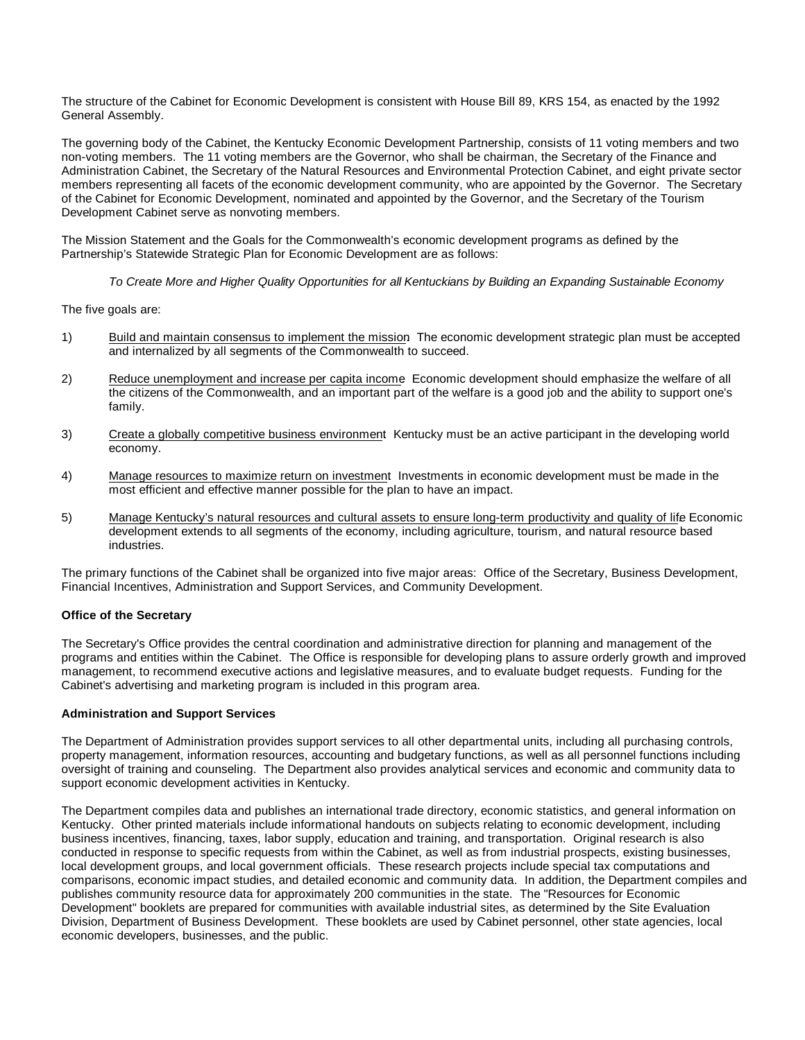The structure of the Cabinet for Economic Development is consistent with House Bill 89, KRS 154, as enacted by the 1992 General Assembly.

The governing body of the Cabinet, the Kentucky Economic Development Partnership, consists of 11 voting members and two non-voting members. The 11 voting members are the Governor, who shall be chairman, the Secretary of the Finance and Administration Cabinet, the Secretary of the Natural Resources and Environmental Protection Cabinet, and eight private sector members representing all facets of the economic development community, who are appointed by the Governor. The Secretary of the Cabinet for Economic Development, nominated and appointed by the Governor, and the Secretary of the Tourism Development Cabinet serve as nonvoting members.

The Mission Statement and the Goals for the Commonwealth's economic development programs as defined by the Partnership's Statewide Strategic Plan for Economic Development are as follows:

*To Create More and Higher Quality Opportunities for all Kentuckians by Building an Expanding Sustainable Economy*

The five goals are:

1) <u>Build and maintain consensus to implement the mission</u>. The economic development strategic plan must be accepted and internalized by all segments of the Commonwealth to succeed.

2) <u>Reduce unemployment and increase per capita income</u>. Economic development should emphasize the welfare of all the citizens of the Commonwealth, and an important part of the welfare is a good job and the ability to support one's family.

3) <u>Create a globally competitive business environment</u>. Kentucky must be an active participant in the developing world economy.

4) <u>Manage resources to maximize return on investment</u>. Investments in economic development must be made in the most efficient and effective manner possible for the plan to have an impact.

5) <u>Manage Kentucky's natural resources and cultural assets to ensure long-term productivity and quality of life</u>. Economic development extends to all segments of the economy, including agriculture, tourism, and natural resource based industries.

The primary functions of the Cabinet shall be organized into five major areas: Office of the Secretary, Business Development, Financial Incentives, Administration and Support Services, and Community Development.

**Office of the Secretary**

The Secretary's Office provides the central coordination and administrative direction for planning and management of the programs and entities within the Cabinet. The Office is responsible for developing plans to assure orderly growth and improved management, to recommend executive actions and legislative measures, and to evaluate budget requests. Funding for the Cabinet's advertising and marketing program is included in this program area.

**Administration and Support Services**

The Department of Administration provides support services to all other departmental units, including all purchasing controls, property management, information resources, accounting and budgetary functions, as well as all personnel functions including oversight of training and counseling. The Department also provides analytical services and economic and community data to support economic development activities in Kentucky.

The Department compiles data and publishes an international trade directory, economic statistics, and general information on Kentucky. Other printed materials include informational handouts on subjects relating to economic development, including business incentives, financing, taxes, labor supply, education and training, and transportation. Original research is also conducted in response to specific requests from within the Cabinet, as well as from industrial prospects, existing businesses, local development groups, and local government officials. These research projects include special tax computations and comparisons, economic impact studies, and detailed economic and community data. In addition, the Department compiles and publishes community resource data for approximately 200 communities in the state. The "Resources for Economic Development" booklets are prepared for communities with available industrial sites, as determined by the Site Evaluation Division, Department of Business Development. These booklets are used by Cabinet personnel, other state agencies, local economic developers, businesses, and the public.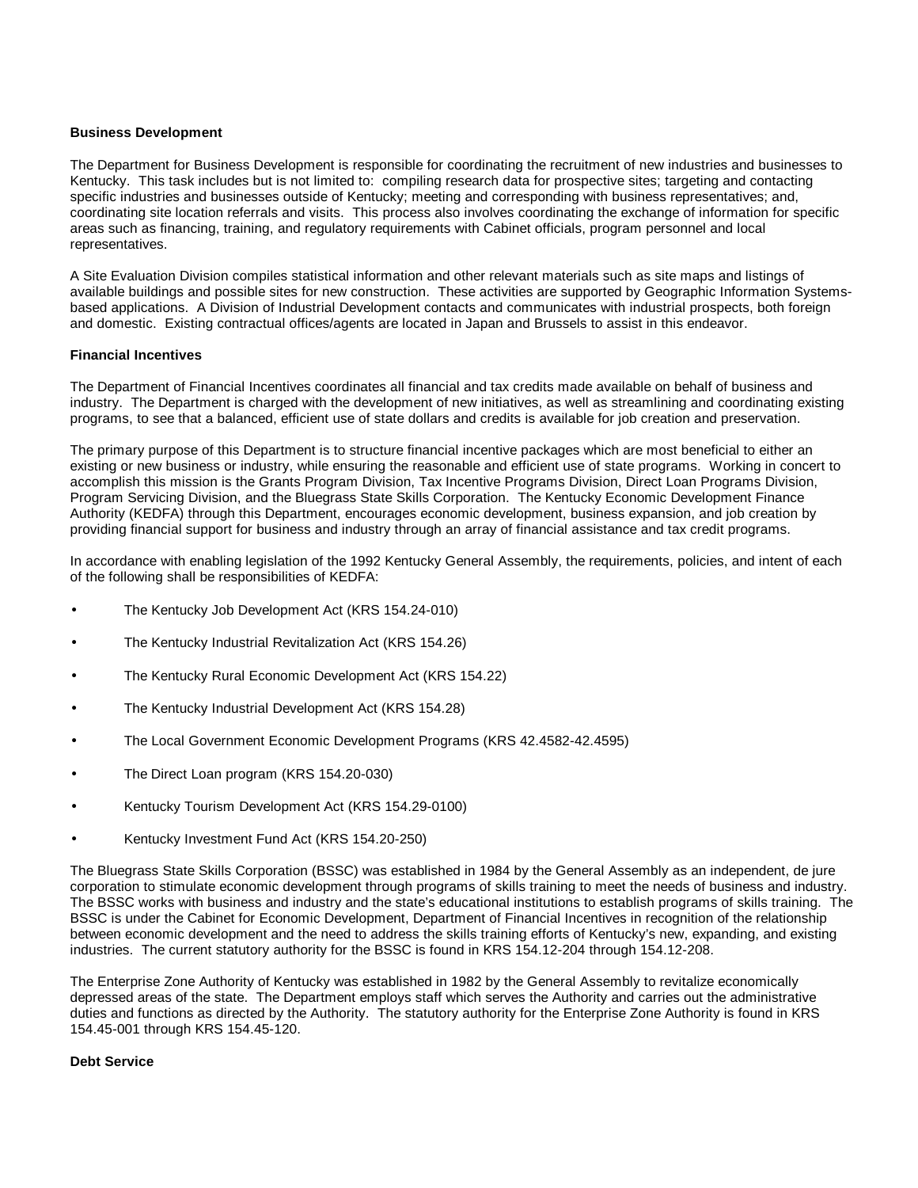**Business Development**

The Department for Business Development is responsible for coordinating the recruitment of new industries and businesses to Kentucky. This task includes but is not limited to: compiling research data for prospective sites; targeting and contacting specific industries and businesses outside of Kentucky; meeting and corresponding with business representatives; and, coordinating site location referrals and visits. This process also involves coordinating the exchange of information for specific areas such as financing, training, and regulatory requirements with Cabinet officials, program personnel and local representatives.

A Site Evaluation Division compiles statistical information and other relevant materials such as site maps and listings of available buildings and possible sites for new construction. These activities are supported by Geographic Information Systems-based applications. A Division of Industrial Development contacts and communicates with industrial prospects, both foreign and domestic. Existing contractual offices/agents are located in Japan and Brussels to assist in this endeavor.

**Financial Incentives**

The Department of Financial Incentives coordinates all financial and tax credits made available on behalf of business and industry. The Department is charged with the development of new initiatives, as well as streamlining and coordinating existing programs, to see that a balanced, efficient use of state dollars and credits is available for job creation and preservation.

The primary purpose of this Department is to structure financial incentive packages which are most beneficial to either an existing or new business or industry, while ensuring the reasonable and efficient use of state programs. Working in concert to accomplish this mission is the Grants Program Division, Tax Incentive Programs Division, Direct Loan Programs Division, Program Servicing Division, and the Bluegrass State Skills Corporation. The Kentucky Economic Development Finance Authority (KEDFA) through this Department, encourages economic development, business expansion, and job creation by providing financial support for business and industry through an array of financial assistance and tax credit programs.

In accordance with enabling legislation of the 1992 Kentucky General Assembly, the requirements, policies, and intent of each of the following shall be responsibilities of KEDFA:

- The Kentucky Job Development Act (KRS 154.24-010)
- The Kentucky Industrial Revitalization Act (KRS 154.26)
- The Kentucky Rural Economic Development Act (KRS 154.22)
- The Kentucky Industrial Development Act (KRS 154.28)
- The Local Government Economic Development Programs (KRS 42.4582-42.4595)
- The Direct Loan program (KRS 154.20-030)
- Kentucky Tourism Development Act (KRS 154.29-0100)
- Kentucky Investment Fund Act (KRS 154.20-250)

The Bluegrass State Skills Corporation (BSSC) was established in 1984 by the General Assembly as an independent, de jure corporation to stimulate economic development through programs of skills training to meet the needs of business and industry. The BSSC works with business and industry and the state's educational institutions to establish programs of skills training. The BSSC is under the Cabinet for Economic Development, Department of Financial Incentives in recognition of the relationship between economic development and the need to address the skills training efforts of Kentucky's new, expanding, and existing industries. The current statutory authority for the BSSC is found in KRS 154.12-204 through 154.12-208.

The Enterprise Zone Authority of Kentucky was established in 1982 by the General Assembly to revitalize economically depressed areas of the state. The Department employs staff which serves the Authority and carries out the administrative duties and functions as directed by the Authority. The statutory authority for the Enterprise Zone Authority is found in KRS 154.45-001 through KRS 154.45-120.

**Debt Service**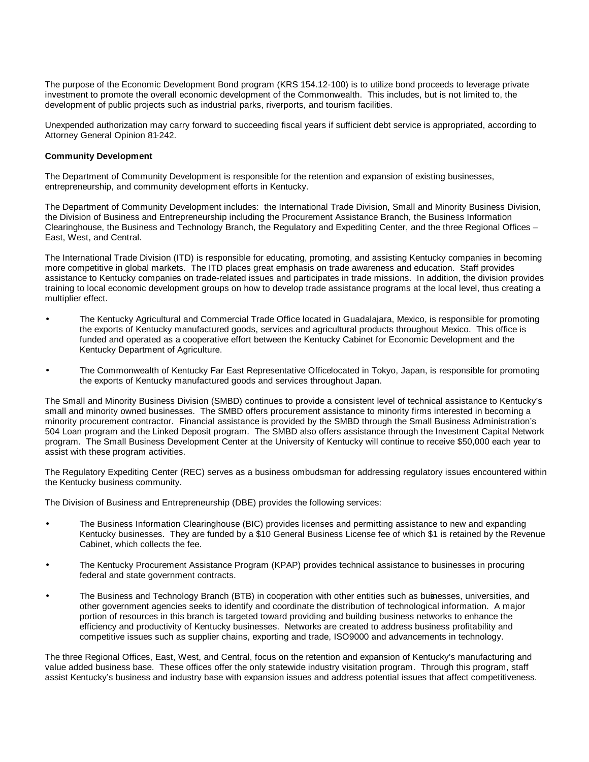The purpose of the Economic Development Bond program (KRS 154.12-100) is to utilize bond proceeds to leverage private investment to promote the overall economic development of the Commonwealth. This includes, but is not limited to, the development of public projects such as industrial parks, riverports, and tourism facilities.

Unexpended authorization may carry forward to succeeding fiscal years if sufficient debt service is appropriated, according to Attorney General Opinion 81-242.

**Community Development**

The Department of Community Development is responsible for the retention and expansion of existing businesses, entrepreneurship, and community development efforts in Kentucky.

The Department of Community Development includes: the International Trade Division, Small and Minority Business Division, the Division of Business and Entrepreneurship including the Procurement Assistance Branch, the Business Information Clearinghouse, the Business and Technology Branch, the Regulatory and Expediting Center, and the three Regional Offices – East, West, and Central.

The International Trade Division (ITD) is responsible for educating, promoting, and assisting Kentucky companies in becoming more competitive in global markets. The ITD places great emphasis on trade awareness and education. Staff provides assistance to Kentucky companies on trade-related issues and participates in trade missions. In addition, the division provides training to local economic development groups on how to develop trade assistance programs at the local level, thus creating a multiplier effect.

- The Kentucky Agricultural and Commercial Trade Office located in Guadalajara, Mexico, is responsible for promoting the exports of Kentucky manufactured goods, services and agricultural products throughout Mexico. This office is funded and operated as a cooperative effort between the Kentucky Cabinet for Economic Development and the Kentucky Department of Agriculture.

- The Commonwealth of Kentucky Far East Representative Office located in Tokyo, Japan, is responsible for promoting the exports of Kentucky manufactured goods and services throughout Japan.

The Small and Minority Business Division (SMBD) continues to provide a consistent level of technical assistance to Kentucky's small and minority owned businesses. The SMBD offers procurement assistance to minority firms interested in becoming a minority procurement contractor. Financial assistance is provided by the SMBD through the Small Business Administration's 504 Loan program and the Linked Deposit program. The SMBD also offers assistance through the Investment Capital Network program. The Small Business Development Center at the University of Kentucky will continue to receive $50,000 each year to assist with these program activities.

The Regulatory Expediting Center (REC) serves as a business ombudsman for addressing regulatory issues encountered within the Kentucky business community.

The Division of Business and Entrepreneurship (DBE) provides the following services:

- The Business Information Clearinghouse (BIC) provides licenses and permitting assistance to new and expanding Kentucky businesses. They are funded by a $10 General Business License fee of which $1 is retained by the Revenue Cabinet, which collects the fee.

- The Kentucky Procurement Assistance Program (KPAP) provides technical assistance to businesses in procuring federal and state government contracts.

- The Business and Technology Branch (BTB) in cooperation with other entities such as businesses, universities, and other government agencies seeks to identify and coordinate the distribution of technological information. A major portion of resources in this branch is targeted toward providing and building business networks to enhance the efficiency and productivity of Kentucky businesses. Networks are created to address business profitability and competitive issues such as supplier chains, exporting and trade, ISO9000 and advancements in technology.

The three Regional Offices, East, West, and Central, focus on the retention and expansion of Kentucky's manufacturing and value added business base. These offices offer the only statewide industry visitation program. Through this program, staff assist Kentucky's business and industry base with expansion issues and address potential issues that affect competitiveness.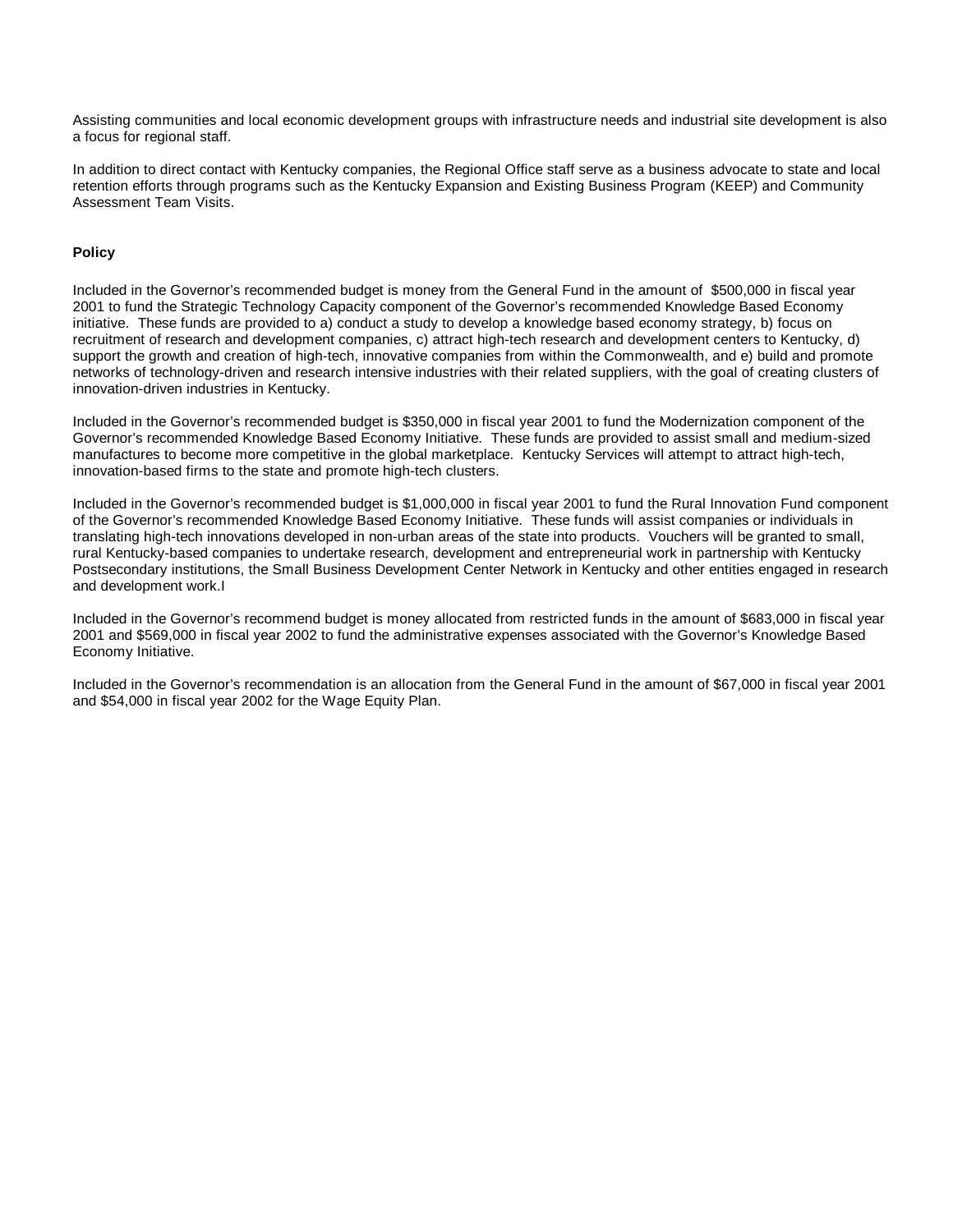Assisting communities and local economic development groups with infrastructure needs and industrial site development is also a focus for regional staff.

In addition to direct contact with Kentucky companies, the Regional Office staff serve as a business advocate to state and local retention efforts through programs such as the Kentucky Expansion and Existing Business Program (KEEP) and Community Assessment Team Visits.

**Policy**

Included in the Governor's recommended budget is money from the General Fund in the amount of $500,000 in fiscal year 2001 to fund the Strategic Technology Capacity component of the Governor's recommended Knowledge Based Economy initiative. These funds are provided to a) conduct a study to develop a knowledge based economy strategy, b) focus on recruitment of research and development companies, c) attract high-tech research and development centers to Kentucky, d) support the growth and creation of high-tech, innovative companies from within the Commonwealth, and e) build and promote networks of technology-driven and research intensive industries with their related suppliers, with the goal of creating clusters of innovation-driven industries in Kentucky.

Included in the Governor's recommended budget is $350,000 in fiscal year 2001 to fund the Modernization component of the Governor's recommended Knowledge Based Economy Initiative. These funds are provided to assist small and medium-sized manufactures to become more competitive in the global marketplace. Kentucky Services will attempt to attract high-tech, innovation-based firms to the state and promote high-tech clusters.

Included in the Governor's recommended budget is $1,000,000 in fiscal year 2001 to fund the Rural Innovation Fund component of the Governor's recommended Knowledge Based Economy Initiative. These funds will assist companies or individuals in translating high-tech innovations developed in non-urban areas of the state into products. Vouchers will be granted to small, rural Kentucky-based companies to undertake research, development and entrepreneurial work in partnership with Kentucky Postsecondary institutions, the Small Business Development Center Network in Kentucky and other entities engaged in research and development work.I

Included in the Governor's recommend budget is money allocated from restricted funds in the amount of $683,000 in fiscal year 2001 and $569,000 in fiscal year 2002 to fund the administrative expenses associated with the Governor's Knowledge Based Economy Initiative.

Included in the Governor's recommendation is an allocation from the General Fund in the amount of $67,000 in fiscal year 2001 and $54,000 in fiscal year 2002 for the Wage Equity Plan.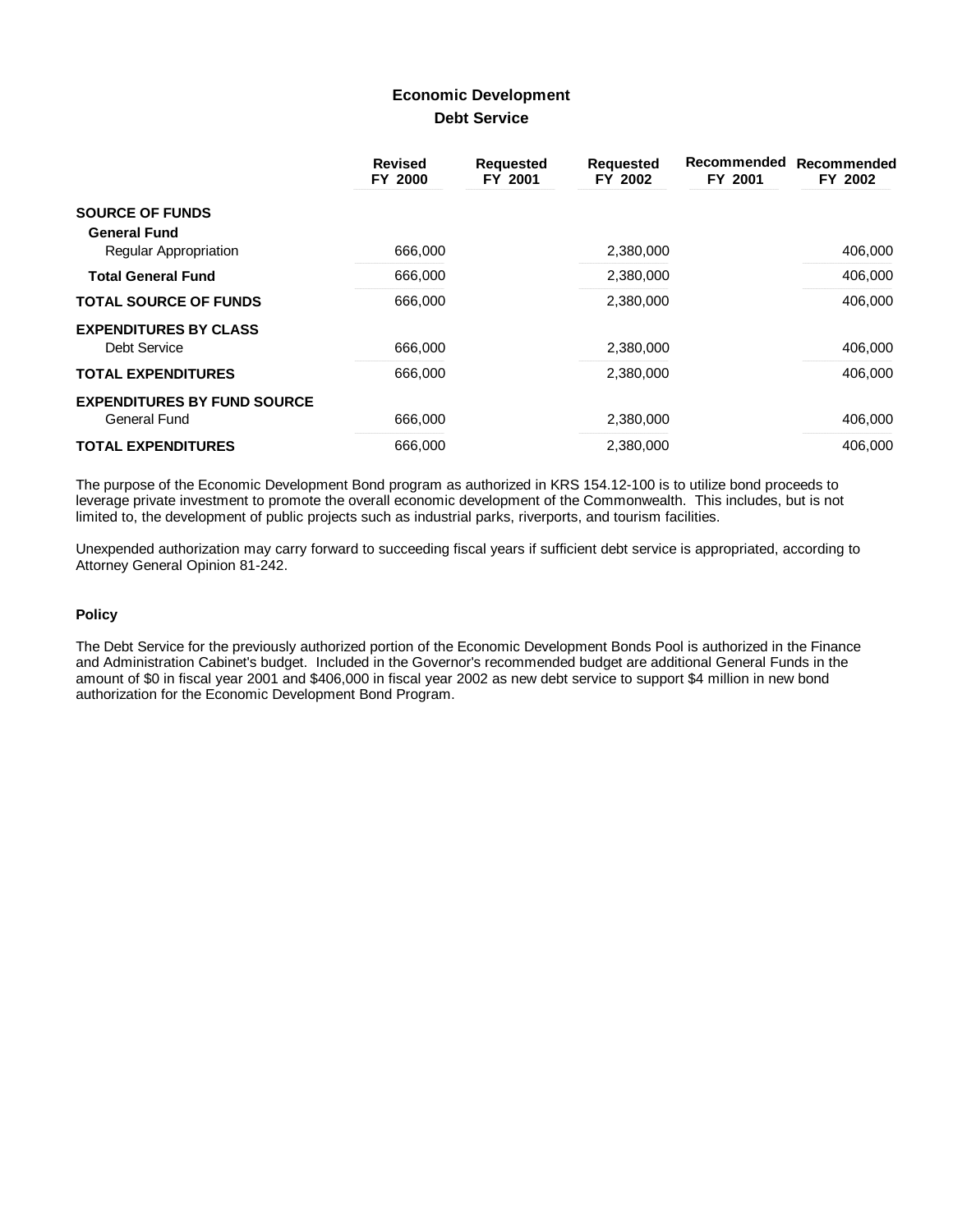# Economic Development

## Debt Service

| | Revised FY 2000 | Requested FY 2001 | Requested FY 2002 | Recommended FY 2001 | Recommended FY 2002 |
|---|---|---|---|---|---|
| **SOURCE OF FUNDS** | | | | | |
| **General Fund** | | | | | |
| Regular Appropriation | 666,000 | | 2,380,000 | | 406,000 |
| **Total General Fund** | 666,000 | | 2,380,000 | | 406,000 |
| **TOTAL SOURCE OF FUNDS** | 666,000 | | 2,380,000 | | 406,000 |
| **EXPENDITURES BY CLASS** | | | | | |
| Debt Service | 666,000 | | 2,380,000 | | 406,000 |
| **TOTAL EXPENDITURES** | 666,000 | | 2,380,000 | | 406,000 |
| **EXPENDITURES BY FUND SOURCE** | | | | | |
| General Fund | 666,000 | | 2,380,000 | | 406,000 |
| **TOTAL EXPENDITURES** | 666,000 | | 2,380,000 | | 406,000 |

The purpose of the Economic Development Bond program as authorized in KRS 154.12-100 is to utilize bond proceeds to leverage private investment to promote the overall economic development of the Commonwealth. This includes, but is not limited to, the development of public projects such as industrial parks, riverports, and tourism facilities.

Unexpended authorization may carry forward to succeeding fiscal years if sufficient debt service is appropriated, according to Attorney General Opinion 81-242.

### Policy

The Debt Service for the previously authorized portion of the Economic Development Bonds Pool is authorized in the Finance and Administration Cabinet's budget. Included in the Governor's recommended budget are additional General Funds in the amount of $0 in fiscal year 2001 and $406,000 in fiscal year 2002 as new debt service to support $4 million in new bond authorization for the Economic Development Bond Program.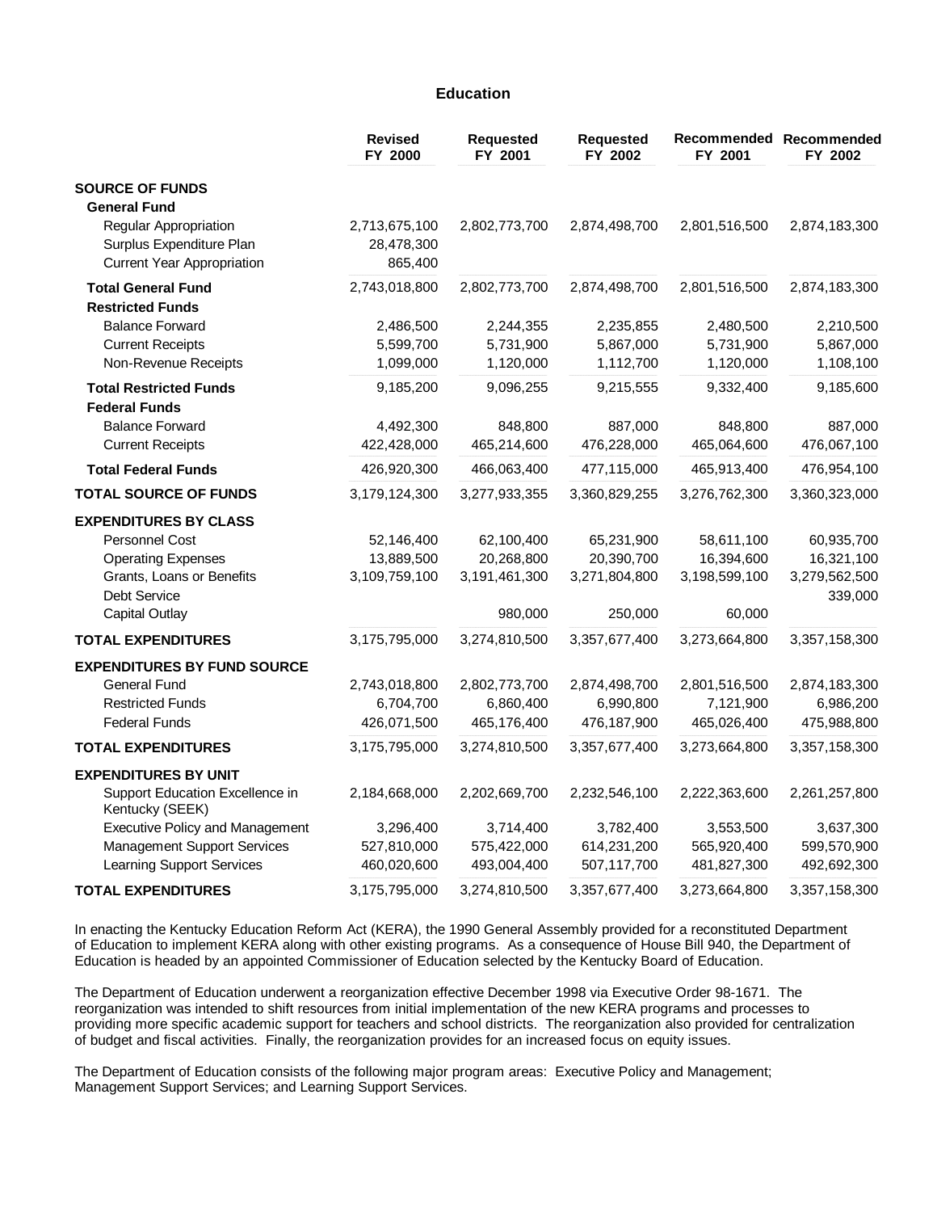# Education

| | Revised FY 2000 | Requested FY 2001 | Requested FY 2002 | Recommended FY 2001 | Recommended FY 2002 |
|---|---|---|---|---|---|
| **SOURCE OF FUNDS** | | | | | |
| **General Fund** | | | | | |
| Regular Appropriation | 2,713,675,100 | 2,802,773,700 | 2,874,498,700 | 2,801,516,500 | 2,874,183,300 |
| Surplus Expenditure Plan | 28,478,300 | | | | |
| Current Year Appropriation | 865,400 | | | | |
| **Total General Fund** | 2,743,018,800 | 2,802,773,700 | 2,874,498,700 | 2,801,516,500 | 2,874,183,300 |
| **Restricted Funds** | | | | | |
| Balance Forward | 2,486,500 | 2,244,355 | 2,235,855 | 2,480,500 | 2,210,500 |
| Current Receipts | 5,599,700 | 5,731,900 | 5,867,000 | 5,731,900 | 5,867,000 |
| Non-Revenue Receipts | 1,099,000 | 1,120,000 | 1,112,700 | 1,120,000 | 1,108,100 |
| **Total Restricted Funds** | 9,185,200 | 9,096,255 | 9,215,555 | 9,332,400 | 9,185,600 |
| **Federal Funds** | | | | | |
| Balance Forward | 4,492,300 | 848,800 | 887,000 | 848,800 | 887,000 |
| Current Receipts | 422,428,000 | 465,214,600 | 476,228,000 | 465,064,600 | 476,067,100 |
| **Total Federal Funds** | 426,920,300 | 466,063,400 | 477,115,000 | 465,913,400 | 476,954,100 |
| **TOTAL SOURCE OF FUNDS** | 3,179,124,300 | 3,277,933,355 | 3,360,829,255 | 3,276,762,300 | 3,360,323,000 |
| **EXPENDITURES BY CLASS** | | | | | |
| Personnel Cost | 52,146,400 | 62,100,400 | 65,231,900 | 58,611,100 | 60,935,700 |
| Operating Expenses | 13,889,500 | 20,268,800 | 20,390,700 | 16,394,600 | 16,321,100 |
| Grants, Loans or Benefits | 3,109,759,100 | 3,191,461,300 | 3,271,804,800 | 3,198,599,100 | 3,279,562,500 |
| Debt Service | | | | | 339,000 |
| Capital Outlay | | 980,000 | 250,000 | 60,000 | |
| **TOTAL EXPENDITURES** | 3,175,795,000 | 3,274,810,500 | 3,357,677,400 | 3,273,664,800 | 3,357,158,300 |
| **EXPENDITURES BY FUND SOURCE** | | | | | |
| General Fund | 2,743,018,800 | 2,802,773,700 | 2,874,498,700 | 2,801,516,500 | 2,874,183,300 |
| Restricted Funds | 6,704,700 | 6,860,400 | 6,990,800 | 7,121,900 | 6,986,200 |
| Federal Funds | 426,071,500 | 465,176,400 | 476,187,900 | 465,026,400 | 475,988,800 |
| **TOTAL EXPENDITURES** | 3,175,795,000 | 3,274,810,500 | 3,357,677,400 | 3,273,664,800 | 3,357,158,300 |
| **EXPENDITURES BY UNIT** | | | | | |
| Support Education Excellence in Kentucky (SEEK) | 2,184,668,000 | 2,202,669,700 | 2,232,546,100 | 2,222,363,600 | 2,261,257,800 |
| Executive Policy and Management | 3,296,400 | 3,714,400 | 3,782,400 | 3,553,500 | 3,637,300 |
| Management Support Services | 527,810,000 | 575,422,000 | 614,231,200 | 565,920,400 | 599,570,900 |
| Learning Support Services | 460,020,600 | 493,004,400 | 507,117,700 | 481,827,300 | 492,692,300 |
| **TOTAL EXPENDITURES** | 3,175,795,000 | 3,274,810,500 | 3,357,677,400 | 3,273,664,800 | 3,357,158,300 |

In enacting the Kentucky Education Reform Act (KERA), the 1990 General Assembly provided for a reconstituted Department of Education to implement KERA along with other existing programs. As a consequence of House Bill 940, the Department of Education is headed by an appointed Commissioner of Education selected by the Kentucky Board of Education.

The Department of Education underwent a reorganization effective December 1998 via Executive Order 98-1671. The reorganization was intended to shift resources from initial implementation of the new KERA programs and processes to providing more specific academic support for teachers and school districts. The reorganization also provided for centralization of budget and fiscal activities. Finally, the reorganization provides for an increased focus on equity issues.

The Department of Education consists of the following major program areas: Executive Policy and Management; Management Support Services; and Learning Support Services.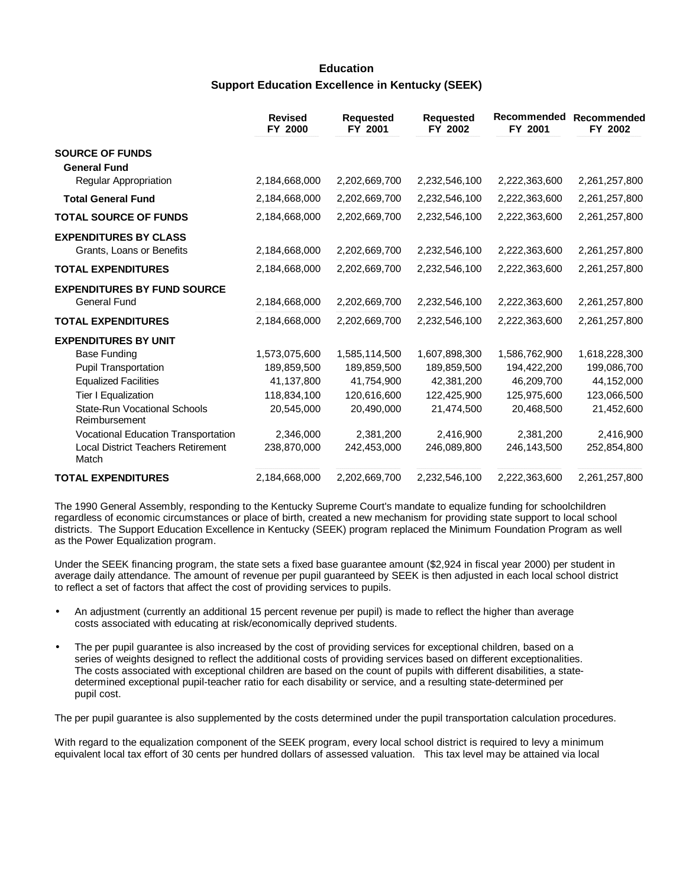## Education

### Support Education Excellence in Kentucky (SEEK)

| | Revised FY 2000 | Requested FY 2001 | Requested FY 2002 | Recommended FY 2001 | Recommended FY 2002 |
|---|---|---|---|---|---|
| **SOURCE OF FUNDS** | | | | | |
| **General Fund** | | | | | |
| Regular Appropriation | 2,184,668,000 | 2,202,669,700 | 2,232,546,100 | 2,222,363,600 | 2,261,257,800 |
| **Total General Fund** | 2,184,668,000 | 2,202,669,700 | 2,232,546,100 | 2,222,363,600 | 2,261,257,800 |
| **TOTAL SOURCE OF FUNDS** | 2,184,668,000 | 2,202,669,700 | 2,232,546,100 | 2,222,363,600 | 2,261,257,800 |
| **EXPENDITURES BY CLASS** | | | | | |
| Grants, Loans or Benefits | 2,184,668,000 | 2,202,669,700 | 2,232,546,100 | 2,222,363,600 | 2,261,257,800 |
| **TOTAL EXPENDITURES** | 2,184,668,000 | 2,202,669,700 | 2,232,546,100 | 2,222,363,600 | 2,261,257,800 |
| **EXPENDITURES BY FUND SOURCE** | | | | | |
| General Fund | 2,184,668,000 | 2,202,669,700 | 2,232,546,100 | 2,222,363,600 | 2,261,257,800 |
| **TOTAL EXPENDITURES** | 2,184,668,000 | 2,202,669,700 | 2,232,546,100 | 2,222,363,600 | 2,261,257,800 |
| **EXPENDITURES BY UNIT** | | | | | |
| Base Funding | 1,573,075,600 | 1,585,114,500 | 1,607,898,300 | 1,586,762,900 | 1,618,228,300 |
| Pupil Transportation | 189,859,500 | 189,859,500 | 189,859,500 | 194,422,200 | 199,086,700 |
| Equalized Facilities | 41,137,800 | 41,754,900 | 42,381,200 | 46,209,700 | 44,152,000 |
| Tier I Equalization | 118,834,100 | 120,616,600 | 122,425,900 | 125,975,600 | 123,066,500 |
| State-Run Vocational Schools Reimbursement | 20,545,000 | 20,490,000 | 21,474,500 | 20,468,500 | 21,452,600 |
| Vocational Education Transportation | 2,346,000 | 2,381,200 | 2,416,900 | 2,381,200 | 2,416,900 |
| Local District Teachers Retirement Match | 238,870,000 | 242,453,000 | 246,089,800 | 246,143,500 | 252,854,800 |
| **TOTAL EXPENDITURES** | 2,184,668,000 | 2,202,669,700 | 2,232,546,100 | 2,222,363,600 | 2,261,257,800 |

The 1990 General Assembly, responding to the Kentucky Supreme Court's mandate to equalize funding for schoolchildren regardless of economic circumstances or place of birth, created a new mechanism for providing state support to local school districts. The Support Education Excellence in Kentucky (SEEK) program replaced the Minimum Foundation Program as well as the Power Equalization program.

Under the SEEK financing program, the state sets a fixed base guarantee amount ($2,924 in fiscal year 2000) per student in average daily attendance. The amount of revenue per pupil guaranteed by SEEK is then adjusted in each local school district to reflect a set of factors that affect the cost of providing services to pupils.

- An adjustment (currently an additional 15 percent revenue per pupil) is made to reflect the higher than average costs associated with educating at risk/economically deprived students.
- The per pupil guarantee is also increased by the cost of providing services for exceptional children, based on a series of weights designed to reflect the additional costs of providing services based on different exceptionalities. The costs associated with exceptional children are based on the count of pupils with different disabilities, a state-determined exceptional pupil-teacher ratio for each disability or service, and a resulting state-determined per pupil cost.

The per pupil guarantee is also supplemented by the costs determined under the pupil transportation calculation procedures.

With regard to the equalization component of the SEEK program, every local school district is required to levy a minimum equivalent local tax effort of 30 cents per hundred dollars of assessed valuation. This tax level may be attained via local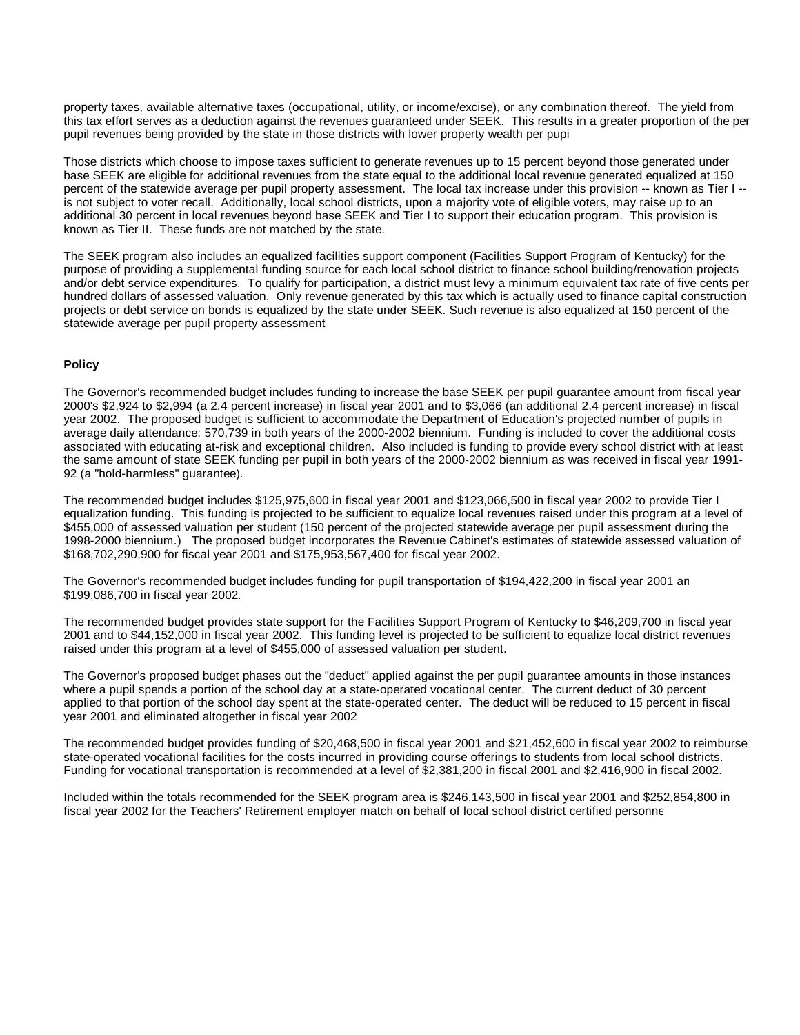property taxes, available alternative taxes (occupational, utility, or income/excise), or any combination thereof. The yield from this tax effort serves as a deduction against the revenues guaranteed under SEEK. This results in a greater proportion of the per pupil revenues being provided by the state in those districts with lower property wealth per pupi

Those districts which choose to impose taxes sufficient to generate revenues up to 15 percent beyond those generated under base SEEK are eligible for additional revenues from the state equal to the additional local revenue generated equalized at 150 percent of the statewide average per pupil property assessment. The local tax increase under this provision -- known as Tier I -- is not subject to voter recall. Additionally, local school districts, upon a majority vote of eligible voters, may raise up to an additional 30 percent in local revenues beyond base SEEK and Tier I to support their education program. This provision is known as Tier II. These funds are not matched by the state.

The SEEK program also includes an equalized facilities support component (Facilities Support Program of Kentucky) for the purpose of providing a supplemental funding source for each local school district to finance school building/renovation projects and/or debt service expenditures. To qualify for participation, a district must levy a minimum equivalent tax rate of five cents per hundred dollars of assessed valuation. Only revenue generated by this tax which is actually used to finance capital construction projects or debt service on bonds is equalized by the state under SEEK. Such revenue is also equalized at 150 percent of the statewide average per pupil property assessment

**Policy**

The Governor's recommended budget includes funding to increase the base SEEK per pupil guarantee amount from fiscal year 2000's $2,924 to $2,994 (a 2.4 percent increase) in fiscal year 2001 and to $3,066 (an additional 2.4 percent increase) in fiscal year 2002. The proposed budget is sufficient to accommodate the Department of Education's projected number of pupils in average daily attendance: 570,739 in both years of the 2000-2002 biennium. Funding is included to cover the additional costs associated with educating at-risk and exceptional children. Also included is funding to provide every school district with at least the same amount of state SEEK funding per pupil in both years of the 2000-2002 biennium as was received in fiscal year 1991-92 (a "hold-harmless" guarantee).

The recommended budget includes $125,975,600 in fiscal year 2001 and $123,066,500 in fiscal year 2002 to provide Tier I equalization funding. This funding is projected to be sufficient to equalize local revenues raised under this program at a level of $455,000 of assessed valuation per student (150 percent of the projected statewide average per pupil assessment during the 1998-2000 biennium.) The proposed budget incorporates the Revenue Cabinet's estimates of statewide assessed valuation of $168,702,290,900 for fiscal year 2001 and $175,953,567,400 for fiscal year 2002.

The Governor's recommended budget includes funding for pupil transportation of $194,422,200 in fiscal year 2001 an $199,086,700 in fiscal year 2002.

The recommended budget provides state support for the Facilities Support Program of Kentucky to $46,209,700 in fiscal year 2001 and to $44,152,000 in fiscal year 2002. This funding level is projected to be sufficient to equalize local district revenues raised under this program at a level of $455,000 of assessed valuation per student.

The Governor's proposed budget phases out the "deduct" applied against the per pupil guarantee amounts in those instances where a pupil spends a portion of the school day at a state-operated vocational center. The current deduct of 30 percent applied to that portion of the school day spent at the state-operated center. The deduct will be reduced to 15 percent in fiscal year 2001 and eliminated altogether in fiscal year 2002

The recommended budget provides funding of $20,468,500 in fiscal year 2001 and $21,452,600 in fiscal year 2002 to reimburse state-operated vocational facilities for the costs incurred in providing course offerings to students from local school districts. Funding for vocational transportation is recommended at a level of $2,381,200 in fiscal 2001 and $2,416,900 in fiscal 2002.

Included within the totals recommended for the SEEK program area is $246,143,500 in fiscal year 2001 and $252,854,800 in fiscal year 2002 for the Teachers' Retirement employer match on behalf of local school district certified personne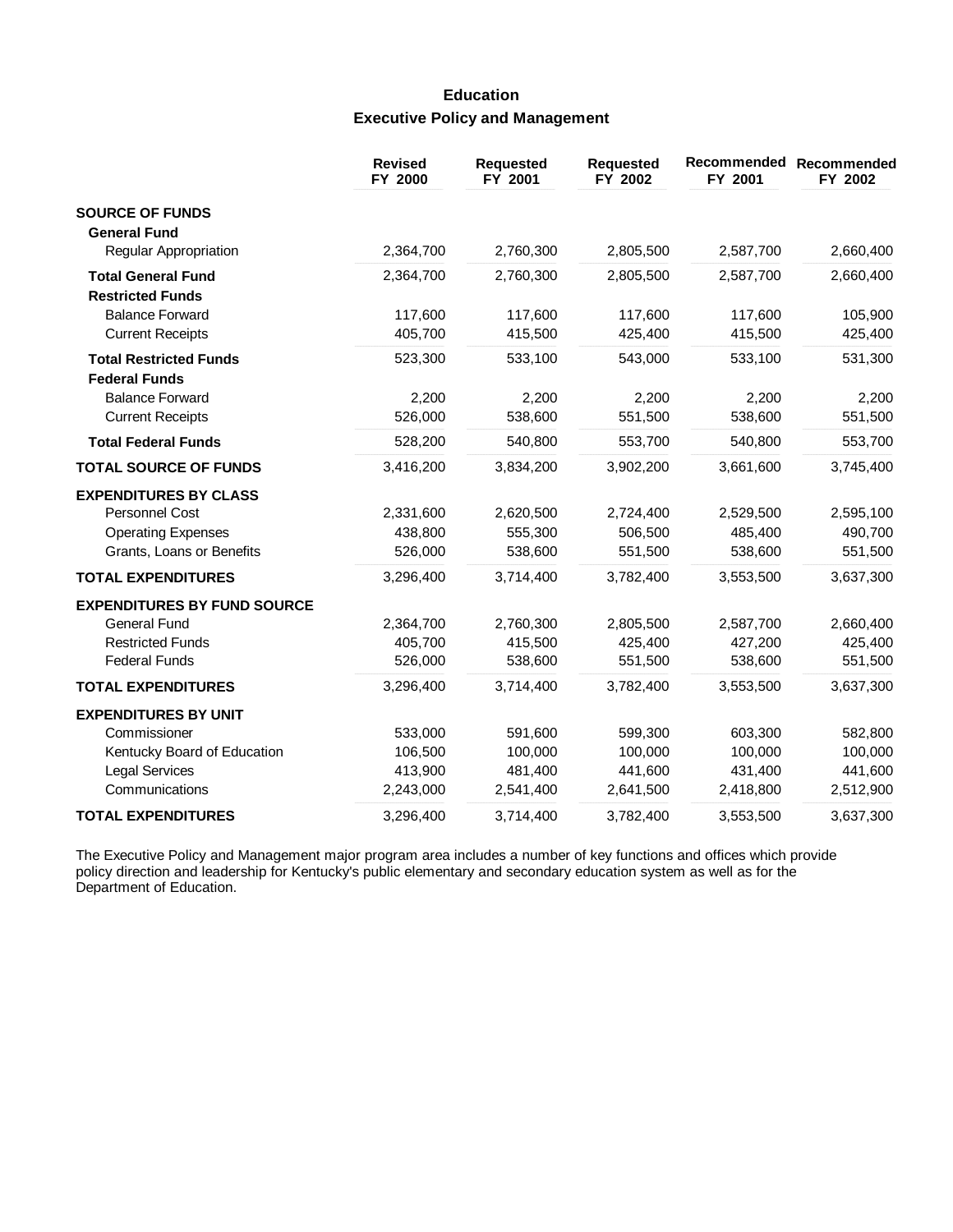# Education

## Executive Policy and Management

| | Revised FY 2000 | Requested FY 2001 | Requested FY 2002 | Recommended FY 2001 | Recommended FY 2002 |
|---|---|---|---|---|---|
| **SOURCE OF FUNDS** | | | | | |
| **General Fund** | | | | | |
| Regular Appropriation | 2,364,700 | 2,760,300 | 2,805,500 | 2,587,700 | 2,660,400 |
| **Total General Fund** | 2,364,700 | 2,760,300 | 2,805,500 | 2,587,700 | 2,660,400 |
| **Restricted Funds** | | | | | |
| Balance Forward | 117,600 | 117,600 | 117,600 | 117,600 | 105,900 |
| Current Receipts | 405,700 | 415,500 | 425,400 | 415,500 | 425,400 |
| **Total Restricted Funds** | 523,300 | 533,100 | 543,000 | 533,100 | 531,300 |
| **Federal Funds** | | | | | |
| Balance Forward | 2,200 | 2,200 | 2,200 | 2,200 | 2,200 |
| Current Receipts | 526,000 | 538,600 | 551,500 | 538,600 | 551,500 |
| **Total Federal Funds** | 528,200 | 540,800 | 553,700 | 540,800 | 553,700 |
| **TOTAL SOURCE OF FUNDS** | 3,416,200 | 3,834,200 | 3,902,200 | 3,661,600 | 3,745,400 |
| **EXPENDITURES BY CLASS** | | | | | |
| Personnel Cost | 2,331,600 | 2,620,500 | 2,724,400 | 2,529,500 | 2,595,100 |
| Operating Expenses | 438,800 | 555,300 | 506,500 | 485,400 | 490,700 |
| Grants, Loans or Benefits | 526,000 | 538,600 | 551,500 | 538,600 | 551,500 |
| **TOTAL EXPENDITURES** | 3,296,400 | 3,714,400 | 3,782,400 | 3,553,500 | 3,637,300 |
| **EXPENDITURES BY FUND SOURCE** | | | | | |
| General Fund | 2,364,700 | 2,760,300 | 2,805,500 | 2,587,700 | 2,660,400 |
| Restricted Funds | 405,700 | 415,500 | 425,400 | 427,200 | 425,400 |
| Federal Funds | 526,000 | 538,600 | 551,500 | 538,600 | 551,500 |
| **TOTAL EXPENDITURES** | 3,296,400 | 3,714,400 | 3,782,400 | 3,553,500 | 3,637,300 |
| **EXPENDITURES BY UNIT** | | | | | |
| Commissioner | 533,000 | 591,600 | 599,300 | 603,300 | 582,800 |
| Kentucky Board of Education | 106,500 | 100,000 | 100,000 | 100,000 | 100,000 |
| Legal Services | 413,900 | 481,400 | 441,600 | 431,400 | 441,600 |
| Communications | 2,243,000 | 2,541,400 | 2,641,500 | 2,418,800 | 2,512,900 |
| **TOTAL EXPENDITURES** | 3,296,400 | 3,714,400 | 3,782,400 | 3,553,500 | 3,637,300 |

The Executive Policy and Management major program area includes a number of key functions and offices which provide policy direction and leadership for Kentucky's public elementary and secondary education system as well as for the Department of Education.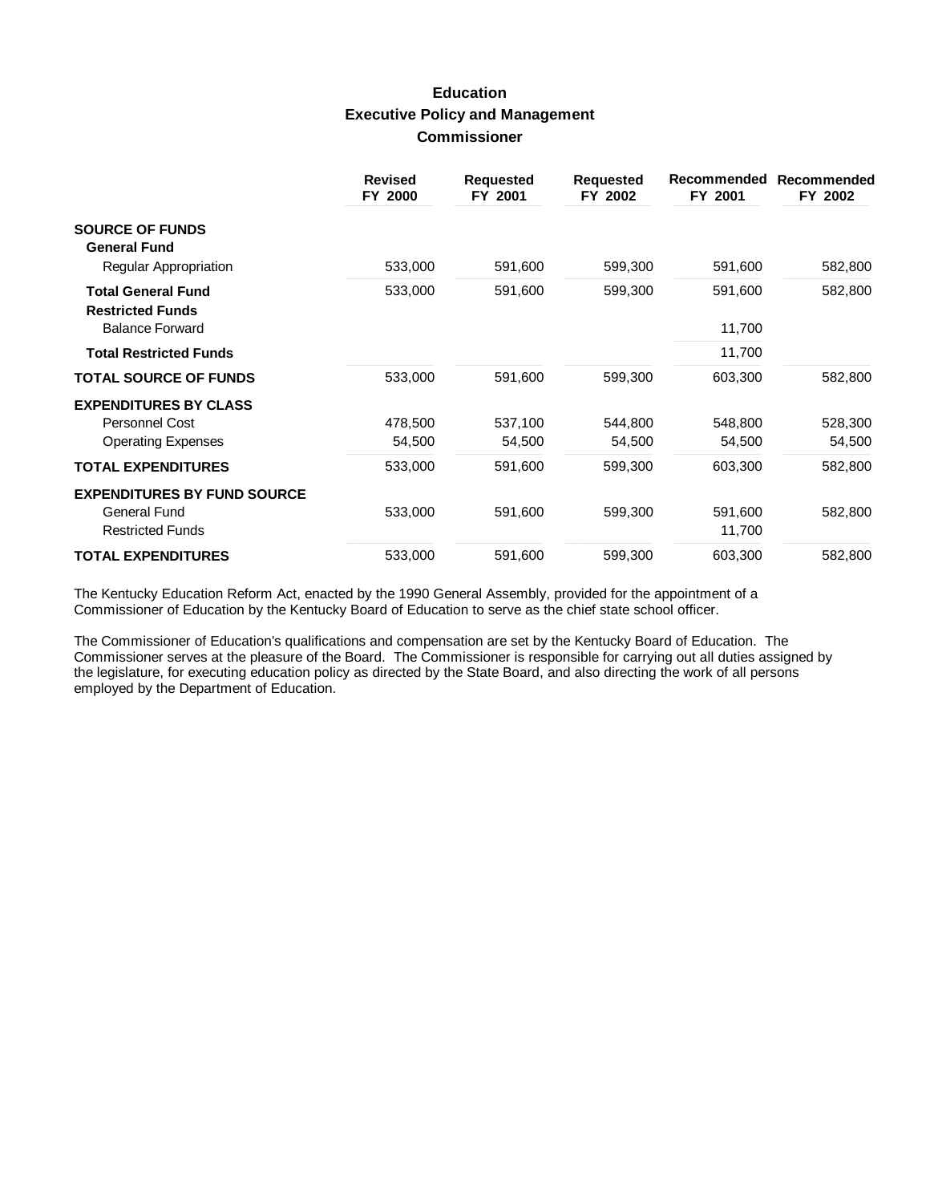# Education
## Executive Policy and Management
### Commissioner

| | Revised FY 2000 | Requested FY 2001 | Requested FY 2002 | Recommended FY 2001 | Recommended FY 2002 |
|---|---|---|---|---|---|
| **SOURCE OF FUNDS** | | | | | |
| **General Fund** | | | | | |
| Regular Appropriation | 533,000 | 591,600 | 599,300 | 591,600 | 582,800 |
| **Total General Fund** | 533,000 | 591,600 | 599,300 | 591,600 | 582,800 |
| **Restricted Funds** | | | | | |
| Balance Forward | | | | 11,700 | |
| **Total Restricted Funds** | | | | 11,700 | |
| **TOTAL SOURCE OF FUNDS** | 533,000 | 591,600 | 599,300 | 603,300 | 582,800 |
| **EXPENDITURES BY CLASS** | | | | | |
| Personnel Cost | 478,500 | 537,100 | 544,800 | 548,800 | 528,300 |
| Operating Expenses | 54,500 | 54,500 | 54,500 | 54,500 | 54,500 |
| **TOTAL EXPENDITURES** | 533,000 | 591,600 | 599,300 | 603,300 | 582,800 |
| **EXPENDITURES BY FUND SOURCE** | | | | | |
| General Fund | 533,000 | 591,600 | 599,300 | 591,600 | 582,800 |
| Restricted Funds | | | | 11,700 | |
| **TOTAL EXPENDITURES** | 533,000 | 591,600 | 599,300 | 603,300 | 582,800 |

The Kentucky Education Reform Act, enacted by the 1990 General Assembly, provided for the appointment of a Commissioner of Education by the Kentucky Board of Education to serve as the chief state school officer.

The Commissioner of Education's qualifications and compensation are set by the Kentucky Board of Education. The Commissioner serves at the pleasure of the Board. The Commissioner is responsible for carrying out all duties assigned by the legislature, for executing education policy as directed by the State Board, and also directing the work of all persons employed by the Department of Education.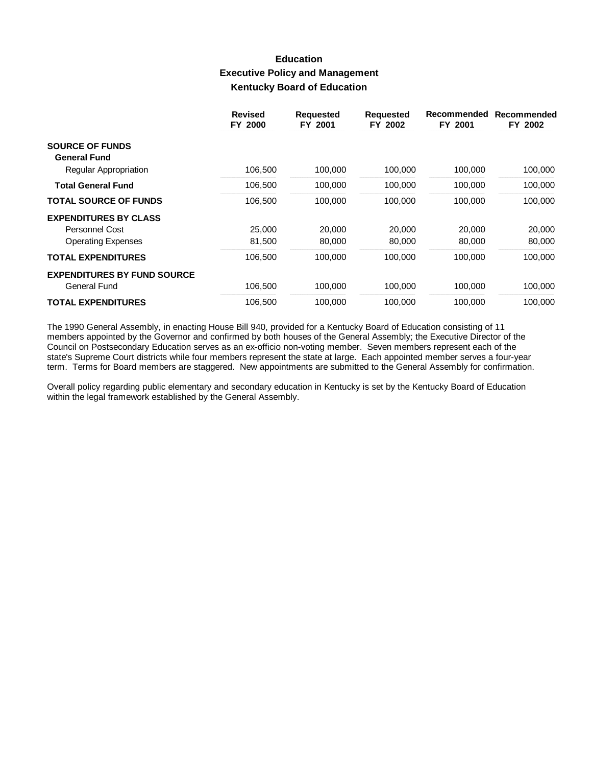# Education
## Executive Policy and Management
### Kentucky Board of Education

| | Revised FY 2000 | Requested FY 2001 | Requested FY 2002 | Recommended FY 2001 | Recommended FY 2002 |
|---|---|---|---|---|---|
| **SOURCE OF FUNDS** | | | | | |
| **General Fund** | | | | | |
| Regular Appropriation | 106,500 | 100,000 | 100,000 | 100,000 | 100,000 |
| **Total General Fund** | 106,500 | 100,000 | 100,000 | 100,000 | 100,000 |
| **TOTAL SOURCE OF FUNDS** | 106,500 | 100,000 | 100,000 | 100,000 | 100,000 |
| **EXPENDITURES BY CLASS** | | | | | |
| Personnel Cost | 25,000 | 20,000 | 20,000 | 20,000 | 20,000 |
| Operating Expenses | 81,500 | 80,000 | 80,000 | 80,000 | 80,000 |
| **TOTAL EXPENDITURES** | 106,500 | 100,000 | 100,000 | 100,000 | 100,000 |
| **EXPENDITURES BY FUND SOURCE** | | | | | |
| General Fund | 106,500 | 100,000 | 100,000 | 100,000 | 100,000 |
| **TOTAL EXPENDITURES** | 106,500 | 100,000 | 100,000 | 100,000 | 100,000 |

The 1990 General Assembly, in enacting House Bill 940, provided for a Kentucky Board of Education consisting of 11 members appointed by the Governor and confirmed by both houses of the General Assembly; the Executive Director of the Council on Postsecondary Education serves as an ex-officio non-voting member. Seven members represent each of the state's Supreme Court districts while four members represent the state at large. Each appointed member serves a four-year term. Terms for Board members are staggered. New appointments are submitted to the General Assembly for confirmation.

Overall policy regarding public elementary and secondary education in Kentucky is set by the Kentucky Board of Education within the legal framework established by the General Assembly.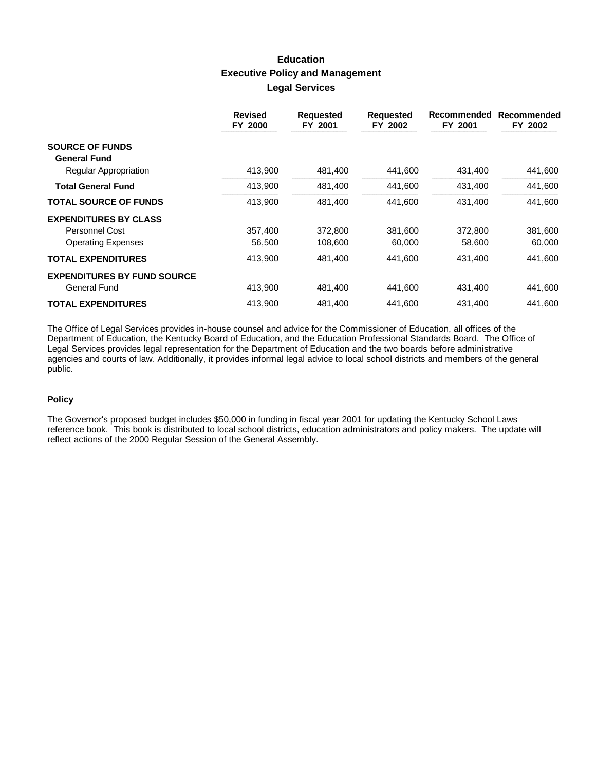# Education

## Executive Policy and Management

### Legal Services

| | Revised FY 2000 | Requested FY 2001 | Requested FY 2002 | Recommended FY 2001 | Recommended FY 2002 |
|---|---|---|---|---|---|
| **SOURCE OF FUNDS** | | | | | |
| **General Fund** | | | | | |
| Regular Appropriation | 413,900 | 481,400 | 441,600 | 431,400 | 441,600 |
| **Total General Fund** | 413,900 | 481,400 | 441,600 | 431,400 | 441,600 |
| **TOTAL SOURCE OF FUNDS** | 413,900 | 481,400 | 441,600 | 431,400 | 441,600 |
| **EXPENDITURES BY CLASS** | | | | | |
| Personnel Cost | 357,400 | 372,800 | 381,600 | 372,800 | 381,600 |
| Operating Expenses | 56,500 | 108,600 | 60,000 | 58,600 | 60,000 |
| **TOTAL EXPENDITURES** | 413,900 | 481,400 | 441,600 | 431,400 | 441,600 |
| **EXPENDITURES BY FUND SOURCE** | | | | | |
| General Fund | 413,900 | 481,400 | 441,600 | 431,400 | 441,600 |
| **TOTAL EXPENDITURES** | 413,900 | 481,400 | 441,600 | 431,400 | 441,600 |

The Office of Legal Services provides in-house counsel and advice for the Commissioner of Education, all offices of the Department of Education, the Kentucky Board of Education, and the Education Professional Standards Board. The Office of Legal Services provides legal representation for the Department of Education and the two boards before administrative agencies and courts of law. Additionally, it provides informal legal advice to local school districts and members of the general public.

#### Policy

The Governor's proposed budget includes $50,000 in funding in fiscal year 2001 for updating the Kentucky School Laws reference book. This book is distributed to local school districts, education administrators and policy makers. The update will reflect actions of the 2000 Regular Session of the General Assembly.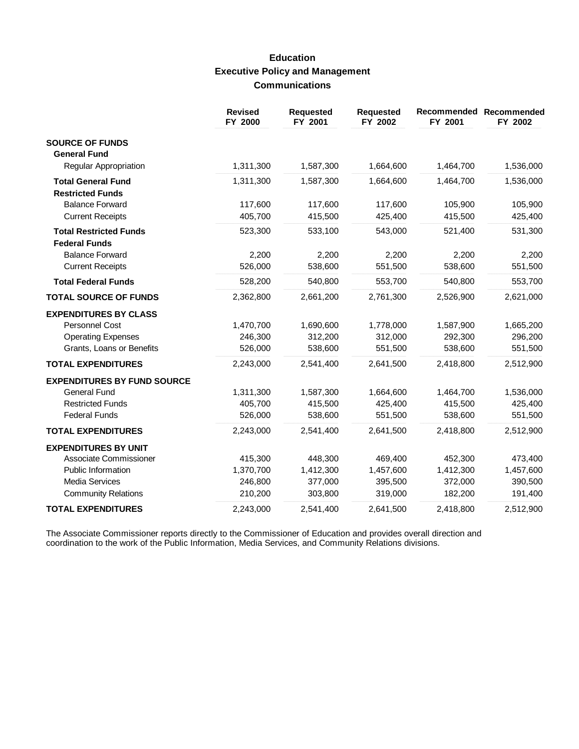# Education
## Executive Policy and Management
### Communications

| | Revised FY 2000 | Requested FY 2001 | Requested FY 2002 | Recommended FY 2001 | Recommended FY 2002 |
|---|---|---|---|---|---|
| **SOURCE OF FUNDS** | | | | | |
| **General Fund** | | | | | |
| Regular Appropriation | 1,311,300 | 1,587,300 | 1,664,600 | 1,464,700 | 1,536,000 |
| **Total General Fund** | 1,311,300 | 1,587,300 | 1,664,600 | 1,464,700 | 1,536,000 |
| **Restricted Funds** | | | | | |
| Balance Forward | 117,600 | 117,600 | 117,600 | 105,900 | 105,900 |
| Current Receipts | 405,700 | 415,500 | 425,400 | 415,500 | 425,400 |
| **Total Restricted Funds** | 523,300 | 533,100 | 543,000 | 521,400 | 531,300 |
| **Federal Funds** | | | | | |
| Balance Forward | 2,200 | 2,200 | 2,200 | 2,200 | 2,200 |
| Current Receipts | 526,000 | 538,600 | 551,500 | 538,600 | 551,500 |
| **Total Federal Funds** | 528,200 | 540,800 | 553,700 | 540,800 | 553,700 |
| **TOTAL SOURCE OF FUNDS** | 2,362,800 | 2,661,200 | 2,761,300 | 2,526,900 | 2,621,000 |
| **EXPENDITURES BY CLASS** | | | | | |
| Personnel Cost | 1,470,700 | 1,690,600 | 1,778,000 | 1,587,900 | 1,665,200 |
| Operating Expenses | 246,300 | 312,200 | 312,000 | 292,300 | 296,200 |
| Grants, Loans or Benefits | 526,000 | 538,600 | 551,500 | 538,600 | 551,500 |
| **TOTAL EXPENDITURES** | 2,243,000 | 2,541,400 | 2,641,500 | 2,418,800 | 2,512,900 |
| **EXPENDITURES BY FUND SOURCE** | | | | | |
| General Fund | 1,311,300 | 1,587,300 | 1,664,600 | 1,464,700 | 1,536,000 |
| Restricted Funds | 405,700 | 415,500 | 425,400 | 415,500 | 425,400 |
| Federal Funds | 526,000 | 538,600 | 551,500 | 538,600 | 551,500 |
| **TOTAL EXPENDITURES** | 2,243,000 | 2,541,400 | 2,641,500 | 2,418,800 | 2,512,900 |
| **EXPENDITURES BY UNIT** | | | | | |
| Associate Commissioner | 415,300 | 448,300 | 469,400 | 452,300 | 473,400 |
| Public Information | 1,370,700 | 1,412,300 | 1,457,600 | 1,412,300 | 1,457,600 |
| Media Services | 246,800 | 377,000 | 395,500 | 372,000 | 390,500 |
| Community Relations | 210,200 | 303,800 | 319,000 | 182,200 | 191,400 |
| **TOTAL EXPENDITURES** | 2,243,000 | 2,541,400 | 2,641,500 | 2,418,800 | 2,512,900 |

The Associate Commissioner reports directly to the Commissioner of Education and provides overall direction and coordination to the work of the Public Information, Media Services, and Community Relations divisions.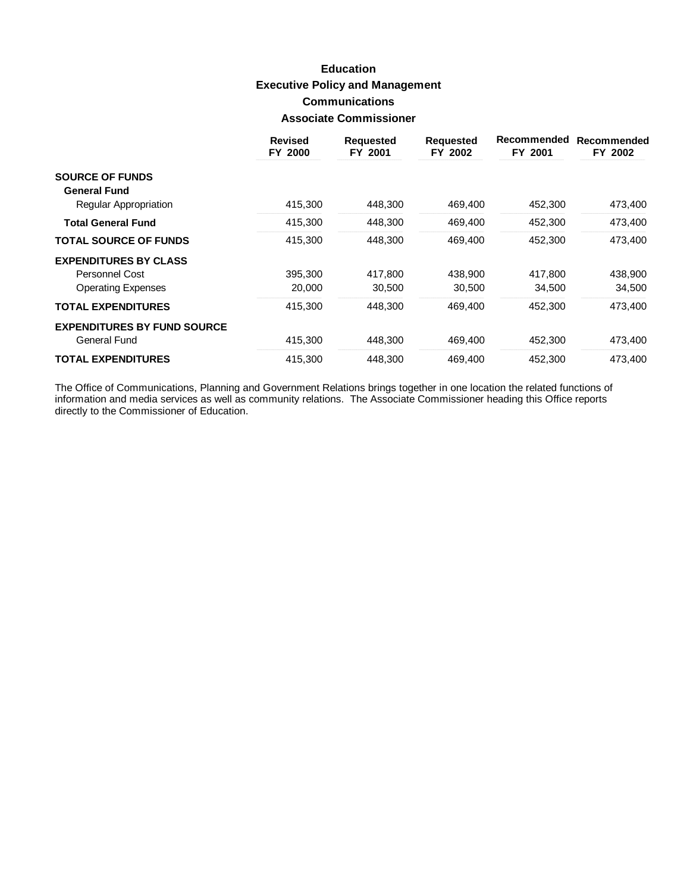# Education
## Executive Policy and Management
### Communications
### Associate Commissioner

| | Revised FY 2000 | Requested FY 2001 | Requested FY 2002 | Recommended FY 2001 | Recommended FY 2002 |
|---|---|---|---|---|---|
| **SOURCE OF FUNDS** | | | | | |
| **General Fund** | | | | | |
| Regular Appropriation | 415,300 | 448,300 | 469,400 | 452,300 | 473,400 |
| **Total General Fund** | 415,300 | 448,300 | 469,400 | 452,300 | 473,400 |
| **TOTAL SOURCE OF FUNDS** | 415,300 | 448,300 | 469,400 | 452,300 | 473,400 |
| **EXPENDITURES BY CLASS** | | | | | |
| Personnel Cost | 395,300 | 417,800 | 438,900 | 417,800 | 438,900 |
| Operating Expenses | 20,000 | 30,500 | 30,500 | 34,500 | 34,500 |
| **TOTAL EXPENDITURES** | 415,300 | 448,300 | 469,400 | 452,300 | 473,400 |
| **EXPENDITURES BY FUND SOURCE** | | | | | |
| General Fund | 415,300 | 448,300 | 469,400 | 452,300 | 473,400 |
| **TOTAL EXPENDITURES** | 415,300 | 448,300 | 469,400 | 452,300 | 473,400 |

The Office of Communications, Planning and Government Relations brings together in one location the related functions of information and media services as well as community relations. The Associate Commissioner heading this Office reports directly to the Commissioner of Education.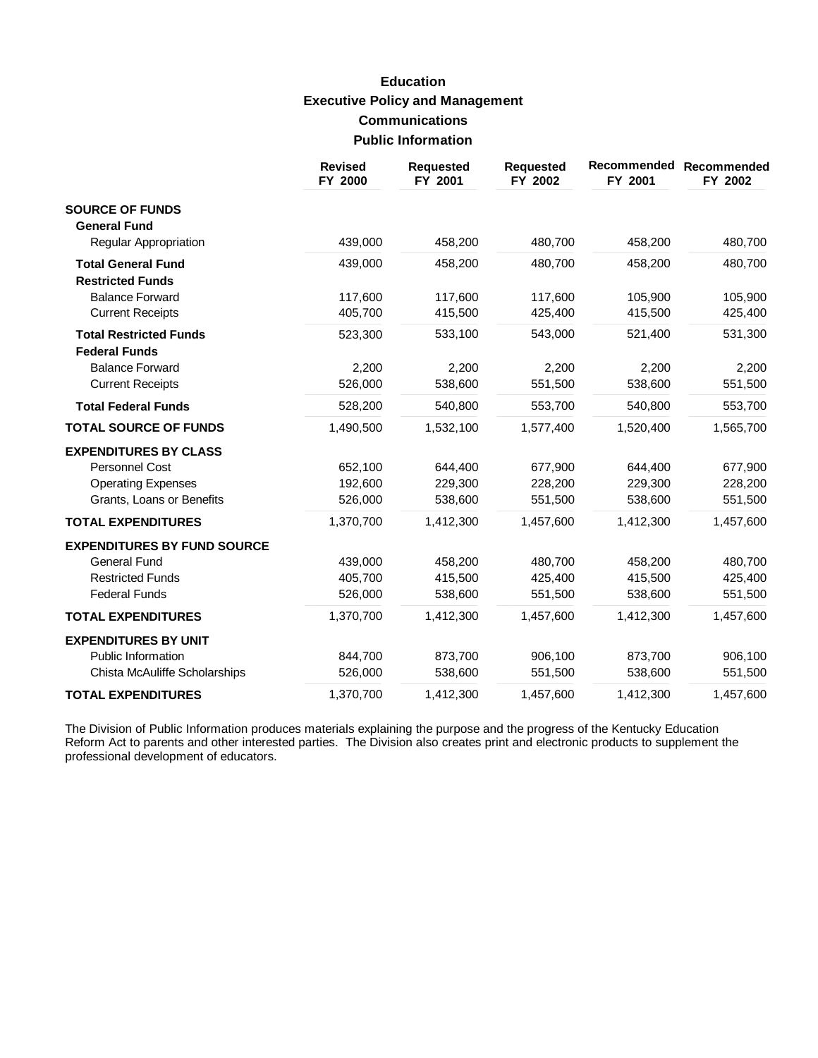# Education

## Executive Policy and Management

### Communications

### Public Information

| | Revised FY 2000 | Requested FY 2001 | Requested FY 2002 | Recommended FY 2001 | Recommended FY 2002 |
|---|---|---|---|---|---|
| **SOURCE OF FUNDS** | | | | | |
| **General Fund** | | | | | |
| Regular Appropriation | 439,000 | 458,200 | 480,700 | 458,200 | 480,700 |
| **Total General Fund** | 439,000 | 458,200 | 480,700 | 458,200 | 480,700 |
| **Restricted Funds** | | | | | |
| Balance Forward | 117,600 | 117,600 | 117,600 | 105,900 | 105,900 |
| Current Receipts | 405,700 | 415,500 | 425,400 | 415,500 | 425,400 |
| **Total Restricted Funds** | 523,300 | 533,100 | 543,000 | 521,400 | 531,300 |
| **Federal Funds** | | | | | |
| Balance Forward | 2,200 | 2,200 | 2,200 | 2,200 | 2,200 |
| Current Receipts | 526,000 | 538,600 | 551,500 | 538,600 | 551,500 |
| **Total Federal Funds** | 528,200 | 540,800 | 553,700 | 540,800 | 553,700 |
| **TOTAL SOURCE OF FUNDS** | 1,490,500 | 1,532,100 | 1,577,400 | 1,520,400 | 1,565,700 |
| **EXPENDITURES BY CLASS** | | | | | |
| Personnel Cost | 652,100 | 644,400 | 677,900 | 644,400 | 677,900 |
| Operating Expenses | 192,600 | 229,300 | 228,200 | 229,300 | 228,200 |
| Grants, Loans or Benefits | 526,000 | 538,600 | 551,500 | 538,600 | 551,500 |
| **TOTAL EXPENDITURES** | 1,370,700 | 1,412,300 | 1,457,600 | 1,412,300 | 1,457,600 |
| **EXPENDITURES BY FUND SOURCE** | | | | | |
| General Fund | 439,000 | 458,200 | 480,700 | 458,200 | 480,700 |
| Restricted Funds | 405,700 | 415,500 | 425,400 | 415,500 | 425,400 |
| Federal Funds | 526,000 | 538,600 | 551,500 | 538,600 | 551,500 |
| **TOTAL EXPENDITURES** | 1,370,700 | 1,412,300 | 1,457,600 | 1,412,300 | 1,457,600 |
| **EXPENDITURES BY UNIT** | | | | | |
| Public Information | 844,700 | 873,700 | 906,100 | 873,700 | 906,100 |
| Chista McAuliffe Scholarships | 526,000 | 538,600 | 551,500 | 538,600 | 551,500 |
| **TOTAL EXPENDITURES** | 1,370,700 | 1,412,300 | 1,457,600 | 1,412,300 | 1,457,600 |

The Division of Public Information produces materials explaining the purpose and the progress of the Kentucky Education Reform Act to parents and other interested parties. The Division also creates print and electronic products to supplement the professional development of educators.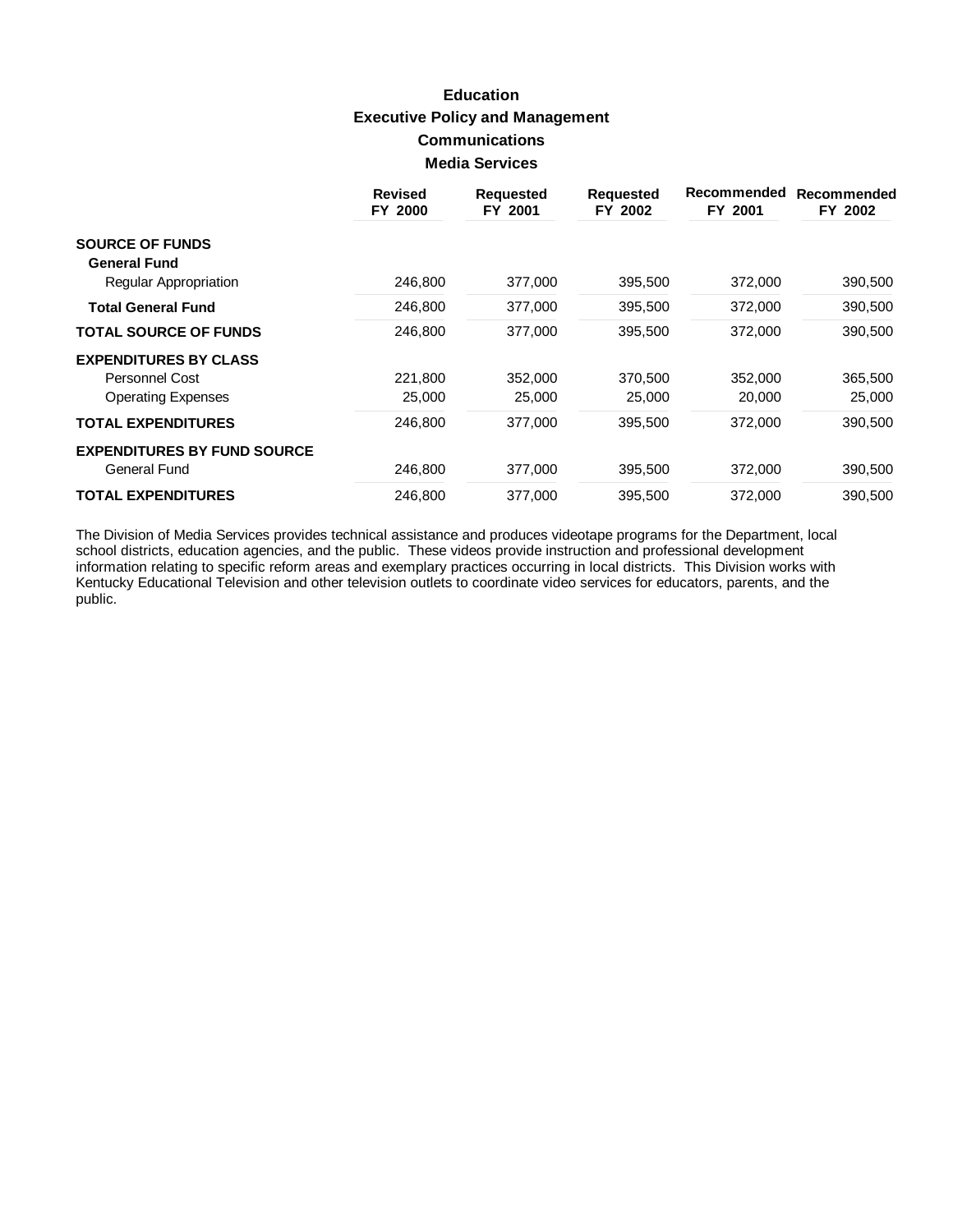# Education

## Executive Policy and Management

### Communications

### Media Services

| | Revised FY 2000 | Requested FY 2001 | Requested FY 2002 | Recommended FY 2001 | Recommended FY 2002 |
|---|---|---|---|---|---|
| **SOURCE OF FUNDS** | | | | | |
| **General Fund** | | | | | |
| Regular Appropriation | 246,800 | 377,000 | 395,500 | 372,000 | 390,500 |
| **Total General Fund** | 246,800 | 377,000 | 395,500 | 372,000 | 390,500 |
| **TOTAL SOURCE OF FUNDS** | 246,800 | 377,000 | 395,500 | 372,000 | 390,500 |
| **EXPENDITURES BY CLASS** | | | | | |
| Personnel Cost | 221,800 | 352,000 | 370,500 | 352,000 | 365,500 |
| Operating Expenses | 25,000 | 25,000 | 25,000 | 20,000 | 25,000 |
| **TOTAL EXPENDITURES** | 246,800 | 377,000 | 395,500 | 372,000 | 390,500 |
| **EXPENDITURES BY FUND SOURCE** | | | | | |
| General Fund | 246,800 | 377,000 | 395,500 | 372,000 | 390,500 |
| **TOTAL EXPENDITURES** | 246,800 | 377,000 | 395,500 | 372,000 | 390,500 |

The Division of Media Services provides technical assistance and produces videotape programs for the Department, local school districts, education agencies, and the public. These videos provide instruction and professional development information relating to specific reform areas and exemplary practices occurring in local districts. This Division works with Kentucky Educational Television and other television outlets to coordinate video services for educators, parents, and the public.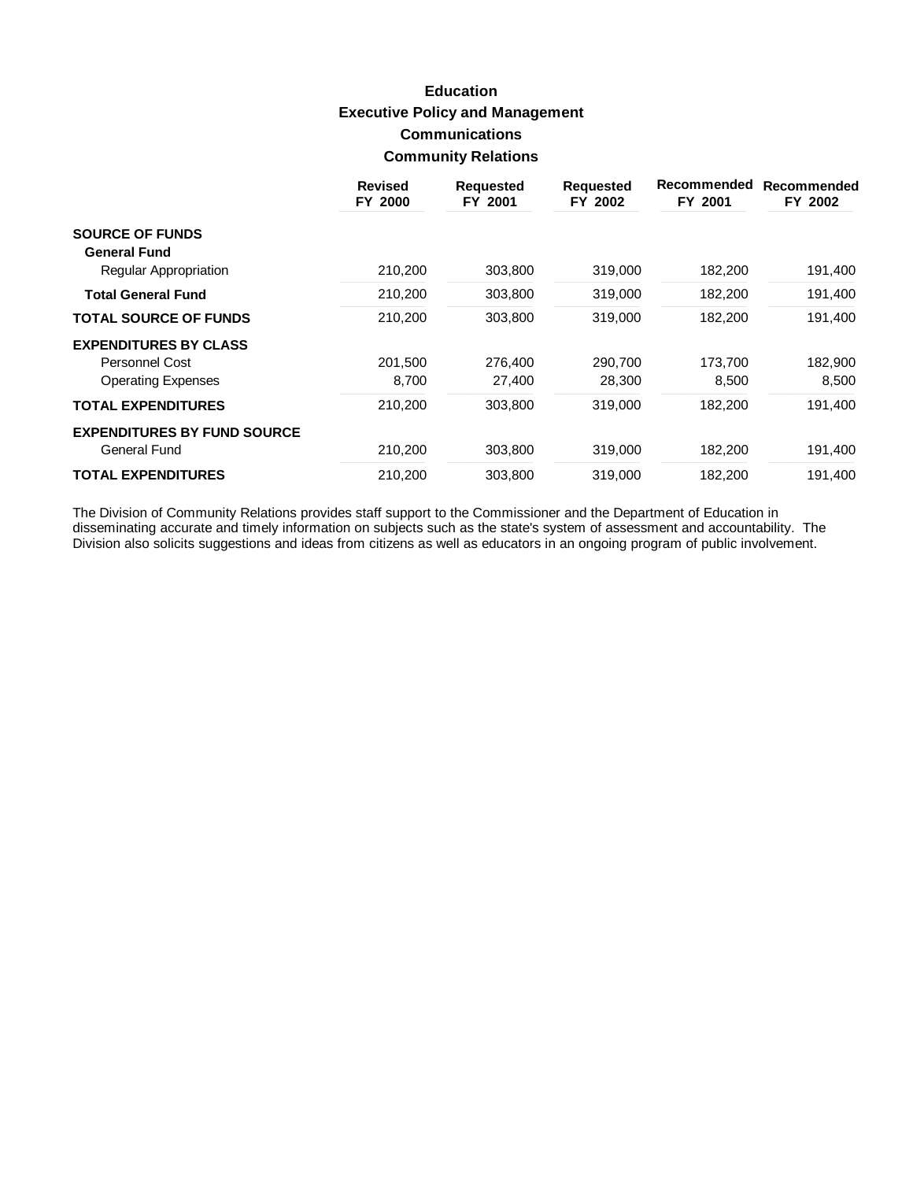# Education

## Executive Policy and Management

## Communications

## Community Relations

| | Revised FY 2000 | Requested FY 2001 | Requested FY 2002 | Recommended FY 2001 | Recommended FY 2002 |
|---|---|---|---|---|---|
| **SOURCE OF FUNDS** | | | | | |
| **General Fund** | | | | | |
| Regular Appropriation | 210,200 | 303,800 | 319,000 | 182,200 | 191,400 |
| **Total General Fund** | 210,200 | 303,800 | 319,000 | 182,200 | 191,400 |
| **TOTAL SOURCE OF FUNDS** | 210,200 | 303,800 | 319,000 | 182,200 | 191,400 |
| **EXPENDITURES BY CLASS** | | | | | |
| Personnel Cost | 201,500 | 276,400 | 290,700 | 173,700 | 182,900 |
| Operating Expenses | 8,700 | 27,400 | 28,300 | 8,500 | 8,500 |
| **TOTAL EXPENDITURES** | 210,200 | 303,800 | 319,000 | 182,200 | 191,400 |
| **EXPENDITURES BY FUND SOURCE** | | | | | |
| General Fund | 210,200 | 303,800 | 319,000 | 182,200 | 191,400 |
| **TOTAL EXPENDITURES** | 210,200 | 303,800 | 319,000 | 182,200 | 191,400 |

The Division of Community Relations provides staff support to the Commissioner and the Department of Education in disseminating accurate and timely information on subjects such as the state's system of assessment and accountability. The Division also solicits suggestions and ideas from citizens as well as educators in an ongoing program of public involvement.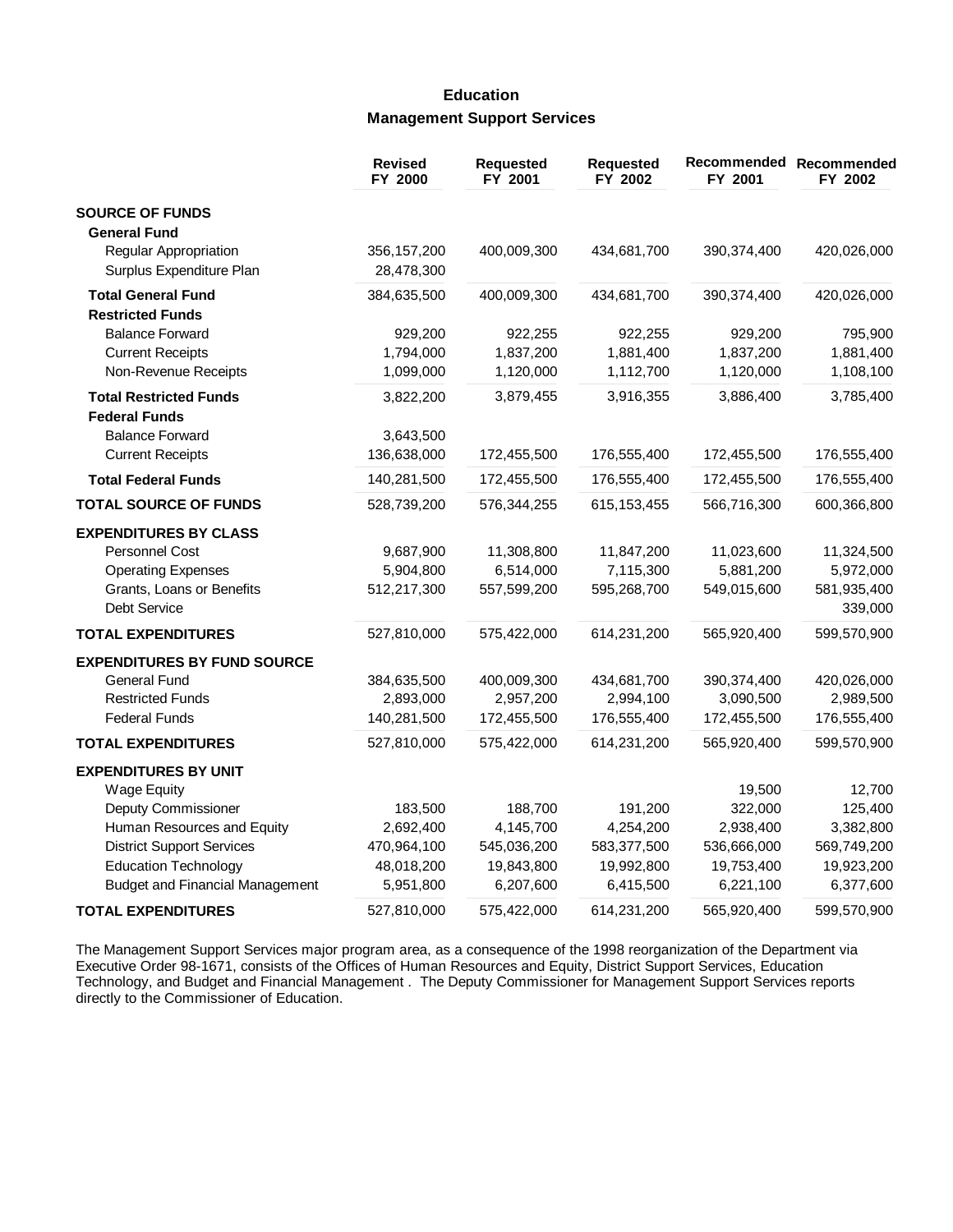# Education

## Management Support Services

| | Revised FY 2000 | Requested FY 2001 | Requested FY 2002 | Recommended FY 2001 | Recommended FY 2002 |
|---|---|---|---|---|---|
| **SOURCE OF FUNDS** | | | | | |
| **General Fund** | | | | | |
| Regular Appropriation | 356,157,200 | 400,009,300 | 434,681,700 | 390,374,400 | 420,026,000 |
| Surplus Expenditure Plan | 28,478,300 | | | | |
| **Total General Fund** | 384,635,500 | 400,009,300 | 434,681,700 | 390,374,400 | 420,026,000 |
| **Restricted Funds** | | | | | |
| Balance Forward | 929,200 | 922,255 | 922,255 | 929,200 | 795,900 |
| Current Receipts | 1,794,000 | 1,837,200 | 1,881,400 | 1,837,200 | 1,881,400 |
| Non-Revenue Receipts | 1,099,000 | 1,120,000 | 1,112,700 | 1,120,000 | 1,108,100 |
| **Total Restricted Funds** | 3,822,200 | 3,879,455 | 3,916,355 | 3,886,400 | 3,785,400 |
| **Federal Funds** | | | | | |
| Balance Forward | 3,643,500 | | | | |
| Current Receipts | 136,638,000 | 172,455,500 | 176,555,400 | 172,455,500 | 176,555,400 |
| **Total Federal Funds** | 140,281,500 | 172,455,500 | 176,555,400 | 172,455,500 | 176,555,400 |
| **TOTAL SOURCE OF FUNDS** | 528,739,200 | 576,344,255 | 615,153,455 | 566,716,300 | 600,366,800 |
| **EXPENDITURES BY CLASS** | | | | | |
| Personnel Cost | 9,687,900 | 11,308,800 | 11,847,200 | 11,023,600 | 11,324,500 |
| Operating Expenses | 5,904,800 | 6,514,000 | 7,115,300 | 5,881,200 | 5,972,000 |
| Grants, Loans or Benefits | 512,217,300 | 557,599,200 | 595,268,700 | 549,015,600 | 581,935,400 |
| Debt Service | | | | | 339,000 |
| **TOTAL EXPENDITURES** | 527,810,000 | 575,422,000 | 614,231,200 | 565,920,400 | 599,570,900 |
| **EXPENDITURES BY FUND SOURCE** | | | | | |
| General Fund | 384,635,500 | 400,009,300 | 434,681,700 | 390,374,400 | 420,026,000 |
| Restricted Funds | 2,893,000 | 2,957,200 | 2,994,100 | 3,090,500 | 2,989,500 |
| Federal Funds | 140,281,500 | 172,455,500 | 176,555,400 | 172,455,500 | 176,555,400 |
| **TOTAL EXPENDITURES** | 527,810,000 | 575,422,000 | 614,231,200 | 565,920,400 | 599,570,900 |
| **EXPENDITURES BY UNIT** | | | | | |
| Wage Equity | | | | 19,500 | 12,700 |
| Deputy Commissioner | 183,500 | 188,700 | 191,200 | 322,000 | 125,400 |
| Human Resources and Equity | 2,692,400 | 4,145,700 | 4,254,200 | 2,938,400 | 3,382,800 |
| District Support Services | 470,964,100 | 545,036,200 | 583,377,500 | 536,666,000 | 569,749,200 |
| Education Technology | 48,018,200 | 19,843,800 | 19,992,800 | 19,753,400 | 19,923,200 |
| Budget and Financial Management | 5,951,800 | 6,207,600 | 6,415,500 | 6,221,100 | 6,377,600 |
| **TOTAL EXPENDITURES** | 527,810,000 | 575,422,000 | 614,231,200 | 565,920,400 | 599,570,900 |

The Management Support Services major program area, as a consequence of the 1998 reorganization of the Department via Executive Order 98-1671, consists of the Offices of Human Resources and Equity, District Support Services, Education Technology, and Budget and Financial Management . The Deputy Commissioner for Management Support Services reports directly to the Commissioner of Education.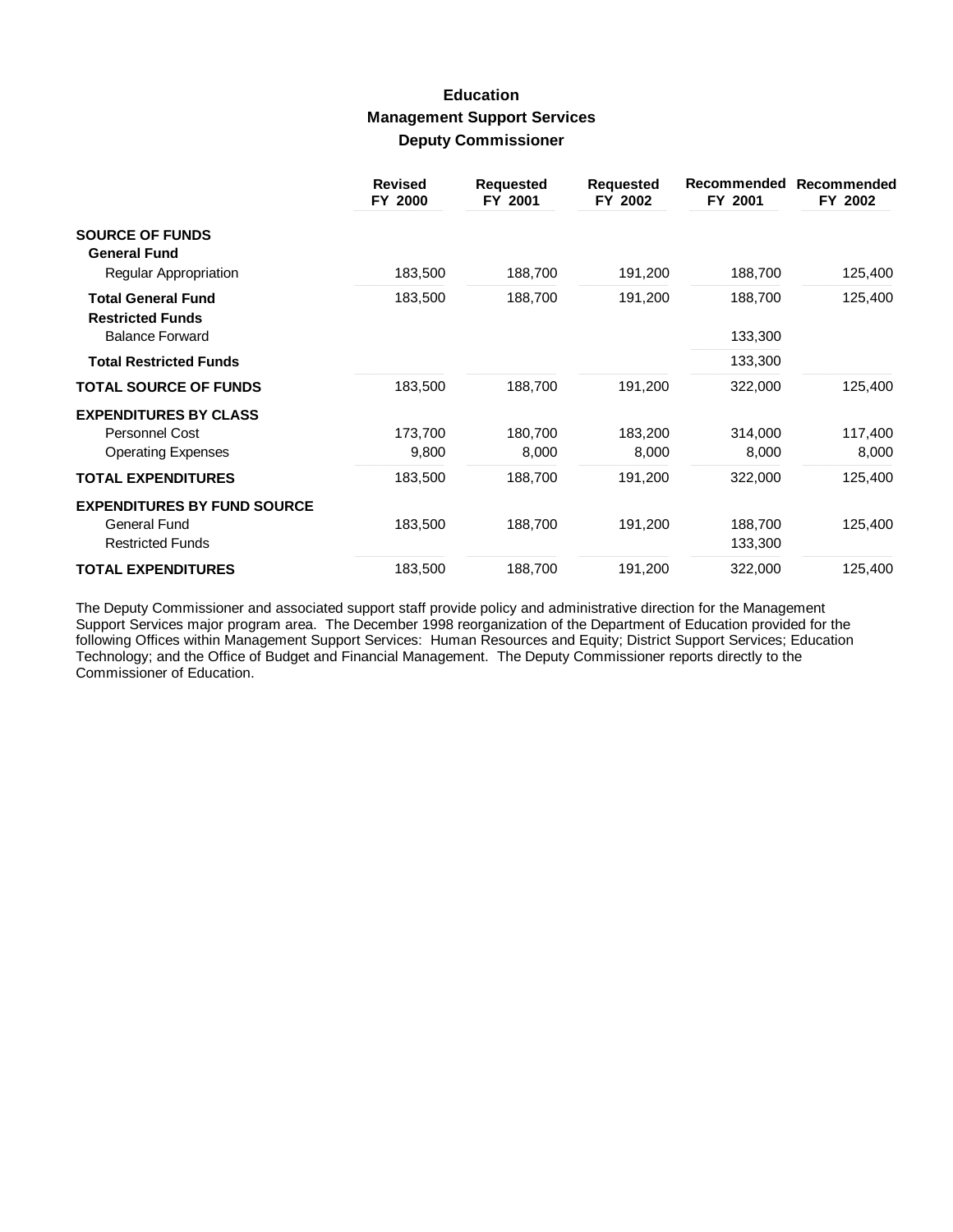# Education
## Management Support Services
### Deputy Commissioner

| | Revised FY 2000 | Requested FY 2001 | Requested FY 2002 | Recommended FY 2001 | Recommended FY 2002 |
|---|---|---|---|---|---|
| **SOURCE OF FUNDS** | | | | | |
| **General Fund** | | | | | |
| Regular Appropriation | 183,500 | 188,700 | 191,200 | 188,700 | 125,400 |
| **Total General Fund** | 183,500 | 188,700 | 191,200 | 188,700 | 125,400 |
| **Restricted Funds** | | | | | |
| Balance Forward | | | | 133,300 | |
| **Total Restricted Funds** | | | | 133,300 | |
| **TOTAL SOURCE OF FUNDS** | 183,500 | 188,700 | 191,200 | 322,000 | 125,400 |
| **EXPENDITURES BY CLASS** | | | | | |
| Personnel Cost | 173,700 | 180,700 | 183,200 | 314,000 | 117,400 |
| Operating Expenses | 9,800 | 8,000 | 8,000 | 8,000 | 8,000 |
| **TOTAL EXPENDITURES** | 183,500 | 188,700 | 191,200 | 322,000 | 125,400 |
| **EXPENDITURES BY FUND SOURCE** | | | | | |
| General Fund | 183,500 | 188,700 | 191,200 | 188,700 | 125,400 |
| Restricted Funds | | | | 133,300 | |
| **TOTAL EXPENDITURES** | 183,500 | 188,700 | 191,200 | 322,000 | 125,400 |

The Deputy Commissioner and associated support staff provide policy and administrative direction for the Management Support Services major program area. The December 1998 reorganization of the Department of Education provided for the following Offices within Management Support Services: Human Resources and Equity; District Support Services; Education Technology; and the Office of Budget and Financial Management. The Deputy Commissioner reports directly to the Commissioner of Education.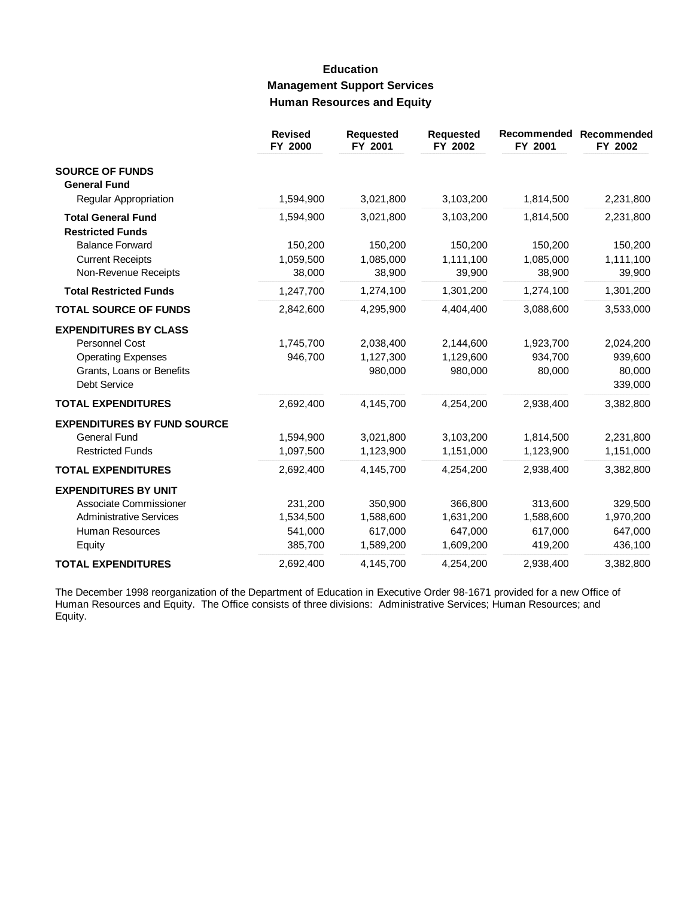# Education
## Management Support Services
### Human Resources and Equity

| | Revised FY 2000 | Requested FY 2001 | Requested FY 2002 | Recommended FY 2001 | Recommended FY 2002 |
|---|---|---|---|---|---|
| **SOURCE OF FUNDS** | | | | | |
| **General Fund** | | | | | |
| Regular Appropriation | 1,594,900 | 3,021,800 | 3,103,200 | 1,814,500 | 2,231,800 |
| **Total General Fund** | 1,594,900 | 3,021,800 | 3,103,200 | 1,814,500 | 2,231,800 |
| **Restricted Funds** | | | | | |
| Balance Forward | 150,200 | 150,200 | 150,200 | 150,200 | 150,200 |
| Current Receipts | 1,059,500 | 1,085,000 | 1,111,100 | 1,085,000 | 1,111,100 |
| Non-Revenue Receipts | 38,000 | 38,900 | 39,900 | 38,900 | 39,900 |
| **Total Restricted Funds** | 1,247,700 | 1,274,100 | 1,301,200 | 1,274,100 | 1,301,200 |
| **TOTAL SOURCE OF FUNDS** | 2,842,600 | 4,295,900 | 4,404,400 | 3,088,600 | 3,533,000 |
| **EXPENDITURES BY CLASS** | | | | | |
| Personnel Cost | 1,745,700 | 2,038,400 | 2,144,600 | 1,923,700 | 2,024,200 |
| Operating Expenses | 946,700 | 1,127,300 | 1,129,600 | 934,700 | 939,600 |
| Grants, Loans or Benefits | | 980,000 | 980,000 | 80,000 | 80,000 |
| Debt Service | | | | | 339,000 |
| **TOTAL EXPENDITURES** | 2,692,400 | 4,145,700 | 4,254,200 | 2,938,400 | 3,382,800 |
| **EXPENDITURES BY FUND SOURCE** | | | | | |
| General Fund | 1,594,900 | 3,021,800 | 3,103,200 | 1,814,500 | 2,231,800 |
| Restricted Funds | 1,097,500 | 1,123,900 | 1,151,000 | 1,123,900 | 1,151,000 |
| **TOTAL EXPENDITURES** | 2,692,400 | 4,145,700 | 4,254,200 | 2,938,400 | 3,382,800 |
| **EXPENDITURES BY UNIT** | | | | | |
| Associate Commissioner | 231,200 | 350,900 | 366,800 | 313,600 | 329,500 |
| Administrative Services | 1,534,500 | 1,588,600 | 1,631,200 | 1,588,600 | 1,970,200 |
| Human Resources | 541,000 | 617,000 | 647,000 | 617,000 | 647,000 |
| Equity | 385,700 | 1,589,200 | 1,609,200 | 419,200 | 436,100 |
| **TOTAL EXPENDITURES** | 2,692,400 | 4,145,700 | 4,254,200 | 2,938,400 | 3,382,800 |

The December 1998 reorganization of the Department of Education in Executive Order 98-1671 provided for a new Office of Human Resources and Equity. The Office consists of three divisions: Administrative Services; Human Resources; and Equity.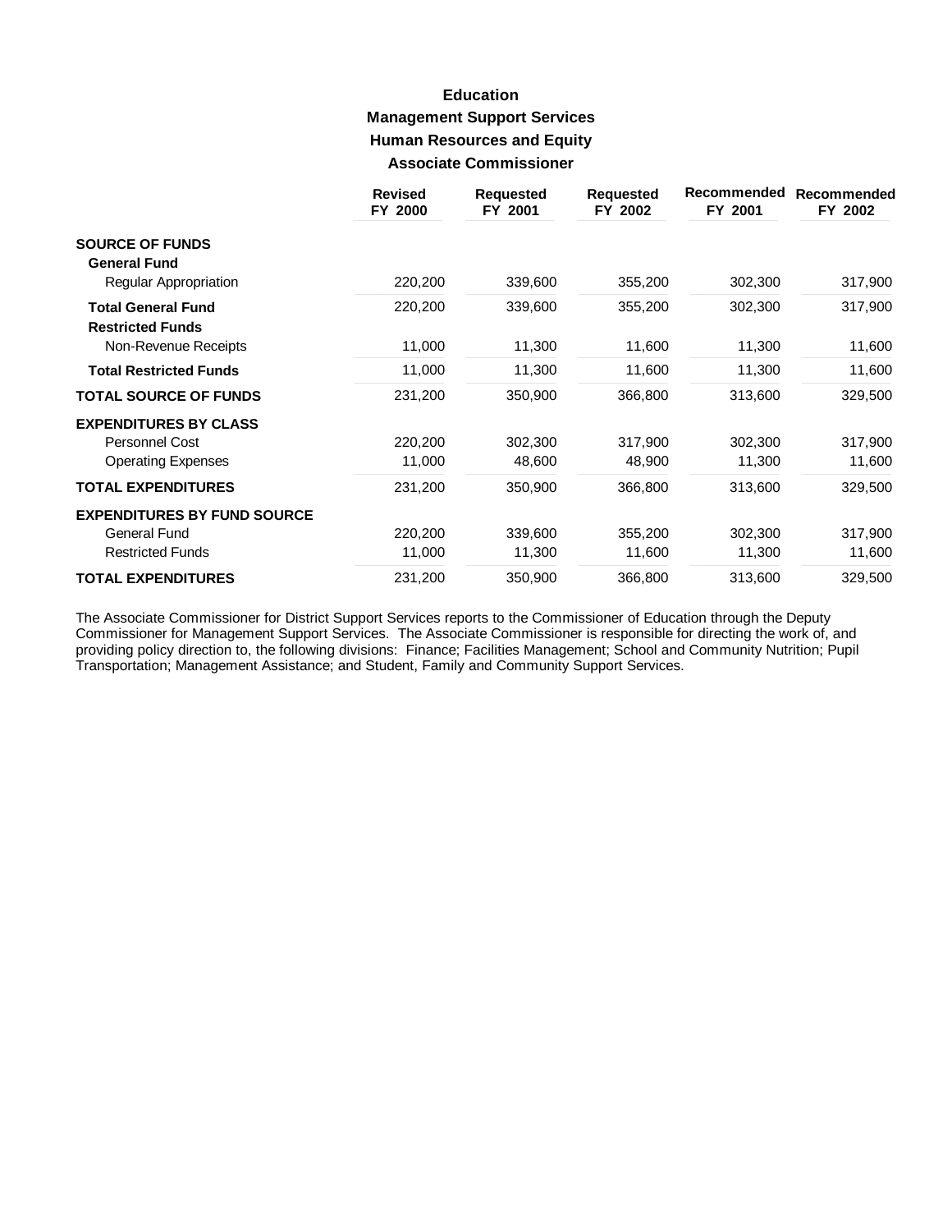# Education

## Management Support Services

### Human Resources and Equity

### Associate Commissioner

| | Revised FY 2000 | Requested FY 2001 | Requested FY 2002 | Recommended FY 2001 | Recommended FY 2002 |
|---|---|---|---|---|---|
| **SOURCE OF FUNDS** | | | | | |
| **General Fund** | | | | | |
| Regular Appropriation | 220,200 | 339,600 | 355,200 | 302,300 | 317,900 |
| **Total General Fund** | 220,200 | 339,600 | 355,200 | 302,300 | 317,900 |
| **Restricted Funds** | | | | | |
| Non-Revenue Receipts | 11,000 | 11,300 | 11,600 | 11,300 | 11,600 |
| **Total Restricted Funds** | 11,000 | 11,300 | 11,600 | 11,300 | 11,600 |
| **TOTAL SOURCE OF FUNDS** | 231,200 | 350,900 | 366,800 | 313,600 | 329,500 |
| **EXPENDITURES BY CLASS** | | | | | |
| Personnel Cost | 220,200 | 302,300 | 317,900 | 302,300 | 317,900 |
| Operating Expenses | 11,000 | 48,600 | 48,900 | 11,300 | 11,600 |
| **TOTAL EXPENDITURES** | 231,200 | 350,900 | 366,800 | 313,600 | 329,500 |
| **EXPENDITURES BY FUND SOURCE** | | | | | |
| General Fund | 220,200 | 339,600 | 355,200 | 302,300 | 317,900 |
| Restricted Funds | 11,000 | 11,300 | 11,600 | 11,300 | 11,600 |
| **TOTAL EXPENDITURES** | 231,200 | 350,900 | 366,800 | 313,600 | 329,500 |

The Associate Commissioner for District Support Services reports to the Commissioner of Education through the Deputy Commissioner for Management Support Services. The Associate Commissioner is responsible for directing the work of, and providing policy direction to, the following divisions: Finance; Facilities Management; School and Community Nutrition; Pupil Transportation; Management Assistance; and Student, Family and Community Support Services.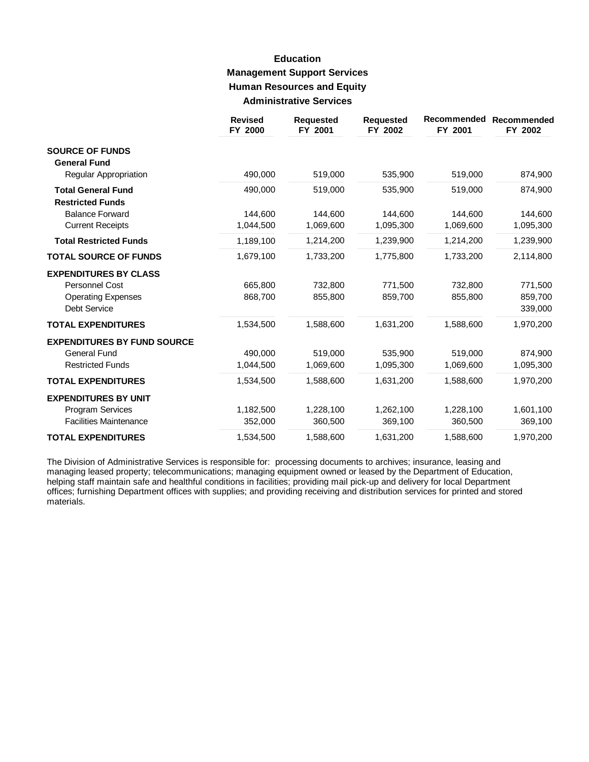# Education

## Management Support Services

### Human Resources and Equity

### Administrative Services

| | Revised FY 2000 | Requested FY 2001 | Requested FY 2002 | Recommended FY 2001 | Recommended FY 2002 |
|---|---|---|---|---|---|
| **SOURCE OF FUNDS** | | | | | |
| **General Fund** | | | | | |
| Regular Appropriation | 490,000 | 519,000 | 535,900 | 519,000 | 874,900 |
| **Total General Fund** | 490,000 | 519,000 | 535,900 | 519,000 | 874,900 |
| **Restricted Funds** | | | | | |
| Balance Forward | 144,600 | 144,600 | 144,600 | 144,600 | 144,600 |
| Current Receipts | 1,044,500 | 1,069,600 | 1,095,300 | 1,069,600 | 1,095,300 |
| **Total Restricted Funds** | 1,189,100 | 1,214,200 | 1,239,900 | 1,214,200 | 1,239,900 |
| **TOTAL SOURCE OF FUNDS** | 1,679,100 | 1,733,200 | 1,775,800 | 1,733,200 | 2,114,800 |
| **EXPENDITURES BY CLASS** | | | | | |
| Personnel Cost | 665,800 | 732,800 | 771,500 | 732,800 | 771,500 |
| Operating Expenses | 868,700 | 855,800 | 859,700 | 855,800 | 859,700 |
| Debt Service | | | | | 339,000 |
| **TOTAL EXPENDITURES** | 1,534,500 | 1,588,600 | 1,631,200 | 1,588,600 | 1,970,200 |
| **EXPENDITURES BY FUND SOURCE** | | | | | |
| General Fund | 490,000 | 519,000 | 535,900 | 519,000 | 874,900 |
| Restricted Funds | 1,044,500 | 1,069,600 | 1,095,300 | 1,069,600 | 1,095,300 |
| **TOTAL EXPENDITURES** | 1,534,500 | 1,588,600 | 1,631,200 | 1,588,600 | 1,970,200 |
| **EXPENDITURES BY UNIT** | | | | | |
| Program Services | 1,182,500 | 1,228,100 | 1,262,100 | 1,228,100 | 1,601,100 |
| Facilities Maintenance | 352,000 | 360,500 | 369,100 | 360,500 | 369,100 |
| **TOTAL EXPENDITURES** | 1,534,500 | 1,588,600 | 1,631,200 | 1,588,600 | 1,970,200 |

The Division of Administrative Services is responsible for: processing documents to archives; insurance, leasing and managing leased property; telecommunications; managing equipment owned or leased by the Department of Education, helping staff maintain safe and healthful conditions in facilities; providing mail pick-up and delivery for local Department offices; furnishing Department offices with supplies; and providing receiving and distribution services for printed and stored materials.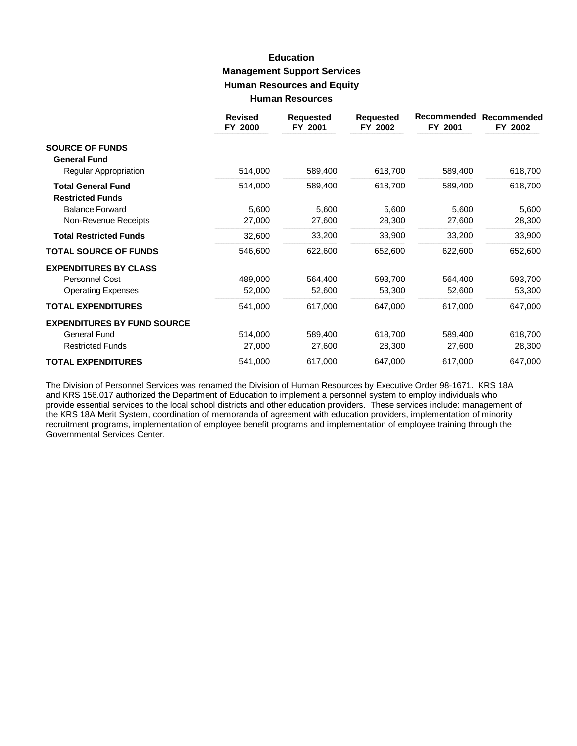# Education

## Management Support Services

## Human Resources and Equity

## Human Resources

| | Revised FY 2000 | Requested FY 2001 | Requested FY 2002 | Recommended FY 2001 | Recommended FY 2002 |
|---|---|---|---|---|---|
| **SOURCE OF FUNDS** | | | | | |
| **General Fund** | | | | | |
| Regular Appropriation | 514,000 | 589,400 | 618,700 | 589,400 | 618,700 |
| **Total General Fund** | 514,000 | 589,400 | 618,700 | 589,400 | 618,700 |
| **Restricted Funds** | | | | | |
| Balance Forward | 5,600 | 5,600 | 5,600 | 5,600 | 5,600 |
| Non-Revenue Receipts | 27,000 | 27,600 | 28,300 | 27,600 | 28,300 |
| **Total Restricted Funds** | 32,600 | 33,200 | 33,900 | 33,200 | 33,900 |
| **TOTAL SOURCE OF FUNDS** | 546,600 | 622,600 | 652,600 | 622,600 | 652,600 |
| **EXPENDITURES BY CLASS** | | | | | |
| Personnel Cost | 489,000 | 564,400 | 593,700 | 564,400 | 593,700 |
| Operating Expenses | 52,000 | 52,600 | 53,300 | 52,600 | 53,300 |
| **TOTAL EXPENDITURES** | 541,000 | 617,000 | 647,000 | 617,000 | 647,000 |
| **EXPENDITURES BY FUND SOURCE** | | | | | |
| General Fund | 514,000 | 589,400 | 618,700 | 589,400 | 618,700 |
| Restricted Funds | 27,000 | 27,600 | 28,300 | 27,600 | 28,300 |
| **TOTAL EXPENDITURES** | 541,000 | 617,000 | 647,000 | 617,000 | 647,000 |

The Division of Personnel Services was renamed the Division of Human Resources by Executive Order 98-1671. KRS 18A and KRS 156.017 authorized the Department of Education to implement a personnel system to employ individuals who provide essential services to the local school districts and other education providers. These services include: management of the KRS 18A Merit System, coordination of memoranda of agreement with education providers, implementation of minority recruitment programs, implementation of employee benefit programs and implementation of employee training through the Governmental Services Center.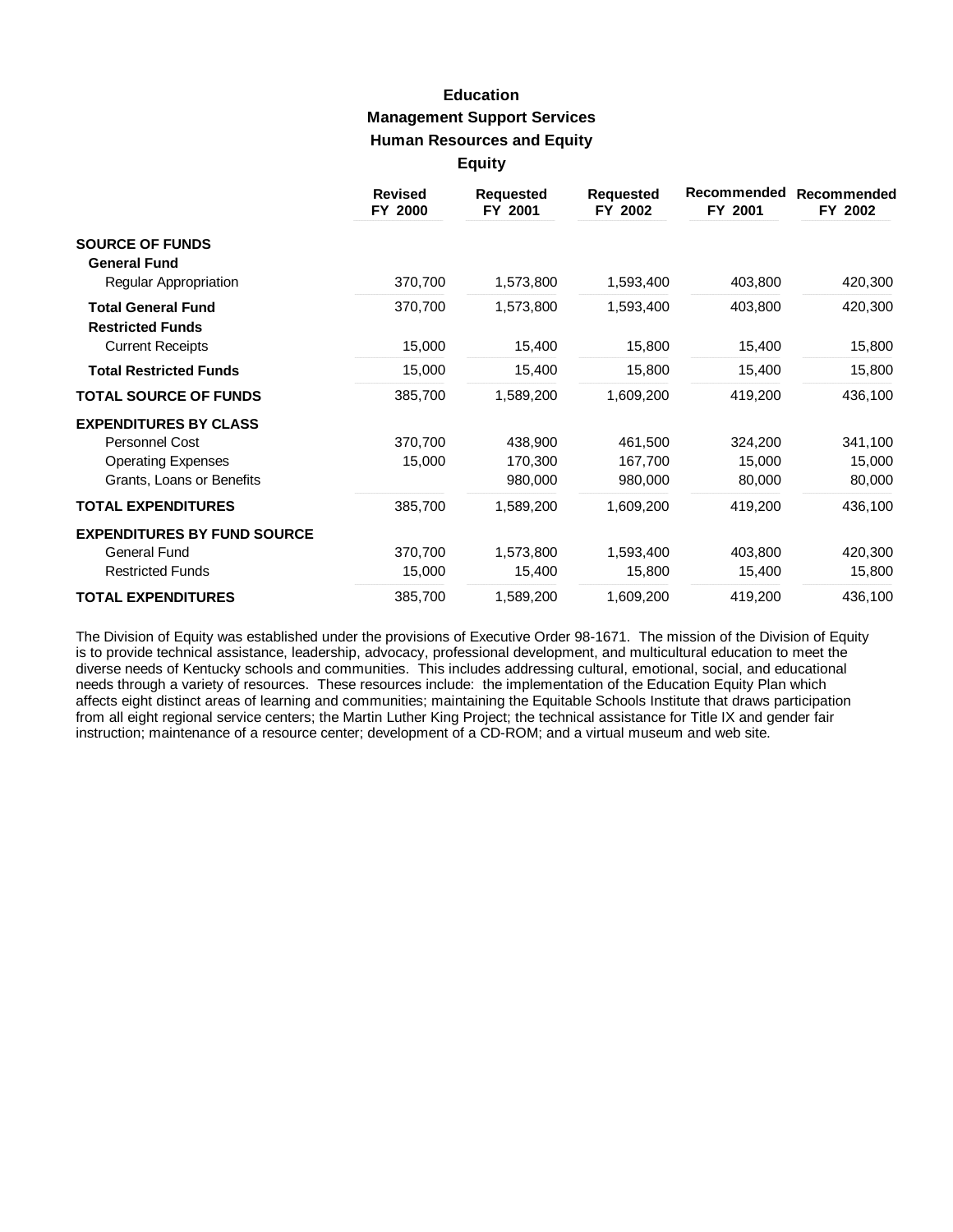# Education

## Management Support Services

### Human Resources and Equity

### Equity

| | Revised FY 2000 | Requested FY 2001 | Requested FY 2002 | Recommended FY 2001 | Recommended FY 2002 |
|---|---|---|---|---|---|
| **SOURCE OF FUNDS** | | | | | |
| **General Fund** | | | | | |
| Regular Appropriation | 370,700 | 1,573,800 | 1,593,400 | 403,800 | 420,300 |
| **Total General Fund** | 370,700 | 1,573,800 | 1,593,400 | 403,800 | 420,300 |
| **Restricted Funds** | | | | | |
| Current Receipts | 15,000 | 15,400 | 15,800 | 15,400 | 15,800 |
| **Total Restricted Funds** | 15,000 | 15,400 | 15,800 | 15,400 | 15,800 |
| **TOTAL SOURCE OF FUNDS** | 385,700 | 1,589,200 | 1,609,200 | 419,200 | 436,100 |
| **EXPENDITURES BY CLASS** | | | | | |
| Personnel Cost | 370,700 | 438,900 | 461,500 | 324,200 | 341,100 |
| Operating Expenses | 15,000 | 170,300 | 167,700 | 15,000 | 15,000 |
| Grants, Loans or Benefits | | 980,000 | 980,000 | 80,000 | 80,000 |
| **TOTAL EXPENDITURES** | 385,700 | 1,589,200 | 1,609,200 | 419,200 | 436,100 |
| **EXPENDITURES BY FUND SOURCE** | | | | | |
| General Fund | 370,700 | 1,573,800 | 1,593,400 | 403,800 | 420,300 |
| Restricted Funds | 15,000 | 15,400 | 15,800 | 15,400 | 15,800 |
| **TOTAL EXPENDITURES** | 385,700 | 1,589,200 | 1,609,200 | 419,200 | 436,100 |

The Division of Equity was established under the provisions of Executive Order 98-1671. The mission of the Division of Equity is to provide technical assistance, leadership, advocacy, professional development, and multicultural education to meet the diverse needs of Kentucky schools and communities. This includes addressing cultural, emotional, social, and educational needs through a variety of resources. These resources include: the implementation of the Education Equity Plan which affects eight distinct areas of learning and communities; maintaining the Equitable Schools Institute that draws participation from all eight regional service centers; the Martin Luther King Project; the technical assistance for Title IX and gender fair instruction; maintenance of a resource center; development of a CD-ROM; and a virtual museum and web site.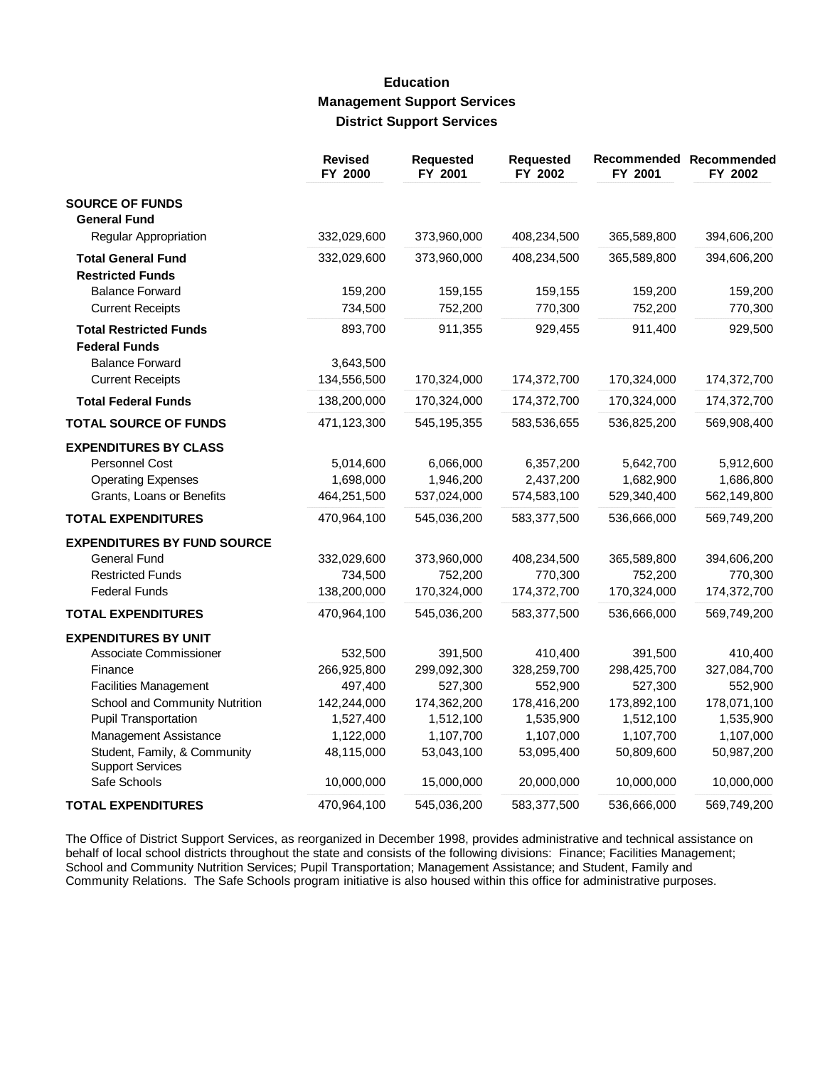# Education

## Management Support Services

### District Support Services

| | Revised FY 2000 | Requested FY 2001 | Requested FY 2002 | Recommended FY 2001 | Recommended FY 2002 |
|---|---|---|---|---|---|
| **SOURCE OF FUNDS** | | | | | |
| **General Fund** | | | | | |
| Regular Appropriation | 332,029,600 | 373,960,000 | 408,234,500 | 365,589,800 | 394,606,200 |
| **Total General Fund** | 332,029,600 | 373,960,000 | 408,234,500 | 365,589,800 | 394,606,200 |
| **Restricted Funds** | | | | | |
| Balance Forward | 159,200 | 159,155 | 159,155 | 159,200 | 159,200 |
| Current Receipts | 734,500 | 752,200 | 770,300 | 752,200 | 770,300 |
| **Total Restricted Funds** | 893,700 | 911,355 | 929,455 | 911,400 | 929,500 |
| **Federal Funds** | | | | | |
| Balance Forward | 3,643,500 | | | | |
| Current Receipts | 134,556,500 | 170,324,000 | 174,372,700 | 170,324,000 | 174,372,700 |
| **Total Federal Funds** | 138,200,000 | 170,324,000 | 174,372,700 | 170,324,000 | 174,372,700 |
| **TOTAL SOURCE OF FUNDS** | 471,123,300 | 545,195,355 | 583,536,655 | 536,825,200 | 569,908,400 |
| **EXPENDITURES BY CLASS** | | | | | |
| Personnel Cost | 5,014,600 | 6,066,000 | 6,357,200 | 5,642,700 | 5,912,600 |
| Operating Expenses | 1,698,000 | 1,946,200 | 2,437,200 | 1,682,900 | 1,686,800 |
| Grants, Loans or Benefits | 464,251,500 | 537,024,000 | 574,583,100 | 529,340,400 | 562,149,800 |
| **TOTAL EXPENDITURES** | 470,964,100 | 545,036,200 | 583,377,500 | 536,666,000 | 569,749,200 |
| **EXPENDITURES BY FUND SOURCE** | | | | | |
| General Fund | 332,029,600 | 373,960,000 | 408,234,500 | 365,589,800 | 394,606,200 |
| Restricted Funds | 734,500 | 752,200 | 770,300 | 752,200 | 770,300 |
| Federal Funds | 138,200,000 | 170,324,000 | 174,372,700 | 170,324,000 | 174,372,700 |
| **TOTAL EXPENDITURES** | 470,964,100 | 545,036,200 | 583,377,500 | 536,666,000 | 569,749,200 |
| **EXPENDITURES BY UNIT** | | | | | |
| Associate Commissioner | 532,500 | 391,500 | 410,400 | 391,500 | 410,400 |
| Finance | 266,925,800 | 299,092,300 | 328,259,700 | 298,425,700 | 327,084,700 |
| Facilities Management | 497,400 | 527,300 | 552,900 | 527,300 | 552,900 |
| School and Community Nutrition | 142,244,000 | 174,362,200 | 178,416,200 | 173,892,100 | 178,071,100 |
| Pupil Transportation | 1,527,400 | 1,512,100 | 1,535,900 | 1,512,100 | 1,535,900 |
| Management Assistance | 1,122,000 | 1,107,700 | 1,107,000 | 1,107,700 | 1,107,000 |
| Student, Family, & Community Support Services | 48,115,000 | 53,043,100 | 53,095,400 | 50,809,600 | 50,987,200 |
| Safe Schools | 10,000,000 | 15,000,000 | 20,000,000 | 10,000,000 | 10,000,000 |
| **TOTAL EXPENDITURES** | 470,964,100 | 545,036,200 | 583,377,500 | 536,666,000 | 569,749,200 |

The Office of District Support Services, as reorganized in December 1998, provides administrative and technical assistance on behalf of local school districts throughout the state and consists of the following divisions: Finance; Facilities Management; School and Community Nutrition Services; Pupil Transportation; Management Assistance; and Student, Family and Community Relations. The Safe Schools program initiative is also housed within this office for administrative purposes.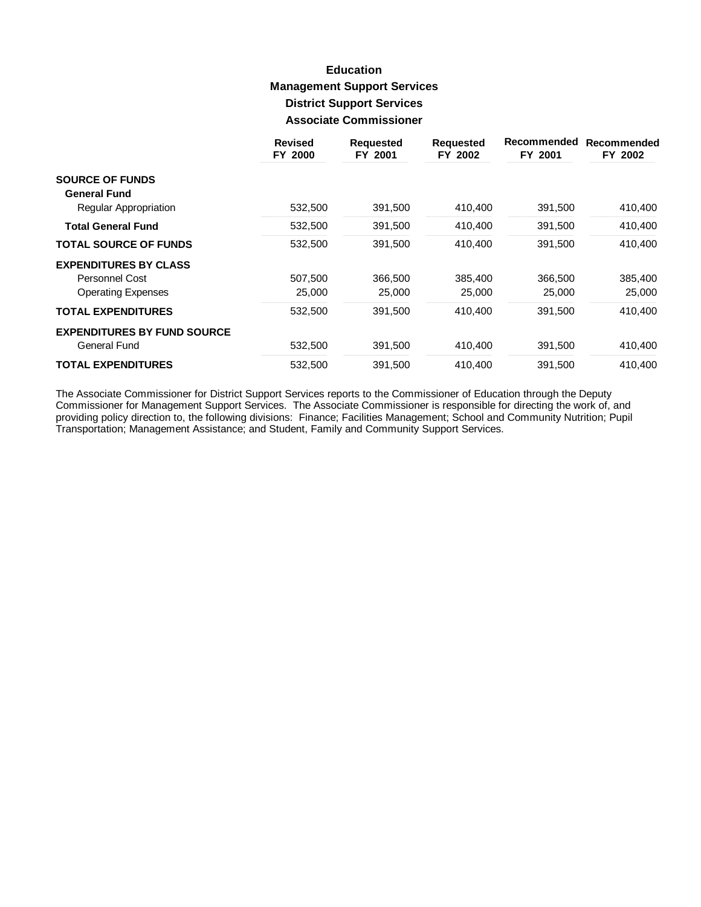# Education

## Management Support Services

### District Support Services

### Associate Commissioner

| | Revised FY 2000 | Requested FY 2001 | Requested FY 2002 | Recommended FY 2001 | Recommended FY 2002 |
|---|---|---|---|---|---|
| **SOURCE OF FUNDS** | | | | | |
| **General Fund** | | | | | |
| Regular Appropriation | 532,500 | 391,500 | 410,400 | 391,500 | 410,400 |
| **Total General Fund** | 532,500 | 391,500 | 410,400 | 391,500 | 410,400 |
| **TOTAL SOURCE OF FUNDS** | 532,500 | 391,500 | 410,400 | 391,500 | 410,400 |
| **EXPENDITURES BY CLASS** | | | | | |
| Personnel Cost | 507,500 | 366,500 | 385,400 | 366,500 | 385,400 |
| Operating Expenses | 25,000 | 25,000 | 25,000 | 25,000 | 25,000 |
| **TOTAL EXPENDITURES** | 532,500 | 391,500 | 410,400 | 391,500 | 410,400 |
| **EXPENDITURES BY FUND SOURCE** | | | | | |
| General Fund | 532,500 | 391,500 | 410,400 | 391,500 | 410,400 |
| **TOTAL EXPENDITURES** | 532,500 | 391,500 | 410,400 | 391,500 | 410,400 |

The Associate Commissioner for District Support Services reports to the Commissioner of Education through the Deputy Commissioner for Management Support Services. The Associate Commissioner is responsible for directing the work of, and providing policy direction to, the following divisions: Finance; Facilities Management; School and Community Nutrition; Pupil Transportation; Management Assistance; and Student, Family and Community Support Services.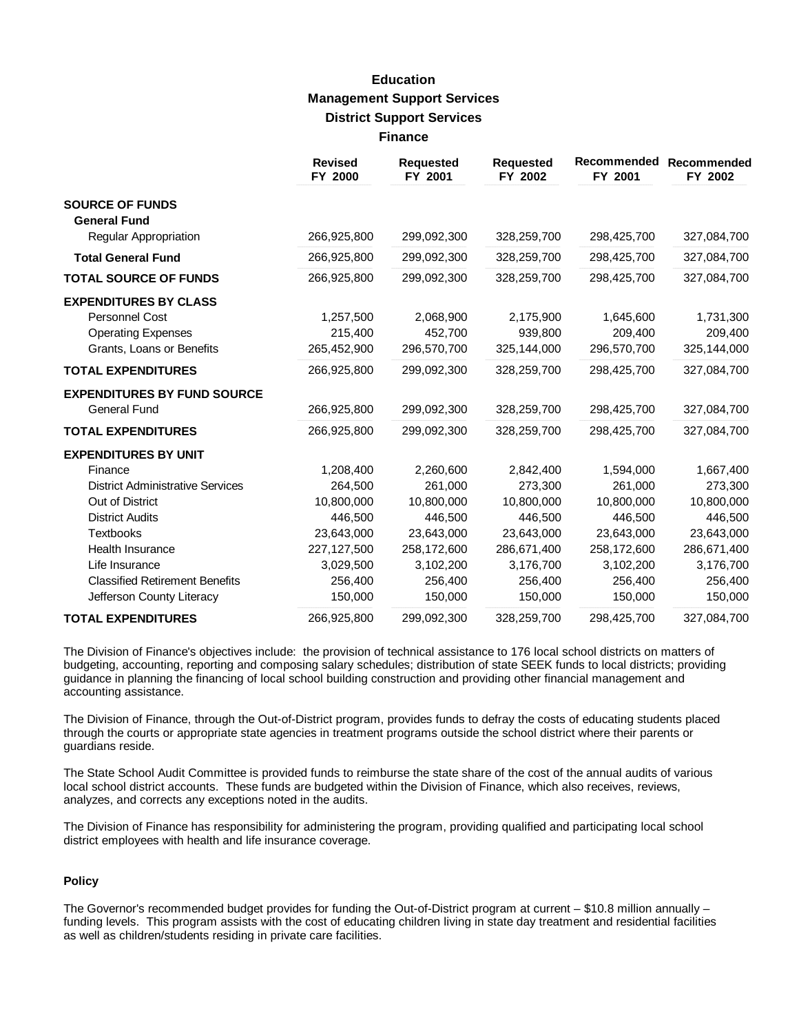# Education
## Management Support Services
### District Support Services
#### Finance

| | Revised FY 2000 | Requested FY 2001 | Requested FY 2002 | Recommended FY 2001 | Recommended FY 2002 |
|---|---|---|---|---|---|
| **SOURCE OF FUNDS** | | | | | |
| **General Fund** | | | | | |
| Regular Appropriation | 266,925,800 | 299,092,300 | 328,259,700 | 298,425,700 | 327,084,700 |
| **Total General Fund** | 266,925,800 | 299,092,300 | 328,259,700 | 298,425,700 | 327,084,700 |
| **TOTAL SOURCE OF FUNDS** | 266,925,800 | 299,092,300 | 328,259,700 | 298,425,700 | 327,084,700 |
| **EXPENDITURES BY CLASS** | | | | | |
| Personnel Cost | 1,257,500 | 2,068,900 | 2,175,900 | 1,645,600 | 1,731,300 |
| Operating Expenses | 215,400 | 452,700 | 939,800 | 209,400 | 209,400 |
| Grants, Loans or Benefits | 265,452,900 | 296,570,700 | 325,144,000 | 296,570,700 | 325,144,000 |
| **TOTAL EXPENDITURES** | 266,925,800 | 299,092,300 | 328,259,700 | 298,425,700 | 327,084,700 |
| **EXPENDITURES BY FUND SOURCE** | | | | | |
| General Fund | 266,925,800 | 299,092,300 | 328,259,700 | 298,425,700 | 327,084,700 |
| **TOTAL EXPENDITURES** | 266,925,800 | 299,092,300 | 328,259,700 | 298,425,700 | 327,084,700 |
| **EXPENDITURES BY UNIT** | | | | | |
| Finance | 1,208,400 | 2,260,600 | 2,842,400 | 1,594,000 | 1,667,400 |
| District Administrative Services | 264,500 | 261,000 | 273,300 | 261,000 | 273,300 |
| Out of District | 10,800,000 | 10,800,000 | 10,800,000 | 10,800,000 | 10,800,000 |
| District Audits | 446,500 | 446,500 | 446,500 | 446,500 | 446,500 |
| Textbooks | 23,643,000 | 23,643,000 | 23,643,000 | 23,643,000 | 23,643,000 |
| Health Insurance | 227,127,500 | 258,172,600 | 286,671,400 | 258,172,600 | 286,671,400 |
| Life Insurance | 3,029,500 | 3,102,200 | 3,176,700 | 3,102,200 | 3,176,700 |
| Classified Retirement Benefits | 256,400 | 256,400 | 256,400 | 256,400 | 256,400 |
| Jefferson County Literacy | 150,000 | 150,000 | 150,000 | 150,000 | 150,000 |
| **TOTAL EXPENDITURES** | 266,925,800 | 299,092,300 | 328,259,700 | 298,425,700 | 327,084,700 |

The Division of Finance's objectives include: the provision of technical assistance to 176 local school districts on matters of budgeting, accounting, reporting and composing salary schedules; distribution of state SEEK funds to local districts; providing guidance in planning the financing of local school building construction and providing other financial management and accounting assistance.

The Division of Finance, through the Out-of-District program, provides funds to defray the costs of educating students placed through the courts or appropriate state agencies in treatment programs outside the school district where their parents or guardians reside.

The State School Audit Committee is provided funds to reimburse the state share of the cost of the annual audits of various local school district accounts. These funds are budgeted within the Division of Finance, which also receives, reviews, analyzes, and corrects any exceptions noted in the audits.

The Division of Finance has responsibility for administering the program, providing qualified and participating local school district employees with health and life insurance coverage.

**Policy**

The Governor's recommended budget provides for funding the Out-of-District program at current – $10.8 million annually – funding levels. This program assists with the cost of educating children living in state day treatment and residential facilities as well as children/students residing in private care facilities.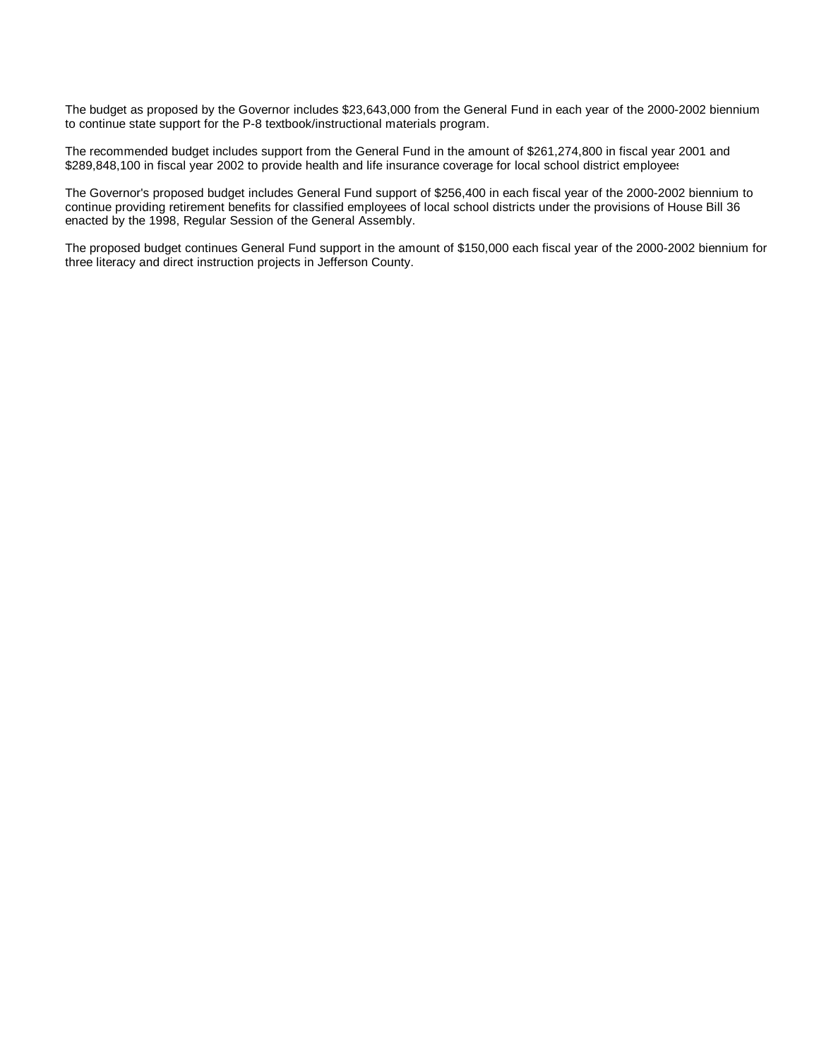The budget as proposed by the Governor includes $23,643,000 from the General Fund in each year of the 2000-2002 biennium to continue state support for the P-8 textbook/instructional materials program.

The recommended budget includes support from the General Fund in the amount of $261,274,800 in fiscal year 2001 and $289,848,100 in fiscal year 2002 to provide health and life insurance coverage for local school district employees

The Governor's proposed budget includes General Fund support of $256,400 in each fiscal year of the 2000-2002 biennium to continue providing retirement benefits for classified employees of local school districts under the provisions of House Bill 36 enacted by the 1998, Regular Session of the General Assembly.

The proposed budget continues General Fund support in the amount of $150,000 each fiscal year of the 2000-2002 biennium for three literacy and direct instruction projects in Jefferson County.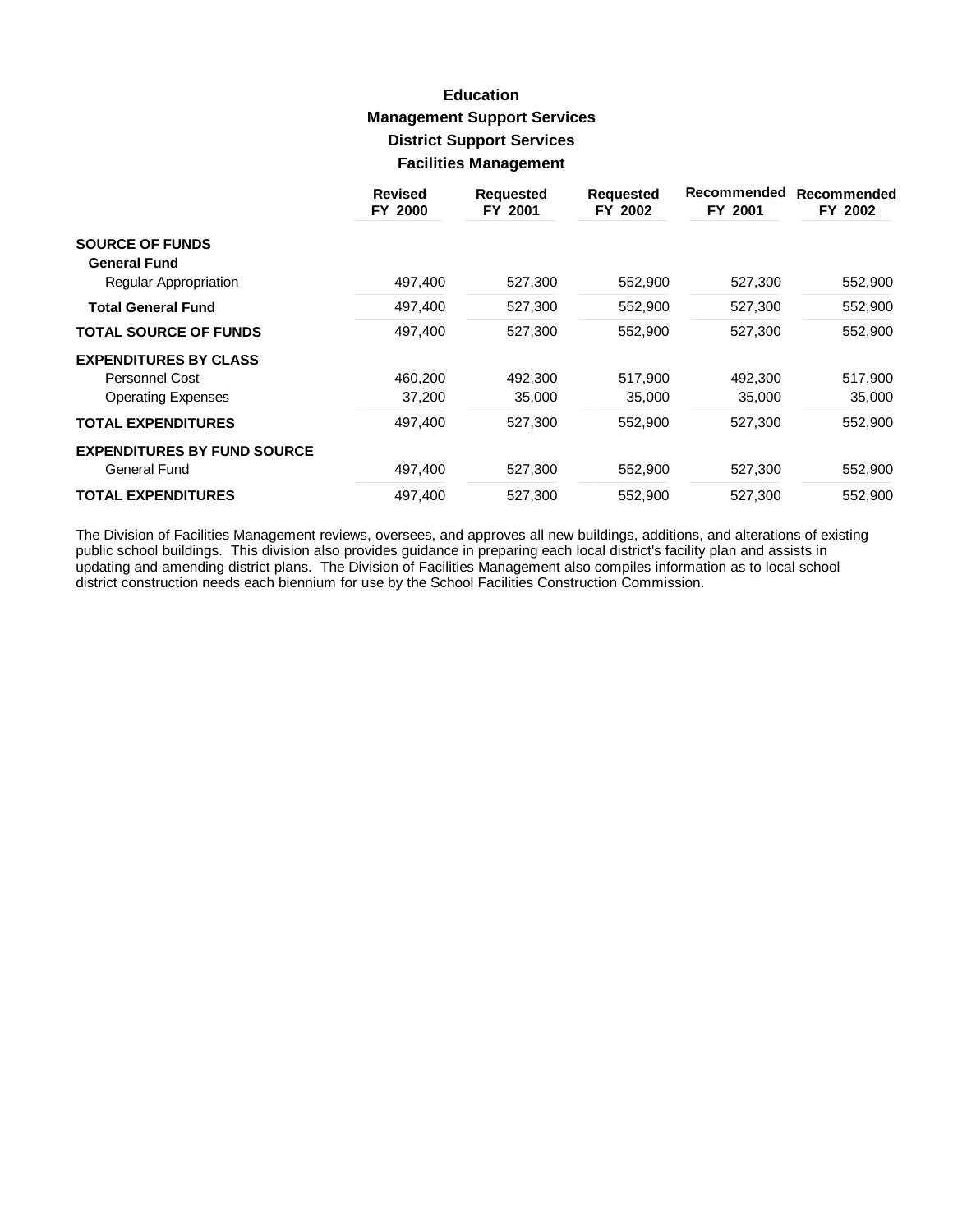# Education

## Management Support Services

### District Support Services

### Facilities Management

| | Revised FY 2000 | Requested FY 2001 | Requested FY 2002 | Recommended FY 2001 | Recommended FY 2002 |
|---|---|---|---|---|---|
| **SOURCE OF FUNDS** | | | | | |
| **General Fund** | | | | | |
| Regular Appropriation | 497,400 | 527,300 | 552,900 | 527,300 | 552,900 |
| **Total General Fund** | 497,400 | 527,300 | 552,900 | 527,300 | 552,900 |
| **TOTAL SOURCE OF FUNDS** | 497,400 | 527,300 | 552,900 | 527,300 | 552,900 |
| **EXPENDITURES BY CLASS** | | | | | |
| Personnel Cost | 460,200 | 492,300 | 517,900 | 492,300 | 517,900 |
| Operating Expenses | 37,200 | 35,000 | 35,000 | 35,000 | 35,000 |
| **TOTAL EXPENDITURES** | 497,400 | 527,300 | 552,900 | 527,300 | 552,900 |
| **EXPENDITURES BY FUND SOURCE** | | | | | |
| General Fund | 497,400 | 527,300 | 552,900 | 527,300 | 552,900 |
| **TOTAL EXPENDITURES** | 497,400 | 527,300 | 552,900 | 527,300 | 552,900 |

The Division of Facilities Management reviews, oversees, and approves all new buildings, additions, and alterations of existing public school buildings. This division also provides guidance in preparing each local district's facility plan and assists in updating and amending district plans. The Division of Facilities Management also compiles information as to local school district construction needs each biennium for use by the School Facilities Construction Commission.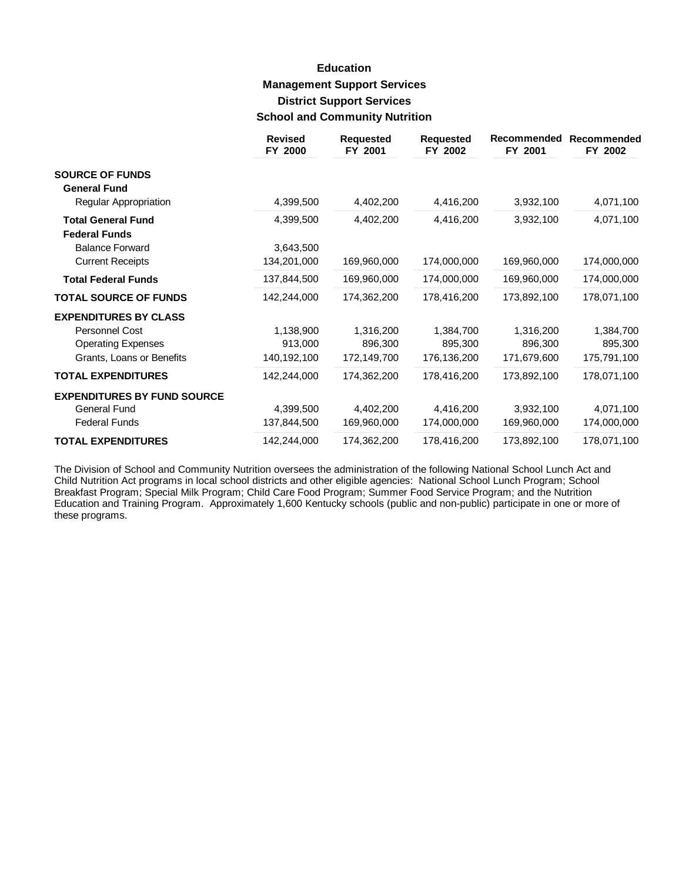# Education

## Management Support Services

### District Support Services

### School and Community Nutrition

| | Revised FY 2000 | Requested FY 2001 | Requested FY 2002 | Recommended FY 2001 | Recommended FY 2002 |
|---|---|---|---|---|---|
| **SOURCE OF FUNDS** | | | | | |
| **General Fund** | | | | | |
| Regular Appropriation | 4,399,500 | 4,402,200 | 4,416,200 | 3,932,100 | 4,071,100 |
| **Total General Fund** | 4,399,500 | 4,402,200 | 4,416,200 | 3,932,100 | 4,071,100 |
| **Federal Funds** | | | | | |
| Balance Forward | 3,643,500 | | | | |
| Current Receipts | 134,201,000 | 169,960,000 | 174,000,000 | 169,960,000 | 174,000,000 |
| **Total Federal Funds** | 137,844,500 | 169,960,000 | 174,000,000 | 169,960,000 | 174,000,000 |
| **TOTAL SOURCE OF FUNDS** | 142,244,000 | 174,362,200 | 178,416,200 | 173,892,100 | 178,071,100 |
| **EXPENDITURES BY CLASS** | | | | | |
| Personnel Cost | 1,138,900 | 1,316,200 | 1,384,700 | 1,316,200 | 1,384,700 |
| Operating Expenses | 913,000 | 896,300 | 895,300 | 896,300 | 895,300 |
| Grants, Loans or Benefits | 140,192,100 | 172,149,700 | 176,136,200 | 171,679,600 | 175,791,100 |
| **TOTAL EXPENDITURES** | 142,244,000 | 174,362,200 | 178,416,200 | 173,892,100 | 178,071,100 |
| **EXPENDITURES BY FUND SOURCE** | | | | | |
| General Fund | 4,399,500 | 4,402,200 | 4,416,200 | 3,932,100 | 4,071,100 |
| Federal Funds | 137,844,500 | 169,960,000 | 174,000,000 | 169,960,000 | 174,000,000 |
| **TOTAL EXPENDITURES** | 142,244,000 | 174,362,200 | 178,416,200 | 173,892,100 | 178,071,100 |

The Division of School and Community Nutrition oversees the administration of the following National School Lunch Act and Child Nutrition Act programs in local school districts and other eligible agencies: National School Lunch Program; School Breakfast Program; Special Milk Program; Child Care Food Program; Summer Food Service Program; and the Nutrition Education and Training Program. Approximately 1,600 Kentucky schools (public and non-public) participate in one or more of these programs.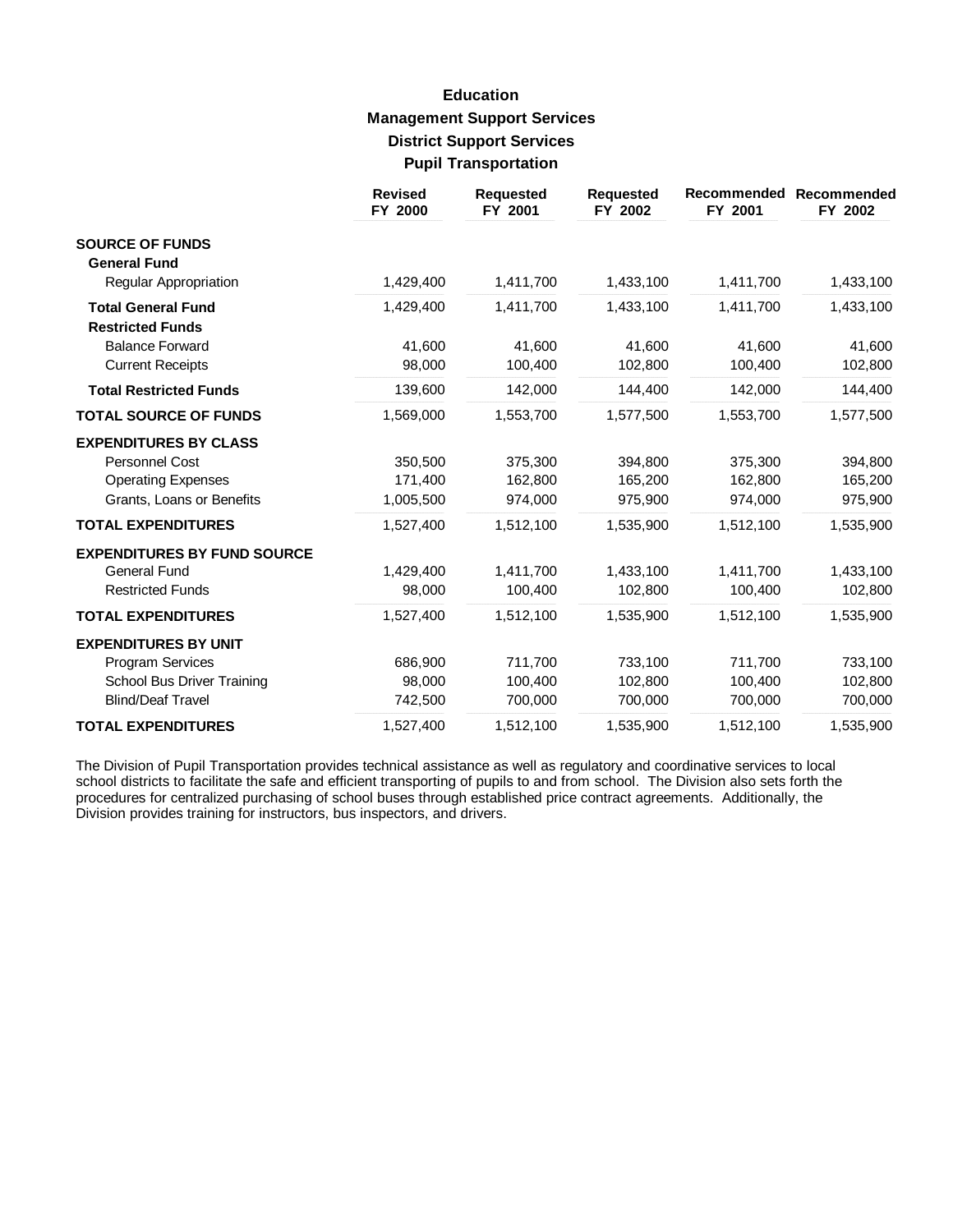# Education

## Management Support Services

### District Support Services

### Pupil Transportation

| | Revised FY 2000 | Requested FY 2001 | Requested FY 2002 | Recommended FY 2001 | Recommended FY 2002 |
|---|---|---|---|---|---|
| **SOURCE OF FUNDS** | | | | | |
| **General Fund** | | | | | |
| Regular Appropriation | 1,429,400 | 1,411,700 | 1,433,100 | 1,411,700 | 1,433,100 |
| **Total General Fund** | 1,429,400 | 1,411,700 | 1,433,100 | 1,411,700 | 1,433,100 |
| **Restricted Funds** | | | | | |
| Balance Forward | 41,600 | 41,600 | 41,600 | 41,600 | 41,600 |
| Current Receipts | 98,000 | 100,400 | 102,800 | 100,400 | 102,800 |
| **Total Restricted Funds** | 139,600 | 142,000 | 144,400 | 142,000 | 144,400 |
| **TOTAL SOURCE OF FUNDS** | 1,569,000 | 1,553,700 | 1,577,500 | 1,553,700 | 1,577,500 |
| **EXPENDITURES BY CLASS** | | | | | |
| Personnel Cost | 350,500 | 375,300 | 394,800 | 375,300 | 394,800 |
| Operating Expenses | 171,400 | 162,800 | 165,200 | 162,800 | 165,200 |
| Grants, Loans or Benefits | 1,005,500 | 974,000 | 975,900 | 974,000 | 975,900 |
| **TOTAL EXPENDITURES** | 1,527,400 | 1,512,100 | 1,535,900 | 1,512,100 | 1,535,900 |
| **EXPENDITURES BY FUND SOURCE** | | | | | |
| General Fund | 1,429,400 | 1,411,700 | 1,433,100 | 1,411,700 | 1,433,100 |
| Restricted Funds | 98,000 | 100,400 | 102,800 | 100,400 | 102,800 |
| **TOTAL EXPENDITURES** | 1,527,400 | 1,512,100 | 1,535,900 | 1,512,100 | 1,535,900 |
| **EXPENDITURES BY UNIT** | | | | | |
| Program Services | 686,900 | 711,700 | 733,100 | 711,700 | 733,100 |
| School Bus Driver Training | 98,000 | 100,400 | 102,800 | 100,400 | 102,800 |
| Blind/Deaf Travel | 742,500 | 700,000 | 700,000 | 700,000 | 700,000 |
| **TOTAL EXPENDITURES** | 1,527,400 | 1,512,100 | 1,535,900 | 1,512,100 | 1,535,900 |

The Division of Pupil Transportation provides technical assistance as well as regulatory and coordinative services to local school districts to facilitate the safe and efficient transporting of pupils to and from school. The Division also sets forth the procedures for centralized purchasing of school buses through established price contract agreements. Additionally, the Division provides training for instructors, bus inspectors, and drivers.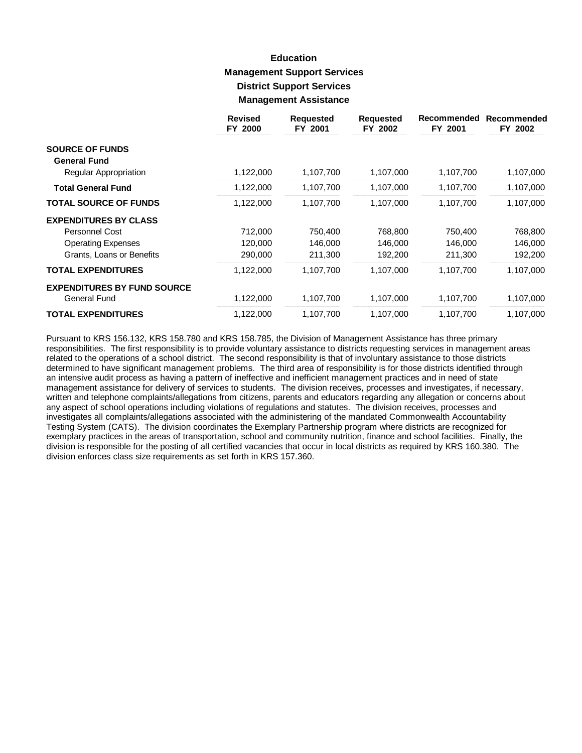# Education

## Management Support Services

### District Support Services

### Management Assistance

| | Revised FY 2000 | Requested FY 2001 | Requested FY 2002 | Recommended FY 2001 | Recommended FY 2002 |
|---|---|---|---|---|---|
| **SOURCE OF FUNDS** | | | | | |
| **General Fund** | | | | | |
| Regular Appropriation | 1,122,000 | 1,107,700 | 1,107,000 | 1,107,700 | 1,107,000 |
| **Total General Fund** | 1,122,000 | 1,107,700 | 1,107,000 | 1,107,700 | 1,107,000 |
| **TOTAL SOURCE OF FUNDS** | 1,122,000 | 1,107,700 | 1,107,000 | 1,107,700 | 1,107,000 |
| **EXPENDITURES BY CLASS** | | | | | |
| Personnel Cost | 712,000 | 750,400 | 768,800 | 750,400 | 768,800 |
| Operating Expenses | 120,000 | 146,000 | 146,000 | 146,000 | 146,000 |
| Grants, Loans or Benefits | 290,000 | 211,300 | 192,200 | 211,300 | 192,200 |
| **TOTAL EXPENDITURES** | 1,122,000 | 1,107,700 | 1,107,000 | 1,107,700 | 1,107,000 |
| **EXPENDITURES BY FUND SOURCE** | | | | | |
| General Fund | 1,122,000 | 1,107,700 | 1,107,000 | 1,107,700 | 1,107,000 |
| **TOTAL EXPENDITURES** | 1,122,000 | 1,107,700 | 1,107,000 | 1,107,700 | 1,107,000 |

Pursuant to KRS 156.132, KRS 158.780 and KRS 158.785, the Division of Management Assistance has three primary responsibilities. The first responsibility is to provide voluntary assistance to districts requesting services in management areas related to the operations of a school district. The second responsibility is that of involuntary assistance to those districts determined to have significant management problems. The third area of responsibility is for those districts identified through an intensive audit process as having a pattern of ineffective and inefficient management practices and in need of state management assistance for delivery of services to students. The division receives, processes and investigates, if necessary, written and telephone complaints/allegations from citizens, parents and educators regarding any allegation or concerns about any aspect of school operations including violations of regulations and statutes. The division receives, processes and investigates all complaints/allegations associated with the administering of the mandated Commonwealth Accountability Testing System (CATS). The division coordinates the Exemplary Partnership program where districts are recognized for exemplary practices in the areas of transportation, school and community nutrition, finance and school facilities. Finally, the division is responsible for the posting of all certified vacancies that occur in local districts as required by KRS 160.380. The division enforces class size requirements as set forth in KRS 157.360.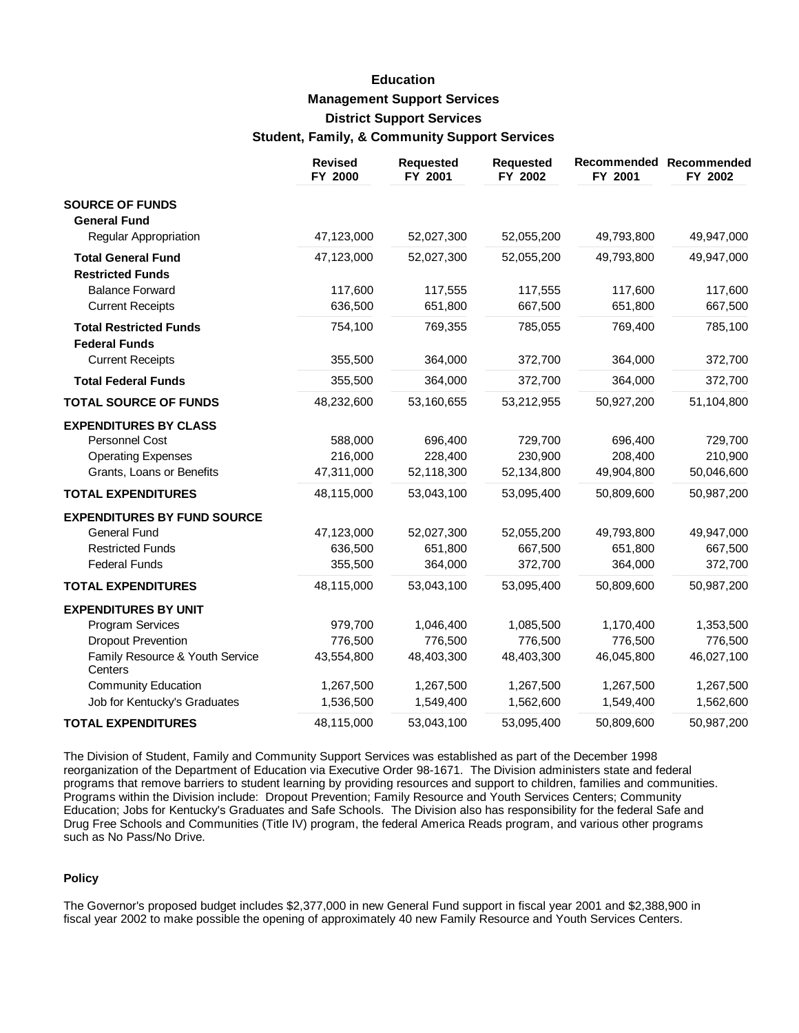# Education

## Management Support Services

### District Support Services

### Student, Family, & Community Support Services

| | Revised FY 2000 | Requested FY 2001 | Requested FY 2002 | Recommended FY 2001 | Recommended FY 2002 |
|---|---|---|---|---|---|
| **SOURCE OF FUNDS** | | | | | |
| **General Fund** | | | | | |
| Regular Appropriation | 47,123,000 | 52,027,300 | 52,055,200 | 49,793,800 | 49,947,000 |
| **Total General Fund** | 47,123,000 | 52,027,300 | 52,055,200 | 49,793,800 | 49,947,000 |
| **Restricted Funds** | | | | | |
| Balance Forward | 117,600 | 117,555 | 117,555 | 117,600 | 117,600 |
| Current Receipts | 636,500 | 651,800 | 667,500 | 651,800 | 667,500 |
| **Total Restricted Funds** | 754,100 | 769,355 | 785,055 | 769,400 | 785,100 |
| **Federal Funds** | | | | | |
| Current Receipts | 355,500 | 364,000 | 372,700 | 364,000 | 372,700 |
| **Total Federal Funds** | 355,500 | 364,000 | 372,700 | 364,000 | 372,700 |
| **TOTAL SOURCE OF FUNDS** | 48,232,600 | 53,160,655 | 53,212,955 | 50,927,200 | 51,104,800 |
| **EXPENDITURES BY CLASS** | | | | | |
| Personnel Cost | 588,000 | 696,400 | 729,700 | 696,400 | 729,700 |
| Operating Expenses | 216,000 | 228,400 | 230,900 | 208,400 | 210,900 |
| Grants, Loans or Benefits | 47,311,000 | 52,118,300 | 52,134,800 | 49,904,800 | 50,046,600 |
| **TOTAL EXPENDITURES** | 48,115,000 | 53,043,100 | 53,095,400 | 50,809,600 | 50,987,200 |
| **EXPENDITURES BY FUND SOURCE** | | | | | |
| General Fund | 47,123,000 | 52,027,300 | 52,055,200 | 49,793,800 | 49,947,000 |
| Restricted Funds | 636,500 | 651,800 | 667,500 | 651,800 | 667,500 |
| Federal Funds | 355,500 | 364,000 | 372,700 | 364,000 | 372,700 |
| **TOTAL EXPENDITURES** | 48,115,000 | 53,043,100 | 53,095,400 | 50,809,600 | 50,987,200 |
| **EXPENDITURES BY UNIT** | | | | | |
| Program Services | 979,700 | 1,046,400 | 1,085,500 | 1,170,400 | 1,353,500 |
| Dropout Prevention | 776,500 | 776,500 | 776,500 | 776,500 | 776,500 |
| Family Resource & Youth Service Centers | 43,554,800 | 48,403,300 | 48,403,300 | 46,045,800 | 46,027,100 |
| Community Education | 1,267,500 | 1,267,500 | 1,267,500 | 1,267,500 | 1,267,500 |
| Job for Kentucky's Graduates | 1,536,500 | 1,549,400 | 1,562,600 | 1,549,400 | 1,562,600 |
| **TOTAL EXPENDITURES** | 48,115,000 | 53,043,100 | 53,095,400 | 50,809,600 | 50,987,200 |

The Division of Student, Family and Community Support Services was established as part of the December 1998 reorganization of the Department of Education via Executive Order 98-1671. The Division administers state and federal programs that remove barriers to student learning by providing resources and support to children, families and communities. Programs within the Division include: Dropout Prevention; Family Resource and Youth Services Centers; Community Education; Jobs for Kentucky's Graduates and Safe Schools. The Division also has responsibility for the federal Safe and Drug Free Schools and Communities (Title IV) program, the federal America Reads program, and various other programs such as No Pass/No Drive.

#### Policy

The Governor's proposed budget includes $2,377,000 in new General Fund support in fiscal year 2001 and $2,388,900 in fiscal year 2002 to make possible the opening of approximately 40 new Family Resource and Youth Services Centers.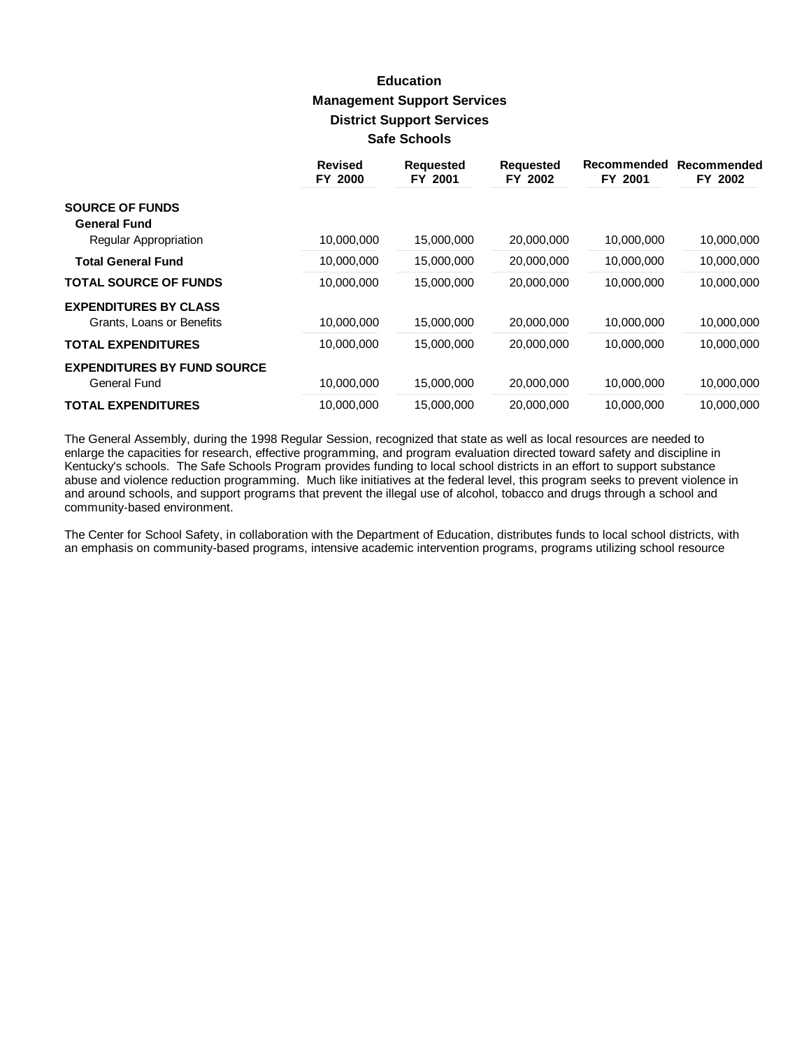# Education

## Management Support Services

### District Support Services

### Safe Schools

| | Revised FY 2000 | Requested FY 2001 | Requested FY 2002 | Recommended FY 2001 | Recommended FY 2002 |
|---|---|---|---|---|---|
| **SOURCE OF FUNDS** | | | | | |
| **General Fund** | | | | | |
| Regular Appropriation | 10,000,000 | 15,000,000 | 20,000,000 | 10,000,000 | 10,000,000 |
| **Total General Fund** | 10,000,000 | 15,000,000 | 20,000,000 | 10,000,000 | 10,000,000 |
| **TOTAL SOURCE OF FUNDS** | 10,000,000 | 15,000,000 | 20,000,000 | 10,000,000 | 10,000,000 |
| **EXPENDITURES BY CLASS** | | | | | |
| Grants, Loans or Benefits | 10,000,000 | 15,000,000 | 20,000,000 | 10,000,000 | 10,000,000 |
| **TOTAL EXPENDITURES** | 10,000,000 | 15,000,000 | 20,000,000 | 10,000,000 | 10,000,000 |
| **EXPENDITURES BY FUND SOURCE** | | | | | |
| General Fund | 10,000,000 | 15,000,000 | 20,000,000 | 10,000,000 | 10,000,000 |
| **TOTAL EXPENDITURES** | 10,000,000 | 15,000,000 | 20,000,000 | 10,000,000 | 10,000,000 |

The General Assembly, during the 1998 Regular Session, recognized that state as well as local resources are needed to enlarge the capacities for research, effective programming, and program evaluation directed toward safety and discipline in Kentucky's schools. The Safe Schools Program provides funding to local school districts in an effort to support substance abuse and violence reduction programming. Much like initiatives at the federal level, this program seeks to prevent violence in and around schools, and support programs that prevent the illegal use of alcohol, tobacco and drugs through a school and community-based environment.

The Center for School Safety, in collaboration with the Department of Education, distributes funds to local school districts, with an emphasis on community-based programs, intensive academic intervention programs, programs utilizing school resource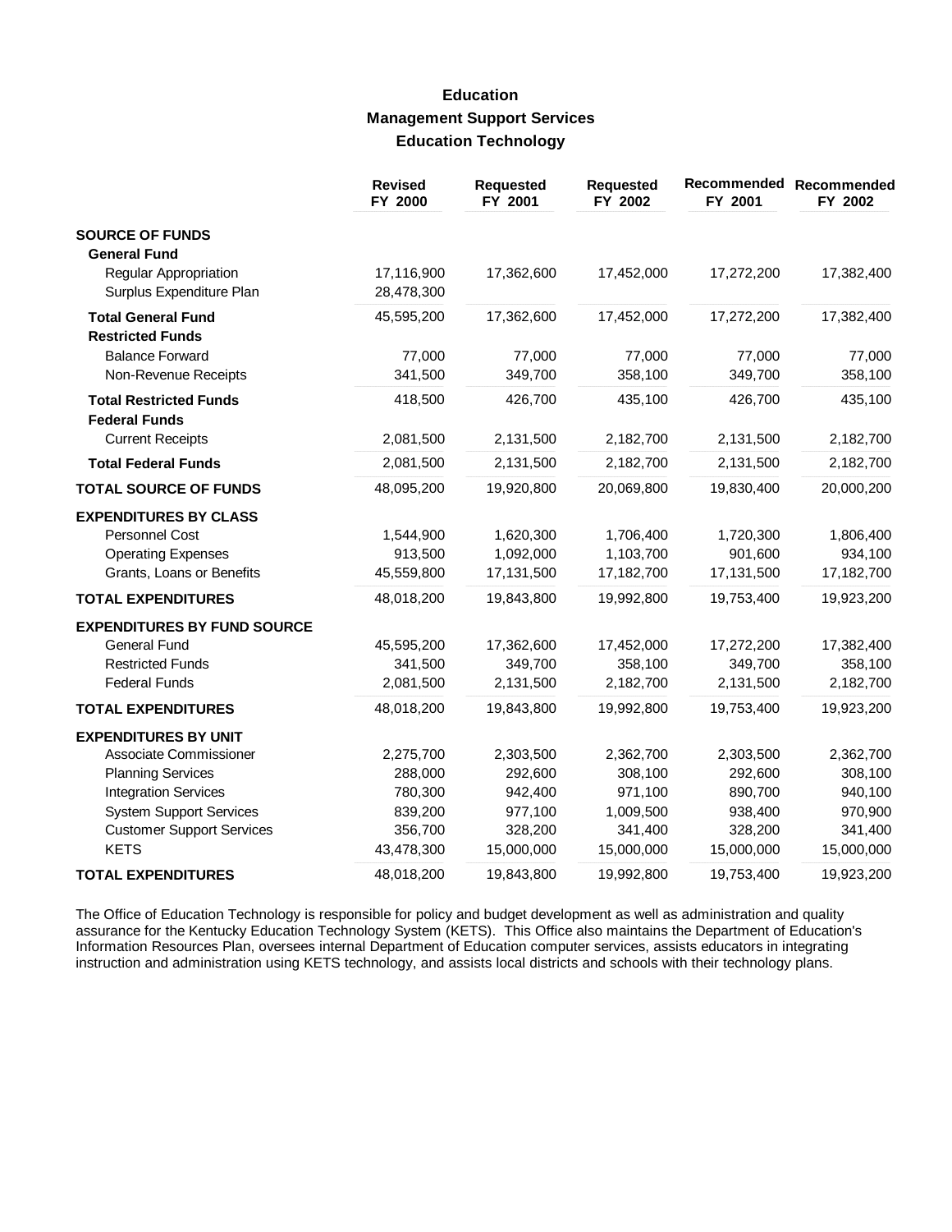# Education
## Management Support Services
### Education Technology

| | Revised FY 2000 | Requested FY 2001 | Requested FY 2002 | Recommended FY 2001 | Recommended FY 2002 |
|---|---|---|---|---|---|
| **SOURCE OF FUNDS** | | | | | |
| **General Fund** | | | | | |
| Regular Appropriation | 17,116,900 | 17,362,600 | 17,452,000 | 17,272,200 | 17,382,400 |
| Surplus Expenditure Plan | 28,478,300 | | | | |
| **Total General Fund** | 45,595,200 | 17,362,600 | 17,452,000 | 17,272,200 | 17,382,400 |
| **Restricted Funds** | | | | | |
| Balance Forward | 77,000 | 77,000 | 77,000 | 77,000 | 77,000 |
| Non-Revenue Receipts | 341,500 | 349,700 | 358,100 | 349,700 | 358,100 |
| **Total Restricted Funds** | 418,500 | 426,700 | 435,100 | 426,700 | 435,100 |
| **Federal Funds** | | | | | |
| Current Receipts | 2,081,500 | 2,131,500 | 2,182,700 | 2,131,500 | 2,182,700 |
| **Total Federal Funds** | 2,081,500 | 2,131,500 | 2,182,700 | 2,131,500 | 2,182,700 |
| **TOTAL SOURCE OF FUNDS** | 48,095,200 | 19,920,800 | 20,069,800 | 19,830,400 | 20,000,200 |
| **EXPENDITURES BY CLASS** | | | | | |
| Personnel Cost | 1,544,900 | 1,620,300 | 1,706,400 | 1,720,300 | 1,806,400 |
| Operating Expenses | 913,500 | 1,092,000 | 1,103,700 | 901,600 | 934,100 |
| Grants, Loans or Benefits | 45,559,800 | 17,131,500 | 17,182,700 | 17,131,500 | 17,182,700 |
| **TOTAL EXPENDITURES** | 48,018,200 | 19,843,800 | 19,992,800 | 19,753,400 | 19,923,200 |
| **EXPENDITURES BY FUND SOURCE** | | | | | |
| General Fund | 45,595,200 | 17,362,600 | 17,452,000 | 17,272,200 | 17,382,400 |
| Restricted Funds | 341,500 | 349,700 | 358,100 | 349,700 | 358,100 |
| Federal Funds | 2,081,500 | 2,131,500 | 2,182,700 | 2,131,500 | 2,182,700 |
| **TOTAL EXPENDITURES** | 48,018,200 | 19,843,800 | 19,992,800 | 19,753,400 | 19,923,200 |
| **EXPENDITURES BY UNIT** | | | | | |
| Associate Commissioner | 2,275,700 | 2,303,500 | 2,362,700 | 2,303,500 | 2,362,700 |
| Planning Services | 288,000 | 292,600 | 308,100 | 292,600 | 308,100 |
| Integration Services | 780,300 | 942,400 | 971,100 | 890,700 | 940,100 |
| System Support Services | 839,200 | 977,100 | 1,009,500 | 938,400 | 970,900 |
| Customer Support Services | 356,700 | 328,200 | 341,400 | 328,200 | 341,400 |
| KETS | 43,478,300 | 15,000,000 | 15,000,000 | 15,000,000 | 15,000,000 |
| **TOTAL EXPENDITURES** | 48,018,200 | 19,843,800 | 19,992,800 | 19,753,400 | 19,923,200 |

The Office of Education Technology is responsible for policy and budget development as well as administration and quality assurance for the Kentucky Education Technology System (KETS). This Office also maintains the Department of Education's Information Resources Plan, oversees internal Department of Education computer services, assists educators in integrating instruction and administration using KETS technology, and assists local districts and schools with their technology plans.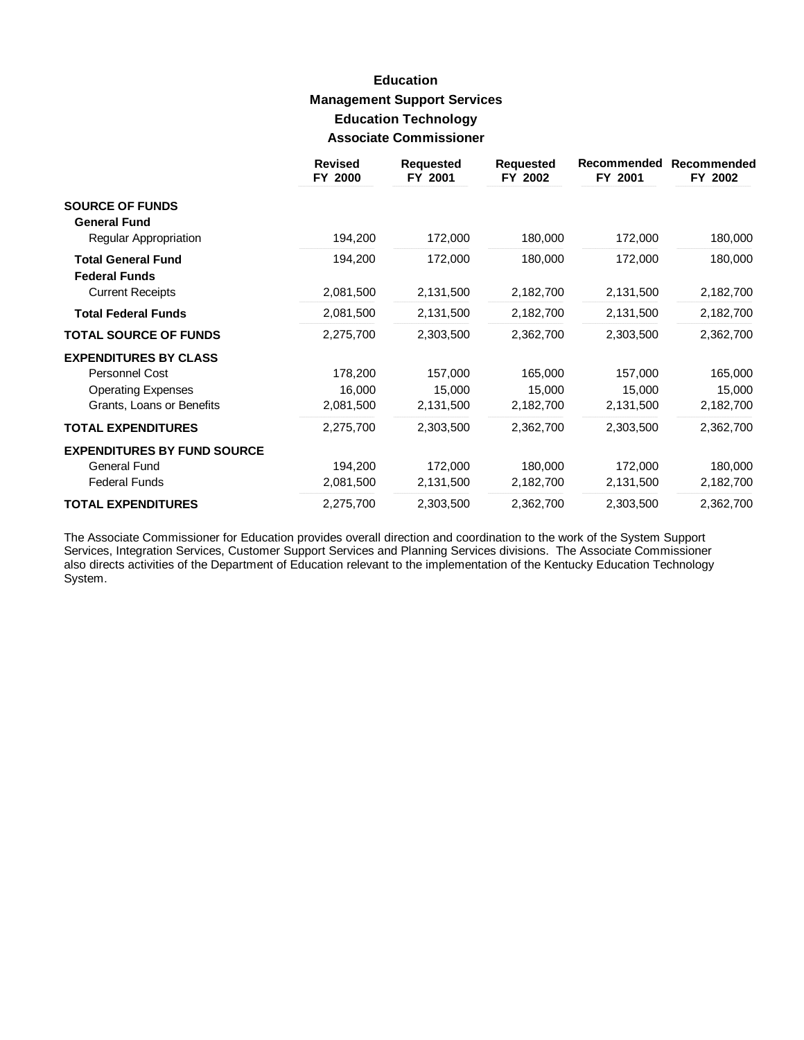# Education
## Management Support Services
### Education Technology
### Associate Commissioner

| | Revised FY 2000 | Requested FY 2001 | Requested FY 2002 | Recommended FY 2001 | Recommended FY 2002 |
|---|---|---|---|---|---|
| **SOURCE OF FUNDS** | | | | | |
| **General Fund** | | | | | |
| Regular Appropriation | 194,200 | 172,000 | 180,000 | 172,000 | 180,000 |
| **Total General Fund** | 194,200 | 172,000 | 180,000 | 172,000 | 180,000 |
| **Federal Funds** | | | | | |
| Current Receipts | 2,081,500 | 2,131,500 | 2,182,700 | 2,131,500 | 2,182,700 |
| **Total Federal Funds** | 2,081,500 | 2,131,500 | 2,182,700 | 2,131,500 | 2,182,700 |
| **TOTAL SOURCE OF FUNDS** | 2,275,700 | 2,303,500 | 2,362,700 | 2,303,500 | 2,362,700 |
| **EXPENDITURES BY CLASS** | | | | | |
| Personnel Cost | 178,200 | 157,000 | 165,000 | 157,000 | 165,000 |
| Operating Expenses | 16,000 | 15,000 | 15,000 | 15,000 | 15,000 |
| Grants, Loans or Benefits | 2,081,500 | 2,131,500 | 2,182,700 | 2,131,500 | 2,182,700 |
| **TOTAL EXPENDITURES** | 2,275,700 | 2,303,500 | 2,362,700 | 2,303,500 | 2,362,700 |
| **EXPENDITURES BY FUND SOURCE** | | | | | |
| General Fund | 194,200 | 172,000 | 180,000 | 172,000 | 180,000 |
| Federal Funds | 2,081,500 | 2,131,500 | 2,182,700 | 2,131,500 | 2,182,700 |
| **TOTAL EXPENDITURES** | 2,275,700 | 2,303,500 | 2,362,700 | 2,303,500 | 2,362,700 |

The Associate Commissioner for Education provides overall direction and coordination to the work of the System Support Services, Integration Services, Customer Support Services and Planning Services divisions. The Associate Commissioner also directs activities of the Department of Education relevant to the implementation of the Kentucky Education Technology System.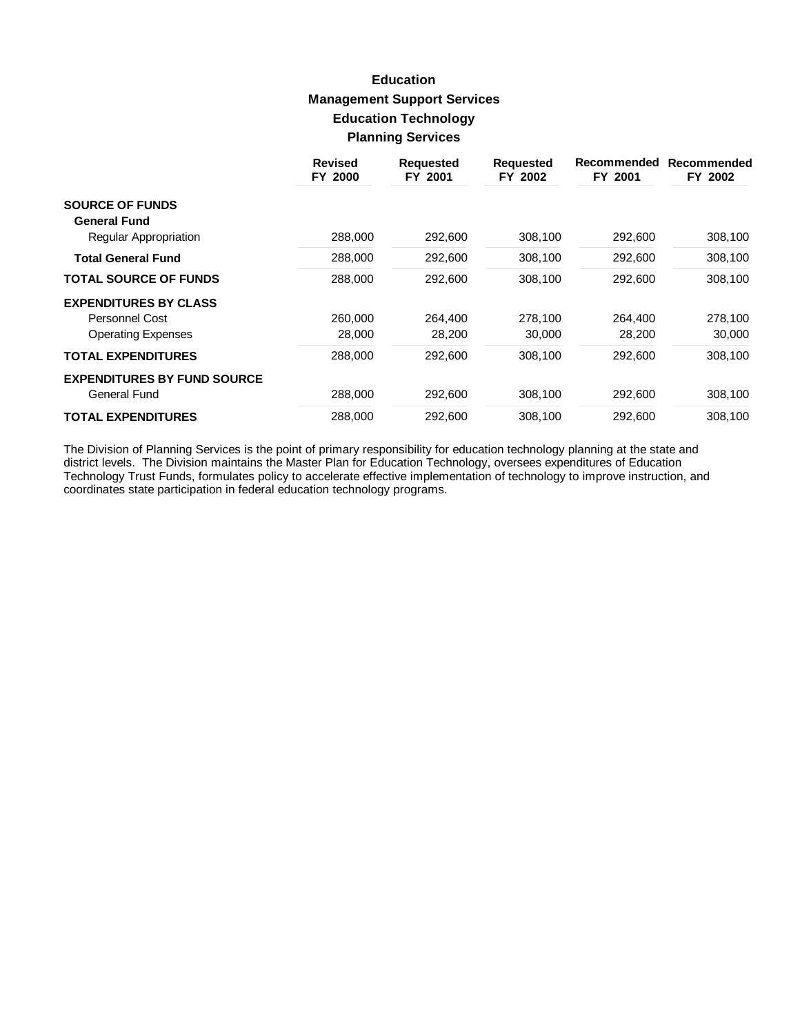# Education

## Management Support Services

## Education Technology

## Planning Services

| | Revised FY 2000 | Requested FY 2001 | Requested FY 2002 | Recommended FY 2001 | Recommended FY 2002 |
|---|---|---|---|---|---|
| **SOURCE OF FUNDS** | | | | | |
| **General Fund** | | | | | |
| Regular Appropriation | 288,000 | 292,600 | 308,100 | 292,600 | 308,100 |
| **Total General Fund** | 288,000 | 292,600 | 308,100 | 292,600 | 308,100 |
| **TOTAL SOURCE OF FUNDS** | 288,000 | 292,600 | 308,100 | 292,600 | 308,100 |
| **EXPENDITURES BY CLASS** | | | | | |
| Personnel Cost | 260,000 | 264,400 | 278,100 | 264,400 | 278,100 |
| Operating Expenses | 28,000 | 28,200 | 30,000 | 28,200 | 30,000 |
| **TOTAL EXPENDITURES** | 288,000 | 292,600 | 308,100 | 292,600 | 308,100 |
| **EXPENDITURES BY FUND SOURCE** | | | | | |
| General Fund | 288,000 | 292,600 | 308,100 | 292,600 | 308,100 |
| **TOTAL EXPENDITURES** | 288,000 | 292,600 | 308,100 | 292,600 | 308,100 |

The Division of Planning Services is the point of primary responsibility for education technology planning at the state and district levels. The Division maintains the Master Plan for Education Technology, oversees expenditures of Education Technology Trust Funds, formulates policy to accelerate effective implementation of technology to improve instruction, and coordinates state participation in federal education technology programs.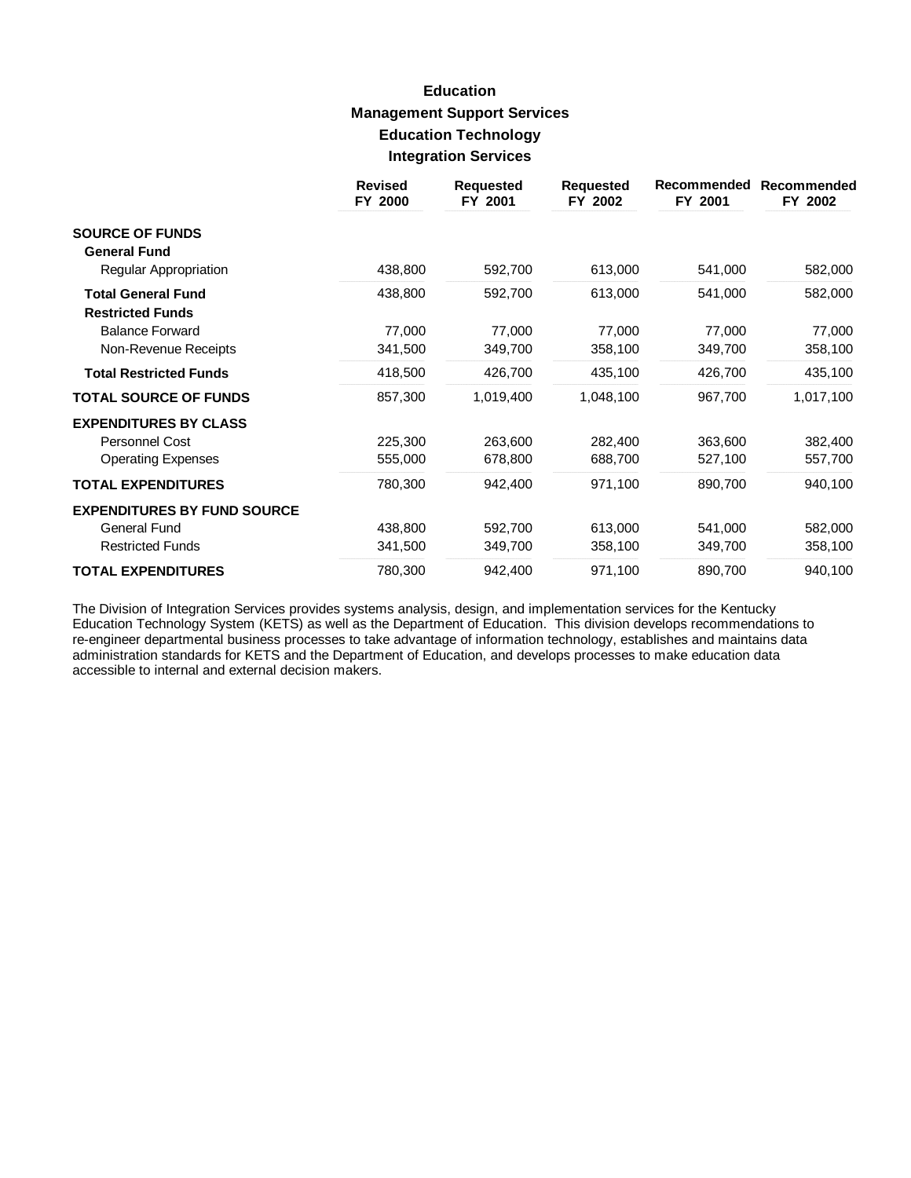# Education
## Management Support Services
### Education Technology
### Integration Services

| | Revised FY 2000 | Requested FY 2001 | Requested FY 2002 | Recommended FY 2001 | Recommended FY 2002 |
|---|---|---|---|---|---|
| **SOURCE OF FUNDS** | | | | | |
| **General Fund** | | | | | |
| Regular Appropriation | 438,800 | 592,700 | 613,000 | 541,000 | 582,000 |
| **Total General Fund** | 438,800 | 592,700 | 613,000 | 541,000 | 582,000 |
| **Restricted Funds** | | | | | |
| Balance Forward | 77,000 | 77,000 | 77,000 | 77,000 | 77,000 |
| Non-Revenue Receipts | 341,500 | 349,700 | 358,100 | 349,700 | 358,100 |
| **Total Restricted Funds** | 418,500 | 426,700 | 435,100 | 426,700 | 435,100 |
| **TOTAL SOURCE OF FUNDS** | 857,300 | 1,019,400 | 1,048,100 | 967,700 | 1,017,100 |
| **EXPENDITURES BY CLASS** | | | | | |
| Personnel Cost | 225,300 | 263,600 | 282,400 | 363,600 | 382,400 |
| Operating Expenses | 555,000 | 678,800 | 688,700 | 527,100 | 557,700 |
| **TOTAL EXPENDITURES** | 780,300 | 942,400 | 971,100 | 890,700 | 940,100 |
| **EXPENDITURES BY FUND SOURCE** | | | | | |
| General Fund | 438,800 | 592,700 | 613,000 | 541,000 | 582,000 |
| Restricted Funds | 341,500 | 349,700 | 358,100 | 349,700 | 358,100 |
| **TOTAL EXPENDITURES** | 780,300 | 942,400 | 971,100 | 890,700 | 940,100 |

The Division of Integration Services provides systems analysis, design, and implementation services for the Kentucky Education Technology System (KETS) as well as the Department of Education. This division develops recommendations to re-engineer departmental business processes to take advantage of information technology, establishes and maintains data administration standards for KETS and the Department of Education, and develops processes to make education data accessible to internal and external decision makers.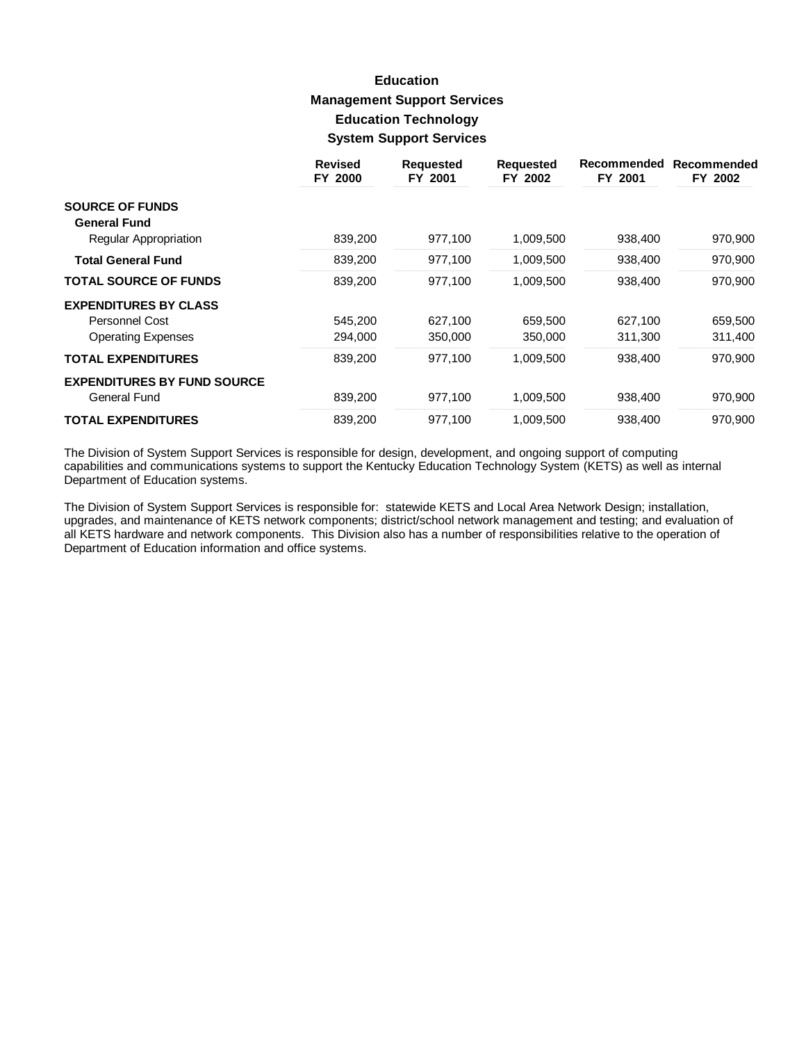# Education
## Management Support Services
### Education Technology
### System Support Services

| | Revised FY 2000 | Requested FY 2001 | Requested FY 2002 | Recommended FY 2001 | Recommended FY 2002 |
|---|---|---|---|---|---|
| **SOURCE OF FUNDS** | | | | | |
| **General Fund** | | | | | |
| Regular Appropriation | 839,200 | 977,100 | 1,009,500 | 938,400 | 970,900 |
| **Total General Fund** | 839,200 | 977,100 | 1,009,500 | 938,400 | 970,900 |
| **TOTAL SOURCE OF FUNDS** | 839,200 | 977,100 | 1,009,500 | 938,400 | 970,900 |
| **EXPENDITURES BY CLASS** | | | | | |
| Personnel Cost | 545,200 | 627,100 | 659,500 | 627,100 | 659,500 |
| Operating Expenses | 294,000 | 350,000 | 350,000 | 311,300 | 311,400 |
| **TOTAL EXPENDITURES** | 839,200 | 977,100 | 1,009,500 | 938,400 | 970,900 |
| **EXPENDITURES BY FUND SOURCE** | | | | | |
| General Fund | 839,200 | 977,100 | 1,009,500 | 938,400 | 970,900 |
| **TOTAL EXPENDITURES** | 839,200 | 977,100 | 1,009,500 | 938,400 | 970,900 |

The Division of System Support Services is responsible for design, development, and ongoing support of computing capabilities and communications systems to support the Kentucky Education Technology System (KETS) as well as internal Department of Education systems.

The Division of System Support Services is responsible for: statewide KETS and Local Area Network Design; installation, upgrades, and maintenance of KETS network components; district/school network management and testing; and evaluation of all KETS hardware and network components. This Division also has a number of responsibilities relative to the operation of Department of Education information and office systems.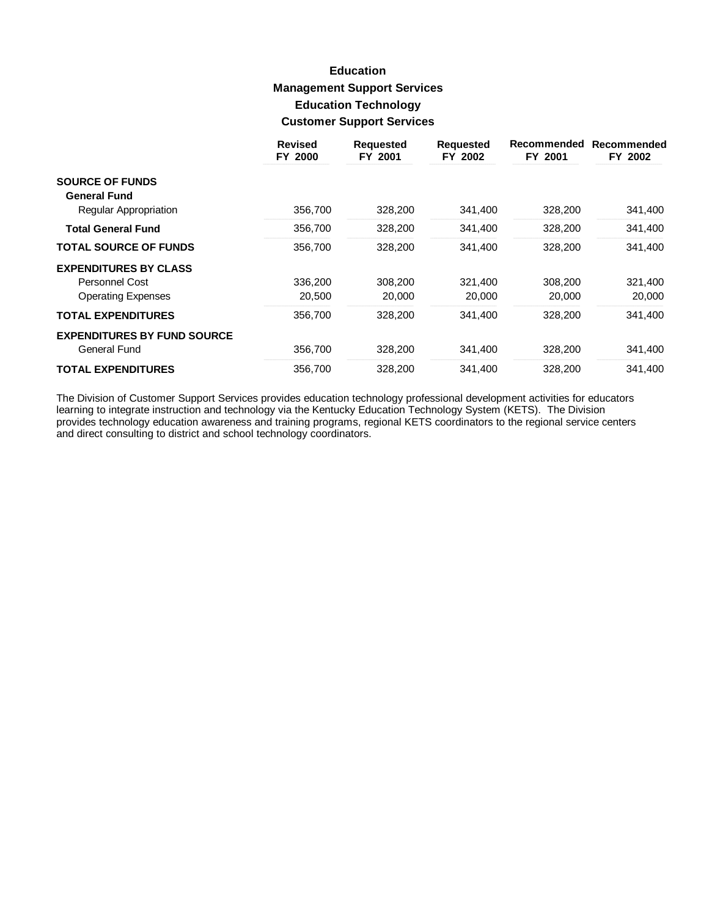# Education

## Management Support Services

## Education Technology

## Customer Support Services

| | Revised FY 2000 | Requested FY 2001 | Requested FY 2002 | Recommended FY 2001 | Recommended FY 2002 |
|---|---|---|---|---|---|
| **SOURCE OF FUNDS** | | | | | |
| **General Fund** | | | | | |
| Regular Appropriation | 356,700 | 328,200 | 341,400 | 328,200 | 341,400 |
| **Total General Fund** | 356,700 | 328,200 | 341,400 | 328,200 | 341,400 |
| **TOTAL SOURCE OF FUNDS** | 356,700 | 328,200 | 341,400 | 328,200 | 341,400 |
| **EXPENDITURES BY CLASS** | | | | | |
| Personnel Cost | 336,200 | 308,200 | 321,400 | 308,200 | 321,400 |
| Operating Expenses | 20,500 | 20,000 | 20,000 | 20,000 | 20,000 |
| **TOTAL EXPENDITURES** | 356,700 | 328,200 | 341,400 | 328,200 | 341,400 |
| **EXPENDITURES BY FUND SOURCE** | | | | | |
| General Fund | 356,700 | 328,200 | 341,400 | 328,200 | 341,400 |
| **TOTAL EXPENDITURES** | 356,700 | 328,200 | 341,400 | 328,200 | 341,400 |

The Division of Customer Support Services provides education technology professional development activities for educators learning to integrate instruction and technology via the Kentucky Education Technology System (KETS). The Division provides technology education awareness and training programs, regional KETS coordinators to the regional service centers and direct consulting to district and school technology coordinators.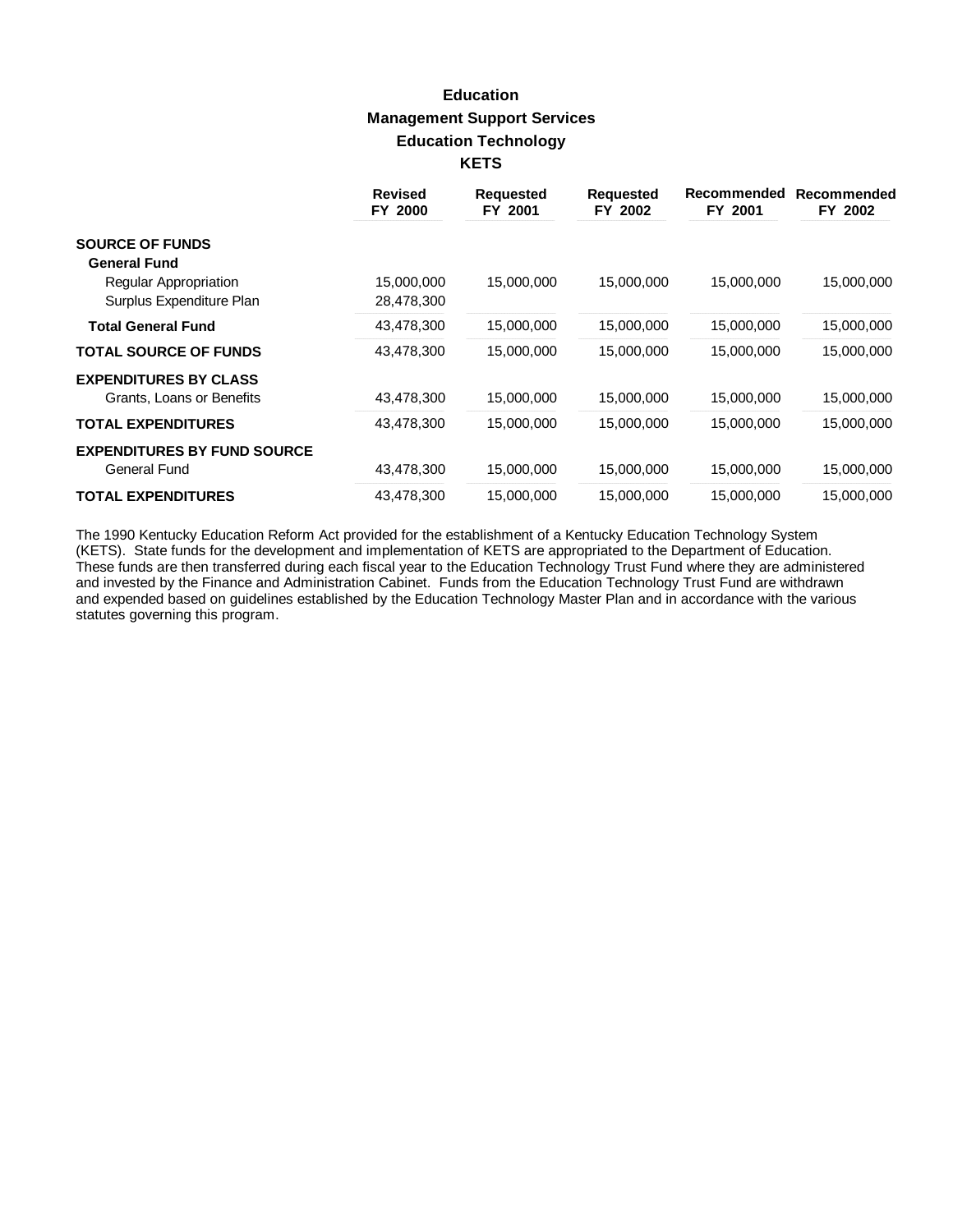# Education
## Management Support Services
### Education Technology
### KETS

| | Revised FY 2000 | Requested FY 2001 | Requested FY 2002 | Recommended FY 2001 | Recommended FY 2002 |
|---|---|---|---|---|---|
| **SOURCE OF FUNDS** | | | | | |
| **General Fund** | | | | | |
| Regular Appropriation | 15,000,000 | 15,000,000 | 15,000,000 | 15,000,000 | 15,000,000 |
| Surplus Expenditure Plan | 28,478,300 | | | | |
| **Total General Fund** | 43,478,300 | 15,000,000 | 15,000,000 | 15,000,000 | 15,000,000 |
| **TOTAL SOURCE OF FUNDS** | 43,478,300 | 15,000,000 | 15,000,000 | 15,000,000 | 15,000,000 |
| **EXPENDITURES BY CLASS** | | | | | |
| Grants, Loans or Benefits | 43,478,300 | 15,000,000 | 15,000,000 | 15,000,000 | 15,000,000 |
| **TOTAL EXPENDITURES** | 43,478,300 | 15,000,000 | 15,000,000 | 15,000,000 | 15,000,000 |
| **EXPENDITURES BY FUND SOURCE** | | | | | |
| General Fund | 43,478,300 | 15,000,000 | 15,000,000 | 15,000,000 | 15,000,000 |
| **TOTAL EXPENDITURES** | 43,478,300 | 15,000,000 | 15,000,000 | 15,000,000 | 15,000,000 |

The 1990 Kentucky Education Reform Act provided for the establishment of a Kentucky Education Technology System (KETS). State funds for the development and implementation of KETS are appropriated to the Department of Education. These funds are then transferred during each fiscal year to the Education Technology Trust Fund where they are administered and invested by the Finance and Administration Cabinet. Funds from the Education Technology Trust Fund are withdrawn and expended based on guidelines established by the Education Technology Master Plan and in accordance with the various statutes governing this program.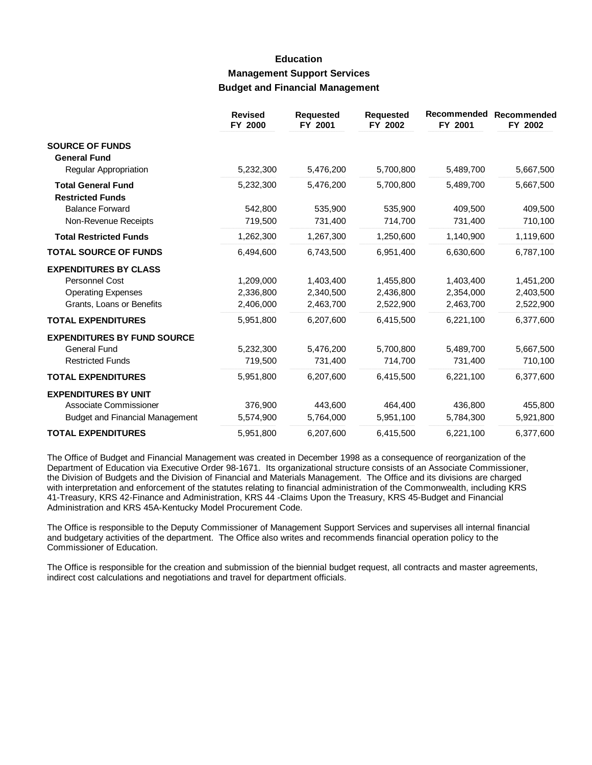# Education

## Management Support Services

### Budget and Financial Management

| | Revised FY 2000 | Requested FY 2001 | Requested FY 2002 | Recommended FY 2001 | Recommended FY 2002 |
|---|---|---|---|---|---|
| **SOURCE OF FUNDS** | | | | | |
| **General Fund** | | | | | |
| Regular Appropriation | 5,232,300 | 5,476,200 | 5,700,800 | 5,489,700 | 5,667,500 |
| **Total General Fund** | 5,232,300 | 5,476,200 | 5,700,800 | 5,489,700 | 5,667,500 |
| **Restricted Funds** | | | | | |
| Balance Forward | 542,800 | 535,900 | 535,900 | 409,500 | 409,500 |
| Non-Revenue Receipts | 719,500 | 731,400 | 714,700 | 731,400 | 710,100 |
| **Total Restricted Funds** | 1,262,300 | 1,267,300 | 1,250,600 | 1,140,900 | 1,119,600 |
| **TOTAL SOURCE OF FUNDS** | 6,494,600 | 6,743,500 | 6,951,400 | 6,630,600 | 6,787,100 |
| **EXPENDITURES BY CLASS** | | | | | |
| Personnel Cost | 1,209,000 | 1,403,400 | 1,455,800 | 1,403,400 | 1,451,200 |
| Operating Expenses | 2,336,800 | 2,340,500 | 2,436,800 | 2,354,000 | 2,403,500 |
| Grants, Loans or Benefits | 2,406,000 | 2,463,700 | 2,522,900 | 2,463,700 | 2,522,900 |
| **TOTAL EXPENDITURES** | 5,951,800 | 6,207,600 | 6,415,500 | 6,221,100 | 6,377,600 |
| **EXPENDITURES BY FUND SOURCE** | | | | | |
| General Fund | 5,232,300 | 5,476,200 | 5,700,800 | 5,489,700 | 5,667,500 |
| Restricted Funds | 719,500 | 731,400 | 714,700 | 731,400 | 710,100 |
| **TOTAL EXPENDITURES** | 5,951,800 | 6,207,600 | 6,415,500 | 6,221,100 | 6,377,600 |
| **EXPENDITURES BY UNIT** | | | | | |
| Associate Commissioner | 376,900 | 443,600 | 464,400 | 436,800 | 455,800 |
| Budget and Financial Management | 5,574,900 | 5,764,000 | 5,951,100 | 5,784,300 | 5,921,800 |
| **TOTAL EXPENDITURES** | 5,951,800 | 6,207,600 | 6,415,500 | 6,221,100 | 6,377,600 |

The Office of Budget and Financial Management was created in December 1998 as a consequence of reorganization of the Department of Education via Executive Order 98-1671. Its organizational structure consists of an Associate Commissioner, the Division of Budgets and the Division of Financial and Materials Management. The Office and its divisions are charged with interpretation and enforcement of the statutes relating to financial administration of the Commonwealth, including KRS 41-Treasury, KRS 42-Finance and Administration, KRS 44 -Claims Upon the Treasury, KRS 45-Budget and Financial Administration and KRS 45A-Kentucky Model Procurement Code.

The Office is responsible to the Deputy Commissioner of Management Support Services and supervises all internal financial and budgetary activities of the department. The Office also writes and recommends financial operation policy to the Commissioner of Education.

The Office is responsible for the creation and submission of the biennial budget request, all contracts and master agreements, indirect cost calculations and negotiations and travel for department officials.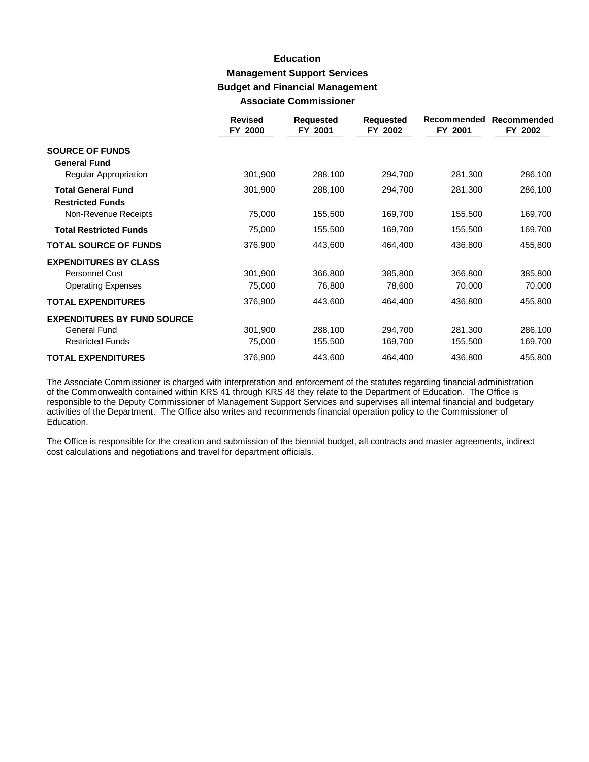# Education

## Management Support Services

### Budget and Financial Management

### Associate Commissioner

| | Revised FY 2000 | Requested FY 2001 | Requested FY 2002 | Recommended FY 2001 | Recommended FY 2002 |
|---|---|---|---|---|---|
| **SOURCE OF FUNDS** | | | | | |
| **General Fund** | | | | | |
| Regular Appropriation | 301,900 | 288,100 | 294,700 | 281,300 | 286,100 |
| **Total General Fund** | 301,900 | 288,100 | 294,700 | 281,300 | 286,100 |
| **Restricted Funds** | | | | | |
| Non-Revenue Receipts | 75,000 | 155,500 | 169,700 | 155,500 | 169,700 |
| **Total Restricted Funds** | 75,000 | 155,500 | 169,700 | 155,500 | 169,700 |
| **TOTAL SOURCE OF FUNDS** | 376,900 | 443,600 | 464,400 | 436,800 | 455,800 |
| **EXPENDITURES BY CLASS** | | | | | |
| Personnel Cost | 301,900 | 366,800 | 385,800 | 366,800 | 385,800 |
| Operating Expenses | 75,000 | 76,800 | 78,600 | 70,000 | 70,000 |
| **TOTAL EXPENDITURES** | 376,900 | 443,600 | 464,400 | 436,800 | 455,800 |
| **EXPENDITURES BY FUND SOURCE** | | | | | |
| General Fund | 301,900 | 288,100 | 294,700 | 281,300 | 286,100 |
| Restricted Funds | 75,000 | 155,500 | 169,700 | 155,500 | 169,700 |
| **TOTAL EXPENDITURES** | 376,900 | 443,600 | 464,400 | 436,800 | 455,800 |

The Associate Commissioner is charged with interpretation and enforcement of the statutes regarding financial administration of the Commonwealth contained within KRS 41 through KRS 48 they relate to the Department of Education. The Office is responsible to the Deputy Commissioner of Management Support Services and supervises all internal financial and budgetary activities of the Department. The Office also writes and recommends financial operation policy to the Commissioner of Education.

The Office is responsible for the creation and submission of the biennial budget, all contracts and master agreements, indirect cost calculations and negotiations and travel for department officials.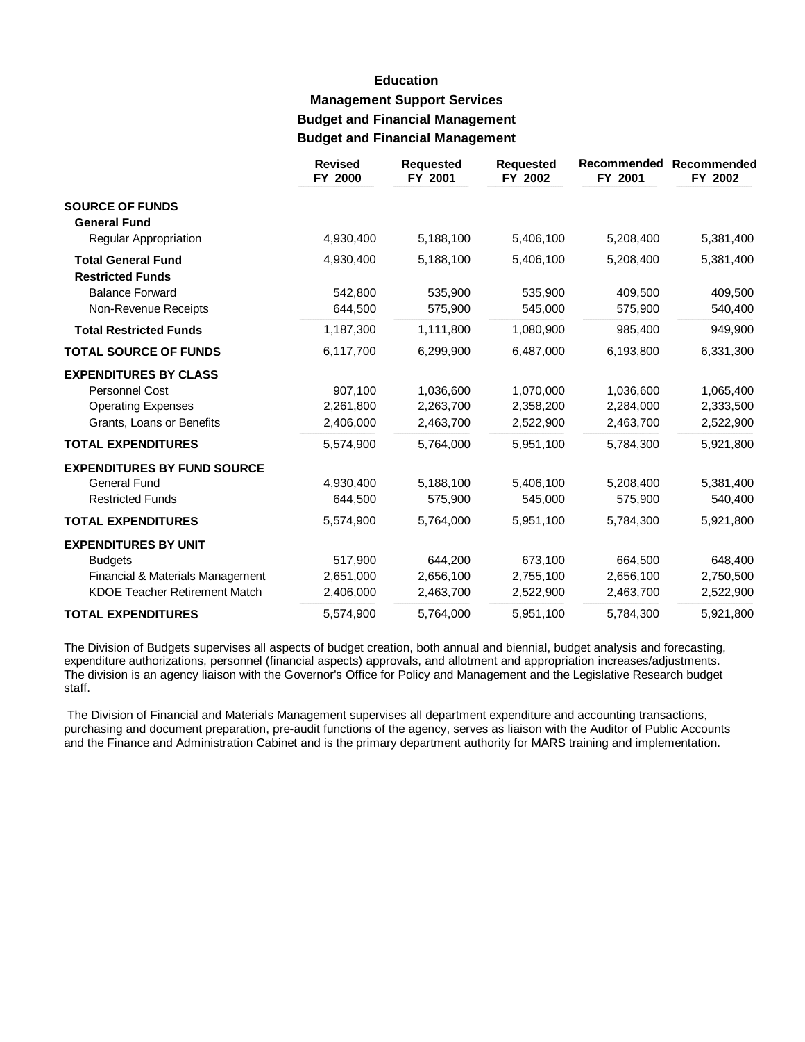# Education

## Management Support Services

### Budget and Financial Management

### Budget and Financial Management

| | Revised FY 2000 | Requested FY 2001 | Requested FY 2002 | Recommended FY 2001 | Recommended FY 2002 |
|---|---|---|---|---|---|
| **SOURCE OF FUNDS** | | | | | |
| **General Fund** | | | | | |
| Regular Appropriation | 4,930,400 | 5,188,100 | 5,406,100 | 5,208,400 | 5,381,400 |
| **Total General Fund** | 4,930,400 | 5,188,100 | 5,406,100 | 5,208,400 | 5,381,400 |
| **Restricted Funds** | | | | | |
| Balance Forward | 542,800 | 535,900 | 535,900 | 409,500 | 409,500 |
| Non-Revenue Receipts | 644,500 | 575,900 | 545,000 | 575,900 | 540,400 |
| **Total Restricted Funds** | 1,187,300 | 1,111,800 | 1,080,900 | 985,400 | 949,900 |
| **TOTAL SOURCE OF FUNDS** | 6,117,700 | 6,299,900 | 6,487,000 | 6,193,800 | 6,331,300 |
| **EXPENDITURES BY CLASS** | | | | | |
| Personnel Cost | 907,100 | 1,036,600 | 1,070,000 | 1,036,600 | 1,065,400 |
| Operating Expenses | 2,261,800 | 2,263,700 | 2,358,200 | 2,284,000 | 2,333,500 |
| Grants, Loans or Benefits | 2,406,000 | 2,463,700 | 2,522,900 | 2,463,700 | 2,522,900 |
| **TOTAL EXPENDITURES** | 5,574,900 | 5,764,000 | 5,951,100 | 5,784,300 | 5,921,800 |
| **EXPENDITURES BY FUND SOURCE** | | | | | |
| General Fund | 4,930,400 | 5,188,100 | 5,406,100 | 5,208,400 | 5,381,400 |
| Restricted Funds | 644,500 | 575,900 | 545,000 | 575,900 | 540,400 |
| **TOTAL EXPENDITURES** | 5,574,900 | 5,764,000 | 5,951,100 | 5,784,300 | 5,921,800 |
| **EXPENDITURES BY UNIT** | | | | | |
| Budgets | 517,900 | 644,200 | 673,100 | 664,500 | 648,400 |
| Financial & Materials Management | 2,651,000 | 2,656,100 | 2,755,100 | 2,656,100 | 2,750,500 |
| KDOE Teacher Retirement Match | 2,406,000 | 2,463,700 | 2,522,900 | 2,463,700 | 2,522,900 |
| **TOTAL EXPENDITURES** | 5,574,900 | 5,764,000 | 5,951,100 | 5,784,300 | 5,921,800 |

The Division of Budgets supervises all aspects of budget creation, both annual and biennial, budget analysis and forecasting, expenditure authorizations, personnel (financial aspects) approvals, and allotment and appropriation increases/adjustments. The division is an agency liaison with the Governor's Office for Policy and Management and the Legislative Research budget staff.

The Division of Financial and Materials Management supervises all department expenditure and accounting transactions, purchasing and document preparation, pre-audit functions of the agency, serves as liaison with the Auditor of Public Accounts and the Finance and Administration Cabinet and is the primary department authority for MARS training and implementation.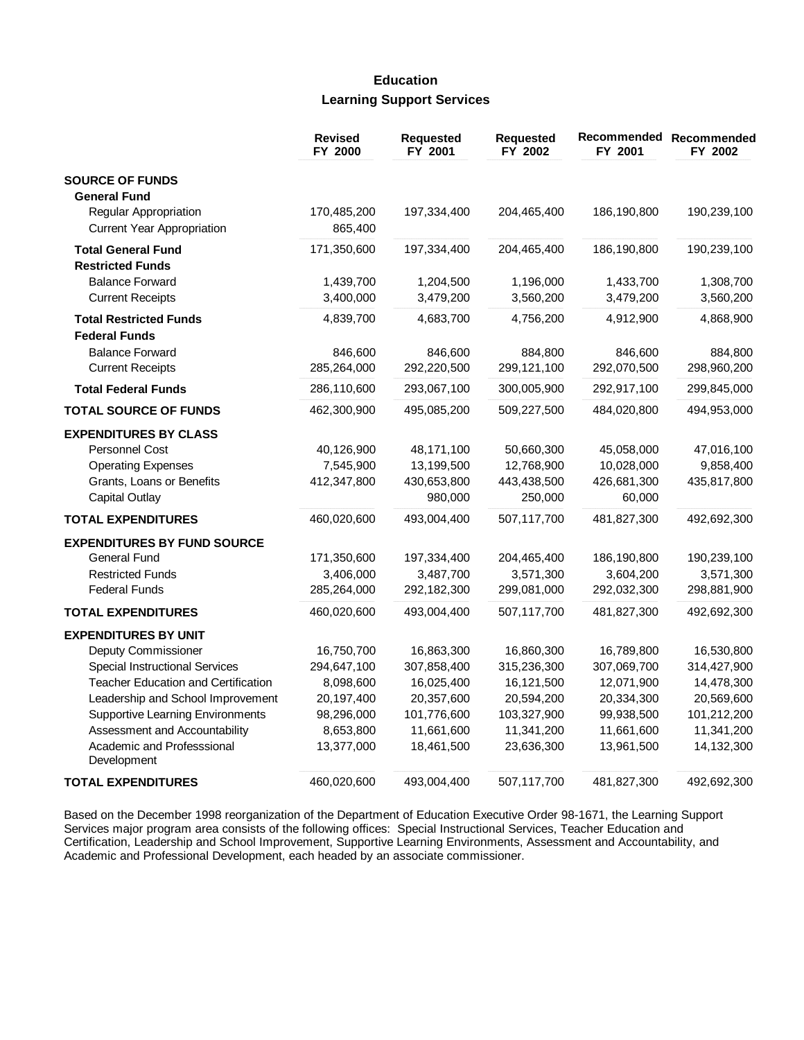# Education

## Learning Support Services

| | Revised FY 2000 | Requested FY 2001 | Requested FY 2002 | Recommended FY 2001 | Recommended FY 2002 |
|---|---|---|---|---|---|
| **SOURCE OF FUNDS** | | | | | |
| **General Fund** | | | | | |
| Regular Appropriation | 170,485,200 | 197,334,400 | 204,465,400 | 186,190,800 | 190,239,100 |
| Current Year Appropriation | 865,400 | | | | |
| **Total General Fund** | 171,350,600 | 197,334,400 | 204,465,400 | 186,190,800 | 190,239,100 |
| **Restricted Funds** | | | | | |
| Balance Forward | 1,439,700 | 1,204,500 | 1,196,000 | 1,433,700 | 1,308,700 |
| Current Receipts | 3,400,000 | 3,479,200 | 3,560,200 | 3,479,200 | 3,560,200 |
| **Total Restricted Funds** | 4,839,700 | 4,683,700 | 4,756,200 | 4,912,900 | 4,868,900 |
| **Federal Funds** | | | | | |
| Balance Forward | 846,600 | 846,600 | 884,800 | 846,600 | 884,800 |
| Current Receipts | 285,264,000 | 292,220,500 | 299,121,100 | 292,070,500 | 298,960,200 |
| **Total Federal Funds** | 286,110,600 | 293,067,100 | 300,005,900 | 292,917,100 | 299,845,000 |
| **TOTAL SOURCE OF FUNDS** | 462,300,900 | 495,085,200 | 509,227,500 | 484,020,800 | 494,953,000 |
| **EXPENDITURES BY CLASS** | | | | | |
| Personnel Cost | 40,126,900 | 48,171,100 | 50,660,300 | 45,058,000 | 47,016,100 |
| Operating Expenses | 7,545,900 | 13,199,500 | 12,768,900 | 10,028,000 | 9,858,400 |
| Grants, Loans or Benefits | 412,347,800 | 430,653,800 | 443,438,500 | 426,681,300 | 435,817,800 |
| Capital Outlay | | 980,000 | 250,000 | 60,000 | |
| **TOTAL EXPENDITURES** | 460,020,600 | 493,004,400 | 507,117,700 | 481,827,300 | 492,692,300 |
| **EXPENDITURES BY FUND SOURCE** | | | | | |
| General Fund | 171,350,600 | 197,334,400 | 204,465,400 | 186,190,800 | 190,239,100 |
| Restricted Funds | 3,406,000 | 3,487,700 | 3,571,300 | 3,604,200 | 3,571,300 |
| Federal Funds | 285,264,000 | 292,182,300 | 299,081,000 | 292,032,300 | 298,881,900 |
| **TOTAL EXPENDITURES** | 460,020,600 | 493,004,400 | 507,117,700 | 481,827,300 | 492,692,300 |
| **EXPENDITURES BY UNIT** | | | | | |
| Deputy Commissioner | 16,750,700 | 16,863,300 | 16,860,300 | 16,789,800 | 16,530,800 |
| Special Instructional Services | 294,647,100 | 307,858,400 | 315,236,300 | 307,069,700 | 314,427,900 |
| Teacher Education and Certification | 8,098,600 | 16,025,400 | 16,121,500 | 12,071,900 | 14,478,300 |
| Leadership and School Improvement | 20,197,400 | 20,357,600 | 20,594,200 | 20,334,300 | 20,569,600 |
| Supportive Learning Environments | 98,296,000 | 101,776,600 | 103,327,900 | 99,938,500 | 101,212,200 |
| Assessment and Accountability | 8,653,800 | 11,661,600 | 11,341,200 | 11,661,600 | 11,341,200 |
| Academic and Professsional Development | 13,377,000 | 18,461,500 | 23,636,300 | 13,961,500 | 14,132,300 |
| **TOTAL EXPENDITURES** | 460,020,600 | 493,004,400 | 507,117,700 | 481,827,300 | 492,692,300 |

Based on the December 1998 reorganization of the Department of Education Executive Order 98-1671, the Learning Support Services major program area consists of the following offices: Special Instructional Services, Teacher Education and Certification, Leadership and School Improvement, Supportive Learning Environments, Assessment and Accountability, and Academic and Professional Development, each headed by an associate commissioner.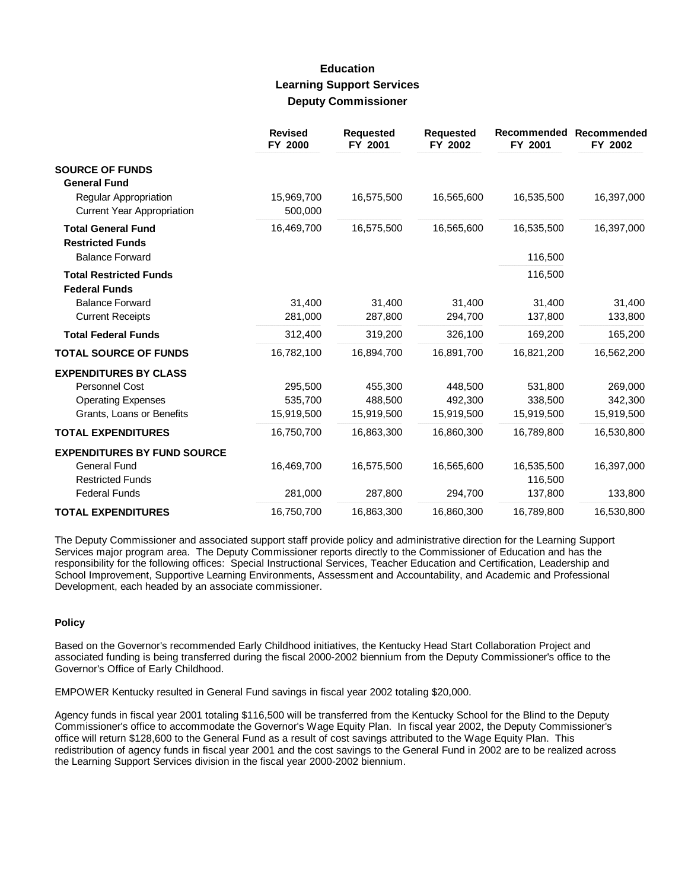# Education
## Learning Support Services
### Deputy Commissioner

| | Revised FY 2000 | Requested FY 2001 | Requested FY 2002 | Recommended FY 2001 | Recommended FY 2002 |
|---|---|---|---|---|---|
| **SOURCE OF FUNDS** | | | | | |
| **General Fund** | | | | | |
| Regular Appropriation | 15,969,700 | 16,575,500 | 16,565,600 | 16,535,500 | 16,397,000 |
| Current Year Appropriation | 500,000 | | | | |
| **Total General Fund** | 16,469,700 | 16,575,500 | 16,565,600 | 16,535,500 | 16,397,000 |
| **Restricted Funds** | | | | | |
| Balance Forward | | | | 116,500 | |
| **Total Restricted Funds** | | | | 116,500 | |
| **Federal Funds** | | | | | |
| Balance Forward | 31,400 | 31,400 | 31,400 | 31,400 | 31,400 |
| Current Receipts | 281,000 | 287,800 | 294,700 | 137,800 | 133,800 |
| **Total Federal Funds** | 312,400 | 319,200 | 326,100 | 169,200 | 165,200 |
| **TOTAL SOURCE OF FUNDS** | 16,782,100 | 16,894,700 | 16,891,700 | 16,821,200 | 16,562,200 |
| **EXPENDITURES BY CLASS** | | | | | |
| Personnel Cost | 295,500 | 455,300 | 448,500 | 531,800 | 269,000 |
| Operating Expenses | 535,700 | 488,500 | 492,300 | 338,500 | 342,300 |
| Grants, Loans or Benefits | 15,919,500 | 15,919,500 | 15,919,500 | 15,919,500 | 15,919,500 |
| **TOTAL EXPENDITURES** | 16,750,700 | 16,863,300 | 16,860,300 | 16,789,800 | 16,530,800 |
| **EXPENDITURES BY FUND SOURCE** | | | | | |
| General Fund | 16,469,700 | 16,575,500 | 16,565,600 | 16,535,500 | 16,397,000 |
| Restricted Funds | | | | 116,500 | |
| Federal Funds | 281,000 | 287,800 | 294,700 | 137,800 | 133,800 |
| **TOTAL EXPENDITURES** | 16,750,700 | 16,863,300 | 16,860,300 | 16,789,800 | 16,530,800 |

The Deputy Commissioner and associated support staff provide policy and administrative direction for the Learning Support Services major program area. The Deputy Commissioner reports directly to the Commissioner of Education and has the responsibility for the following offices: Special Instructional Services, Teacher Education and Certification, Leadership and School Improvement, Supportive Learning Environments, Assessment and Accountability, and Academic and Professional Development, each headed by an associate commissioner.

#### Policy

Based on the Governor's recommended Early Childhood initiatives, the Kentucky Head Start Collaboration Project and associated funding is being transferred during the fiscal 2000-2002 biennium from the Deputy Commissioner's office to the Governor's Office of Early Childhood.

EMPOWER Kentucky resulted in General Fund savings in fiscal year 2002 totaling $20,000.

Agency funds in fiscal year 2001 totaling $116,500 will be transferred from the Kentucky School for the Blind to the Deputy Commissioner's office to accommodate the Governor's Wage Equity Plan. In fiscal year 2002, the Deputy Commissioner's office will return $128,600 to the General Fund as a result of cost savings attributed to the Wage Equity Plan. This redistribution of agency funds in fiscal year 2001 and the cost savings to the General Fund in 2002 are to be realized across the Learning Support Services division in the fiscal year 2000-2002 biennium.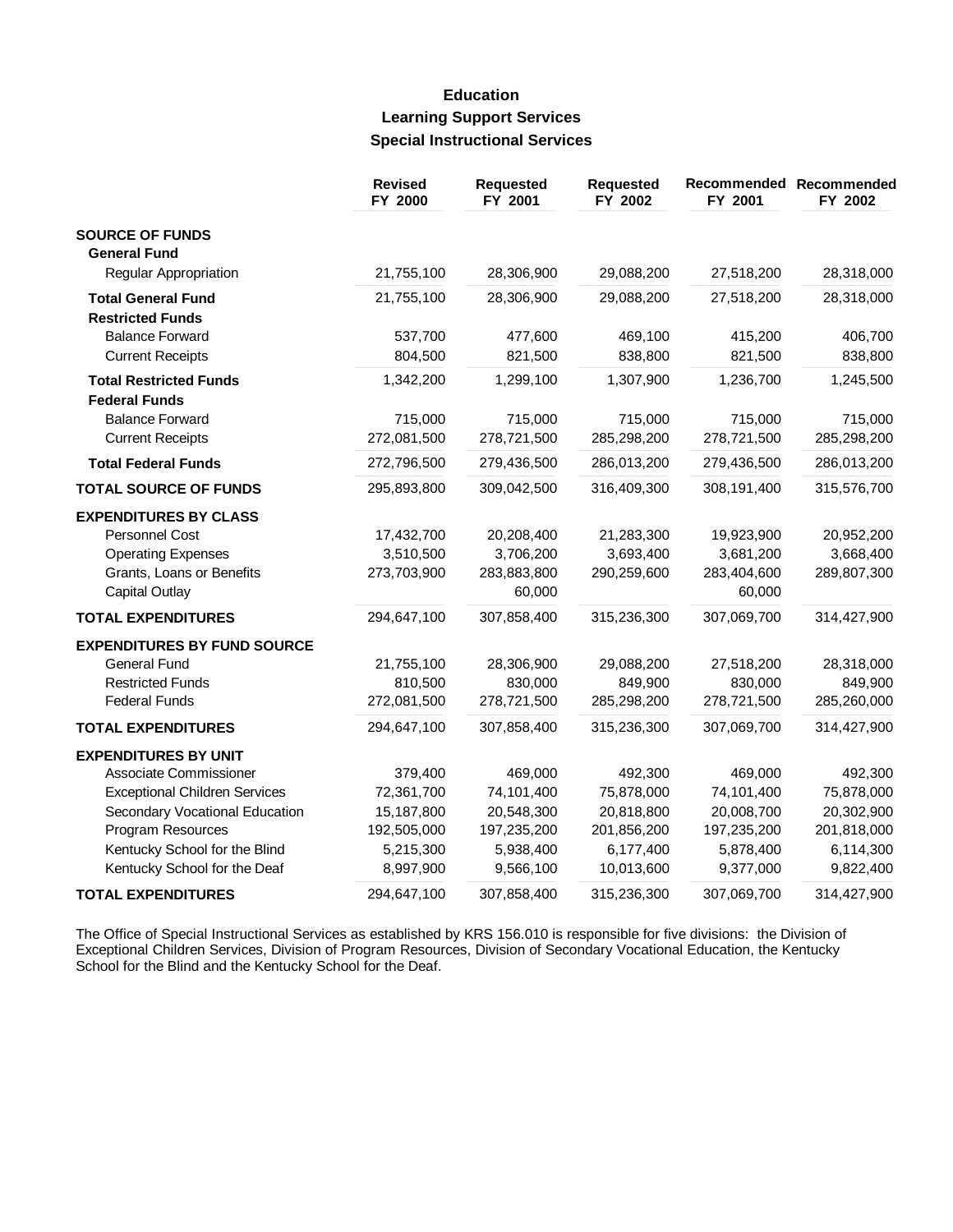# Education
## Learning Support Services
### Special Instructional Services

| | Revised FY 2000 | Requested FY 2001 | Requested FY 2002 | Recommended FY 2001 | Recommended FY 2002 |
|---|---|---|---|---|---|
| **SOURCE OF FUNDS** | | | | | |
| **General Fund** | | | | | |
| Regular Appropriation | 21,755,100 | 28,306,900 | 29,088,200 | 27,518,200 | 28,318,000 |
| **Total General Fund** | 21,755,100 | 28,306,900 | 29,088,200 | 27,518,200 | 28,318,000 |
| **Restricted Funds** | | | | | |
| Balance Forward | 537,700 | 477,600 | 469,100 | 415,200 | 406,700 |
| Current Receipts | 804,500 | 821,500 | 838,800 | 821,500 | 838,800 |
| **Total Restricted Funds** | 1,342,200 | 1,299,100 | 1,307,900 | 1,236,700 | 1,245,500 |
| **Federal Funds** | | | | | |
| Balance Forward | 715,000 | 715,000 | 715,000 | 715,000 | 715,000 |
| Current Receipts | 272,081,500 | 278,721,500 | 285,298,200 | 278,721,500 | 285,298,200 |
| **Total Federal Funds** | 272,796,500 | 279,436,500 | 286,013,200 | 279,436,500 | 286,013,200 |
| **TOTAL SOURCE OF FUNDS** | 295,893,800 | 309,042,500 | 316,409,300 | 308,191,400 | 315,576,700 |
| **EXPENDITURES BY CLASS** | | | | | |
| Personnel Cost | 17,432,700 | 20,208,400 | 21,283,300 | 19,923,900 | 20,952,200 |
| Operating Expenses | 3,510,500 | 3,706,200 | 3,693,400 | 3,681,200 | 3,668,400 |
| Grants, Loans or Benefits | 273,703,900 | 283,883,800 | 290,259,600 | 283,404,600 | 289,807,300 |
| Capital Outlay | | 60,000 | | 60,000 | |
| **TOTAL EXPENDITURES** | 294,647,100 | 307,858,400 | 315,236,300 | 307,069,700 | 314,427,900 |
| **EXPENDITURES BY FUND SOURCE** | | | | | |
| General Fund | 21,755,100 | 28,306,900 | 29,088,200 | 27,518,200 | 28,318,000 |
| Restricted Funds | 810,500 | 830,000 | 849,900 | 830,000 | 849,900 |
| Federal Funds | 272,081,500 | 278,721,500 | 285,298,200 | 278,721,500 | 285,260,000 |
| **TOTAL EXPENDITURES** | 294,647,100 | 307,858,400 | 315,236,300 | 307,069,700 | 314,427,900 |
| **EXPENDITURES BY UNIT** | | | | | |
| Associate Commissioner | 379,400 | 469,000 | 492,300 | 469,000 | 492,300 |
| Exceptional Children Services | 72,361,700 | 74,101,400 | 75,878,000 | 74,101,400 | 75,878,000 |
| Secondary Vocational Education | 15,187,800 | 20,548,300 | 20,818,800 | 20,008,700 | 20,302,900 |
| Program Resources | 192,505,000 | 197,235,200 | 201,856,200 | 197,235,200 | 201,818,000 |
| Kentucky School for the Blind | 5,215,300 | 5,938,400 | 6,177,400 | 5,878,400 | 6,114,300 |
| Kentucky School for the Deaf | 8,997,900 | 9,566,100 | 10,013,600 | 9,377,000 | 9,822,400 |
| **TOTAL EXPENDITURES** | 294,647,100 | 307,858,400 | 315,236,300 | 307,069,700 | 314,427,900 |

The Office of Special Instructional Services as established by KRS 156.010 is responsible for five divisions: the Division of Exceptional Children Services, Division of Program Resources, Division of Secondary Vocational Education, the Kentucky School for the Blind and the Kentucky School for the Deaf.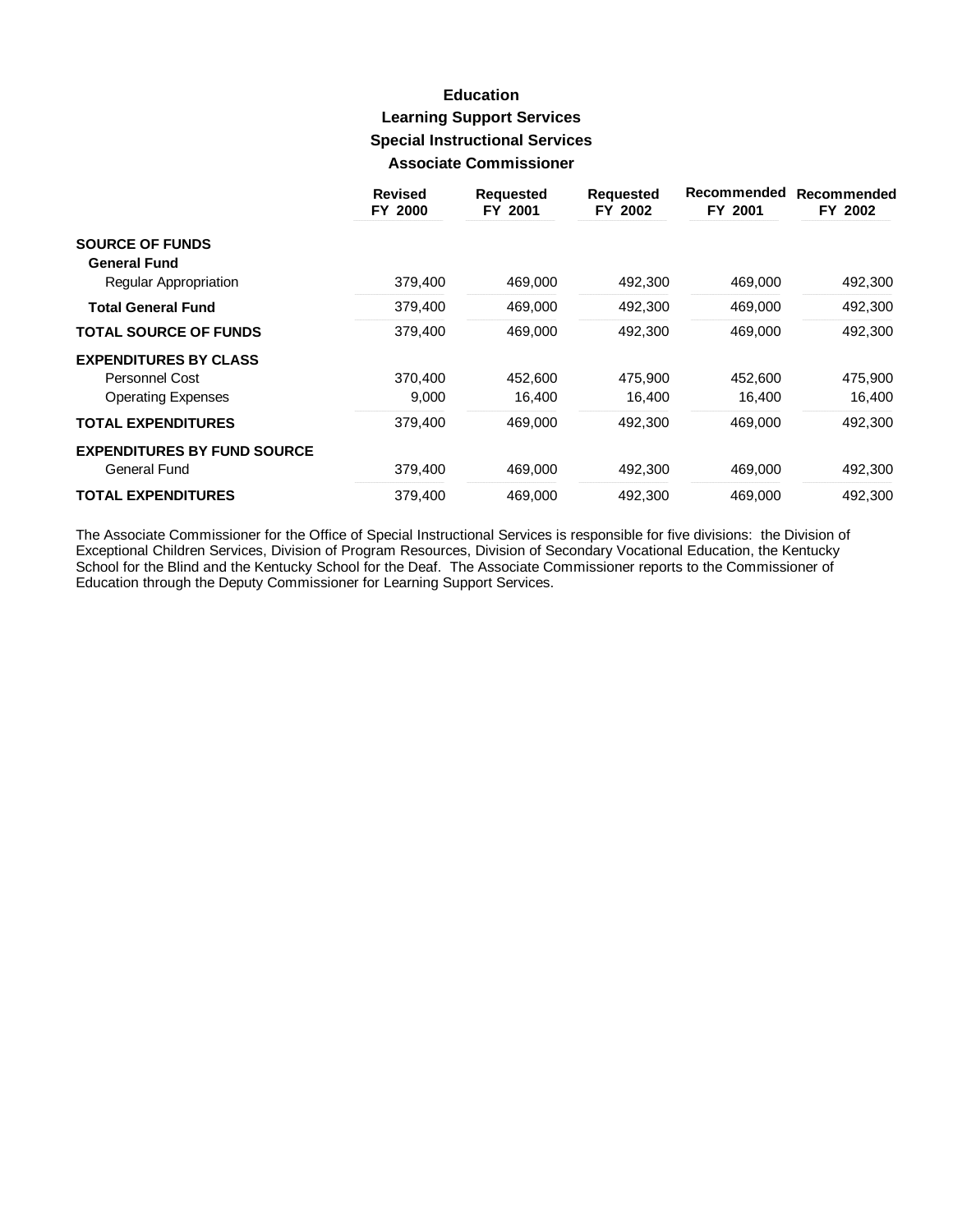# Education

## Learning Support Services

## Special Instructional Services

## Associate Commissioner

| | Revised FY 2000 | Requested FY 2001 | Requested FY 2002 | Recommended FY 2001 | Recommended FY 2002 |
|---|---|---|---|---|---|
| **SOURCE OF FUNDS** | | | | | |
| **General Fund** | | | | | |
| Regular Appropriation | 379,400 | 469,000 | 492,300 | 469,000 | 492,300 |
| **Total General Fund** | 379,400 | 469,000 | 492,300 | 469,000 | 492,300 |
| **TOTAL SOURCE OF FUNDS** | 379,400 | 469,000 | 492,300 | 469,000 | 492,300 |
| **EXPENDITURES BY CLASS** | | | | | |
| Personnel Cost | 370,400 | 452,600 | 475,900 | 452,600 | 475,900 |
| Operating Expenses | 9,000 | 16,400 | 16,400 | 16,400 | 16,400 |
| **TOTAL EXPENDITURES** | 379,400 | 469,000 | 492,300 | 469,000 | 492,300 |
| **EXPENDITURES BY FUND SOURCE** | | | | | |
| General Fund | 379,400 | 469,000 | 492,300 | 469,000 | 492,300 |
| **TOTAL EXPENDITURES** | 379,400 | 469,000 | 492,300 | 469,000 | 492,300 |

The Associate Commissioner for the Office of Special Instructional Services is responsible for five divisions: the Division of Exceptional Children Services, Division of Program Resources, Division of Secondary Vocational Education, the Kentucky School for the Blind and the Kentucky School for the Deaf. The Associate Commissioner reports to the Commissioner of Education through the Deputy Commissioner for Learning Support Services.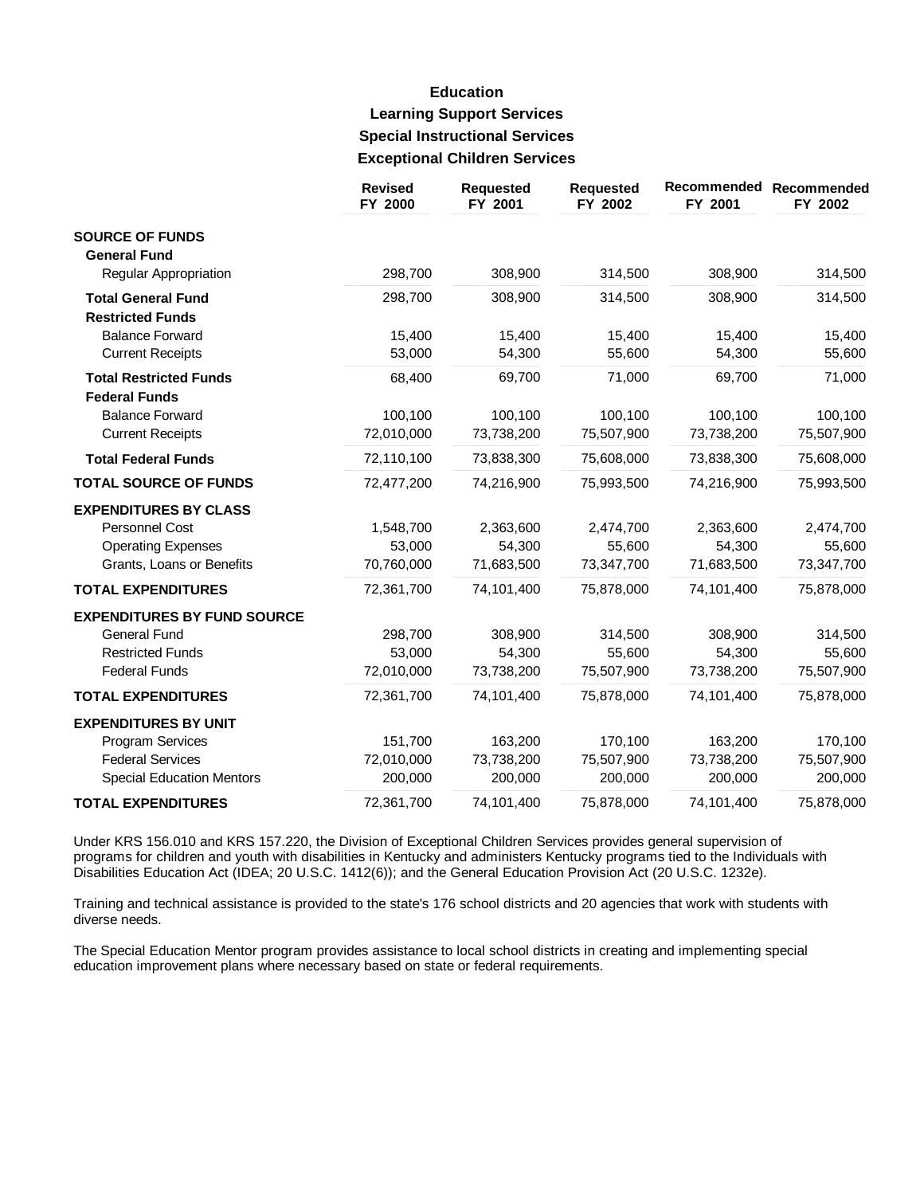# Education

## Learning Support Services

## Special Instructional Services

## Exceptional Children Services

| | Revised FY 2000 | Requested FY 2001 | Requested FY 2002 | Recommended FY 2001 | Recommended FY 2002 |
|---|---|---|---|---|---|
| **SOURCE OF FUNDS** | | | | | |
| **General Fund** | | | | | |
| Regular Appropriation | 298,700 | 308,900 | 314,500 | 308,900 | 314,500 |
| **Total General Fund** | 298,700 | 308,900 | 314,500 | 308,900 | 314,500 |
| **Restricted Funds** | | | | | |
| Balance Forward | 15,400 | 15,400 | 15,400 | 15,400 | 15,400 |
| Current Receipts | 53,000 | 54,300 | 55,600 | 54,300 | 55,600 |
| **Total Restricted Funds** | 68,400 | 69,700 | 71,000 | 69,700 | 71,000 |
| **Federal Funds** | | | | | |
| Balance Forward | 100,100 | 100,100 | 100,100 | 100,100 | 100,100 |
| Current Receipts | 72,010,000 | 73,738,200 | 75,507,900 | 73,738,200 | 75,507,900 |
| **Total Federal Funds** | 72,110,100 | 73,838,300 | 75,608,000 | 73,838,300 | 75,608,000 |
| **TOTAL SOURCE OF FUNDS** | 72,477,200 | 74,216,900 | 75,993,500 | 74,216,900 | 75,993,500 |
| **EXPENDITURES BY CLASS** | | | | | |
| Personnel Cost | 1,548,700 | 2,363,600 | 2,474,700 | 2,363,600 | 2,474,700 |
| Operating Expenses | 53,000 | 54,300 | 55,600 | 54,300 | 55,600 |
| Grants, Loans or Benefits | 70,760,000 | 71,683,500 | 73,347,700 | 71,683,500 | 73,347,700 |
| **TOTAL EXPENDITURES** | 72,361,700 | 74,101,400 | 75,878,000 | 74,101,400 | 75,878,000 |
| **EXPENDITURES BY FUND SOURCE** | | | | | |
| General Fund | 298,700 | 308,900 | 314,500 | 308,900 | 314,500 |
| Restricted Funds | 53,000 | 54,300 | 55,600 | 54,300 | 55,600 |
| Federal Funds | 72,010,000 | 73,738,200 | 75,507,900 | 73,738,200 | 75,507,900 |
| **TOTAL EXPENDITURES** | 72,361,700 | 74,101,400 | 75,878,000 | 74,101,400 | 75,878,000 |
| **EXPENDITURES BY UNIT** | | | | | |
| Program Services | 151,700 | 163,200 | 170,100 | 163,200 | 170,100 |
| Federal Services | 72,010,000 | 73,738,200 | 75,507,900 | 73,738,200 | 75,507,900 |
| Special Education Mentors | 200,000 | 200,000 | 200,000 | 200,000 | 200,000 |
| **TOTAL EXPENDITURES** | 72,361,700 | 74,101,400 | 75,878,000 | 74,101,400 | 75,878,000 |

Under KRS 156.010 and KRS 157.220, the Division of Exceptional Children Services provides general supervision of programs for children and youth with disabilities in Kentucky and administers Kentucky programs tied to the Individuals with Disabilities Education Act (IDEA; 20 U.S.C. 1412(6)); and the General Education Provision Act (20 U.S.C. 1232e).

Training and technical assistance is provided to the state's 176 school districts and 20 agencies that work with students with diverse needs.

The Special Education Mentor program provides assistance to local school districts in creating and implementing special education improvement plans where necessary based on state or federal requirements.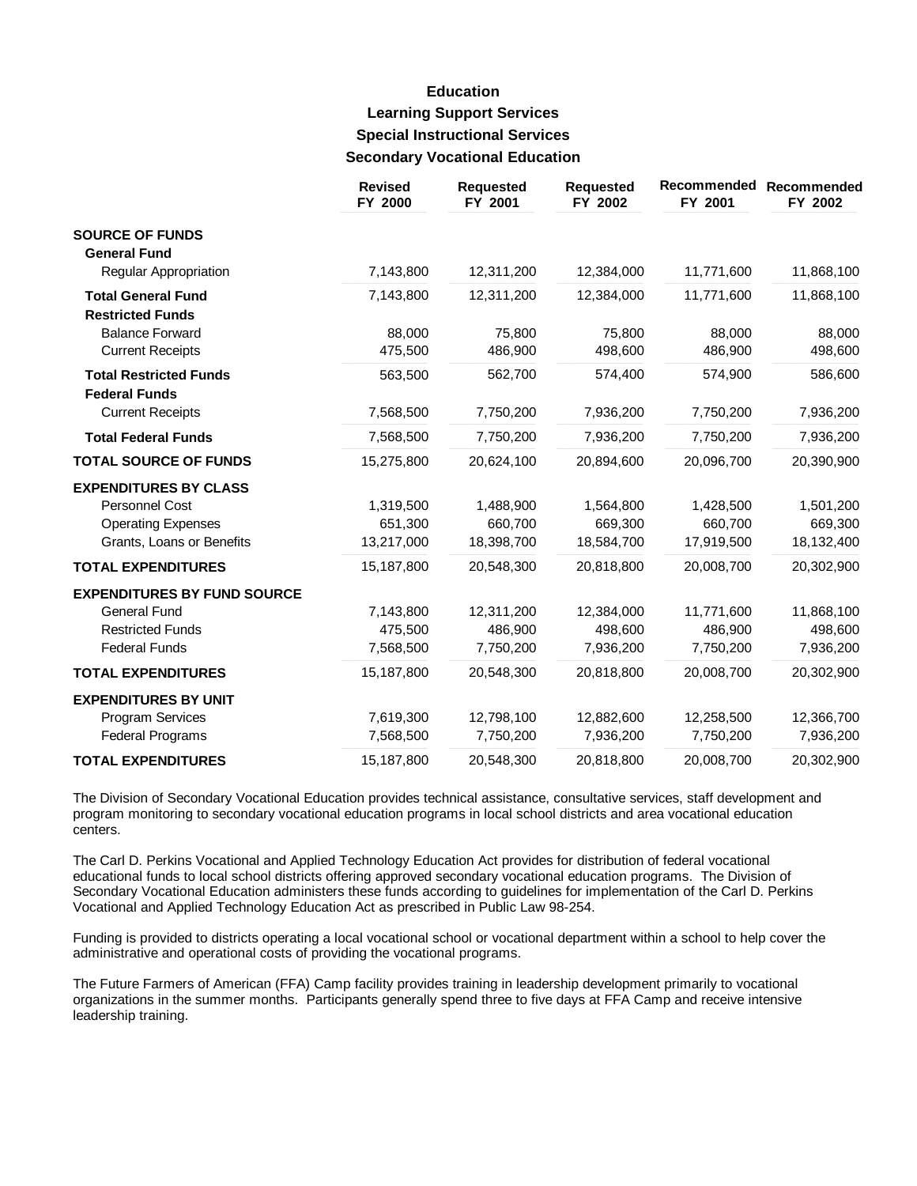# Education

## Learning Support Services

### Special Instructional Services

### Secondary Vocational Education

| | Revised FY 2000 | Requested FY 2001 | Requested FY 2002 | Recommended FY 2001 | Recommended FY 2002 |
|---|---|---|---|---|---|
| **SOURCE OF FUNDS** | | | | | |
| **General Fund** | | | | | |
| Regular Appropriation | 7,143,800 | 12,311,200 | 12,384,000 | 11,771,600 | 11,868,100 |
| **Total General Fund** | 7,143,800 | 12,311,200 | 12,384,000 | 11,771,600 | 11,868,100 |
| **Restricted Funds** | | | | | |
| Balance Forward | 88,000 | 75,800 | 75,800 | 88,000 | 88,000 |
| Current Receipts | 475,500 | 486,900 | 498,600 | 486,900 | 498,600 |
| **Total Restricted Funds** | 563,500 | 562,700 | 574,400 | 574,900 | 586,600 |
| **Federal Funds** | | | | | |
| Current Receipts | 7,568,500 | 7,750,200 | 7,936,200 | 7,750,200 | 7,936,200 |
| **Total Federal Funds** | 7,568,500 | 7,750,200 | 7,936,200 | 7,750,200 | 7,936,200 |
| **TOTAL SOURCE OF FUNDS** | 15,275,800 | 20,624,100 | 20,894,600 | 20,096,700 | 20,390,900 |
| **EXPENDITURES BY CLASS** | | | | | |
| Personnel Cost | 1,319,500 | 1,488,900 | 1,564,800 | 1,428,500 | 1,501,200 |
| Operating Expenses | 651,300 | 660,700 | 669,300 | 660,700 | 669,300 |
| Grants, Loans or Benefits | 13,217,000 | 18,398,700 | 18,584,700 | 17,919,500 | 18,132,400 |
| **TOTAL EXPENDITURES** | 15,187,800 | 20,548,300 | 20,818,800 | 20,008,700 | 20,302,900 |
| **EXPENDITURES BY FUND SOURCE** | | | | | |
| General Fund | 7,143,800 | 12,311,200 | 12,384,000 | 11,771,600 | 11,868,100 |
| Restricted Funds | 475,500 | 486,900 | 498,600 | 486,900 | 498,600 |
| Federal Funds | 7,568,500 | 7,750,200 | 7,936,200 | 7,750,200 | 7,936,200 |
| **TOTAL EXPENDITURES** | 15,187,800 | 20,548,300 | 20,818,800 | 20,008,700 | 20,302,900 |
| **EXPENDITURES BY UNIT** | | | | | |
| Program Services | 7,619,300 | 12,798,100 | 12,882,600 | 12,258,500 | 12,366,700 |
| Federal Programs | 7,568,500 | 7,750,200 | 7,936,200 | 7,750,200 | 7,936,200 |
| **TOTAL EXPENDITURES** | 15,187,800 | 20,548,300 | 20,818,800 | 20,008,700 | 20,302,900 |

The Division of Secondary Vocational Education provides technical assistance, consultative services, staff development and program monitoring to secondary vocational education programs in local school districts and area vocational education centers.

The Carl D. Perkins Vocational and Applied Technology Education Act provides for distribution of federal vocational educational funds to local school districts offering approved secondary vocational education programs. The Division of Secondary Vocational Education administers these funds according to guidelines for implementation of the Carl D. Perkins Vocational and Applied Technology Education Act as prescribed in Public Law 98-254.

Funding is provided to districts operating a local vocational school or vocational department within a school to help cover the administrative and operational costs of providing the vocational programs.

The Future Farmers of American (FFA) Camp facility provides training in leadership development primarily to vocational organizations in the summer months. Participants generally spend three to five days at FFA Camp and receive intensive leadership training.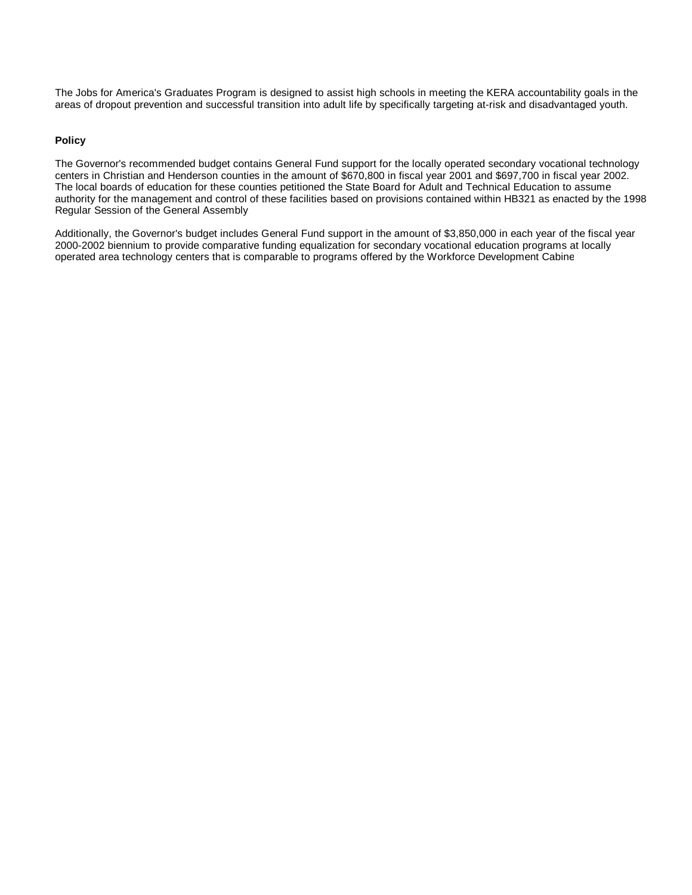The Jobs for America's Graduates Program is designed to assist high schools in meeting the KERA accountability goals in the areas of dropout prevention and successful transition into adult life by specifically targeting at-risk and disadvantaged youth.

**Policy**

The Governor's recommended budget contains General Fund support for the locally operated secondary vocational technology centers in Christian and Henderson counties in the amount of $670,800 in fiscal year 2001 and $697,700 in fiscal year 2002. The local boards of education for these counties petitioned the State Board for Adult and Technical Education to assume authority for the management and control of these facilities based on provisions contained within HB321 as enacted by the 1998 Regular Session of the General Assembly

Additionally, the Governor's budget includes General Fund support in the amount of $3,850,000 in each year of the fiscal year 2000-2002 biennium to provide comparative funding equalization for secondary vocational education programs at locally operated area technology centers that is comparable to programs offered by the Workforce Development Cabine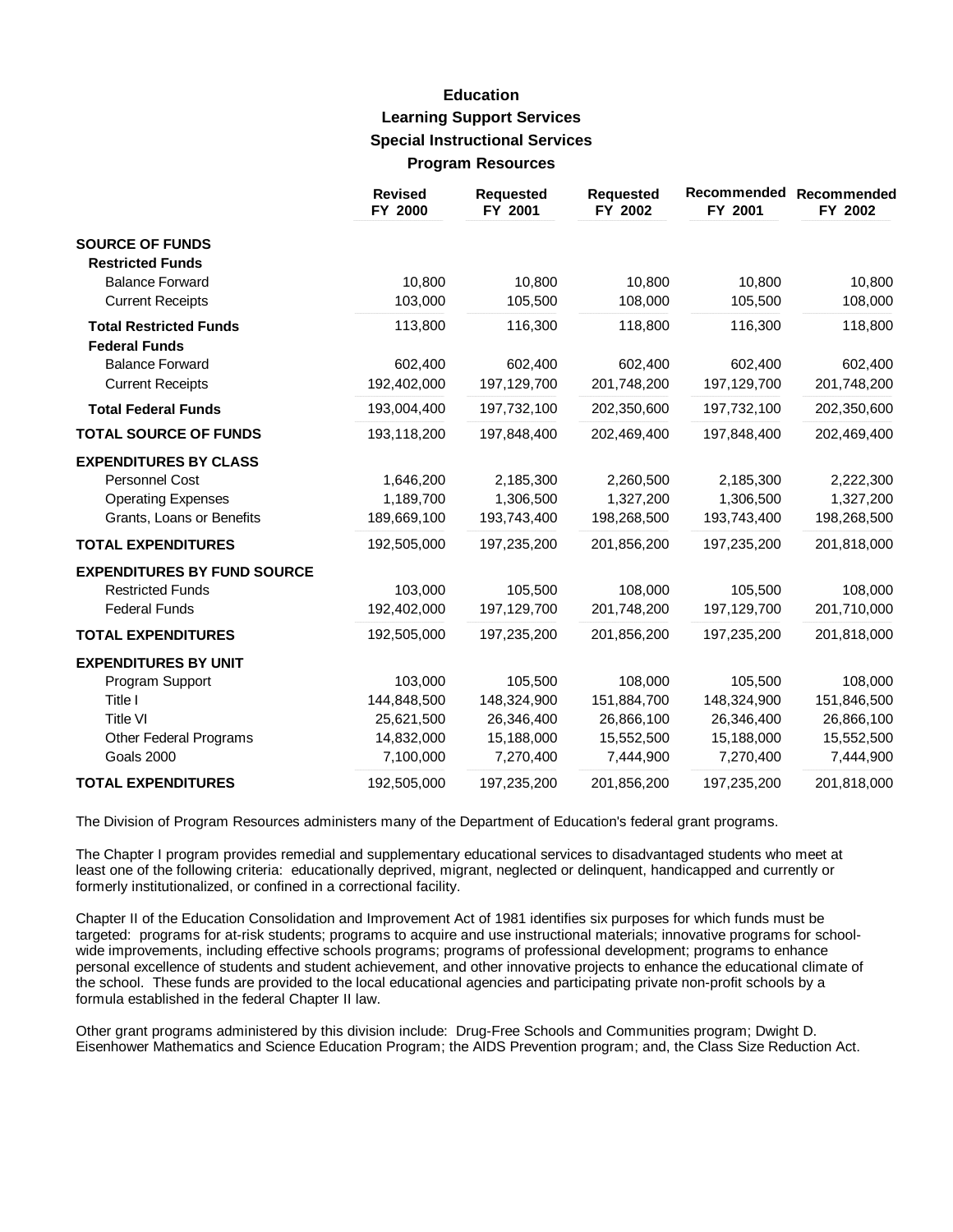# Education

## Learning Support Services

### Special Instructional Services

### Program Resources

| | Revised FY 2000 | Requested FY 2001 | Requested FY 2002 | Recommended FY 2001 | Recommended FY 2002 |
|---|---|---|---|---|---|
| **SOURCE OF FUNDS** | | | | | |
| **Restricted Funds** | | | | | |
| Balance Forward | 10,800 | 10,800 | 10,800 | 10,800 | 10,800 |
| Current Receipts | 103,000 | 105,500 | 108,000 | 105,500 | 108,000 |
| **Total Restricted Funds** | 113,800 | 116,300 | 118,800 | 116,300 | 118,800 |
| **Federal Funds** | | | | | |
| Balance Forward | 602,400 | 602,400 | 602,400 | 602,400 | 602,400 |
| Current Receipts | 192,402,000 | 197,129,700 | 201,748,200 | 197,129,700 | 201,748,200 |
| **Total Federal Funds** | 193,004,400 | 197,732,100 | 202,350,600 | 197,732,100 | 202,350,600 |
| **TOTAL SOURCE OF FUNDS** | 193,118,200 | 197,848,400 | 202,469,400 | 197,848,400 | 202,469,400 |
| **EXPENDITURES BY CLASS** | | | | | |
| Personnel Cost | 1,646,200 | 2,185,300 | 2,260,500 | 2,185,300 | 2,222,300 |
| Operating Expenses | 1,189,700 | 1,306,500 | 1,327,200 | 1,306,500 | 1,327,200 |
| Grants, Loans or Benefits | 189,669,100 | 193,743,400 | 198,268,500 | 193,743,400 | 198,268,500 |
| **TOTAL EXPENDITURES** | 192,505,000 | 197,235,200 | 201,856,200 | 197,235,200 | 201,818,000 |
| **EXPENDITURES BY FUND SOURCE** | | | | | |
| Restricted Funds | 103,000 | 105,500 | 108,000 | 105,500 | 108,000 |
| Federal Funds | 192,402,000 | 197,129,700 | 201,748,200 | 197,129,700 | 201,710,000 |
| **TOTAL EXPENDITURES** | 192,505,000 | 197,235,200 | 201,856,200 | 197,235,200 | 201,818,000 |
| **EXPENDITURES BY UNIT** | | | | | |
| Program Support | 103,000 | 105,500 | 108,000 | 105,500 | 108,000 |
| Title I | 144,848,500 | 148,324,900 | 151,884,700 | 148,324,900 | 151,846,500 |
| Title VI | 25,621,500 | 26,346,400 | 26,866,100 | 26,346,400 | 26,866,100 |
| Other Federal Programs | 14,832,000 | 15,188,000 | 15,552,500 | 15,188,000 | 15,552,500 |
| Goals 2000 | 7,100,000 | 7,270,400 | 7,444,900 | 7,270,400 | 7,444,900 |
| **TOTAL EXPENDITURES** | 192,505,000 | 197,235,200 | 201,856,200 | 197,235,200 | 201,818,000 |

The Division of Program Resources administers many of the Department of Education's federal grant programs.

The Chapter I program provides remedial and supplementary educational services to disadvantaged students who meet at least one of the following criteria: educationally deprived, migrant, neglected or delinquent, handicapped and currently or formerly institutionalized, or confined in a correctional facility.

Chapter II of the Education Consolidation and Improvement Act of 1981 identifies six purposes for which funds must be targeted: programs for at-risk students; programs to acquire and use instructional materials; innovative programs for school-wide improvements, including effective schools programs; programs of professional development; programs to enhance personal excellence of students and student achievement, and other innovative projects to enhance the educational climate of the school. These funds are provided to the local educational agencies and participating private non-profit schools by a formula established in the federal Chapter II law.

Other grant programs administered by this division include: Drug-Free Schools and Communities program; Dwight D. Eisenhower Mathematics and Science Education Program; the AIDS Prevention program; and, the Class Size Reduction Act.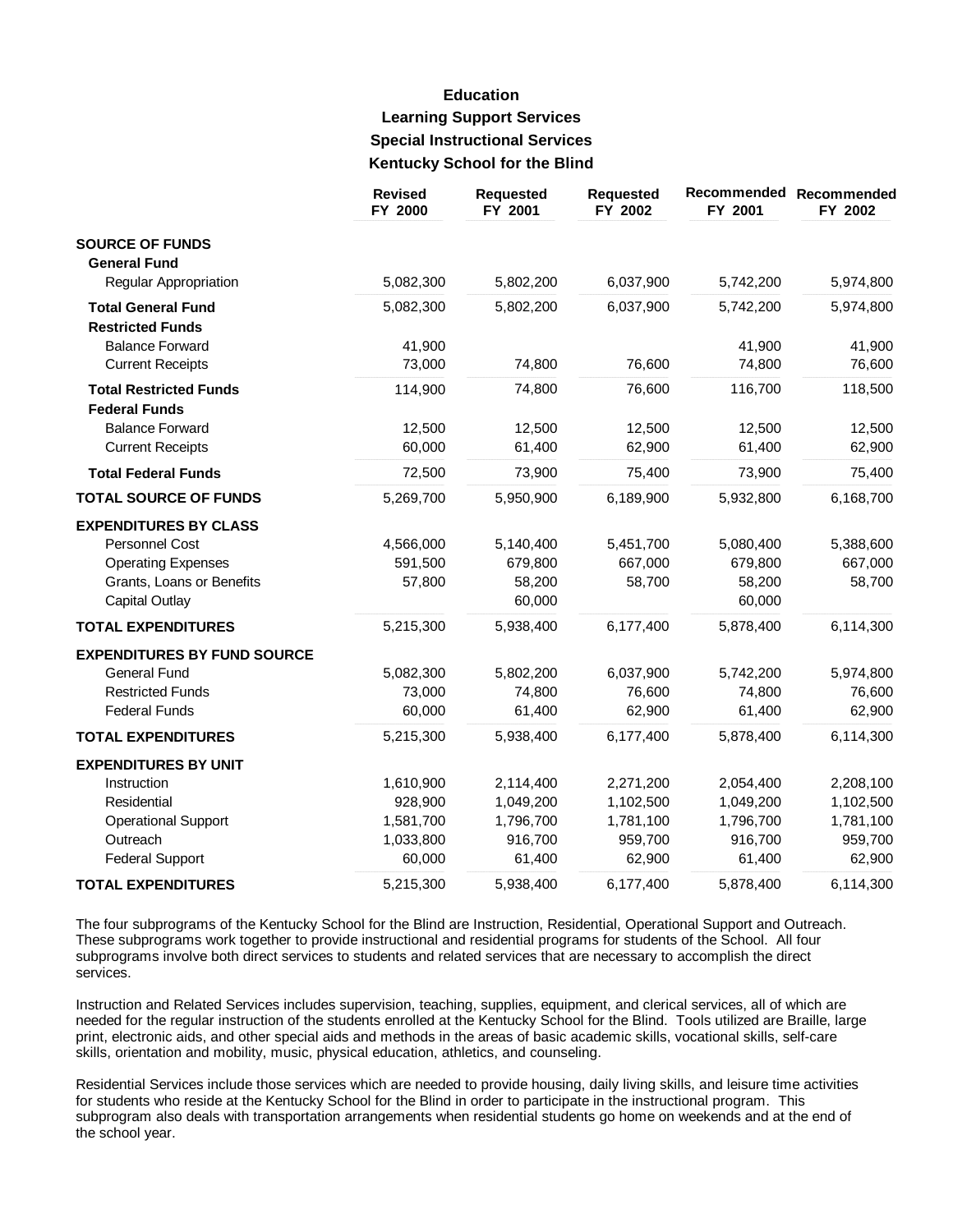# Education

## Learning Support Services

### Special Instructional Services

### Kentucky School for the Blind

| | Revised FY 2000 | Requested FY 2001 | Requested FY 2002 | Recommended FY 2001 | Recommended FY 2002 |
|---|---|---|---|---|---|
| **SOURCE OF FUNDS** | | | | | |
| **General Fund** | | | | | |
| Regular Appropriation | 5,082,300 | 5,802,200 | 6,037,900 | 5,742,200 | 5,974,800 |
| **Total General Fund** | 5,082,300 | 5,802,200 | 6,037,900 | 5,742,200 | 5,974,800 |
| **Restricted Funds** | | | | | |
| Balance Forward | 41,900 | | | 41,900 | 41,900 |
| Current Receipts | 73,000 | 74,800 | 76,600 | 74,800 | 76,600 |
| **Total Restricted Funds** | 114,900 | 74,800 | 76,600 | 116,700 | 118,500 |
| **Federal Funds** | | | | | |
| Balance Forward | 12,500 | 12,500 | 12,500 | 12,500 | 12,500 |
| Current Receipts | 60,000 | 61,400 | 62,900 | 61,400 | 62,900 |
| **Total Federal Funds** | 72,500 | 73,900 | 75,400 | 73,900 | 75,400 |
| **TOTAL SOURCE OF FUNDS** | 5,269,700 | 5,950,900 | 6,189,900 | 5,932,800 | 6,168,700 |
| **EXPENDITURES BY CLASS** | | | | | |
| Personnel Cost | 4,566,000 | 5,140,400 | 5,451,700 | 5,080,400 | 5,388,600 |
| Operating Expenses | 591,500 | 679,800 | 667,000 | 679,800 | 667,000 |
| Grants, Loans or Benefits | 57,800 | 58,200 | 58,700 | 58,200 | 58,700 |
| Capital Outlay | | 60,000 | | 60,000 | |
| **TOTAL EXPENDITURES** | 5,215,300 | 5,938,400 | 6,177,400 | 5,878,400 | 6,114,300 |
| **EXPENDITURES BY FUND SOURCE** | | | | | |
| General Fund | 5,082,300 | 5,802,200 | 6,037,900 | 5,742,200 | 5,974,800 |
| Restricted Funds | 73,000 | 74,800 | 76,600 | 74,800 | 76,600 |
| Federal Funds | 60,000 | 61,400 | 62,900 | 61,400 | 62,900 |
| **TOTAL EXPENDITURES** | 5,215,300 | 5,938,400 | 6,177,400 | 5,878,400 | 6,114,300 |
| **EXPENDITURES BY UNIT** | | | | | |
| Instruction | 1,610,900 | 2,114,400 | 2,271,200 | 2,054,400 | 2,208,100 |
| Residential | 928,900 | 1,049,200 | 1,102,500 | 1,049,200 | 1,102,500 |
| Operational Support | 1,581,700 | 1,796,700 | 1,781,100 | 1,796,700 | 1,781,100 |
| Outreach | 1,033,800 | 916,700 | 959,700 | 916,700 | 959,700 |
| Federal Support | 60,000 | 61,400 | 62,900 | 61,400 | 62,900 |
| **TOTAL EXPENDITURES** | 5,215,300 | 5,938,400 | 6,177,400 | 5,878,400 | 6,114,300 |

The four subprograms of the Kentucky School for the Blind are Instruction, Residential, Operational Support and Outreach. These subprograms work together to provide instructional and residential programs for students of the School. All four subprograms involve both direct services to students and related services that are necessary to accomplish the direct services.

Instruction and Related Services includes supervision, teaching, supplies, equipment, and clerical services, all of which are needed for the regular instruction of the students enrolled at the Kentucky School for the Blind. Tools utilized are Braille, large print, electronic aids, and other special aids and methods in the areas of basic academic skills, vocational skills, self-care skills, orientation and mobility, music, physical education, athletics, and counseling.

Residential Services include those services which are needed to provide housing, daily living skills, and leisure time activities for students who reside at the Kentucky School for the Blind in order to participate in the instructional program. This subprogram also deals with transportation arrangements when residential students go home on weekends and at the end of the school year.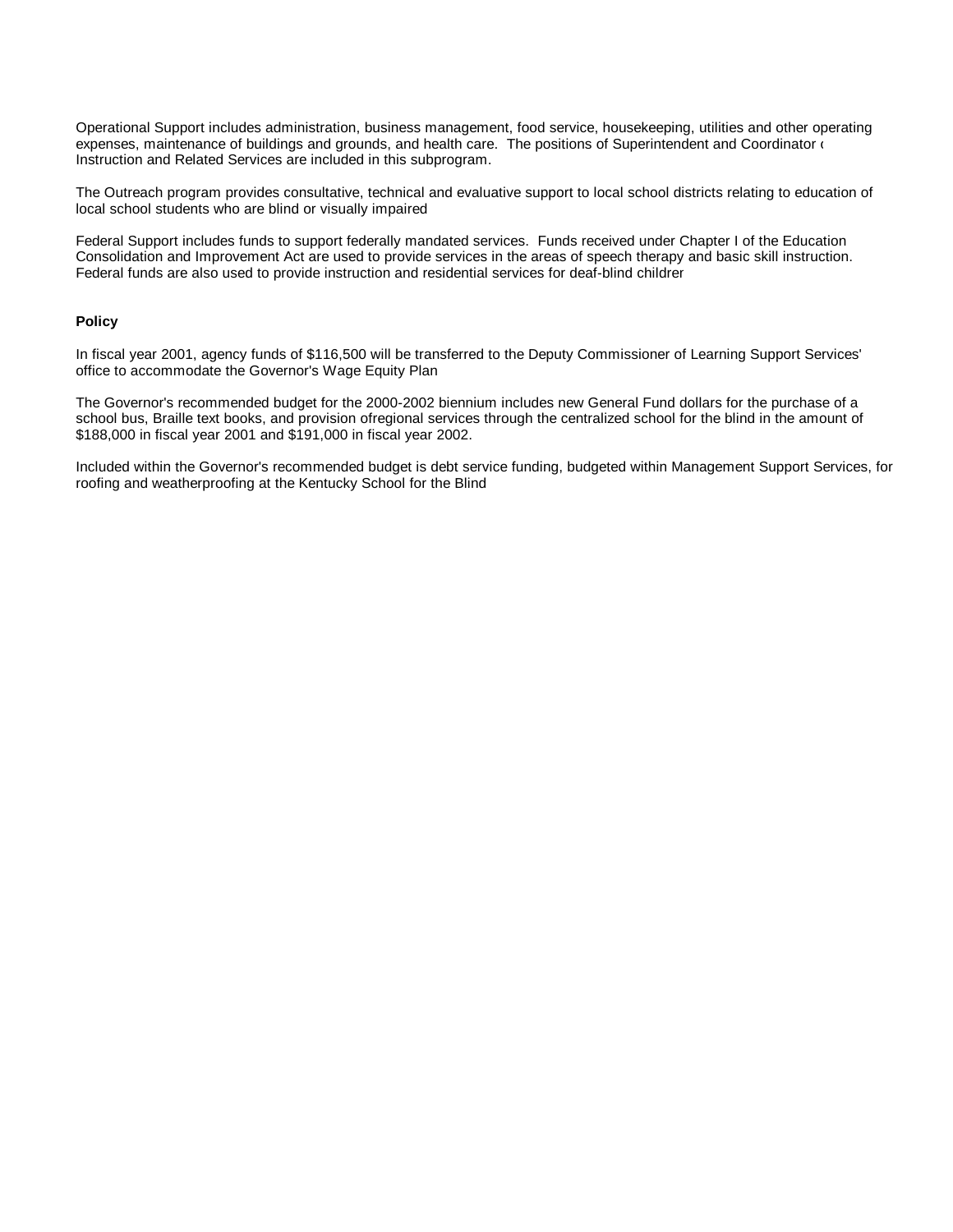Operational Support includes administration, business management, food service, housekeeping, utilities and other operating expenses, maintenance of buildings and grounds, and health care. The positions of Superintendent and Coordinator of Instruction and Related Services are included in this subprogram.

The Outreach program provides consultative, technical and evaluative support to local school districts relating to education of local school students who are blind or visually impaired

Federal Support includes funds to support federally mandated services. Funds received under Chapter I of the Education Consolidation and Improvement Act are used to provide services in the areas of speech therapy and basic skill instruction. Federal funds are also used to provide instruction and residential services for deaf-blind children

**Policy**

In fiscal year 2001, agency funds of $116,500 will be transferred to the Deputy Commissioner of Learning Support Services' office to accommodate the Governor's Wage Equity Plan

The Governor's recommended budget for the 2000-2002 biennium includes new General Fund dollars for the purchase of a school bus, Braille text books, and provision ofregional services through the centralized school for the blind in the amount of $188,000 in fiscal year 2001 and $191,000 in fiscal year 2002.

Included within the Governor's recommended budget is debt service funding, budgeted within Management Support Services, for roofing and weatherproofing at the Kentucky School for the Blind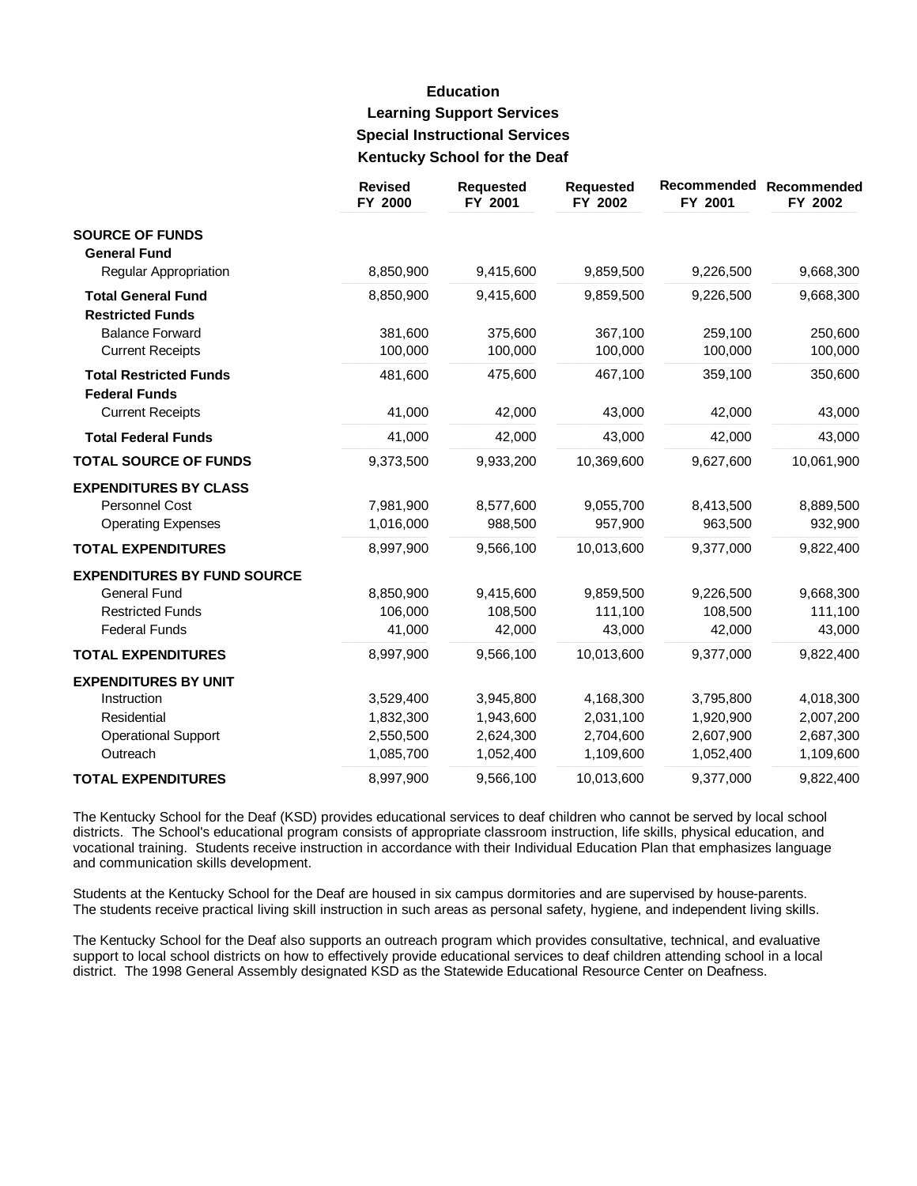# Education

## Learning Support Services

## Special Instructional Services

## Kentucky School for the Deaf

| | Revised FY 2000 | Requested FY 2001 | Requested FY 2002 | Recommended FY 2001 | Recommended FY 2002 |
|---|---|---|---|---|---|
| **SOURCE OF FUNDS** | | | | | |
| **General Fund** | | | | | |
| Regular Appropriation | 8,850,900 | 9,415,600 | 9,859,500 | 9,226,500 | 9,668,300 |
| **Total General Fund** | 8,850,900 | 9,415,600 | 9,859,500 | 9,226,500 | 9,668,300 |
| **Restricted Funds** | | | | | |
| Balance Forward | 381,600 | 375,600 | 367,100 | 259,100 | 250,600 |
| Current Receipts | 100,000 | 100,000 | 100,000 | 100,000 | 100,000 |
| **Total Restricted Funds** | 481,600 | 475,600 | 467,100 | 359,100 | 350,600 |
| **Federal Funds** | | | | | |
| Current Receipts | 41,000 | 42,000 | 43,000 | 42,000 | 43,000 |
| **Total Federal Funds** | 41,000 | 42,000 | 43,000 | 42,000 | 43,000 |
| **TOTAL SOURCE OF FUNDS** | 9,373,500 | 9,933,200 | 10,369,600 | 9,627,600 | 10,061,900 |
| **EXPENDITURES BY CLASS** | | | | | |
| Personnel Cost | 7,981,900 | 8,577,600 | 9,055,700 | 8,413,500 | 8,889,500 |
| Operating Expenses | 1,016,000 | 988,500 | 957,900 | 963,500 | 932,900 |
| **TOTAL EXPENDITURES** | 8,997,900 | 9,566,100 | 10,013,600 | 9,377,000 | 9,822,400 |
| **EXPENDITURES BY FUND SOURCE** | | | | | |
| General Fund | 8,850,900 | 9,415,600 | 9,859,500 | 9,226,500 | 9,668,300 |
| Restricted Funds | 106,000 | 108,500 | 111,100 | 108,500 | 111,100 |
| Federal Funds | 41,000 | 42,000 | 43,000 | 42,000 | 43,000 |
| **TOTAL EXPENDITURES** | 8,997,900 | 9,566,100 | 10,013,600 | 9,377,000 | 9,822,400 |
| **EXPENDITURES BY UNIT** | | | | | |
| Instruction | 3,529,400 | 3,945,800 | 4,168,300 | 3,795,800 | 4,018,300 |
| Residential | 1,832,300 | 1,943,600 | 2,031,100 | 1,920,900 | 2,007,200 |
| Operational Support | 2,550,500 | 2,624,300 | 2,704,600 | 2,607,900 | 2,687,300 |
| Outreach | 1,085,700 | 1,052,400 | 1,109,600 | 1,052,400 | 1,109,600 |
| **TOTAL EXPENDITURES** | 8,997,900 | 9,566,100 | 10,013,600 | 9,377,000 | 9,822,400 |

The Kentucky School for the Deaf (KSD) provides educational services to deaf children who cannot be served by local school districts. The School's educational program consists of appropriate classroom instruction, life skills, physical education, and vocational training. Students receive instruction in accordance with their Individual Education Plan that emphasizes language and communication skills development.

Students at the Kentucky School for the Deaf are housed in six campus dormitories and are supervised by house-parents. The students receive practical living skill instruction in such areas as personal safety, hygiene, and independent living skills.

The Kentucky School for the Deaf also supports an outreach program which provides consultative, technical, and evaluative support to local school districts on how to effectively provide educational services to deaf children attending school in a local district. The 1998 General Assembly designated KSD as the Statewide Educational Resource Center on Deafness.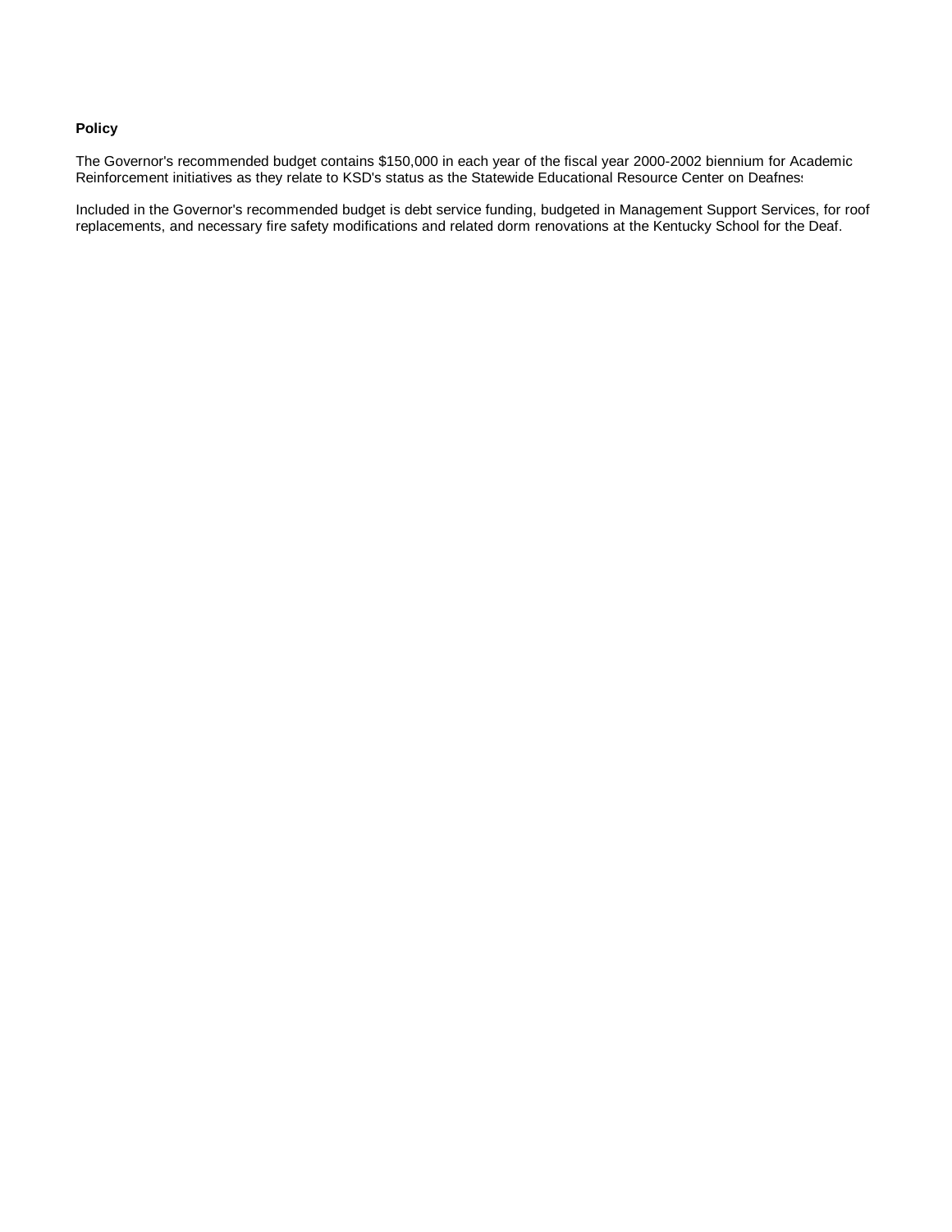**Policy**

The Governor's recommended budget contains $150,000 in each year of the fiscal year 2000-2002 biennium for Academic Reinforcement initiatives as they relate to KSD's status as the Statewide Educational Resource Center on Deafness

Included in the Governor's recommended budget is debt service funding, budgeted in Management Support Services, for roof replacements, and necessary fire safety modifications and related dorm renovations at the Kentucky School for the Deaf.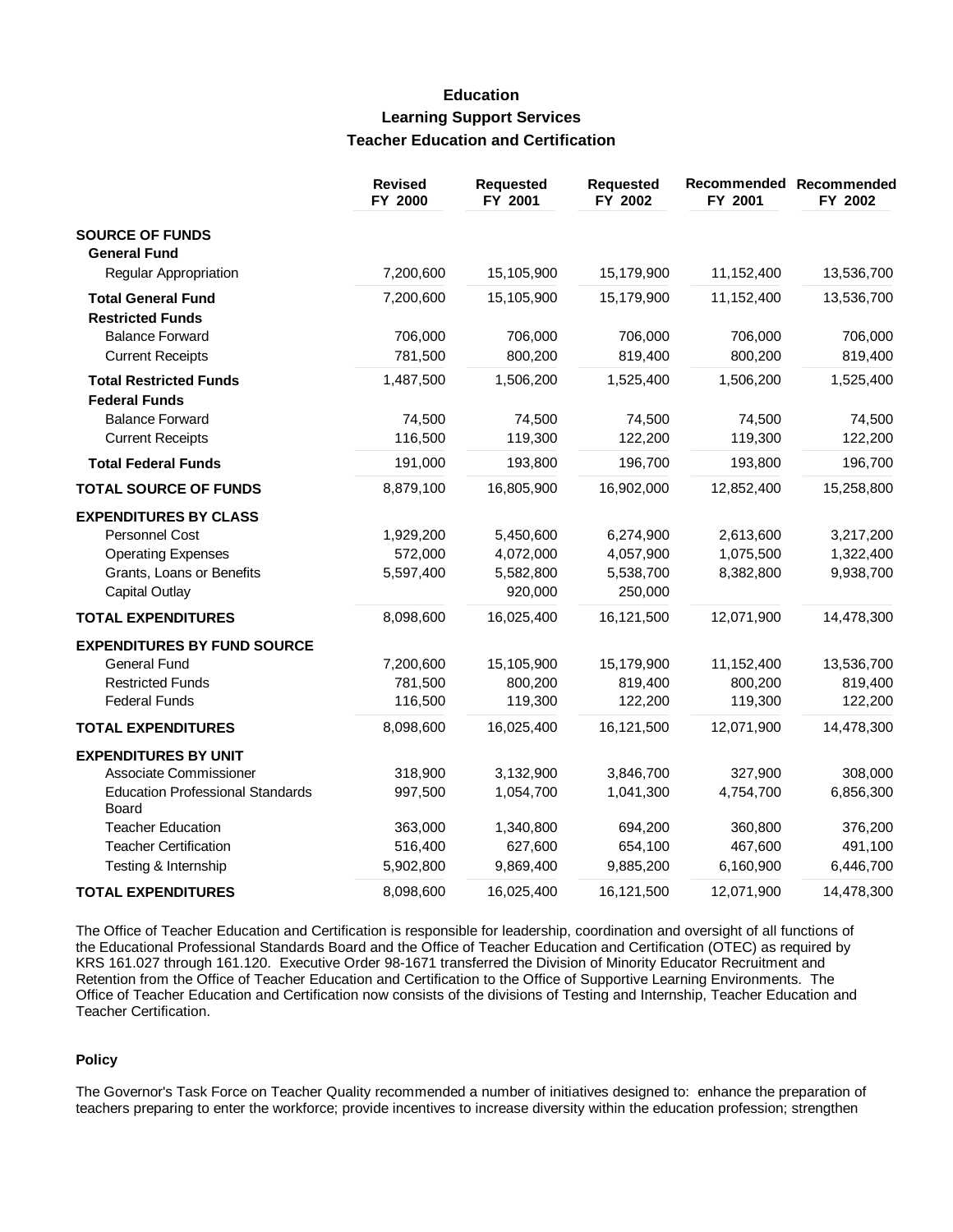# Education
## Learning Support Services
### Teacher Education and Certification

| | Revised FY 2000 | Requested FY 2001 | Requested FY 2002 | Recommended FY 2001 | Recommended FY 2002 |
|---|---|---|---|---|---|
| **SOURCE OF FUNDS** | | | | | |
| **General Fund** | | | | | |
| Regular Appropriation | 7,200,600 | 15,105,900 | 15,179,900 | 11,152,400 | 13,536,700 |
| **Total General Fund** | 7,200,600 | 15,105,900 | 15,179,900 | 11,152,400 | 13,536,700 |
| **Restricted Funds** | | | | | |
| Balance Forward | 706,000 | 706,000 | 706,000 | 706,000 | 706,000 |
| Current Receipts | 781,500 | 800,200 | 819,400 | 800,200 | 819,400 |
| **Total Restricted Funds** | 1,487,500 | 1,506,200 | 1,525,400 | 1,506,200 | 1,525,400 |
| **Federal Funds** | | | | | |
| Balance Forward | 74,500 | 74,500 | 74,500 | 74,500 | 74,500 |
| Current Receipts | 116,500 | 119,300 | 122,200 | 119,300 | 122,200 |
| **Total Federal Funds** | 191,000 | 193,800 | 196,700 | 193,800 | 196,700 |
| **TOTAL SOURCE OF FUNDS** | 8,879,100 | 16,805,900 | 16,902,000 | 12,852,400 | 15,258,800 |
| **EXPENDITURES BY CLASS** | | | | | |
| Personnel Cost | 1,929,200 | 5,450,600 | 6,274,900 | 2,613,600 | 3,217,200 |
| Operating Expenses | 572,000 | 4,072,000 | 4,057,900 | 1,075,500 | 1,322,400 |
| Grants, Loans or Benefits | 5,597,400 | 5,582,800 | 5,538,700 | 8,382,800 | 9,938,700 |
| Capital Outlay | | 920,000 | 250,000 | | |
| **TOTAL EXPENDITURES** | 8,098,600 | 16,025,400 | 16,121,500 | 12,071,900 | 14,478,300 |
| **EXPENDITURES BY FUND SOURCE** | | | | | |
| General Fund | 7,200,600 | 15,105,900 | 15,179,900 | 11,152,400 | 13,536,700 |
| Restricted Funds | 781,500 | 800,200 | 819,400 | 800,200 | 819,400 |
| Federal Funds | 116,500 | 119,300 | 122,200 | 119,300 | 122,200 |
| **TOTAL EXPENDITURES** | 8,098,600 | 16,025,400 | 16,121,500 | 12,071,900 | 14,478,300 |
| **EXPENDITURES BY UNIT** | | | | | |
| Associate Commissioner | 318,900 | 3,132,900 | 3,846,700 | 327,900 | 308,000 |
| Education Professional Standards Board | 997,500 | 1,054,700 | 1,041,300 | 4,754,700 | 6,856,300 |
| Teacher Education | 363,000 | 1,340,800 | 694,200 | 360,800 | 376,200 |
| Teacher Certification | 516,400 | 627,600 | 654,100 | 467,600 | 491,100 |
| Testing & Internship | 5,902,800 | 9,869,400 | 9,885,200 | 6,160,900 | 6,446,700 |
| **TOTAL EXPENDITURES** | 8,098,600 | 16,025,400 | 16,121,500 | 12,071,900 | 14,478,300 |

The Office of Teacher Education and Certification is responsible for leadership, coordination and oversight of all functions of the Educational Professional Standards Board and the Office of Teacher Education and Certification (OTEC) as required by KRS 161.027 through 161.120. Executive Order 98-1671 transferred the Division of Minority Educator Recruitment and Retention from the Office of Teacher Education and Certification to the Office of Supportive Learning Environments. The Office of Teacher Education and Certification now consists of the divisions of Testing and Internship, Teacher Education and Teacher Certification.

**Policy**

The Governor's Task Force on Teacher Quality recommended a number of initiatives designed to: enhance the preparation of teachers preparing to enter the workforce; provide incentives to increase diversity within the education profession; strengthen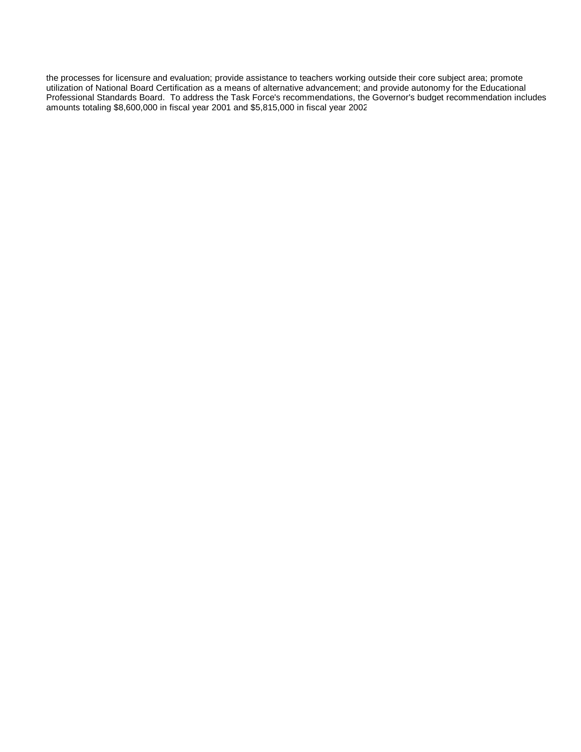the processes for licensure and evaluation; provide assistance to teachers working outside their core subject area; promote utilization of National Board Certification as a means of alternative advancement; and provide autonomy for the Educational Professional Standards Board. To address the Task Force's recommendations, the Governor's budget recommendation includes amounts totaling $8,600,000 in fiscal year 2001 and $5,815,000 in fiscal year 2002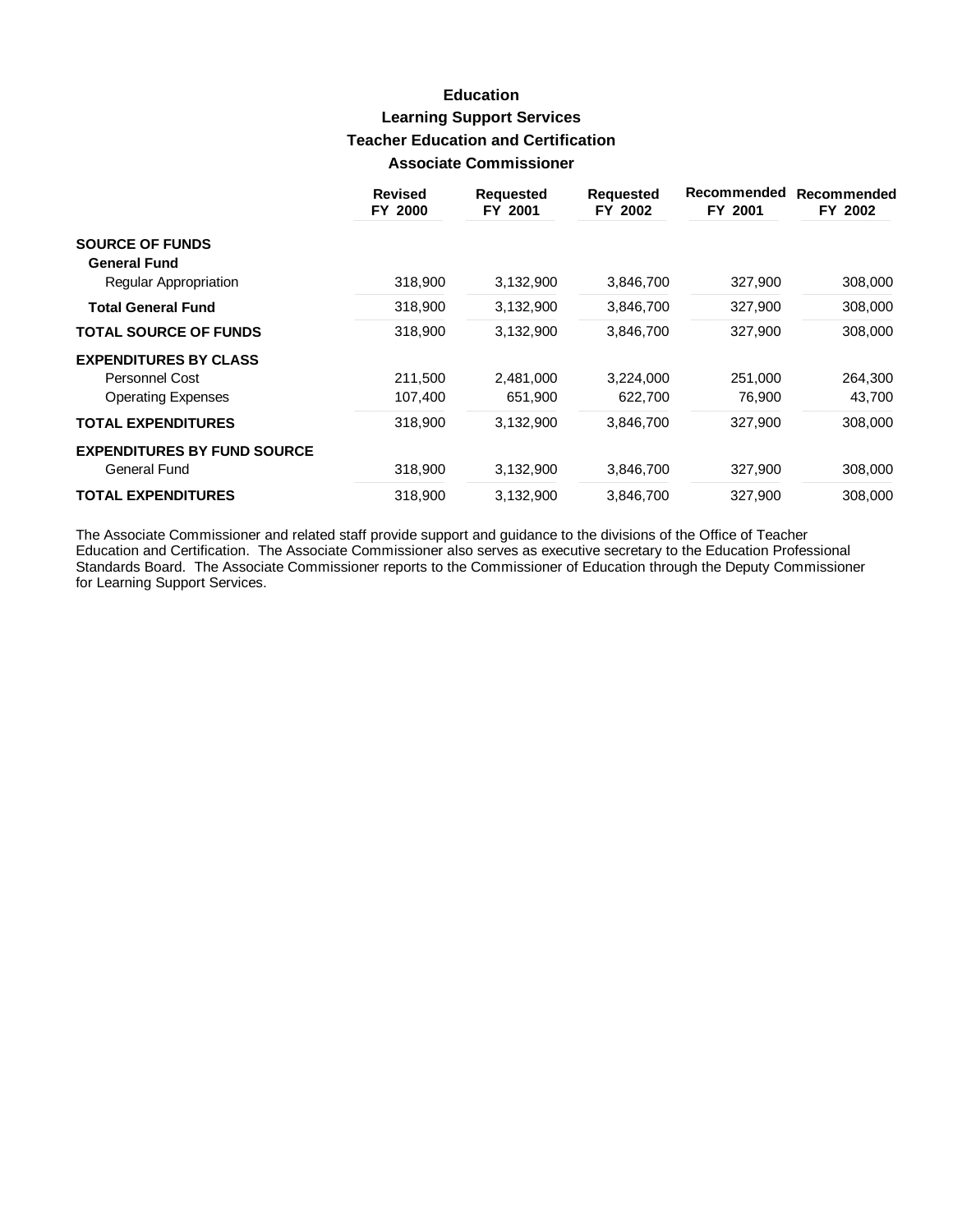# Education
## Learning Support Services
### Teacher Education and Certification
### Associate Commissioner

| | Revised FY 2000 | Requested FY 2001 | Requested FY 2002 | Recommended FY 2001 | Recommended FY 2002 |
|---|---|---|---|---|---|
| **SOURCE OF FUNDS** | | | | | |
| **General Fund** | | | | | |
| Regular Appropriation | 318,900 | 3,132,900 | 3,846,700 | 327,900 | 308,000 |
| **Total General Fund** | 318,900 | 3,132,900 | 3,846,700 | 327,900 | 308,000 |
| **TOTAL SOURCE OF FUNDS** | 318,900 | 3,132,900 | 3,846,700 | 327,900 | 308,000 |
| **EXPENDITURES BY CLASS** | | | | | |
| Personnel Cost | 211,500 | 2,481,000 | 3,224,000 | 251,000 | 264,300 |
| Operating Expenses | 107,400 | 651,900 | 622,700 | 76,900 | 43,700 |
| **TOTAL EXPENDITURES** | 318,900 | 3,132,900 | 3,846,700 | 327,900 | 308,000 |
| **EXPENDITURES BY FUND SOURCE** | | | | | |
| General Fund | 318,900 | 3,132,900 | 3,846,700 | 327,900 | 308,000 |
| **TOTAL EXPENDITURES** | 318,900 | 3,132,900 | 3,846,700 | 327,900 | 308,000 |

The Associate Commissioner and related staff provide support and guidance to the divisions of the Office of Teacher Education and Certification. The Associate Commissioner also serves as executive secretary to the Education Professional Standards Board. The Associate Commissioner reports to the Commissioner of Education through the Deputy Commissioner for Learning Support Services.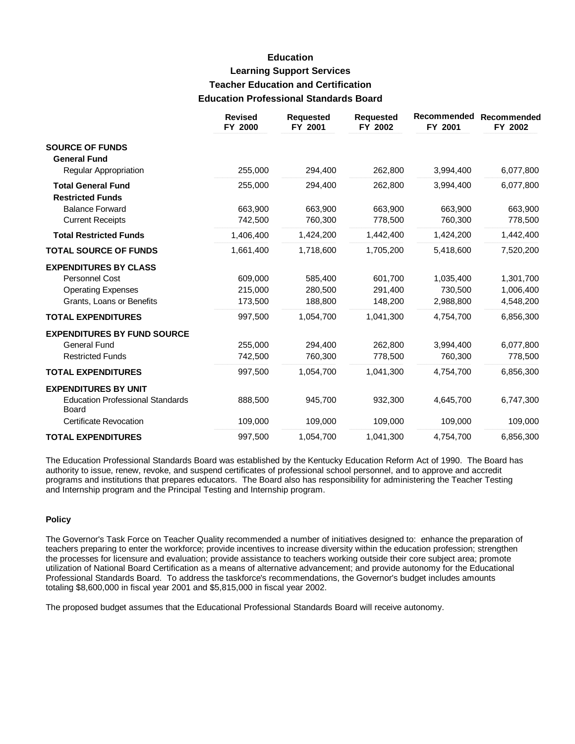# Education

## Learning Support Services

### Teacher Education and Certification

### Education Professional Standards Board

| | Revised FY 2000 | Requested FY 2001 | Requested FY 2002 | Recommended FY 2001 | Recommended FY 2002 |
|---|---|---|---|---|---|
| **SOURCE OF FUNDS** | | | | | |
| **General Fund** | | | | | |
| Regular Appropriation | 255,000 | 294,400 | 262,800 | 3,994,400 | 6,077,800 |
| **Total General Fund** | 255,000 | 294,400 | 262,800 | 3,994,400 | 6,077,800 |
| **Restricted Funds** | | | | | |
| Balance Forward | 663,900 | 663,900 | 663,900 | 663,900 | 663,900 |
| Current Receipts | 742,500 | 760,300 | 778,500 | 760,300 | 778,500 |
| **Total Restricted Funds** | 1,406,400 | 1,424,200 | 1,442,400 | 1,424,200 | 1,442,400 |
| **TOTAL SOURCE OF FUNDS** | 1,661,400 | 1,718,600 | 1,705,200 | 5,418,600 | 7,520,200 |
| **EXPENDITURES BY CLASS** | | | | | |
| Personnel Cost | 609,000 | 585,400 | 601,700 | 1,035,400 | 1,301,700 |
| Operating Expenses | 215,000 | 280,500 | 291,400 | 730,500 | 1,006,400 |
| Grants, Loans or Benefits | 173,500 | 188,800 | 148,200 | 2,988,800 | 4,548,200 |
| **TOTAL EXPENDITURES** | 997,500 | 1,054,700 | 1,041,300 | 4,754,700 | 6,856,300 |
| **EXPENDITURES BY FUND SOURCE** | | | | | |
| General Fund | 255,000 | 294,400 | 262,800 | 3,994,400 | 6,077,800 |
| Restricted Funds | 742,500 | 760,300 | 778,500 | 760,300 | 778,500 |
| **TOTAL EXPENDITURES** | 997,500 | 1,054,700 | 1,041,300 | 4,754,700 | 6,856,300 |
| **EXPENDITURES BY UNIT** | | | | | |
| Education Professional Standards Board | 888,500 | 945,700 | 932,300 | 4,645,700 | 6,747,300 |
| Certificate Revocation | 109,000 | 109,000 | 109,000 | 109,000 | 109,000 |
| **TOTAL EXPENDITURES** | 997,500 | 1,054,700 | 1,041,300 | 4,754,700 | 6,856,300 |

The Education Professional Standards Board was established by the Kentucky Education Reform Act of 1990. The Board has authority to issue, renew, revoke, and suspend certificates of professional school personnel, and to approve and accredit programs and institutions that prepares educators. The Board also has responsibility for administering the Teacher Testing and Internship program and the Principal Testing and Internship program.

#### Policy

The Governor's Task Force on Teacher Quality recommended a number of initiatives designed to: enhance the preparation of teachers preparing to enter the workforce; provide incentives to increase diversity within the education profession; strengthen the processes for licensure and evaluation; provide assistance to teachers working outside their core subject area; promote utilization of National Board Certification as a means of alternative advancement; and provide autonomy for the Educational Professional Standards Board. To address the taskforce's recommendations, the Governor's budget includes amounts totaling $8,600,000 in fiscal year 2001 and $5,815,000 in fiscal year 2002.

The proposed budget assumes that the Educational Professional Standards Board will receive autonomy.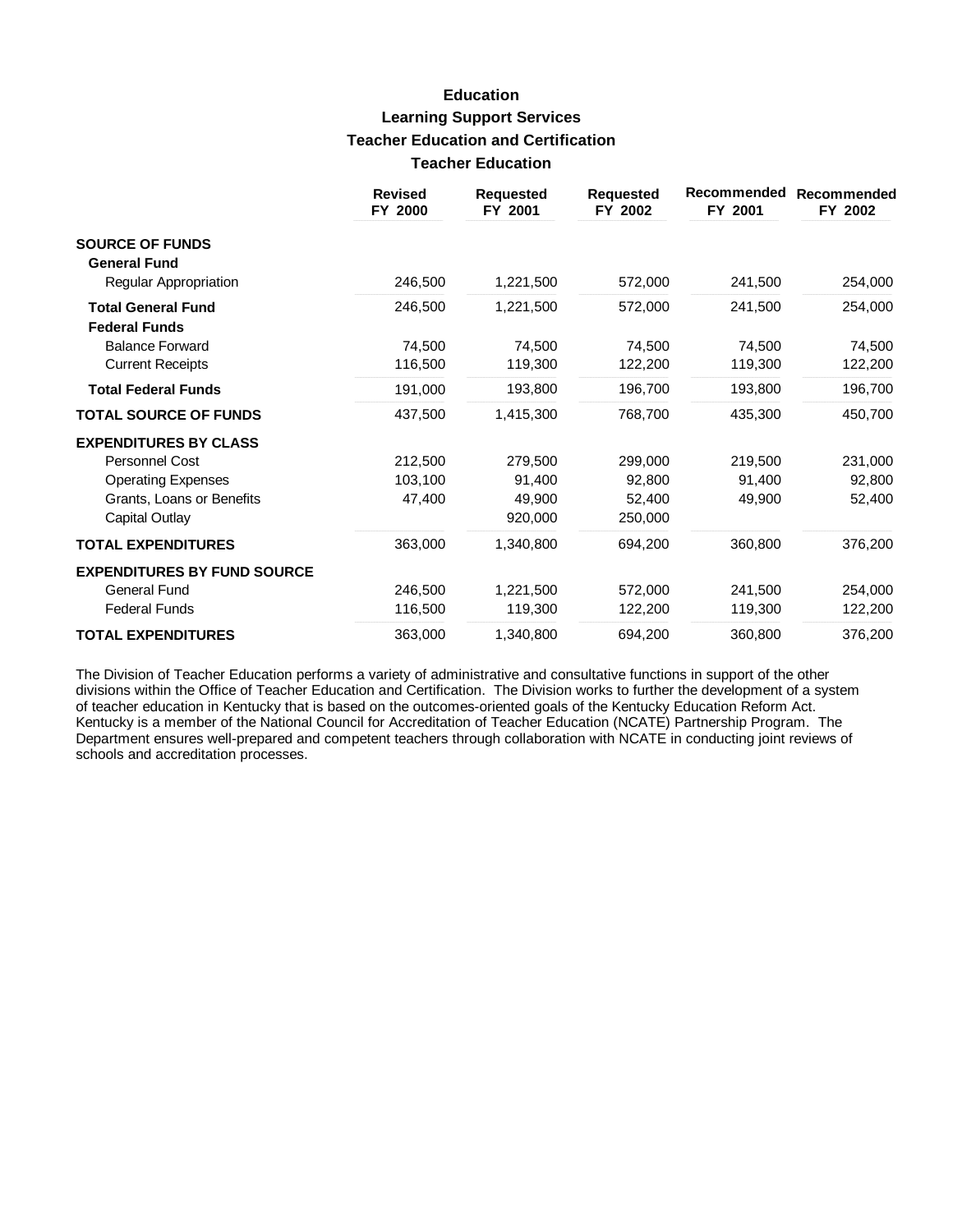# Education

## Learning Support Services

## Teacher Education and Certification

## Teacher Education

| | Revised FY 2000 | Requested FY 2001 | Requested FY 2002 | Recommended FY 2001 | Recommended FY 2002 |
|---|---|---|---|---|---|
| **SOURCE OF FUNDS** | | | | | |
| **General Fund** | | | | | |
| Regular Appropriation | 246,500 | 1,221,500 | 572,000 | 241,500 | 254,000 |
| **Total General Fund** | 246,500 | 1,221,500 | 572,000 | 241,500 | 254,000 |
| **Federal Funds** | | | | | |
| Balance Forward | 74,500 | 74,500 | 74,500 | 74,500 | 74,500 |
| Current Receipts | 116,500 | 119,300 | 122,200 | 119,300 | 122,200 |
| **Total Federal Funds** | 191,000 | 193,800 | 196,700 | 193,800 | 196,700 |
| **TOTAL SOURCE OF FUNDS** | 437,500 | 1,415,300 | 768,700 | 435,300 | 450,700 |
| **EXPENDITURES BY CLASS** | | | | | |
| Personnel Cost | 212,500 | 279,500 | 299,000 | 219,500 | 231,000 |
| Operating Expenses | 103,100 | 91,400 | 92,800 | 91,400 | 92,800 |
| Grants, Loans or Benefits | 47,400 | 49,900 | 52,400 | 49,900 | 52,400 |
| Capital Outlay | | 920,000 | 250,000 | | |
| **TOTAL EXPENDITURES** | 363,000 | 1,340,800 | 694,200 | 360,800 | 376,200 |
| **EXPENDITURES BY FUND SOURCE** | | | | | |
| General Fund | 246,500 | 1,221,500 | 572,000 | 241,500 | 254,000 |
| Federal Funds | 116,500 | 119,300 | 122,200 | 119,300 | 122,200 |
| **TOTAL EXPENDITURES** | 363,000 | 1,340,800 | 694,200 | 360,800 | 376,200 |

The Division of Teacher Education performs a variety of administrative and consultative functions in support of the other divisions within the Office of Teacher Education and Certification. The Division works to further the development of a system of teacher education in Kentucky that is based on the outcomes-oriented goals of the Kentucky Education Reform Act. Kentucky is a member of the National Council for Accreditation of Teacher Education (NCATE) Partnership Program. The Department ensures well-prepared and competent teachers through collaboration with NCATE in conducting joint reviews of schools and accreditation processes.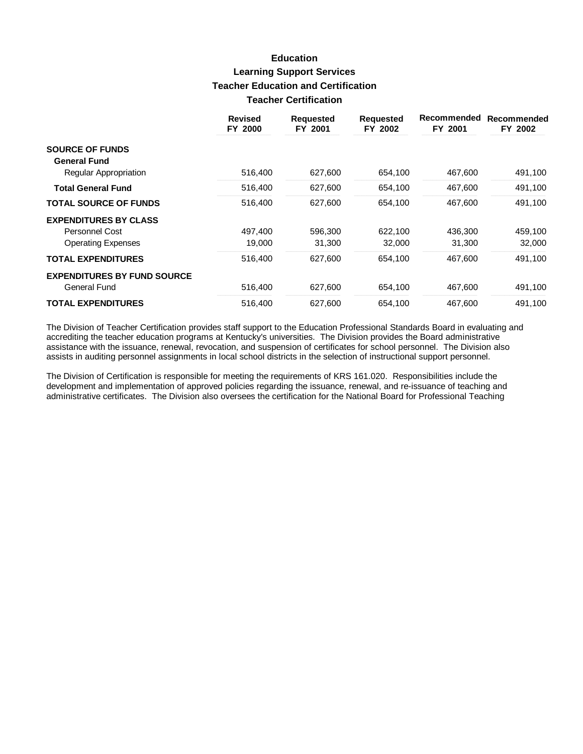# Education

## Learning Support Services

### Teacher Education and Certification

### Teacher Certification

| | Revised FY 2000 | Requested FY 2001 | Requested FY 2002 | Recommended FY 2001 | Recommended FY 2002 |
|---|---|---|---|---|---|
| **SOURCE OF FUNDS** | | | | | |
| **General Fund** | | | | | |
| Regular Appropriation | 516,400 | 627,600 | 654,100 | 467,600 | 491,100 |
| **Total General Fund** | 516,400 | 627,600 | 654,100 | 467,600 | 491,100 |
| **TOTAL SOURCE OF FUNDS** | 516,400 | 627,600 | 654,100 | 467,600 | 491,100 |
| **EXPENDITURES BY CLASS** | | | | | |
| Personnel Cost | 497,400 | 596,300 | 622,100 | 436,300 | 459,100 |
| Operating Expenses | 19,000 | 31,300 | 32,000 | 31,300 | 32,000 |
| **TOTAL EXPENDITURES** | 516,400 | 627,600 | 654,100 | 467,600 | 491,100 |
| **EXPENDITURES BY FUND SOURCE** | | | | | |
| General Fund | 516,400 | 627,600 | 654,100 | 467,600 | 491,100 |
| **TOTAL EXPENDITURES** | 516,400 | 627,600 | 654,100 | 467,600 | 491,100 |

The Division of Teacher Certification provides staff support to the Education Professional Standards Board in evaluating and accrediting the teacher education programs at Kentucky's universities. The Division provides the Board administrative assistance with the issuance, renewal, revocation, and suspension of certificates for school personnel. The Division also assists in auditing personnel assignments in local school districts in the selection of instructional support personnel.

The Division of Certification is responsible for meeting the requirements of KRS 161.020. Responsibilities include the development and implementation of approved policies regarding the issuance, renewal, and re-issuance of teaching and administrative certificates. The Division also oversees the certification for the National Board for Professional Teaching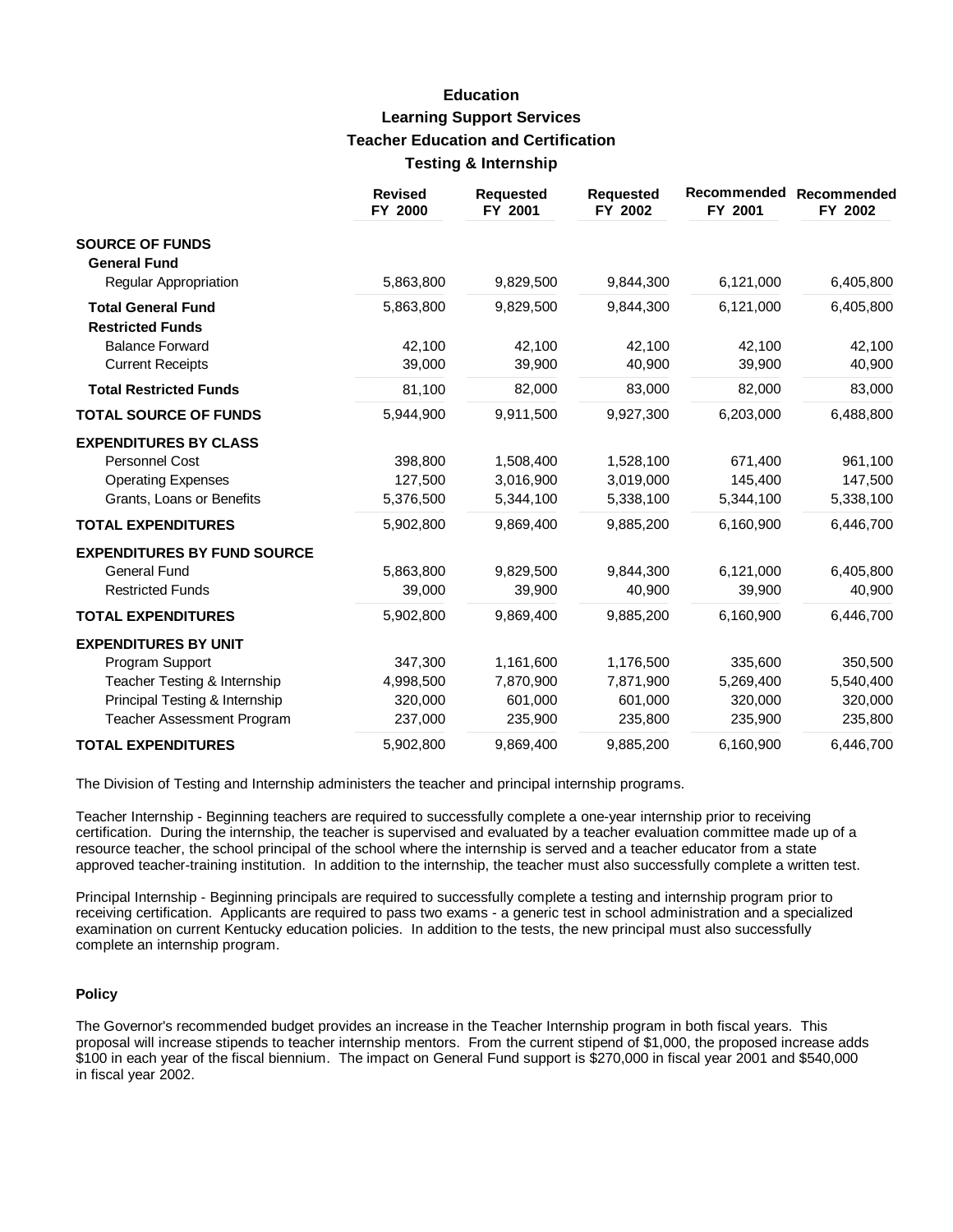# Education

## Learning Support Services

## Teacher Education and Certification

## Testing & Internship

| | Revised FY 2000 | Requested FY 2001 | Requested FY 2002 | Recommended FY 2001 | Recommended FY 2002 |
|---|---|---|---|---|---|
| **SOURCE OF FUNDS** | | | | | |
| **General Fund** | | | | | |
| Regular Appropriation | 5,863,800 | 9,829,500 | 9,844,300 | 6,121,000 | 6,405,800 |
| **Total General Fund** | 5,863,800 | 9,829,500 | 9,844,300 | 6,121,000 | 6,405,800 |
| **Restricted Funds** | | | | | |
| Balance Forward | 42,100 | 42,100 | 42,100 | 42,100 | 42,100 |
| Current Receipts | 39,000 | 39,900 | 40,900 | 39,900 | 40,900 |
| **Total Restricted Funds** | 81,100 | 82,000 | 83,000 | 82,000 | 83,000 |
| **TOTAL SOURCE OF FUNDS** | 5,944,900 | 9,911,500 | 9,927,300 | 6,203,000 | 6,488,800 |
| **EXPENDITURES BY CLASS** | | | | | |
| Personnel Cost | 398,800 | 1,508,400 | 1,528,100 | 671,400 | 961,100 |
| Operating Expenses | 127,500 | 3,016,900 | 3,019,000 | 145,400 | 147,500 |
| Grants, Loans or Benefits | 5,376,500 | 5,344,100 | 5,338,100 | 5,344,100 | 5,338,100 |
| **TOTAL EXPENDITURES** | 5,902,800 | 9,869,400 | 9,885,200 | 6,160,900 | 6,446,700 |
| **EXPENDITURES BY FUND SOURCE** | | | | | |
| General Fund | 5,863,800 | 9,829,500 | 9,844,300 | 6,121,000 | 6,405,800 |
| Restricted Funds | 39,000 | 39,900 | 40,900 | 39,900 | 40,900 |
| **TOTAL EXPENDITURES** | 5,902,800 | 9,869,400 | 9,885,200 | 6,160,900 | 6,446,700 |
| **EXPENDITURES BY UNIT** | | | | | |
| Program Support | 347,300 | 1,161,600 | 1,176,500 | 335,600 | 350,500 |
| Teacher Testing & Internship | 4,998,500 | 7,870,900 | 7,871,900 | 5,269,400 | 5,540,400 |
| Principal Testing & Internship | 320,000 | 601,000 | 601,000 | 320,000 | 320,000 |
| Teacher Assessment Program | 237,000 | 235,900 | 235,800 | 235,900 | 235,800 |
| **TOTAL EXPENDITURES** | 5,902,800 | 9,869,400 | 9,885,200 | 6,160,900 | 6,446,700 |

The Division of Testing and Internship administers the teacher and principal internship programs.

Teacher Internship - Beginning teachers are required to successfully complete a one-year internship prior to receiving certification. During the internship, the teacher is supervised and evaluated by a teacher evaluation committee made up of a resource teacher, the school principal of the school where the internship is served and a teacher educator from a state approved teacher-training institution. In addition to the internship, the teacher must also successfully complete a written test.

Principal Internship - Beginning principals are required to successfully complete a testing and internship program prior to receiving certification. Applicants are required to pass two exams - a generic test in school administration and a specialized examination on current Kentucky education policies. In addition to the tests, the new principal must also successfully complete an internship program.

**Policy**

The Governor's recommended budget provides an increase in the Teacher Internship program in both fiscal years. This proposal will increase stipends to teacher internship mentors. From the current stipend of $1,000, the proposed increase adds $100 in each year of the fiscal biennium. The impact on General Fund support is $270,000 in fiscal year 2001 and $540,000 in fiscal year 2002.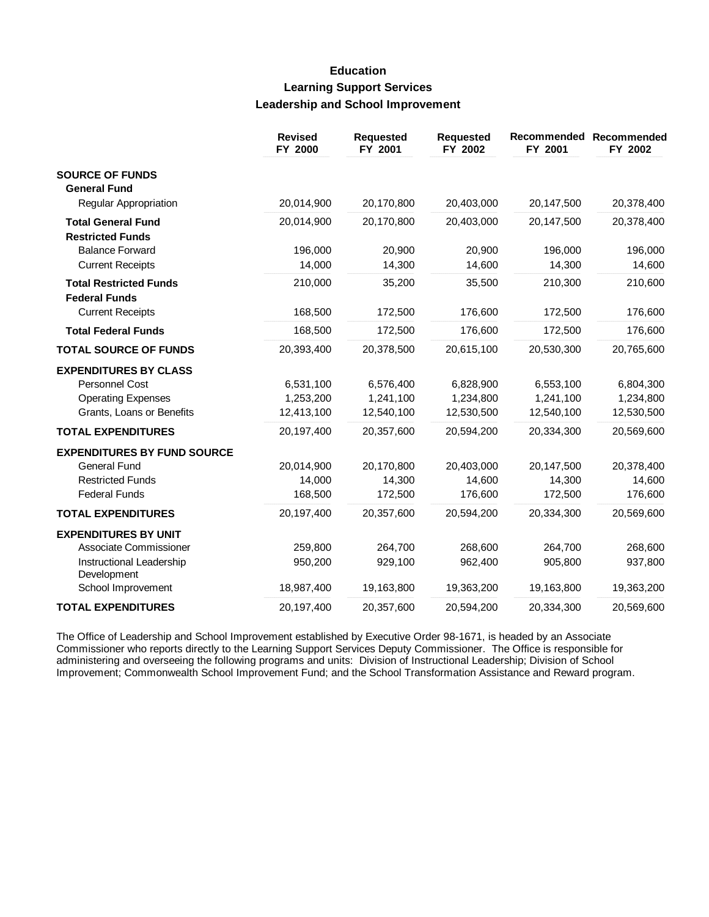# Education
## Learning Support Services
### Leadership and School Improvement

| | Revised FY 2000 | Requested FY 2001 | Requested FY 2002 | Recommended FY 2001 | Recommended FY 2002 |
|---|---|---|---|---|---|
| **SOURCE OF FUNDS** | | | | | |
| **General Fund** | | | | | |
| Regular Appropriation | 20,014,900 | 20,170,800 | 20,403,000 | 20,147,500 | 20,378,400 |
| **Total General Fund** | 20,014,900 | 20,170,800 | 20,403,000 | 20,147,500 | 20,378,400 |
| **Restricted Funds** | | | | | |
| Balance Forward | 196,000 | 20,900 | 20,900 | 196,000 | 196,000 |
| Current Receipts | 14,000 | 14,300 | 14,600 | 14,300 | 14,600 |
| **Total Restricted Funds** | 210,000 | 35,200 | 35,500 | 210,300 | 210,600 |
| **Federal Funds** | | | | | |
| Current Receipts | 168,500 | 172,500 | 176,600 | 172,500 | 176,600 |
| **Total Federal Funds** | 168,500 | 172,500 | 176,600 | 172,500 | 176,600 |
| **TOTAL SOURCE OF FUNDS** | 20,393,400 | 20,378,500 | 20,615,100 | 20,530,300 | 20,765,600 |
| **EXPENDITURES BY CLASS** | | | | | |
| Personnel Cost | 6,531,100 | 6,576,400 | 6,828,900 | 6,553,100 | 6,804,300 |
| Operating Expenses | 1,253,200 | 1,241,100 | 1,234,800 | 1,241,100 | 1,234,800 |
| Grants, Loans or Benefits | 12,413,100 | 12,540,100 | 12,530,500 | 12,540,100 | 12,530,500 |
| **TOTAL EXPENDITURES** | 20,197,400 | 20,357,600 | 20,594,200 | 20,334,300 | 20,569,600 |
| **EXPENDITURES BY FUND SOURCE** | | | | | |
| General Fund | 20,014,900 | 20,170,800 | 20,403,000 | 20,147,500 | 20,378,400 |
| Restricted Funds | 14,000 | 14,300 | 14,600 | 14,300 | 14,600 |
| Federal Funds | 168,500 | 172,500 | 176,600 | 172,500 | 176,600 |
| **TOTAL EXPENDITURES** | 20,197,400 | 20,357,600 | 20,594,200 | 20,334,300 | 20,569,600 |
| **EXPENDITURES BY UNIT** | | | | | |
| Associate Commissioner | 259,800 | 264,700 | 268,600 | 264,700 | 268,600 |
| Instructional Leadership Development | 950,200 | 929,100 | 962,400 | 905,800 | 937,800 |
| School Improvement | 18,987,400 | 19,163,800 | 19,363,200 | 19,163,800 | 19,363,200 |
| **TOTAL EXPENDITURES** | 20,197,400 | 20,357,600 | 20,594,200 | 20,334,300 | 20,569,600 |

The Office of Leadership and School Improvement established by Executive Order 98-1671, is headed by an Associate Commissioner who reports directly to the Learning Support Services Deputy Commissioner. The Office is responsible for administering and overseeing the following programs and units: Division of Instructional Leadership; Division of School Improvement; Commonwealth School Improvement Fund; and the School Transformation Assistance and Reward program.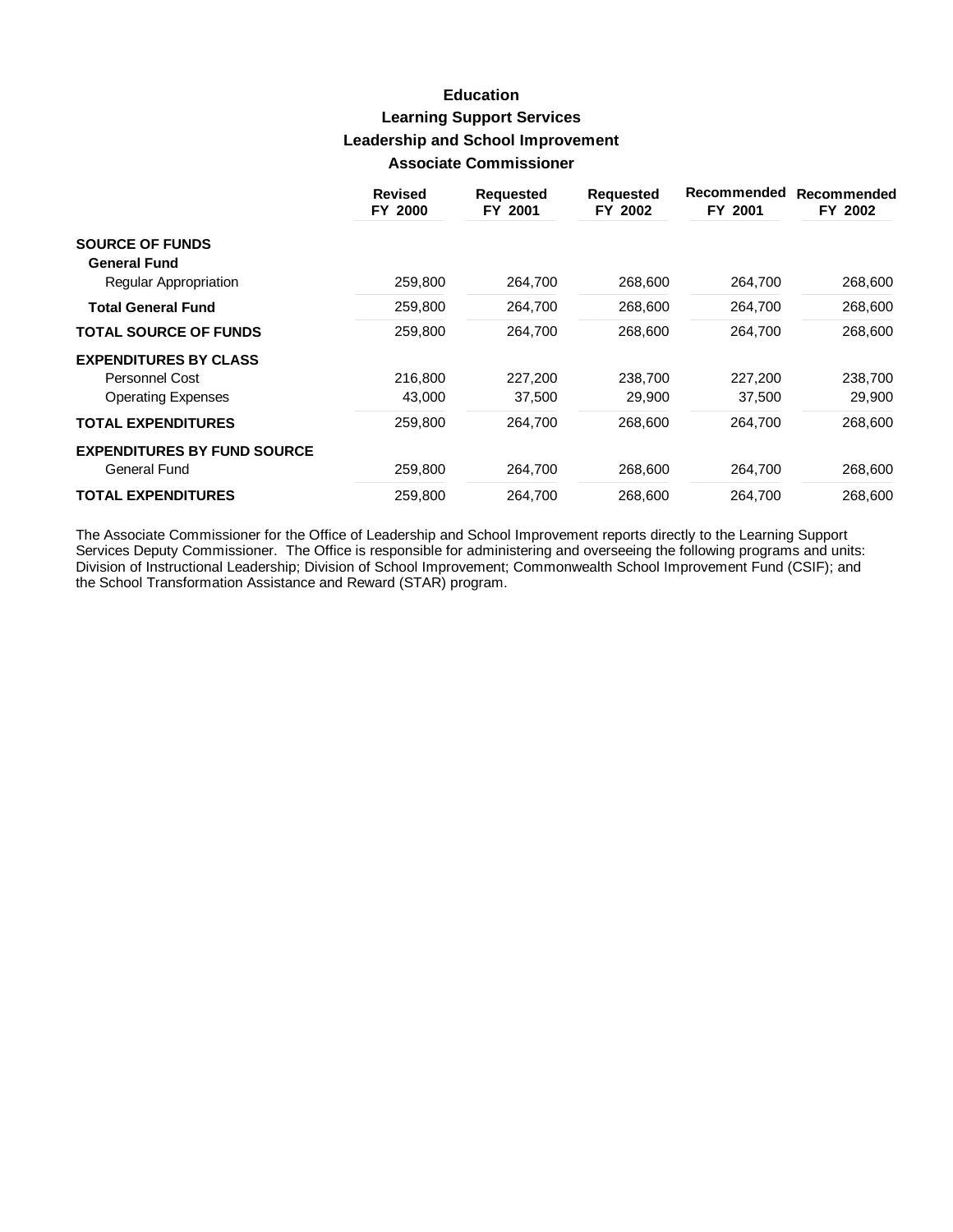# Education

## Learning Support Services

## Leadership and School Improvement

## Associate Commissioner

| | Revised FY 2000 | Requested FY 2001 | Requested FY 2002 | Recommended FY 2001 | Recommended FY 2002 |
|---|---|---|---|---|---|
| **SOURCE OF FUNDS** | | | | | |
| **General Fund** | | | | | |
| Regular Appropriation | 259,800 | 264,700 | 268,600 | 264,700 | 268,600 |
| **Total General Fund** | 259,800 | 264,700 | 268,600 | 264,700 | 268,600 |
| **TOTAL SOURCE OF FUNDS** | 259,800 | 264,700 | 268,600 | 264,700 | 268,600 |
| **EXPENDITURES BY CLASS** | | | | | |
| Personnel Cost | 216,800 | 227,200 | 238,700 | 227,200 | 238,700 |
| Operating Expenses | 43,000 | 37,500 | 29,900 | 37,500 | 29,900 |
| **TOTAL EXPENDITURES** | 259,800 | 264,700 | 268,600 | 264,700 | 268,600 |
| **EXPENDITURES BY FUND SOURCE** | | | | | |
| General Fund | 259,800 | 264,700 | 268,600 | 264,700 | 268,600 |
| **TOTAL EXPENDITURES** | 259,800 | 264,700 | 268,600 | 264,700 | 268,600 |

The Associate Commissioner for the Office of Leadership and School Improvement reports directly to the Learning Support Services Deputy Commissioner. The Office is responsible for administering and overseeing the following programs and units: Division of Instructional Leadership; Division of School Improvement; Commonwealth School Improvement Fund (CSIF); and the School Transformation Assistance and Reward (STAR) program.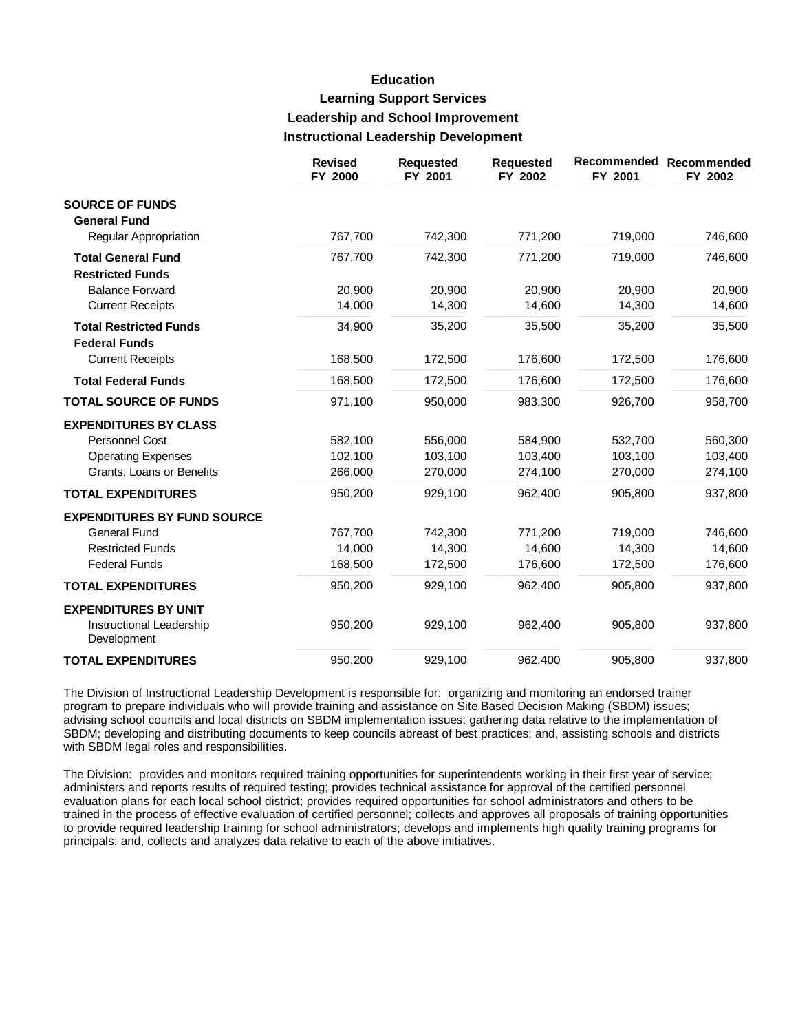# Education

## Learning Support Services

### Leadership and School Improvement

### Instructional Leadership Development

| | Revised FY 2000 | Requested FY 2001 | Requested FY 2002 | Recommended FY 2001 | Recommended FY 2002 |
|---|---|---|---|---|---|
| **SOURCE OF FUNDS** | | | | | |
| **General Fund** | | | | | |
| Regular Appropriation | 767,700 | 742,300 | 771,200 | 719,000 | 746,600 |
| **Total General Fund** | 767,700 | 742,300 | 771,200 | 719,000 | 746,600 |
| **Restricted Funds** | | | | | |
| Balance Forward | 20,900 | 20,900 | 20,900 | 20,900 | 20,900 |
| Current Receipts | 14,000 | 14,300 | 14,600 | 14,300 | 14,600 |
| **Total Restricted Funds** | 34,900 | 35,200 | 35,500 | 35,200 | 35,500 |
| **Federal Funds** | | | | | |
| Current Receipts | 168,500 | 172,500 | 176,600 | 172,500 | 176,600 |
| **Total Federal Funds** | 168,500 | 172,500 | 176,600 | 172,500 | 176,600 |
| **TOTAL SOURCE OF FUNDS** | 971,100 | 950,000 | 983,300 | 926,700 | 958,700 |
| **EXPENDITURES BY CLASS** | | | | | |
| Personnel Cost | 582,100 | 556,000 | 584,900 | 532,700 | 560,300 |
| Operating Expenses | 102,100 | 103,100 | 103,400 | 103,100 | 103,400 |
| Grants, Loans or Benefits | 266,000 | 270,000 | 274,100 | 270,000 | 274,100 |
| **TOTAL EXPENDITURES** | 950,200 | 929,100 | 962,400 | 905,800 | 937,800 |
| **EXPENDITURES BY FUND SOURCE** | | | | | |
| General Fund | 767,700 | 742,300 | 771,200 | 719,000 | 746,600 |
| Restricted Funds | 14,000 | 14,300 | 14,600 | 14,300 | 14,600 |
| Federal Funds | 168,500 | 172,500 | 176,600 | 172,500 | 176,600 |
| **TOTAL EXPENDITURES** | 950,200 | 929,100 | 962,400 | 905,800 | 937,800 |
| **EXPENDITURES BY UNIT** | | | | | |
| Instructional Leadership Development | 950,200 | 929,100 | 962,400 | 905,800 | 937,800 |
| **TOTAL EXPENDITURES** | 950,200 | 929,100 | 962,400 | 905,800 | 937,800 |

The Division of Instructional Leadership Development is responsible for: organizing and monitoring an endorsed trainer program to prepare individuals who will provide training and assistance on Site Based Decision Making (SBDM) issues; advising school councils and local districts on SBDM implementation issues; gathering data relative to the implementation of SBDM; developing and distributing documents to keep councils abreast of best practices; and, assisting schools and districts with SBDM legal roles and responsibilities.

The Division: provides and monitors required training opportunities for superintendents working in their first year of service; administers and reports results of required testing; provides technical assistance for approval of the certified personnel evaluation plans for each local school district; provides required opportunities for school administrators and others to be trained in the process of effective evaluation of certified personnel; collects and approves all proposals of training opportunities to provide required leadership training for school administrators; develops and implements high quality training programs for principals; and, collects and analyzes data relative to each of the above initiatives.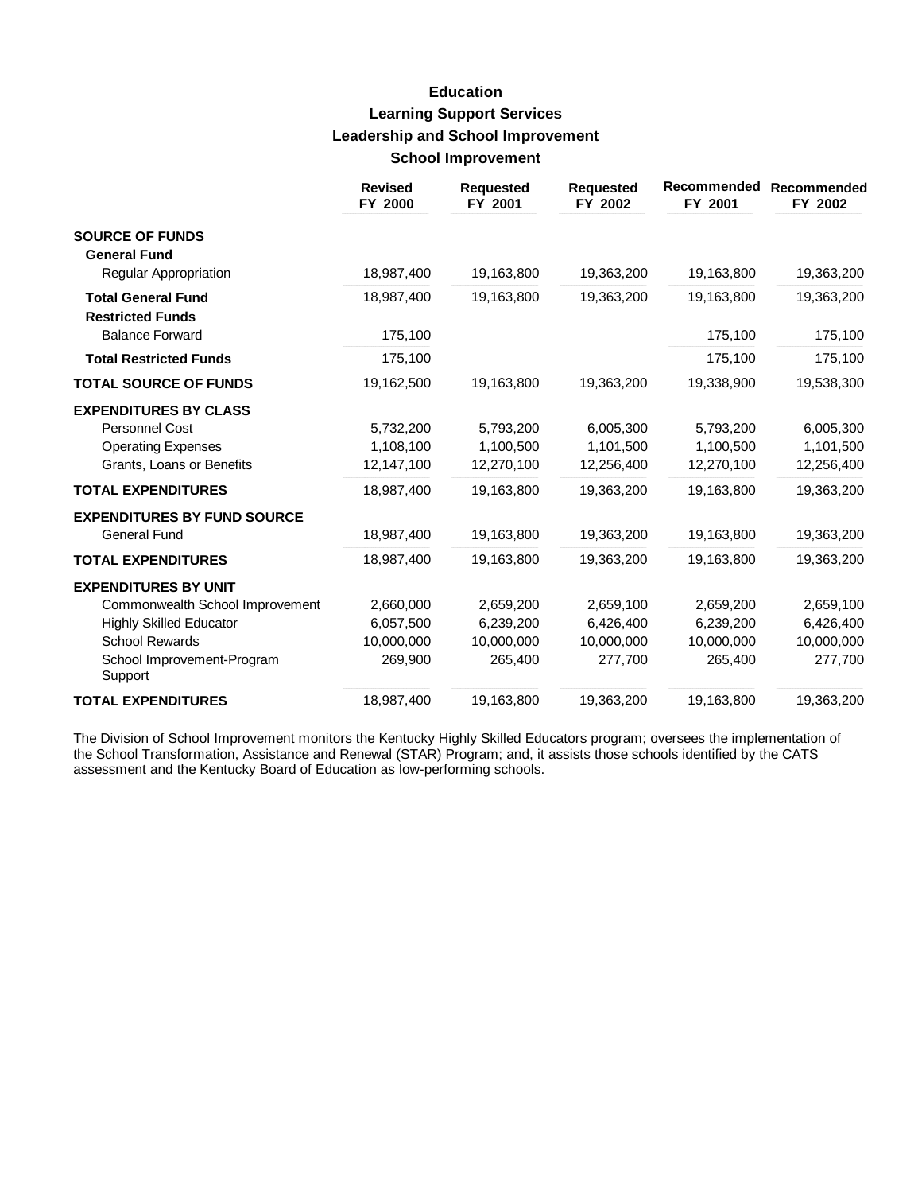# Education

## Learning Support Services

### Leadership and School Improvement

### School Improvement

| | Revised FY 2000 | Requested FY 2001 | Requested FY 2002 | Recommended FY 2001 | Recommended FY 2002 |
|---|---|---|---|---|---|
| **SOURCE OF FUNDS** | | | | | |
| **General Fund** | | | | | |
| Regular Appropriation | 18,987,400 | 19,163,800 | 19,363,200 | 19,163,800 | 19,363,200 |
| **Total General Fund** | 18,987,400 | 19,163,800 | 19,363,200 | 19,163,800 | 19,363,200 |
| **Restricted Funds** | | | | | |
| Balance Forward | 175,100 | | | 175,100 | 175,100 |
| **Total Restricted Funds** | 175,100 | | | 175,100 | 175,100 |
| **TOTAL SOURCE OF FUNDS** | 19,162,500 | 19,163,800 | 19,363,200 | 19,338,900 | 19,538,300 |
| **EXPENDITURES BY CLASS** | | | | | |
| Personnel Cost | 5,732,200 | 5,793,200 | 6,005,300 | 5,793,200 | 6,005,300 |
| Operating Expenses | 1,108,100 | 1,100,500 | 1,101,500 | 1,100,500 | 1,101,500 |
| Grants, Loans or Benefits | 12,147,100 | 12,270,100 | 12,256,400 | 12,270,100 | 12,256,400 |
| **TOTAL EXPENDITURES** | 18,987,400 | 19,163,800 | 19,363,200 | 19,163,800 | 19,363,200 |
| **EXPENDITURES BY FUND SOURCE** | | | | | |
| General Fund | 18,987,400 | 19,163,800 | 19,363,200 | 19,163,800 | 19,363,200 |
| **TOTAL EXPENDITURES** | 18,987,400 | 19,163,800 | 19,363,200 | 19,163,800 | 19,363,200 |
| **EXPENDITURES BY UNIT** | | | | | |
| Commonwealth School Improvement | 2,660,000 | 2,659,200 | 2,659,100 | 2,659,200 | 2,659,100 |
| Highly Skilled Educator | 6,057,500 | 6,239,200 | 6,426,400 | 6,239,200 | 6,426,400 |
| School Rewards | 10,000,000 | 10,000,000 | 10,000,000 | 10,000,000 | 10,000,000 |
| School Improvement-Program Support | 269,900 | 265,400 | 277,700 | 265,400 | 277,700 |
| **TOTAL EXPENDITURES** | 18,987,400 | 19,163,800 | 19,363,200 | 19,163,800 | 19,363,200 |

The Division of School Improvement monitors the Kentucky Highly Skilled Educators program; oversees the implementation of the School Transformation, Assistance and Renewal (STAR) Program; and, it assists those schools identified by the CATS assessment and the Kentucky Board of Education as low-performing schools.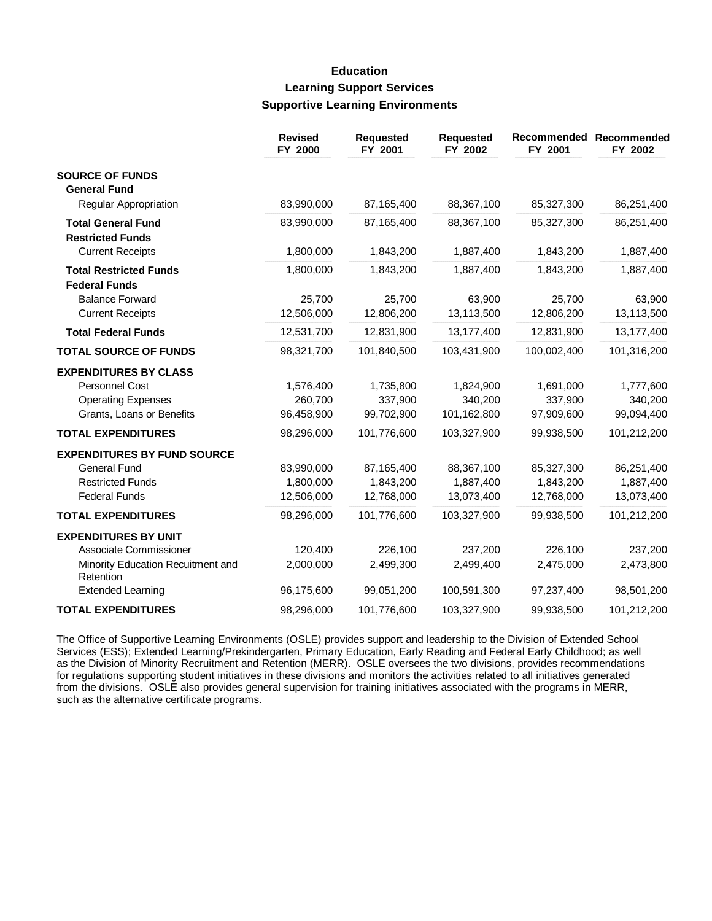# Education

## Learning Support Services

### Supportive Learning Environments

| | Revised FY 2000 | Requested FY 2001 | Requested FY 2002 | Recommended FY 2001 | Recommended FY 2002 |
|---|---|---|---|---|---|
| **SOURCE OF FUNDS** | | | | | |
| **General Fund** | | | | | |
| Regular Appropriation | 83,990,000 | 87,165,400 | 88,367,100 | 85,327,300 | 86,251,400 |
| **Total General Fund** | 83,990,000 | 87,165,400 | 88,367,100 | 85,327,300 | 86,251,400 |
| **Restricted Funds** | | | | | |
| Current Receipts | 1,800,000 | 1,843,200 | 1,887,400 | 1,843,200 | 1,887,400 |
| **Total Restricted Funds** | 1,800,000 | 1,843,200 | 1,887,400 | 1,843,200 | 1,887,400 |
| **Federal Funds** | | | | | |
| Balance Forward | 25,700 | 25,700 | 63,900 | 25,700 | 63,900 |
| Current Receipts | 12,506,000 | 12,806,200 | 13,113,500 | 12,806,200 | 13,113,500 |
| **Total Federal Funds** | 12,531,700 | 12,831,900 | 13,177,400 | 12,831,900 | 13,177,400 |
| **TOTAL SOURCE OF FUNDS** | 98,321,700 | 101,840,500 | 103,431,900 | 100,002,400 | 101,316,200 |
| **EXPENDITURES BY CLASS** | | | | | |
| Personnel Cost | 1,576,400 | 1,735,800 | 1,824,900 | 1,691,000 | 1,777,600 |
| Operating Expenses | 260,700 | 337,900 | 340,200 | 337,900 | 340,200 |
| Grants, Loans or Benefits | 96,458,900 | 99,702,900 | 101,162,800 | 97,909,600 | 99,094,400 |
| **TOTAL EXPENDITURES** | 98,296,000 | 101,776,600 | 103,327,900 | 99,938,500 | 101,212,200 |
| **EXPENDITURES BY FUND SOURCE** | | | | | |
| General Fund | 83,990,000 | 87,165,400 | 88,367,100 | 85,327,300 | 86,251,400 |
| Restricted Funds | 1,800,000 | 1,843,200 | 1,887,400 | 1,843,200 | 1,887,400 |
| Federal Funds | 12,506,000 | 12,768,000 | 13,073,400 | 12,768,000 | 13,073,400 |
| **TOTAL EXPENDITURES** | 98,296,000 | 101,776,600 | 103,327,900 | 99,938,500 | 101,212,200 |
| **EXPENDITURES BY UNIT** | | | | | |
| Associate Commissioner | 120,400 | 226,100 | 237,200 | 226,100 | 237,200 |
| Minority Education Recuitment and Retention | 2,000,000 | 2,499,300 | 2,499,400 | 2,475,000 | 2,473,800 |
| Extended Learning | 96,175,600 | 99,051,200 | 100,591,300 | 97,237,400 | 98,501,200 |
| **TOTAL EXPENDITURES** | 98,296,000 | 101,776,600 | 103,327,900 | 99,938,500 | 101,212,200 |

The Office of Supportive Learning Environments (OSLE) provides support and leadership to the Division of Extended School Services (ESS); Extended Learning/Prekindergarten, Primary Education, Early Reading and Federal Early Childhood; as well as the Division of Minority Recruitment and Retention (MERR). OSLE oversees the two divisions, provides recommendations for regulations supporting student initiatives in these divisions and monitors the activities related to all initiatives generated from the divisions. OSLE also provides general supervision for training initiatives associated with the programs in MERR, such as the alternative certificate programs.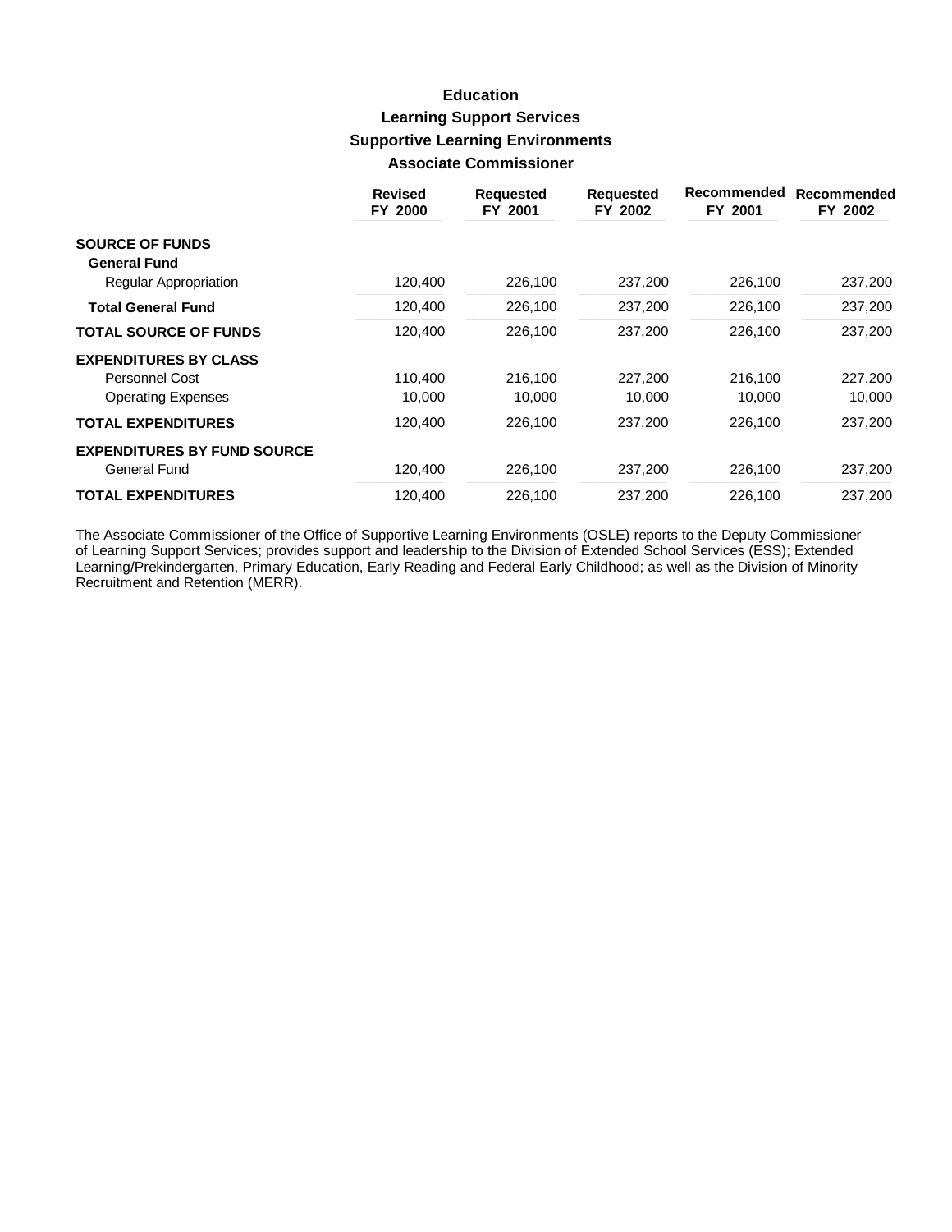# Education

## Learning Support Services

## Supportive Learning Environments

## Associate Commissioner

| | Revised FY 2000 | Requested FY 2001 | Requested FY 2002 | Recommended FY 2001 | Recommended FY 2002 |
|---|---|---|---|---|---|
| **SOURCE OF FUNDS** | | | | | |
| **General Fund** | | | | | |
| Regular Appropriation | 120,400 | 226,100 | 237,200 | 226,100 | 237,200 |
| **Total General Fund** | 120,400 | 226,100 | 237,200 | 226,100 | 237,200 |
| **TOTAL SOURCE OF FUNDS** | 120,400 | 226,100 | 237,200 | 226,100 | 237,200 |
| **EXPENDITURES BY CLASS** | | | | | |
| Personnel Cost | 110,400 | 216,100 | 227,200 | 216,100 | 227,200 |
| Operating Expenses | 10,000 | 10,000 | 10,000 | 10,000 | 10,000 |
| **TOTAL EXPENDITURES** | 120,400 | 226,100 | 237,200 | 226,100 | 237,200 |
| **EXPENDITURES BY FUND SOURCE** | | | | | |
| General Fund | 120,400 | 226,100 | 237,200 | 226,100 | 237,200 |
| **TOTAL EXPENDITURES** | 120,400 | 226,100 | 237,200 | 226,100 | 237,200 |

The Associate Commissioner of the Office of Supportive Learning Environments (OSLE) reports to the Deputy Commissioner of Learning Support Services; provides support and leadership to the Division of Extended School Services (ESS); Extended Learning/Prekindergarten, Primary Education, Early Reading and Federal Early Childhood; as well as the Division of Minority Recruitment and Retention (MERR).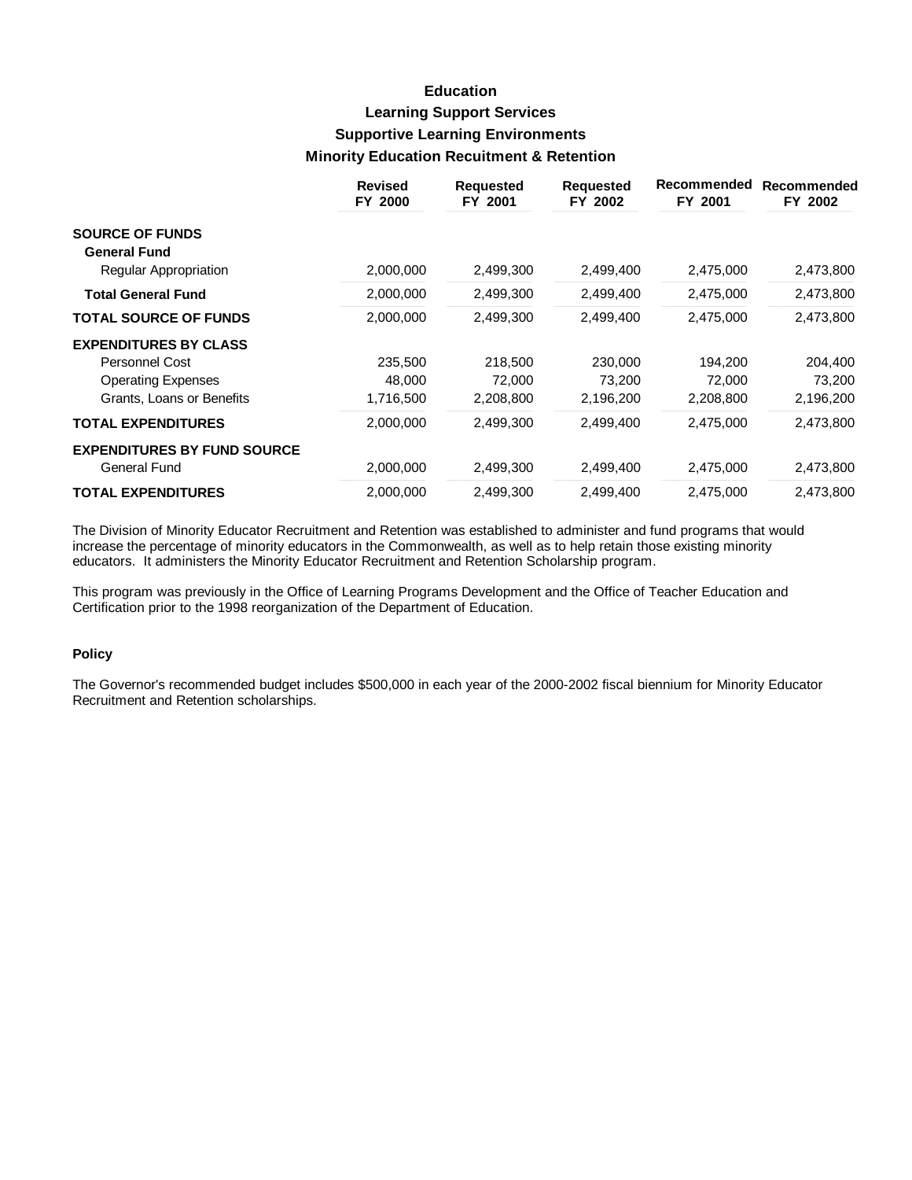# Education

## Learning Support Services

### Supportive Learning Environments

### Minority Education Recuitment & Retention

| | Revised FY 2000 | Requested FY 2001 | Requested FY 2002 | Recommended FY 2001 | Recommended FY 2002 |
|---|---|---|---|---|---|
| **SOURCE OF FUNDS** | | | | | |
| **General Fund** | | | | | |
| Regular Appropriation | 2,000,000 | 2,499,300 | 2,499,400 | 2,475,000 | 2,473,800 |
| **Total General Fund** | 2,000,000 | 2,499,300 | 2,499,400 | 2,475,000 | 2,473,800 |
| **TOTAL SOURCE OF FUNDS** | 2,000,000 | 2,499,300 | 2,499,400 | 2,475,000 | 2,473,800 |
| **EXPENDITURES BY CLASS** | | | | | |
| Personnel Cost | 235,500 | 218,500 | 230,000 | 194,200 | 204,400 |
| Operating Expenses | 48,000 | 72,000 | 73,200 | 72,000 | 73,200 |
| Grants, Loans or Benefits | 1,716,500 | 2,208,800 | 2,196,200 | 2,208,800 | 2,196,200 |
| **TOTAL EXPENDITURES** | 2,000,000 | 2,499,300 | 2,499,400 | 2,475,000 | 2,473,800 |
| **EXPENDITURES BY FUND SOURCE** | | | | | |
| General Fund | 2,000,000 | 2,499,300 | 2,499,400 | 2,475,000 | 2,473,800 |
| **TOTAL EXPENDITURES** | 2,000,000 | 2,499,300 | 2,499,400 | 2,475,000 | 2,473,800 |

The Division of Minority Educator Recruitment and Retention was established to administer and fund programs that would increase the percentage of minority educators in the Commonwealth, as well as to help retain those existing minority educators. It administers the Minority Educator Recruitment and Retention Scholarship program.

This program was previously in the Office of Learning Programs Development and the Office of Teacher Education and Certification prior to the 1998 reorganization of the Department of Education.

#### Policy

The Governor's recommended budget includes $500,000 in each year of the 2000-2002 fiscal biennium for Minority Educator Recruitment and Retention scholarships.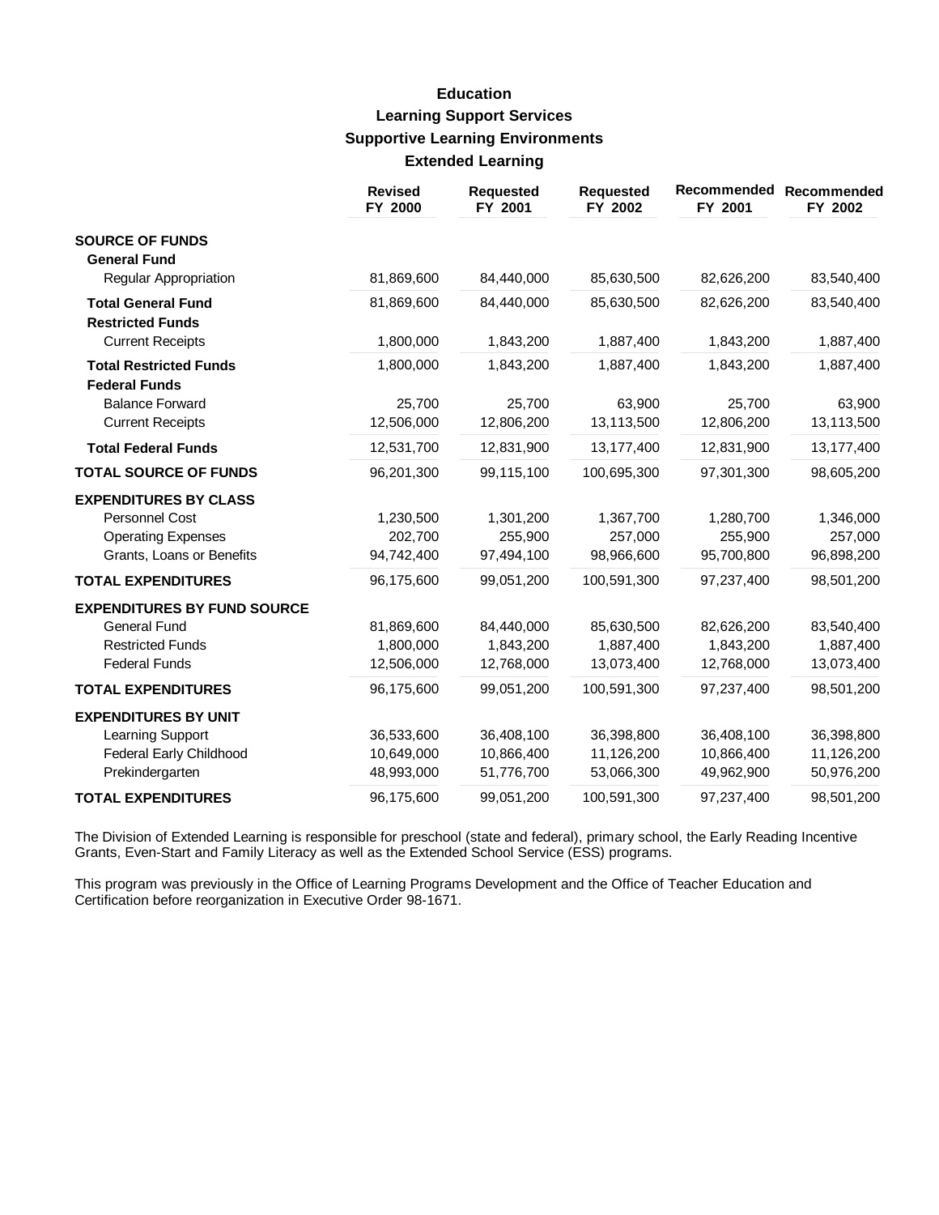# Education

## Learning Support Services

### Supportive Learning Environments

### Extended Learning

| | Revised FY 2000 | Requested FY 2001 | Requested FY 2002 | Recommended FY 2001 | Recommended FY 2002 |
|---|---|---|---|---|---|
| **SOURCE OF FUNDS** | | | | | |
| **General Fund** | | | | | |
| Regular Appropriation | 81,869,600 | 84,440,000 | 85,630,500 | 82,626,200 | 83,540,400 |
| **Total General Fund** | 81,869,600 | 84,440,000 | 85,630,500 | 82,626,200 | 83,540,400 |
| **Restricted Funds** | | | | | |
| Current Receipts | 1,800,000 | 1,843,200 | 1,887,400 | 1,843,200 | 1,887,400 |
| **Total Restricted Funds** | 1,800,000 | 1,843,200 | 1,887,400 | 1,843,200 | 1,887,400 |
| **Federal Funds** | | | | | |
| Balance Forward | 25,700 | 25,700 | 63,900 | 25,700 | 63,900 |
| Current Receipts | 12,506,000 | 12,806,200 | 13,113,500 | 12,806,200 | 13,113,500 |
| **Total Federal Funds** | 12,531,700 | 12,831,900 | 13,177,400 | 12,831,900 | 13,177,400 |
| **TOTAL SOURCE OF FUNDS** | 96,201,300 | 99,115,100 | 100,695,300 | 97,301,300 | 98,605,200 |
| **EXPENDITURES BY CLASS** | | | | | |
| Personnel Cost | 1,230,500 | 1,301,200 | 1,367,700 | 1,280,700 | 1,346,000 |
| Operating Expenses | 202,700 | 255,900 | 257,000 | 255,900 | 257,000 |
| Grants, Loans or Benefits | 94,742,400 | 97,494,100 | 98,966,600 | 95,700,800 | 96,898,200 |
| **TOTAL EXPENDITURES** | 96,175,600 | 99,051,200 | 100,591,300 | 97,237,400 | 98,501,200 |
| **EXPENDITURES BY FUND SOURCE** | | | | | |
| General Fund | 81,869,600 | 84,440,000 | 85,630,500 | 82,626,200 | 83,540,400 |
| Restricted Funds | 1,800,000 | 1,843,200 | 1,887,400 | 1,843,200 | 1,887,400 |
| Federal Funds | 12,506,000 | 12,768,000 | 13,073,400 | 12,768,000 | 13,073,400 |
| **TOTAL EXPENDITURES** | 96,175,600 | 99,051,200 | 100,591,300 | 97,237,400 | 98,501,200 |
| **EXPENDITURES BY UNIT** | | | | | |
| Learning Support | 36,533,600 | 36,408,100 | 36,398,800 | 36,408,100 | 36,398,800 |
| Federal Early Childhood | 10,649,000 | 10,866,400 | 11,126,200 | 10,866,400 | 11,126,200 |
| Prekindergarten | 48,993,000 | 51,776,700 | 53,066,300 | 49,962,900 | 50,976,200 |
| **TOTAL EXPENDITURES** | 96,175,600 | 99,051,200 | 100,591,300 | 97,237,400 | 98,501,200 |

The Division of Extended Learning is responsible for preschool (state and federal), primary school, the Early Reading Incentive Grants, Even-Start and Family Literacy as well as the Extended School Service (ESS) programs.

This program was previously in the Office of Learning Programs Development and the Office of Teacher Education and Certification before reorganization in Executive Order 98-1671.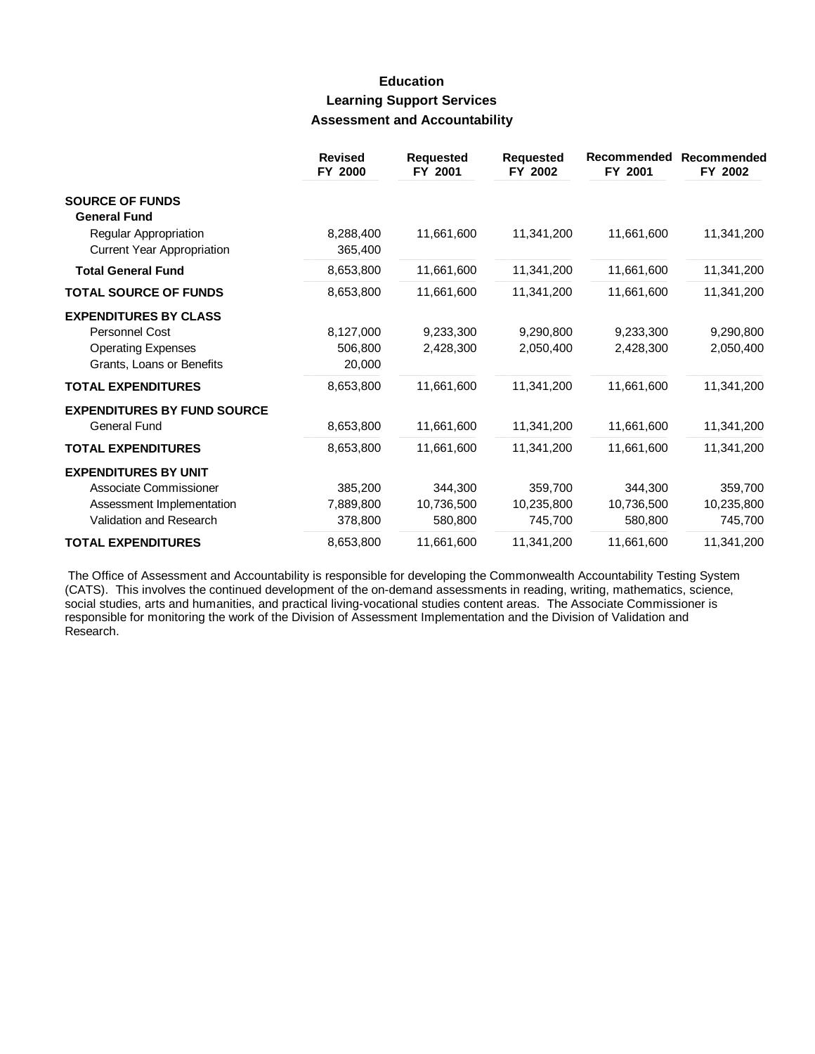# Education

## Learning Support Services

### Assessment and Accountability

| | Revised FY 2000 | Requested FY 2001 | Requested FY 2002 | Recommended FY 2001 | Recommended FY 2002 |
|---|---|---|---|---|---|
| **SOURCE OF FUNDS** | | | | | |
| **General Fund** | | | | | |
| Regular Appropriation | 8,288,400 | 11,661,600 | 11,341,200 | 11,661,600 | 11,341,200 |
| Current Year Appropriation | 365,400 | | | | |
| **Total General Fund** | 8,653,800 | 11,661,600 | 11,341,200 | 11,661,600 | 11,341,200 |
| **TOTAL SOURCE OF FUNDS** | 8,653,800 | 11,661,600 | 11,341,200 | 11,661,600 | 11,341,200 |
| **EXPENDITURES BY CLASS** | | | | | |
| Personnel Cost | 8,127,000 | 9,233,300 | 9,290,800 | 9,233,300 | 9,290,800 |
| Operating Expenses | 506,800 | 2,428,300 | 2,050,400 | 2,428,300 | 2,050,400 |
| Grants, Loans or Benefits | 20,000 | | | | |
| **TOTAL EXPENDITURES** | 8,653,800 | 11,661,600 | 11,341,200 | 11,661,600 | 11,341,200 |
| **EXPENDITURES BY FUND SOURCE** | | | | | |
| General Fund | 8,653,800 | 11,661,600 | 11,341,200 | 11,661,600 | 11,341,200 |
| **TOTAL EXPENDITURES** | 8,653,800 | 11,661,600 | 11,341,200 | 11,661,600 | 11,341,200 |
| **EXPENDITURES BY UNIT** | | | | | |
| Associate Commissioner | 385,200 | 344,300 | 359,700 | 344,300 | 359,700 |
| Assessment Implementation | 7,889,800 | 10,736,500 | 10,235,800 | 10,736,500 | 10,235,800 |
| Validation and Research | 378,800 | 580,800 | 745,700 | 580,800 | 745,700 |
| **TOTAL EXPENDITURES** | 8,653,800 | 11,661,600 | 11,341,200 | 11,661,600 | 11,341,200 |

The Office of Assessment and Accountability is responsible for developing the Commonwealth Accountability Testing System (CATS). This involves the continued development of the on-demand assessments in reading, writing, mathematics, science, social studies, arts and humanities, and practical living-vocational studies content areas. The Associate Commissioner is responsible for monitoring the work of the Division of Assessment Implementation and the Division of Validation and Research.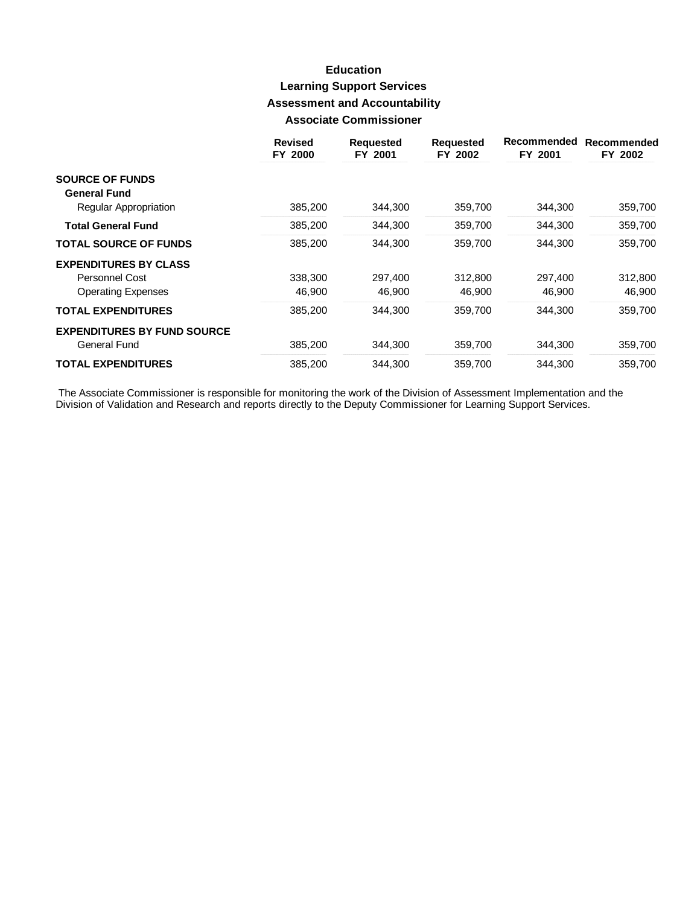# Education

## Learning Support Services

### Assessment and Accountability

### Associate Commissioner

| | Revised FY 2000 | Requested FY 2001 | Requested FY 2002 | Recommended FY 2001 | Recommended FY 2002 |
|---|---|---|---|---|---|
| **SOURCE OF FUNDS** | | | | | |
| **General Fund** | | | | | |
| Regular Appropriation | 385,200 | 344,300 | 359,700 | 344,300 | 359,700 |
| **Total General Fund** | 385,200 | 344,300 | 359,700 | 344,300 | 359,700 |
| **TOTAL SOURCE OF FUNDS** | 385,200 | 344,300 | 359,700 | 344,300 | 359,700 |
| **EXPENDITURES BY CLASS** | | | | | |
| Personnel Cost | 338,300 | 297,400 | 312,800 | 297,400 | 312,800 |
| Operating Expenses | 46,900 | 46,900 | 46,900 | 46,900 | 46,900 |
| **TOTAL EXPENDITURES** | 385,200 | 344,300 | 359,700 | 344,300 | 359,700 |
| **EXPENDITURES BY FUND SOURCE** | | | | | |
| General Fund | 385,200 | 344,300 | 359,700 | 344,300 | 359,700 |
| **TOTAL EXPENDITURES** | 385,200 | 344,300 | 359,700 | 344,300 | 359,700 |

The Associate Commissioner is responsible for monitoring the work of the Division of Assessment Implementation and the Division of Validation and Research and reports directly to the Deputy Commissioner for Learning Support Services.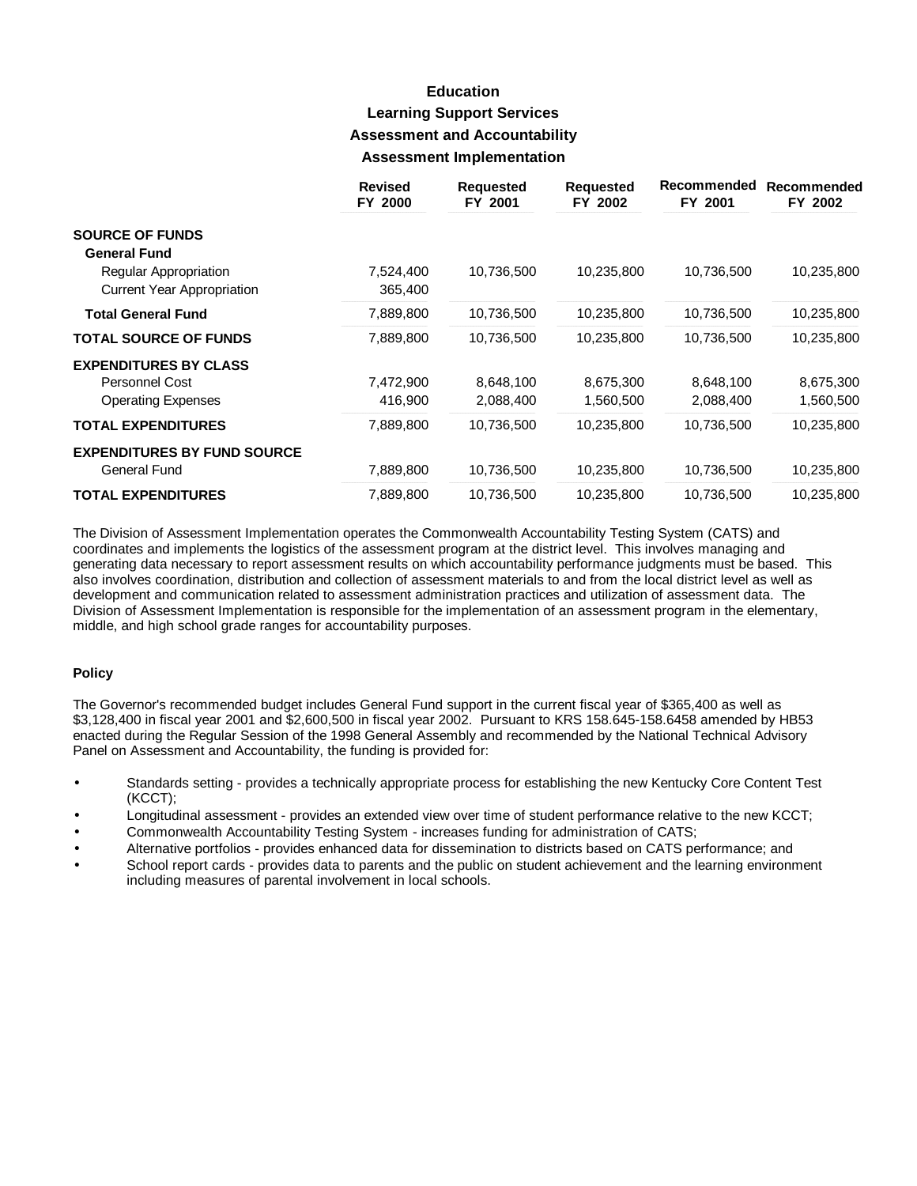# Education

## Learning Support Services

### Assessment and Accountability

### Assessment Implementation

| | Revised FY 2000 | Requested FY 2001 | Requested FY 2002 | Recommended FY 2001 | Recommended FY 2002 |
|---|---|---|---|---|---|
| **SOURCE OF FUNDS** | | | | | |
| **General Fund** | | | | | |
| Regular Appropriation | 7,524,400 | 10,736,500 | 10,235,800 | 10,736,500 | 10,235,800 |
| Current Year Appropriation | 365,400 | | | | |
| **Total General Fund** | 7,889,800 | 10,736,500 | 10,235,800 | 10,736,500 | 10,235,800 |
| **TOTAL SOURCE OF FUNDS** | 7,889,800 | 10,736,500 | 10,235,800 | 10,736,500 | 10,235,800 |
| **EXPENDITURES BY CLASS** | | | | | |
| Personnel Cost | 7,472,900 | 8,648,100 | 8,675,300 | 8,648,100 | 8,675,300 |
| Operating Expenses | 416,900 | 2,088,400 | 1,560,500 | 2,088,400 | 1,560,500 |
| **TOTAL EXPENDITURES** | 7,889,800 | 10,736,500 | 10,235,800 | 10,736,500 | 10,235,800 |
| **EXPENDITURES BY FUND SOURCE** | | | | | |
| General Fund | 7,889,800 | 10,736,500 | 10,235,800 | 10,736,500 | 10,235,800 |
| **TOTAL EXPENDITURES** | 7,889,800 | 10,736,500 | 10,235,800 | 10,736,500 | 10,235,800 |

The Division of Assessment Implementation operates the Commonwealth Accountability Testing System (CATS) and coordinates and implements the logistics of the assessment program at the district level. This involves managing and generating data necessary to report assessment results on which accountability performance judgments must be based. This also involves coordination, distribution and collection of assessment materials to and from the local district level as well as development and communication related to assessment administration practices and utilization of assessment data. The Division of Assessment Implementation is responsible for the implementation of an assessment program in the elementary, middle, and high school grade ranges for accountability purposes.

#### Policy

The Governor's recommended budget includes General Fund support in the current fiscal year of $365,400 as well as $3,128,400 in fiscal year 2001 and $2,600,500 in fiscal year 2002. Pursuant to KRS 158.645-158.6458 amended by HB53 enacted during the Regular Session of the 1998 General Assembly and recommended by the National Technical Advisory Panel on Assessment and Accountability, the funding is provided for:

- Standards setting - provides a technically appropriate process for establishing the new Kentucky Core Content Test (KCCT);
- Longitudinal assessment - provides an extended view over time of student performance relative to the new KCCT;
- Commonwealth Accountability Testing System - increases funding for administration of CATS;
- Alternative portfolios - provides enhanced data for dissemination to districts based on CATS performance; and
- School report cards - provides data to parents and the public on student achievement and the learning environment including measures of parental involvement in local schools.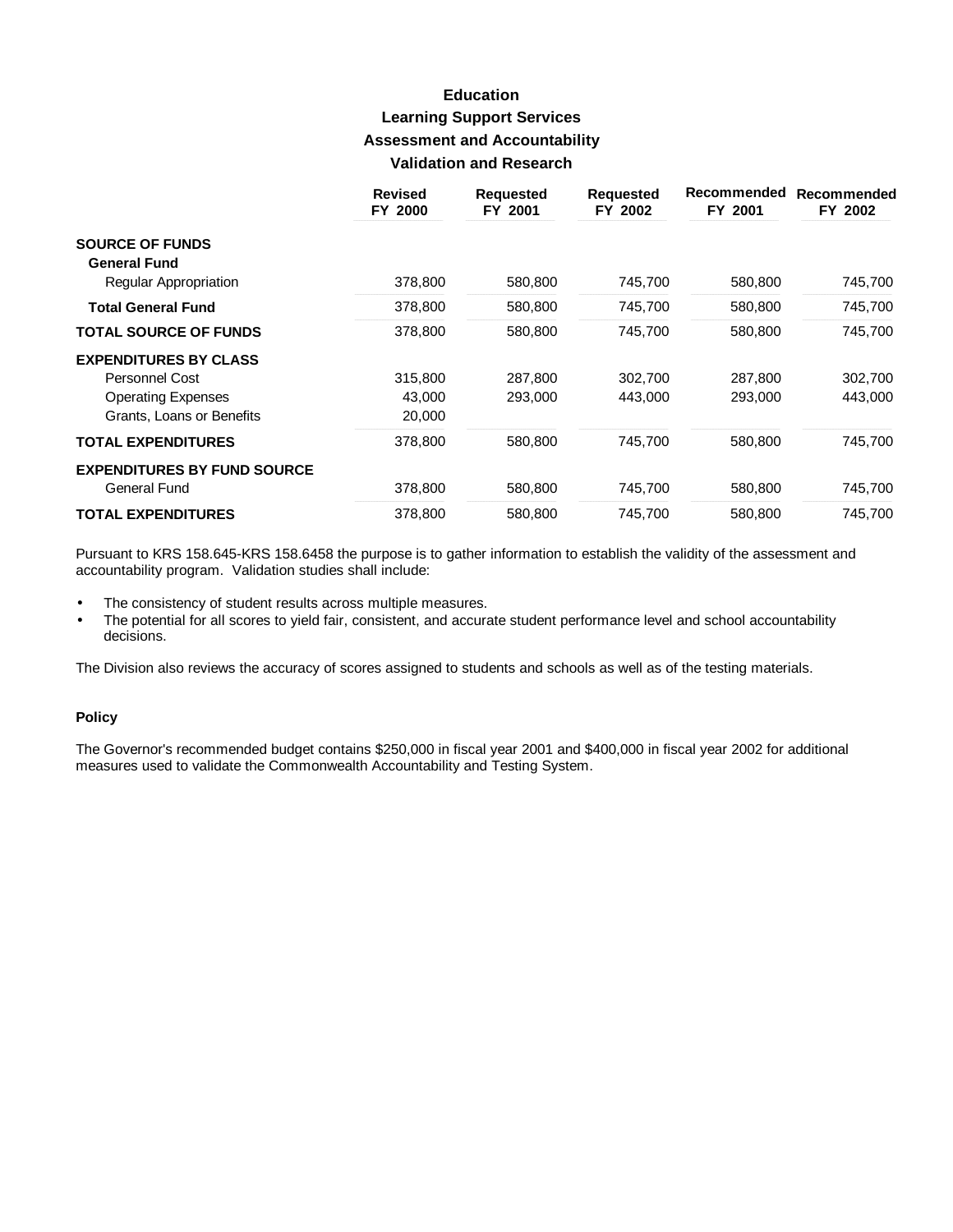# Education

## Learning Support Services

## Assessment and Accountability

## Validation and Research

| | Revised FY 2000 | Requested FY 2001 | Requested FY 2002 | Recommended FY 2001 | Recommended FY 2002 |
|---|---|---|---|---|---|
| **SOURCE OF FUNDS** | | | | | |
| **General Fund** | | | | | |
| Regular Appropriation | 378,800 | 580,800 | 745,700 | 580,800 | 745,700 |
| **Total General Fund** | 378,800 | 580,800 | 745,700 | 580,800 | 745,700 |
| **TOTAL SOURCE OF FUNDS** | 378,800 | 580,800 | 745,700 | 580,800 | 745,700 |
| **EXPENDITURES BY CLASS** | | | | | |
| Personnel Cost | 315,800 | 287,800 | 302,700 | 287,800 | 302,700 |
| Operating Expenses | 43,000 | 293,000 | 443,000 | 293,000 | 443,000 |
| Grants, Loans or Benefits | 20,000 | | | | |
| **TOTAL EXPENDITURES** | 378,800 | 580,800 | 745,700 | 580,800 | 745,700 |
| **EXPENDITURES BY FUND SOURCE** | | | | | |
| General Fund | 378,800 | 580,800 | 745,700 | 580,800 | 745,700 |
| **TOTAL EXPENDITURES** | 378,800 | 580,800 | 745,700 | 580,800 | 745,700 |

Pursuant to KRS 158.645-KRS 158.6458 the purpose is to gather information to establish the validity of the assessment and accountability program. Validation studies shall include:

- The consistency of student results across multiple measures.
- The potential for all scores to yield fair, consistent, and accurate student performance level and school accountability decisions.

The Division also reviews the accuracy of scores assigned to students and schools as well as of the testing materials.

### Policy

The Governor's recommended budget contains $250,000 in fiscal year 2001 and $400,000 in fiscal year 2002 for additional measures used to validate the Commonwealth Accountability and Testing System.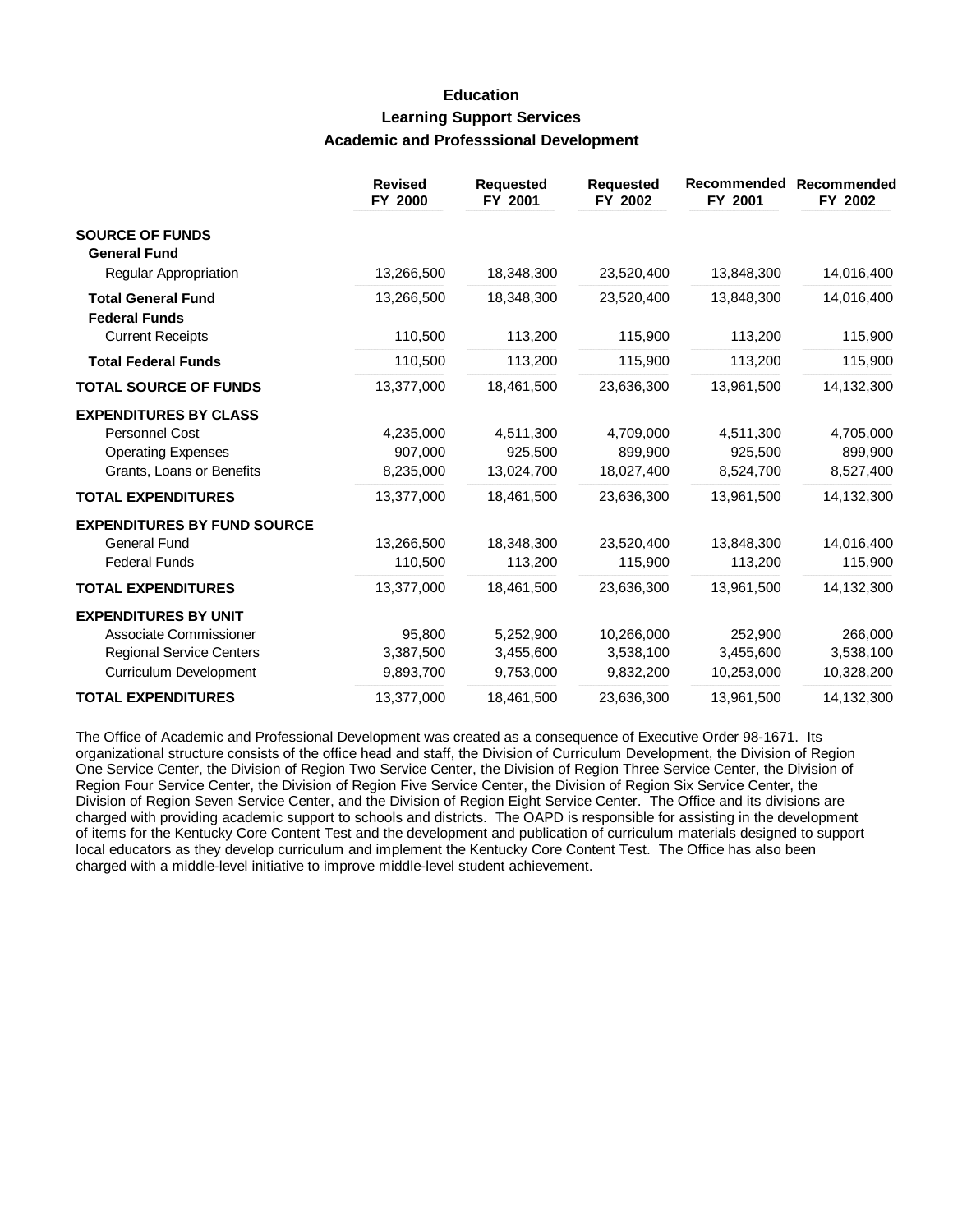# Education
## Learning Support Services
### Academic and Professsional Development

| | Revised FY 2000 | Requested FY 2001 | Requested FY 2002 | Recommended FY 2001 | Recommended FY 2002 |
|---|---|---|---|---|---|
| **SOURCE OF FUNDS** | | | | | |
| **General Fund** | | | | | |
| Regular Appropriation | 13,266,500 | 18,348,300 | 23,520,400 | 13,848,300 | 14,016,400 |
| **Total General Fund** | 13,266,500 | 18,348,300 | 23,520,400 | 13,848,300 | 14,016,400 |
| **Federal Funds** | | | | | |
| Current Receipts | 110,500 | 113,200 | 115,900 | 113,200 | 115,900 |
| **Total Federal Funds** | 110,500 | 113,200 | 115,900 | 113,200 | 115,900 |
| **TOTAL SOURCE OF FUNDS** | 13,377,000 | 18,461,500 | 23,636,300 | 13,961,500 | 14,132,300 |
| **EXPENDITURES BY CLASS** | | | | | |
| Personnel Cost | 4,235,000 | 4,511,300 | 4,709,000 | 4,511,300 | 4,705,000 |
| Operating Expenses | 907,000 | 925,500 | 899,900 | 925,500 | 899,900 |
| Grants, Loans or Benefits | 8,235,000 | 13,024,700 | 18,027,400 | 8,524,700 | 8,527,400 |
| **TOTAL EXPENDITURES** | 13,377,000 | 18,461,500 | 23,636,300 | 13,961,500 | 14,132,300 |
| **EXPENDITURES BY FUND SOURCE** | | | | | |
| General Fund | 13,266,500 | 18,348,300 | 23,520,400 | 13,848,300 | 14,016,400 |
| Federal Funds | 110,500 | 113,200 | 115,900 | 113,200 | 115,900 |
| **TOTAL EXPENDITURES** | 13,377,000 | 18,461,500 | 23,636,300 | 13,961,500 | 14,132,300 |
| **EXPENDITURES BY UNIT** | | | | | |
| Associate Commissioner | 95,800 | 5,252,900 | 10,266,000 | 252,900 | 266,000 |
| Regional Service Centers | 3,387,500 | 3,455,600 | 3,538,100 | 3,455,600 | 3,538,100 |
| Curriculum Development | 9,893,700 | 9,753,000 | 9,832,200 | 10,253,000 | 10,328,200 |
| **TOTAL EXPENDITURES** | 13,377,000 | 18,461,500 | 23,636,300 | 13,961,500 | 14,132,300 |

The Office of Academic and Professional Development was created as a consequence of Executive Order 98-1671. Its organizational structure consists of the office head and staff, the Division of Curriculum Development, the Division of Region One Service Center, the Division of Region Two Service Center, the Division of Region Three Service Center, the Division of Region Four Service Center, the Division of Region Five Service Center, the Division of Region Six Service Center, the Division of Region Seven Service Center, and the Division of Region Eight Service Center. The Office and its divisions are charged with providing academic support to schools and districts. The OAPD is responsible for assisting in the development of items for the Kentucky Core Content Test and the development and publication of curriculum materials designed to support local educators as they develop curriculum and implement the Kentucky Core Content Test. The Office has also been charged with a middle-level initiative to improve middle-level student achievement.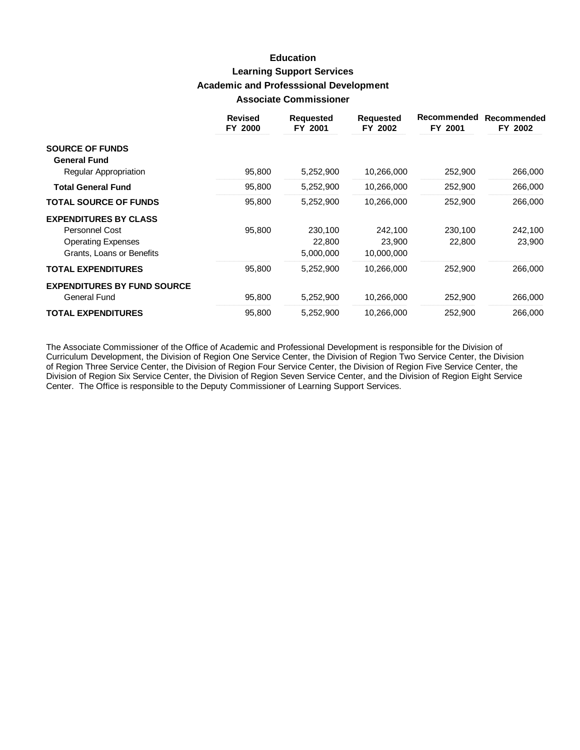# Education

## Learning Support Services

## Academic and Professsional Development

## Associate Commissioner

| | Revised FY 2000 | Requested FY 2001 | Requested FY 2002 | Recommended FY 2001 | Recommended FY 2002 |
|---|---|---|---|---|---|
| **SOURCE OF FUNDS** | | | | | |
| **General Fund** | | | | | |
| Regular Appropriation | 95,800 | 5,252,900 | 10,266,000 | 252,900 | 266,000 |
| **Total General Fund** | 95,800 | 5,252,900 | 10,266,000 | 252,900 | 266,000 |
| **TOTAL SOURCE OF FUNDS** | 95,800 | 5,252,900 | 10,266,000 | 252,900 | 266,000 |
| **EXPENDITURES BY CLASS** | | | | | |
| Personnel Cost | 95,800 | 230,100 | 242,100 | 230,100 | 242,100 |
| Operating Expenses | | 22,800 | 23,900 | 22,800 | 23,900 |
| Grants, Loans or Benefits | | 5,000,000 | 10,000,000 | | |
| **TOTAL EXPENDITURES** | 95,800 | 5,252,900 | 10,266,000 | 252,900 | 266,000 |
| **EXPENDITURES BY FUND SOURCE** | | | | | |
| General Fund | 95,800 | 5,252,900 | 10,266,000 | 252,900 | 266,000 |
| **TOTAL EXPENDITURES** | 95,800 | 5,252,900 | 10,266,000 | 252,900 | 266,000 |

The Associate Commissioner of the Office of Academic and Professional Development is responsible for the Division of Curriculum Development, the Division of Region One Service Center, the Division of Region Two Service Center, the Division of Region Three Service Center, the Division of Region Four Service Center, the Division of Region Five Service Center, the Division of Region Six Service Center, the Division of Region Seven Service Center, and the Division of Region Eight Service Center. The Office is responsible to the Deputy Commissioner of Learning Support Services.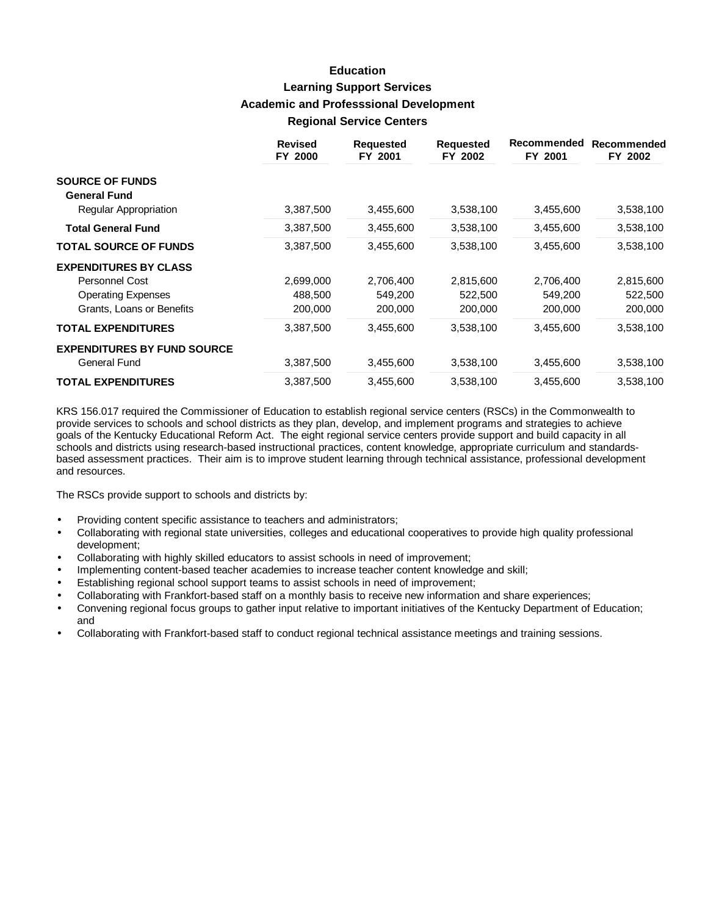# Education

## Learning Support Services

## Academic and Professsional Development

## Regional Service Centers

| | Revised FY 2000 | Requested FY 2001 | Requested FY 2002 | Recommended FY 2001 | Recommended FY 2002 |
|---|---|---|---|---|---|
| **SOURCE OF FUNDS** | | | | | |
| **General Fund** | | | | | |
| Regular Appropriation | 3,387,500 | 3,455,600 | 3,538,100 | 3,455,600 | 3,538,100 |
| **Total General Fund** | 3,387,500 | 3,455,600 | 3,538,100 | 3,455,600 | 3,538,100 |
| **TOTAL SOURCE OF FUNDS** | 3,387,500 | 3,455,600 | 3,538,100 | 3,455,600 | 3,538,100 |
| **EXPENDITURES BY CLASS** | | | | | |
| Personnel Cost | 2,699,000 | 2,706,400 | 2,815,600 | 2,706,400 | 2,815,600 |
| Operating Expenses | 488,500 | 549,200 | 522,500 | 549,200 | 522,500 |
| Grants, Loans or Benefits | 200,000 | 200,000 | 200,000 | 200,000 | 200,000 |
| **TOTAL EXPENDITURES** | 3,387,500 | 3,455,600 | 3,538,100 | 3,455,600 | 3,538,100 |
| **EXPENDITURES BY FUND SOURCE** | | | | | |
| General Fund | 3,387,500 | 3,455,600 | 3,538,100 | 3,455,600 | 3,538,100 |
| **TOTAL EXPENDITURES** | 3,387,500 | 3,455,600 | 3,538,100 | 3,455,600 | 3,538,100 |

KRS 156.017 required the Commissioner of Education to establish regional service centers (RSCs) in the Commonwealth to provide services to schools and school districts as they plan, develop, and implement programs and strategies to achieve goals of the Kentucky Educational Reform Act. The eight regional service centers provide support and build capacity in all schools and districts using research-based instructional practices, content knowledge, appropriate curriculum and standards-based assessment practices. Their aim is to improve student learning through technical assistance, professional development and resources.

The RSCs provide support to schools and districts by:

- Providing content specific assistance to teachers and administrators;
- Collaborating with regional state universities, colleges and educational cooperatives to provide high quality professional development;
- Collaborating with highly skilled educators to assist schools in need of improvement;
- Implementing content-based teacher academies to increase teacher content knowledge and skill;
- Establishing regional school support teams to assist schools in need of improvement;
- Collaborating with Frankfort-based staff on a monthly basis to receive new information and share experiences;
- Convening regional focus groups to gather input relative to important initiatives of the Kentucky Department of Education; and
- Collaborating with Frankfort-based staff to conduct regional technical assistance meetings and training sessions.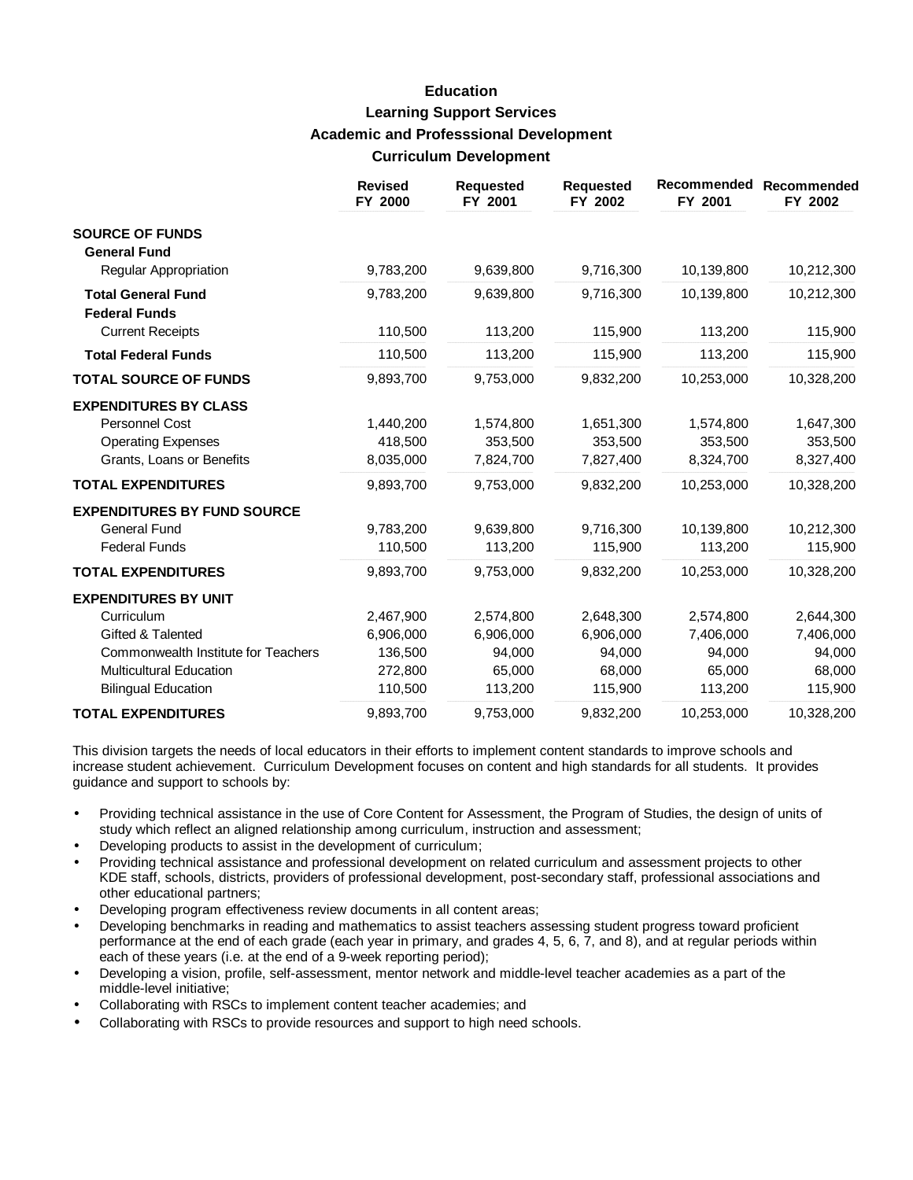# Education

## Learning Support Services

## Academic and Professsional Development

### Curriculum Development

| | Revised FY 2000 | Requested FY 2001 | Requested FY 2002 | Recommended FY 2001 | Recommended FY 2002 |
|---|---|---|---|---|---|
| **SOURCE OF FUNDS** | | | | | |
| **General Fund** | | | | | |
| Regular Appropriation | 9,783,200 | 9,639,800 | 9,716,300 | 10,139,800 | 10,212,300 |
| **Total General Fund** | 9,783,200 | 9,639,800 | 9,716,300 | 10,139,800 | 10,212,300 |
| **Federal Funds** | | | | | |
| Current Receipts | 110,500 | 113,200 | 115,900 | 113,200 | 115,900 |
| **Total Federal Funds** | 110,500 | 113,200 | 115,900 | 113,200 | 115,900 |
| **TOTAL SOURCE OF FUNDS** | 9,893,700 | 9,753,000 | 9,832,200 | 10,253,000 | 10,328,200 |
| **EXPENDITURES BY CLASS** | | | | | |
| Personnel Cost | 1,440,200 | 1,574,800 | 1,651,300 | 1,574,800 | 1,647,300 |
| Operating Expenses | 418,500 | 353,500 | 353,500 | 353,500 | 353,500 |
| Grants, Loans or Benefits | 8,035,000 | 7,824,700 | 7,827,400 | 8,324,700 | 8,327,400 |
| **TOTAL EXPENDITURES** | 9,893,700 | 9,753,000 | 9,832,200 | 10,253,000 | 10,328,200 |
| **EXPENDITURES BY FUND SOURCE** | | | | | |
| General Fund | 9,783,200 | 9,639,800 | 9,716,300 | 10,139,800 | 10,212,300 |
| Federal Funds | 110,500 | 113,200 | 115,900 | 113,200 | 115,900 |
| **TOTAL EXPENDITURES** | 9,893,700 | 9,753,000 | 9,832,200 | 10,253,000 | 10,328,200 |
| **EXPENDITURES BY UNIT** | | | | | |
| Curriculum | 2,467,900 | 2,574,800 | 2,648,300 | 2,574,800 | 2,644,300 |
| Gifted & Talented | 6,906,000 | 6,906,000 | 6,906,000 | 7,406,000 | 7,406,000 |
| Commonwealth Institute for Teachers | 136,500 | 94,000 | 94,000 | 94,000 | 94,000 |
| Multicultural Education | 272,800 | 65,000 | 68,000 | 65,000 | 68,000 |
| Bilingual Education | 110,500 | 113,200 | 115,900 | 113,200 | 115,900 |
| **TOTAL EXPENDITURES** | 9,893,700 | 9,753,000 | 9,832,200 | 10,253,000 | 10,328,200 |

This division targets the needs of local educators in their efforts to implement content standards to improve schools and increase student achievement. Curriculum Development focuses on content and high standards for all students. It provides guidance and support to schools by:

- Providing technical assistance in the use of Core Content for Assessment, the Program of Studies, the design of units of study which reflect an aligned relationship among curriculum, instruction and assessment;
- Developing products to assist in the development of curriculum;
- Providing technical assistance and professional development on related curriculum and assessment projects to other KDE staff, schools, districts, providers of professional development, post-secondary staff, professional associations and other educational partners;
- Developing program effectiveness review documents in all content areas;
- Developing benchmarks in reading and mathematics to assist teachers assessing student progress toward proficient performance at the end of each grade (each year in primary, and grades 4, 5, 6, 7, and 8), and at regular periods within each of these years (i.e. at the end of a 9-week reporting period);
- Developing a vision, profile, self-assessment, mentor network and middle-level teacher academies as a part of the middle-level initiative;
- Collaborating with RSCs to implement content teacher academies; and
- Collaborating with RSCs to provide resources and support to high need schools.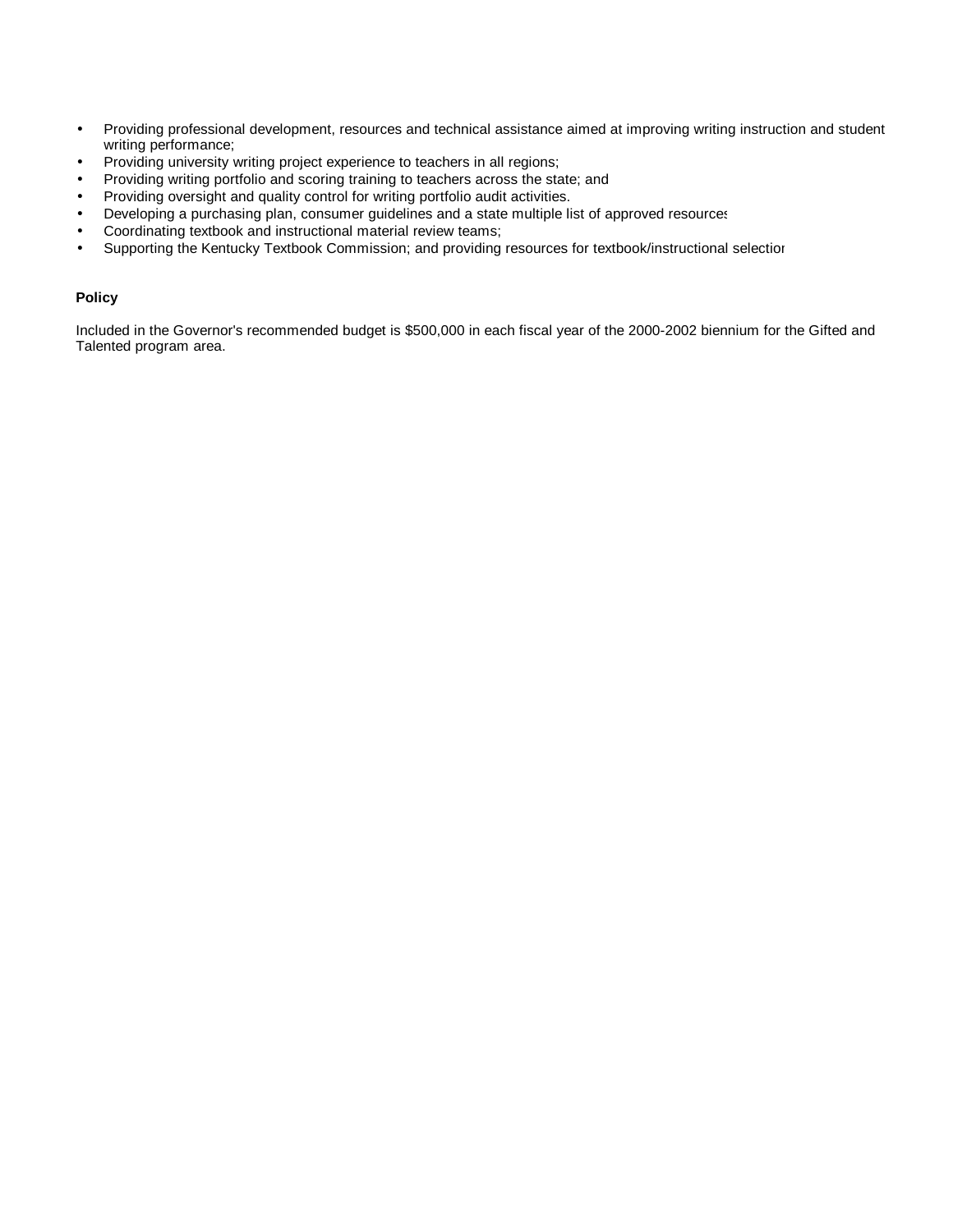- Providing professional development, resources and technical assistance aimed at improving writing instruction and student writing performance;
- Providing university writing project experience to teachers in all regions;
- Providing writing portfolio and scoring training to teachers across the state; and
- Providing oversight and quality control for writing portfolio audit activities.
- Developing a purchasing plan, consumer guidelines and a state multiple list of approved resources
- Coordinating textbook and instructional material review teams;
- Supporting the Kentucky Textbook Commission; and providing resources for textbook/instructional selection

**Policy**

Included in the Governor's recommended budget is $500,000 in each fiscal year of the 2000-2002 biennium for the Gifted and Talented program area.